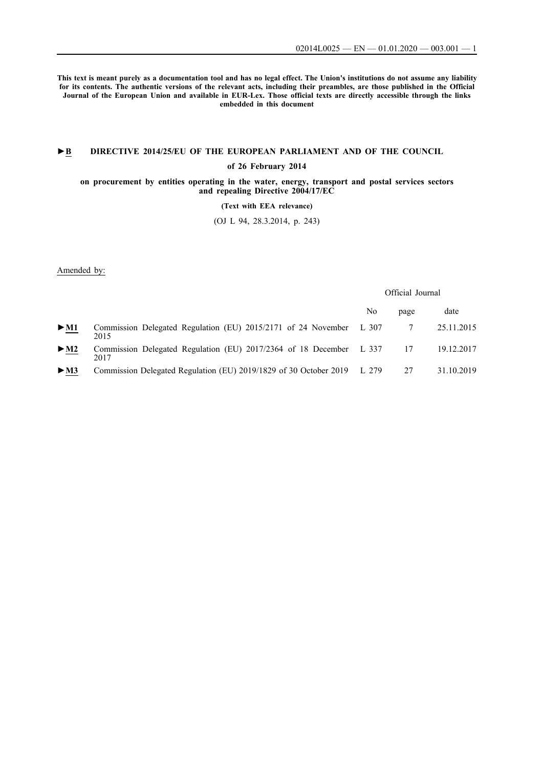**This text is meant purely as a documentation tool and has no legal effect. The Union's institutions do not assume any liability for its contents. The authentic versions of the relevant acts, including their preambles, are those published in the Official Journal of the European Union and available in EUR-Lex. Those official texts are directly accessible through the links embedded in this document**

## ►B DIRECTIVE 2014/25/EU OF THE EUROPEAN PARLIAMENT AND OF THE COUNCIL

**of 26 February 2014**

**on procurement by entities operating in the water, energy, transport and postal services sectors and repealing Directive 2004/17/EC**

**(Text with EEA relevance)**

(OJ L 94, 28.3.2014, p. 243)

Amended by:

| | | Official Journal | | |
|---|---|---|---|---|
| | | No | page | date |
| ►M1 | Commission Delegated Regulation (EU) 2015/2171 of 24 November 2015 | L 307 | 7 | 25.11.2015 |
| ►M2 | Commission Delegated Regulation (EU) 2017/2364 of 18 December 2017 | L 337 | 17 | 19.12.2017 |
| ►M3 | Commission Delegated Regulation (EU) 2019/1829 of 30 October 2019 | L 279 | 27 | 31.10.2019 |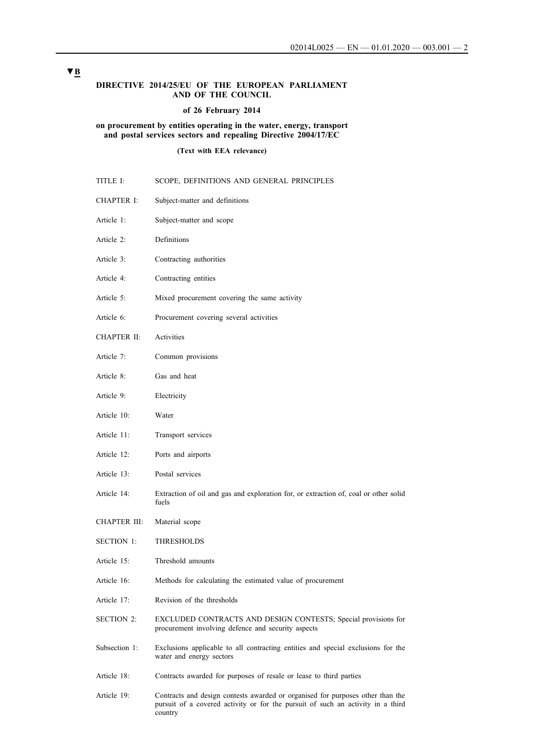▼B

**DIRECTIVE 2014/25/EU OF THE EUROPEAN PARLIAMENT AND OF THE COUNCIL**

**of 26 February 2014**

**on procurement by entities operating in the water, energy, transport and postal services sectors and repealing Directive 2004/17/EC**

**(Text with EEA relevance)**

| | |
|---|---|
| TITLE I: | SCOPE, DEFINITIONS AND GENERAL PRINCIPLES |
| CHAPTER I: | Subject-matter and definitions |
| Article 1: | Subject-matter and scope |
| Article 2: | Definitions |
| Article 3: | Contracting authorities |
| Article 4: | Contracting entities |
| Article 5: | Mixed procurement covering the same activity |
| Article 6: | Procurement covering several activities |
| CHAPTER II: | Activities |
| Article 7: | Common provisions |
| Article 8: | Gas and heat |
| Article 9: | Electricity |
| Article 10: | Water |
| Article 11: | Transport services |
| Article 12: | Ports and airports |
| Article 13: | Postal services |
| Article 14: | Extraction of oil and gas and exploration for, or extraction of, coal or other solid fuels |
| CHAPTER III: | Material scope |
| SECTION 1: | THRESHOLDS |
| Article 15: | Threshold amounts |
| Article 16: | Methods for calculating the estimated value of procurement |
| Article 17: | Revision of the thresholds |
| SECTION 2: | EXCLUDED CONTRACTS AND DESIGN CONTESTS; Special provisions for procurement involving defence and security aspects |
| Subsection 1: | Exclusions applicable to all contracting entities and special exclusions for the water and energy sectors |
| Article 18: | Contracts awarded for purposes of resale or lease to third parties |
| Article 19: | Contracts and design contests awarded or organised for purposes other than the pursuit of a covered activity or for the pursuit of such an activity in a third country |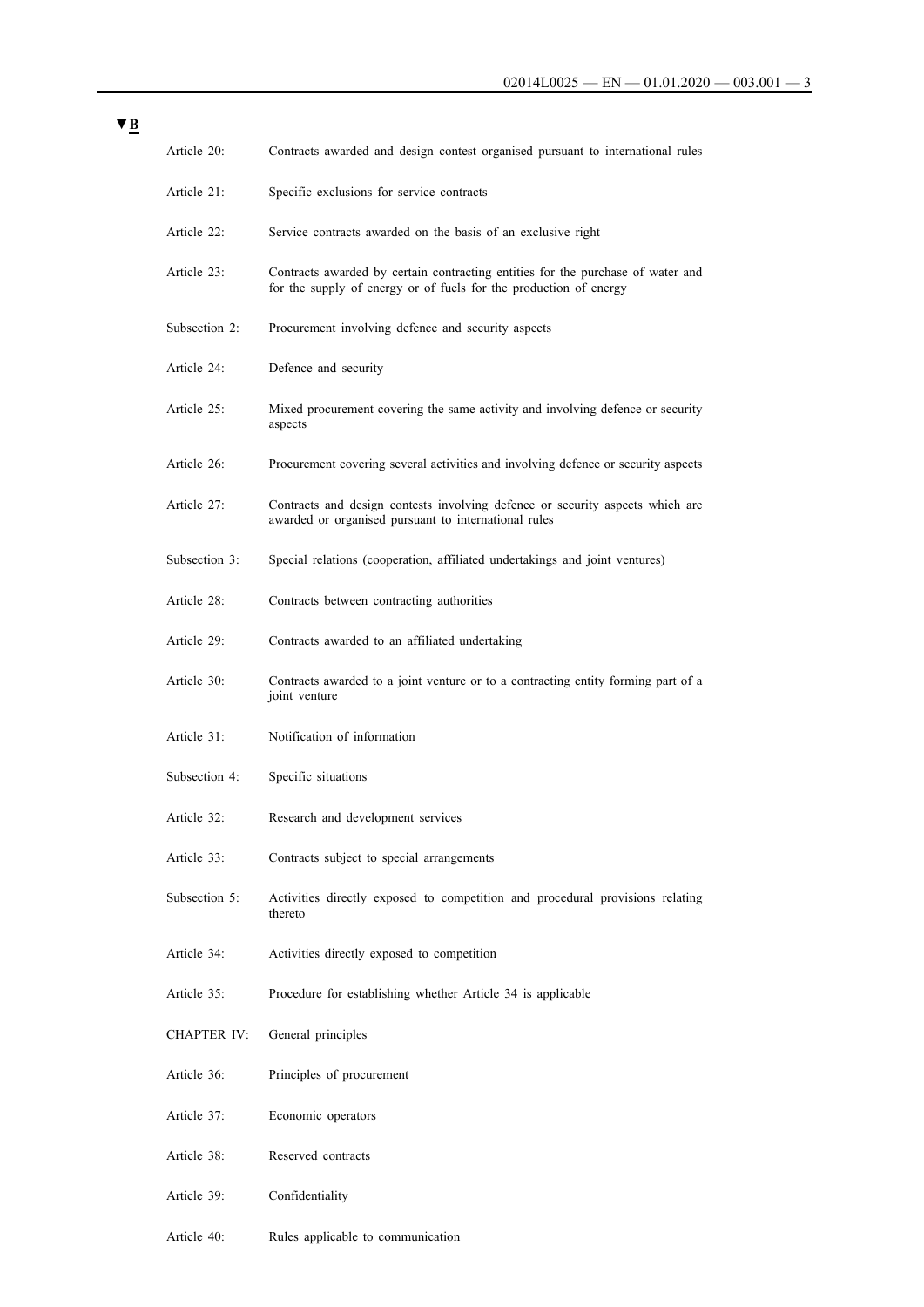▼B

| | |
|---|---|
| Article 20: | Contracts awarded and design contest organised pursuant to international rules |
| Article 21: | Specific exclusions for service contracts |
| Article 22: | Service contracts awarded on the basis of an exclusive right |
| Article 23: | Contracts awarded by certain contracting entities for the purchase of water and for the supply of energy or of fuels for the production of energy |
| Subsection 2: | Procurement involving defence and security aspects |
| Article 24: | Defence and security |
| Article 25: | Mixed procurement covering the same activity and involving defence or security aspects |
| Article 26: | Procurement covering several activities and involving defence or security aspects |
| Article 27: | Contracts and design contests involving defence or security aspects which are awarded or organised pursuant to international rules |
| Subsection 3: | Special relations (cooperation, affiliated undertakings and joint ventures) |
| Article 28: | Contracts between contracting authorities |
| Article 29: | Contracts awarded to an affiliated undertaking |
| Article 30: | Contracts awarded to a joint venture or to a contracting entity forming part of a joint venture |
| Article 31: | Notification of information |
| Subsection 4: | Specific situations |
| Article 32: | Research and development services |
| Article 33: | Contracts subject to special arrangements |
| Subsection 5: | Activities directly exposed to competition and procedural provisions relating thereto |
| Article 34: | Activities directly exposed to competition |
| Article 35: | Procedure for establishing whether Article 34 is applicable |
| CHAPTER IV: | General principles |
| Article 36: | Principles of procurement |
| Article 37: | Economic operators |
| Article 38: | Reserved contracts |
| Article 39: | Confidentiality |
| Article 40: | Rules applicable to communication |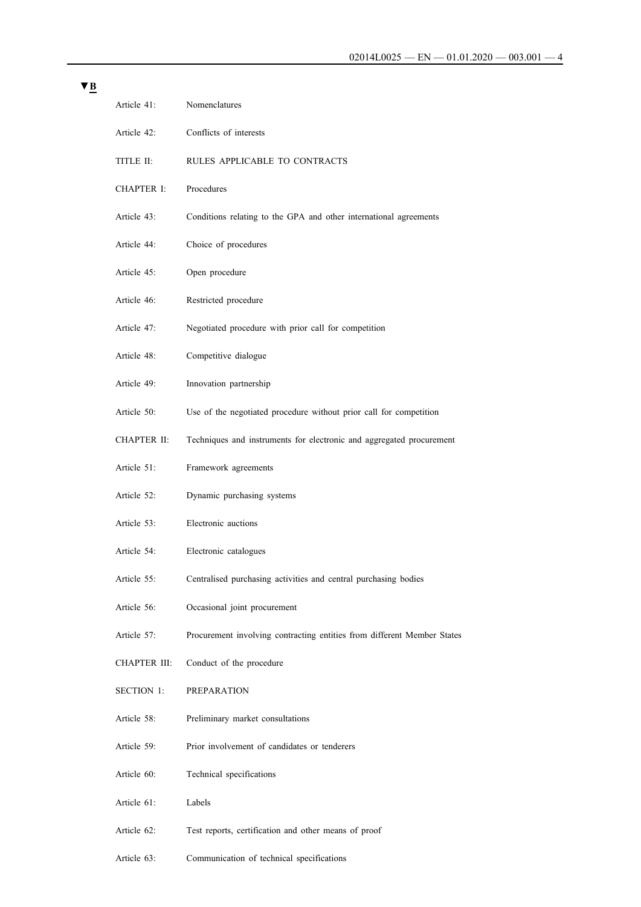▼B

| | |
|---|---|
| Article 41: | Nomenclatures |
| Article 42: | Conflicts of interests |
| TITLE II: | RULES APPLICABLE TO CONTRACTS |
| CHAPTER I: | Procedures |
| Article 43: | Conditions relating to the GPA and other international agreements |
| Article 44: | Choice of procedures |
| Article 45: | Open procedure |
| Article 46: | Restricted procedure |
| Article 47: | Negotiated procedure with prior call for competition |
| Article 48: | Competitive dialogue |
| Article 49: | Innovation partnership |
| Article 50: | Use of the negotiated procedure without prior call for competition |
| CHAPTER II: | Techniques and instruments for electronic and aggregated procurement |
| Article 51: | Framework agreements |
| Article 52: | Dynamic purchasing systems |
| Article 53: | Electronic auctions |
| Article 54: | Electronic catalogues |
| Article 55: | Centralised purchasing activities and central purchasing bodies |
| Article 56: | Occasional joint procurement |
| Article 57: | Procurement involving contracting entities from different Member States |
| CHAPTER III: | Conduct of the procedure |
| SECTION 1: | PREPARATION |
| Article 58: | Preliminary market consultations |
| Article 59: | Prior involvement of candidates or tenderers |
| Article 60: | Technical specifications |
| Article 61: | Labels |
| Article 62: | Test reports, certification and other means of proof |
| Article 63: | Communication of technical specifications |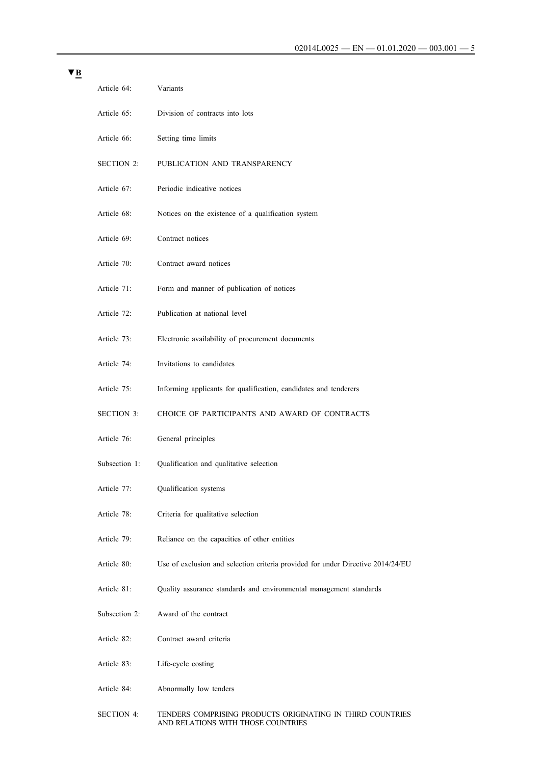▼B

| | |
|---|---|
| Article 64: | Variants |
| Article 65: | Division of contracts into lots |
| Article 66: | Setting time limits |
| SECTION 2: | PUBLICATION AND TRANSPARENCY |
| Article 67: | Periodic indicative notices |
| Article 68: | Notices on the existence of a qualification system |
| Article 69: | Contract notices |
| Article 70: | Contract award notices |
| Article 71: | Form and manner of publication of notices |
| Article 72: | Publication at national level |
| Article 73: | Electronic availability of procurement documents |
| Article 74: | Invitations to candidates |
| Article 75: | Informing applicants for qualification, candidates and tenderers |
| SECTION 3: | CHOICE OF PARTICIPANTS AND AWARD OF CONTRACTS |
| Article 76: | General principles |
| Subsection 1: | Qualification and qualitative selection |
| Article 77: | Qualification systems |
| Article 78: | Criteria for qualitative selection |
| Article 79: | Reliance on the capacities of other entities |
| Article 80: | Use of exclusion and selection criteria provided for under Directive 2014/24/EU |
| Article 81: | Quality assurance standards and environmental management standards |
| Subsection 2: | Award of the contract |
| Article 82: | Contract award criteria |
| Article 83: | Life-cycle costing |
| Article 84: | Abnormally low tenders |
| SECTION 4: | TENDERS COMPRISING PRODUCTS ORIGINATING IN THIRD COUNTRIES AND RELATIONS WITH THOSE COUNTRIES |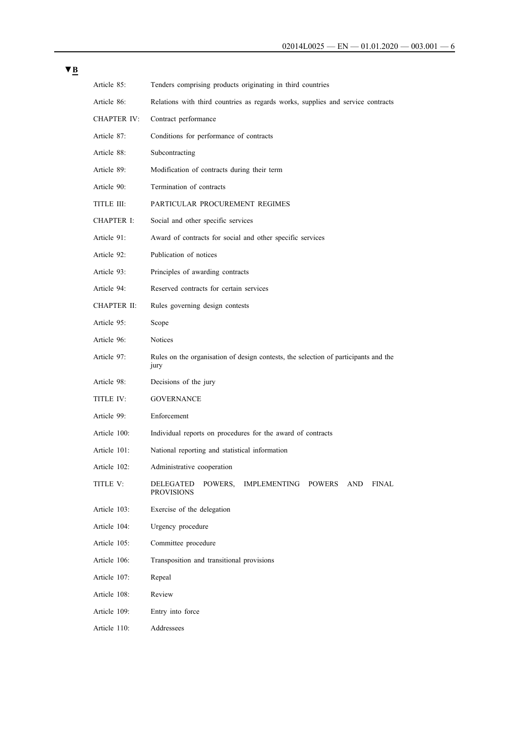▼B

| | |
|---|---|
| Article 85: | Tenders comprising products originating in third countries |
| Article 86: | Relations with third countries as regards works, supplies and service contracts |
| CHAPTER IV: | Contract performance |
| Article 87: | Conditions for performance of contracts |
| Article 88: | Subcontracting |
| Article 89: | Modification of contracts during their term |
| Article 90: | Termination of contracts |
| TITLE III: | PARTICULAR PROCUREMENT REGIMES |
| CHAPTER I: | Social and other specific services |
| Article 91: | Award of contracts for social and other specific services |
| Article 92: | Publication of notices |
| Article 93: | Principles of awarding contracts |
| Article 94: | Reserved contracts for certain services |
| CHAPTER II: | Rules governing design contests |
| Article 95: | Scope |
| Article 96: | Notices |
| Article 97: | Rules on the organisation of design contests, the selection of participants and the jury |
| Article 98: | Decisions of the jury |
| TITLE IV: | GOVERNANCE |
| Article 99: | Enforcement |
| Article 100: | Individual reports on procedures for the award of contracts |
| Article 101: | National reporting and statistical information |
| Article 102: | Administrative cooperation |
| TITLE V: | DELEGATED POWERS, IMPLEMENTING POWERS AND FINAL PROVISIONS |
| Article 103: | Exercise of the delegation |
| Article 104: | Urgency procedure |
| Article 105: | Committee procedure |
| Article 106: | Transposition and transitional provisions |
| Article 107: | Repeal |
| Article 108: | Review |
| Article 109: | Entry into force |
| Article 110: | Addressees |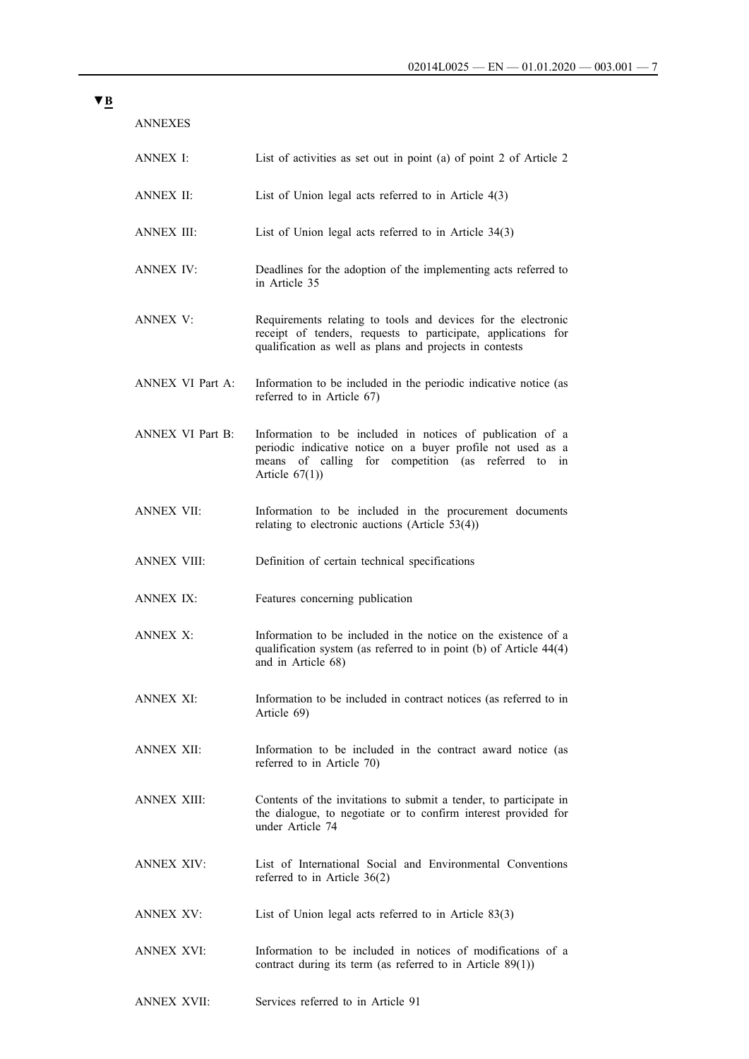▼B

ANNEXES

| | |
|---|---|
| ANNEX I: | List of activities as set out in point (a) of point 2 of Article 2 |
| ANNEX II: | List of Union legal acts referred to in Article 4(3) |
| ANNEX III: | List of Union legal acts referred to in Article 34(3) |
| ANNEX IV: | Deadlines for the adoption of the implementing acts referred to in Article 35 |
| ANNEX V: | Requirements relating to tools and devices for the electronic receipt of tenders, requests to participate, applications for qualification as well as plans and projects in contests |
| ANNEX VI Part A: | Information to be included in the periodic indicative notice (as referred to in Article 67) |
| ANNEX VI Part B: | Information to be included in notices of publication of a periodic indicative notice on a buyer profile not used as a means of calling for competition (as referred to in Article 67(1)) |
| ANNEX VII: | Information to be included in the procurement documents relating to electronic auctions (Article 53(4)) |
| ANNEX VIII: | Definition of certain technical specifications |
| ANNEX IX: | Features concerning publication |
| ANNEX X: | Information to be included in the notice on the existence of a qualification system (as referred to in point (b) of Article 44(4) and in Article 68) |
| ANNEX XI: | Information to be included in contract notices (as referred to in Article 69) |
| ANNEX XII: | Information to be included in the contract award notice (as referred to in Article 70) |
| ANNEX XIII: | Contents of the invitations to submit a tender, to participate in the dialogue, to negotiate or to confirm interest provided for under Article 74 |
| ANNEX XIV: | List of International Social and Environmental Conventions referred to in Article 36(2) |
| ANNEX XV: | List of Union legal acts referred to in Article 83(3) |
| ANNEX XVI: | Information to be included in notices of modifications of a contract during its term (as referred to in Article 89(1)) |
| ANNEX XVII: | Services referred to in Article 91 |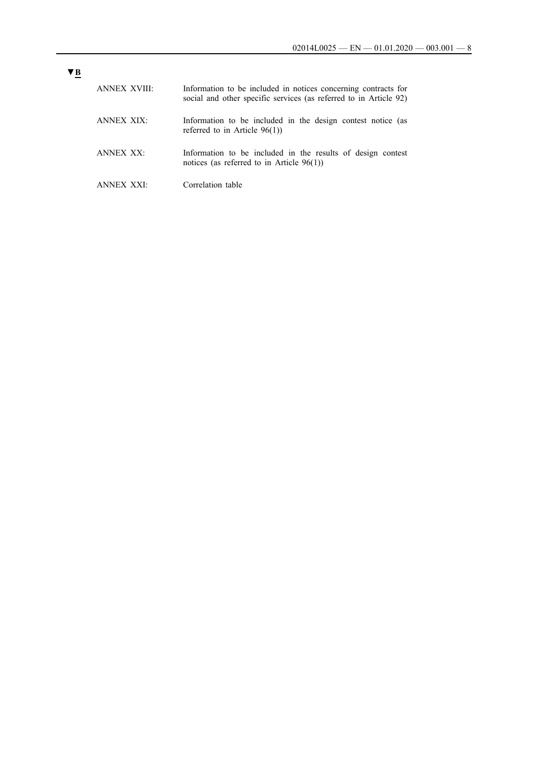▼**B**

| | |
|---|---|
| ANNEX XVIII: | Information to be included in notices concerning contracts for social and other specific services (as referred to in Article 92) |
| ANNEX XIX: | Information to be included in the design contest notice (as referred to in Article 96(1)) |
| ANNEX XX: | Information to be included in the results of design contest notices (as referred to in Article 96(1)) |
| ANNEX XXI: | Correlation table |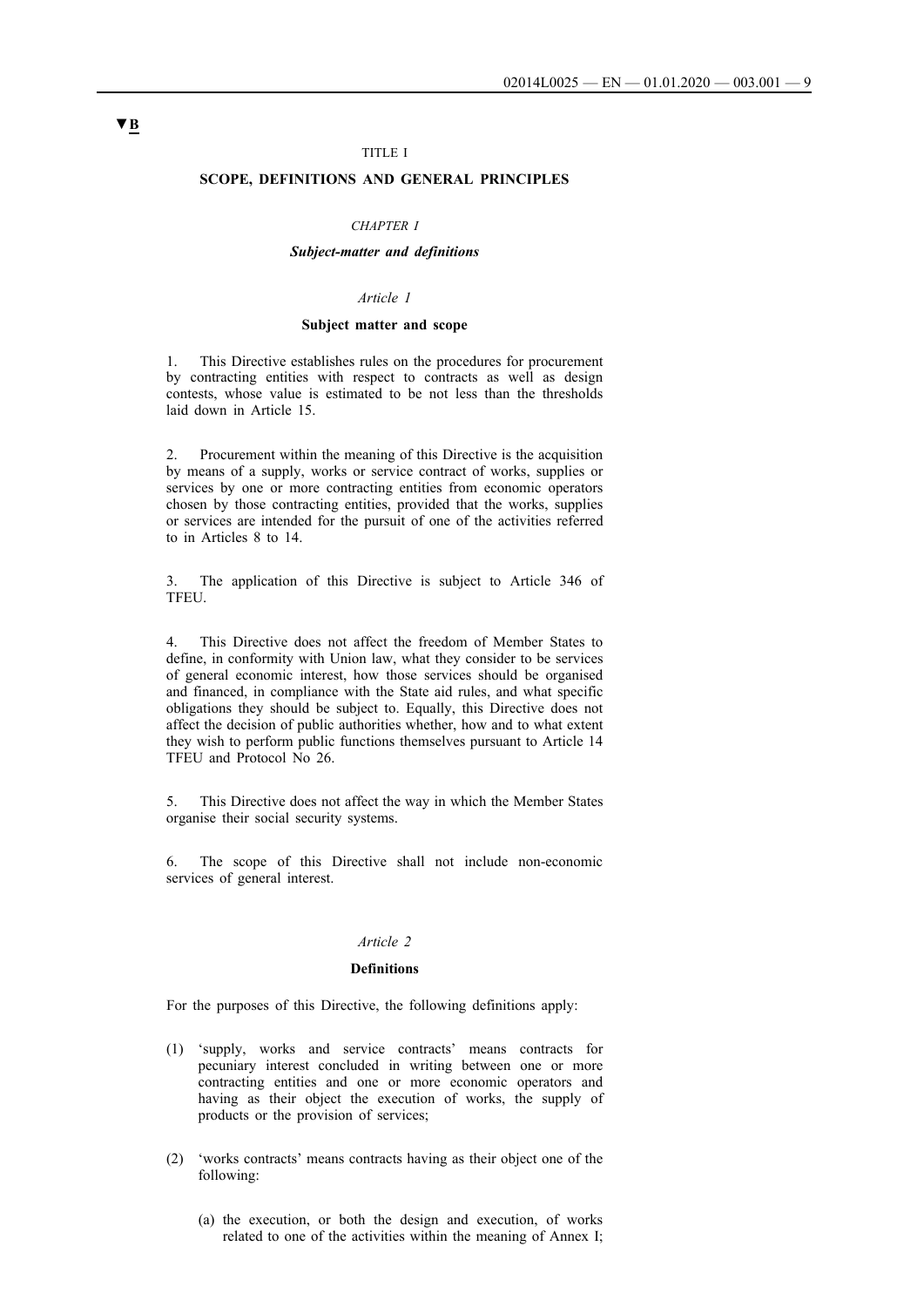▼B

# TITLE I

## SCOPE, DEFINITIONS AND GENERAL PRINCIPLES

### *CHAPTER I*

### *Subject-matter and definitions*

*Article 1*

**Subject matter and scope**

1. This Directive establishes rules on the procedures for procurement by contracting entities with respect to contracts as well as design contests, whose value is estimated to be not less than the thresholds laid down in Article 15.

2. Procurement within the meaning of this Directive is the acquisition by means of a supply, works or service contract of works, supplies or services by one or more contracting entities from economic operators chosen by those contracting entities, provided that the works, supplies or services are intended for the pursuit of one of the activities referred to in Articles 8 to 14.

3. The application of this Directive is subject to Article 346 of TFEU.

4. This Directive does not affect the freedom of Member States to define, in conformity with Union law, what they consider to be services of general economic interest, how those services should be organised and financed, in compliance with the State aid rules, and what specific obligations they should be subject to. Equally, this Directive does not affect the decision of public authorities whether, how and to what extent they wish to perform public functions themselves pursuant to Article 14 TFEU and Protocol No 26.

5. This Directive does not affect the way in which the Member States organise their social security systems.

6. The scope of this Directive shall not include non-economic services of general interest.

*Article 2*

**Definitions**

For the purposes of this Directive, the following definitions apply:

(1) 'supply, works and service contracts' means contracts for pecuniary interest concluded in writing between one or more contracting entities and one or more economic operators and having as their object the execution of works, the supply of products or the provision of services;

(2) 'works contracts' means contracts having as their object one of the following:

(a) the execution, or both the design and execution, of works related to one of the activities within the meaning of Annex I;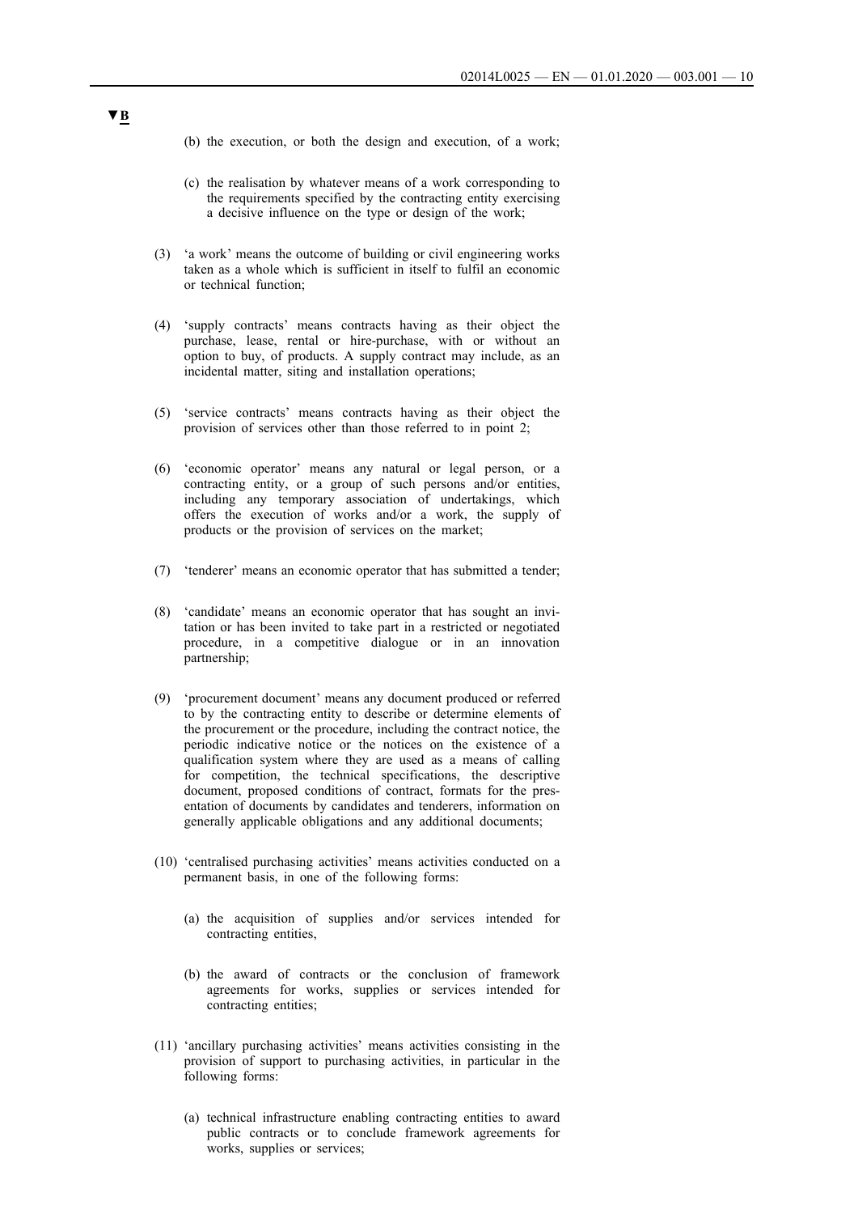▼**B**

(b) the execution, or both the design and execution, of a work;

(c) the realisation by whatever means of a work corresponding to the requirements specified by the contracting entity exercising a decisive influence on the type or design of the work;

(3) 'a work' means the outcome of building or civil engineering works taken as a whole which is sufficient in itself to fulfil an economic or technical function;

(4) 'supply contracts' means contracts having as their object the purchase, lease, rental or hire-purchase, with or without an option to buy, of products. A supply contract may include, as an incidental matter, siting and installation operations;

(5) 'service contracts' means contracts having as their object the provision of services other than those referred to in point 2;

(6) 'economic operator' means any natural or legal person, or a contracting entity, or a group of such persons and/or entities, including any temporary association of undertakings, which offers the execution of works and/or a work, the supply of products or the provision of services on the market;

(7) 'tenderer' means an economic operator that has submitted a tender;

(8) 'candidate' means an economic operator that has sought an invitation or has been invited to take part in a restricted or negotiated procedure, in a competitive dialogue or in an innovation partnership;

(9) 'procurement document' means any document produced or referred to by the contracting entity to describe or determine elements of the procurement or the procedure, including the contract notice, the periodic indicative notice or the notices on the existence of a qualification system where they are used as a means of calling for competition, the technical specifications, the descriptive document, proposed conditions of contract, formats for the presentation of documents by candidates and tenderers, information on generally applicable obligations and any additional documents;

(10) 'centralised purchasing activities' means activities conducted on a permanent basis, in one of the following forms:

(a) the acquisition of supplies and/or services intended for contracting entities,

(b) the award of contracts or the conclusion of framework agreements for works, supplies or services intended for contracting entities;

(11) 'ancillary purchasing activities' means activities consisting in the provision of support to purchasing activities, in particular in the following forms:

(a) technical infrastructure enabling contracting entities to award public contracts or to conclude framework agreements for works, supplies or services;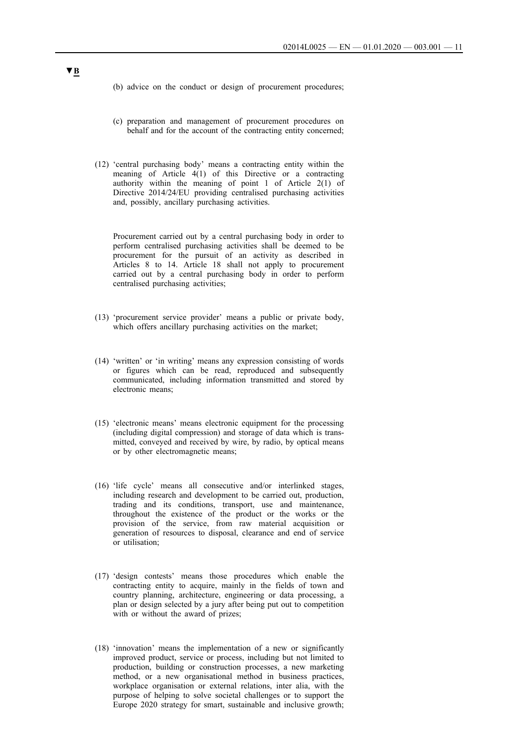▼B

(b) advice on the conduct or design of procurement procedures;

(c) preparation and management of procurement procedures on behalf and for the account of the contracting entity concerned;

(12) 'central purchasing body' means a contracting entity within the meaning of Article 4(1) of this Directive or a contracting authority within the meaning of point 1 of Article 2(1) of Directive 2014/24/EU providing centralised purchasing activities and, possibly, ancillary purchasing activities.

Procurement carried out by a central purchasing body in order to perform centralised purchasing activities shall be deemed to be procurement for the pursuit of an activity as described in Articles 8 to 14. Article 18 shall not apply to procurement carried out by a central purchasing body in order to perform centralised purchasing activities;

(13) 'procurement service provider' means a public or private body, which offers ancillary purchasing activities on the market;

(14) 'written' or 'in writing' means any expression consisting of words or figures which can be read, reproduced and subsequently communicated, including information transmitted and stored by electronic means;

(15) 'electronic means' means electronic equipment for the processing (including digital compression) and storage of data which is transmitted, conveyed and received by wire, by radio, by optical means or by other electromagnetic means;

(16) 'life cycle' means all consecutive and/or interlinked stages, including research and development to be carried out, production, trading and its conditions, transport, use and maintenance, throughout the existence of the product or the works or the provision of the service, from raw material acquisition or generation of resources to disposal, clearance and end of service or utilisation;

(17) 'design contests' means those procedures which enable the contracting entity to acquire, mainly in the fields of town and country planning, architecture, engineering or data processing, a plan or design selected by a jury after being put out to competition with or without the award of prizes;

(18) 'innovation' means the implementation of a new or significantly improved product, service or process, including but not limited to production, building or construction processes, a new marketing method, or a new organisational method in business practices, workplace organisation or external relations, inter alia, with the purpose of helping to solve societal challenges or to support the Europe 2020 strategy for smart, sustainable and inclusive growth;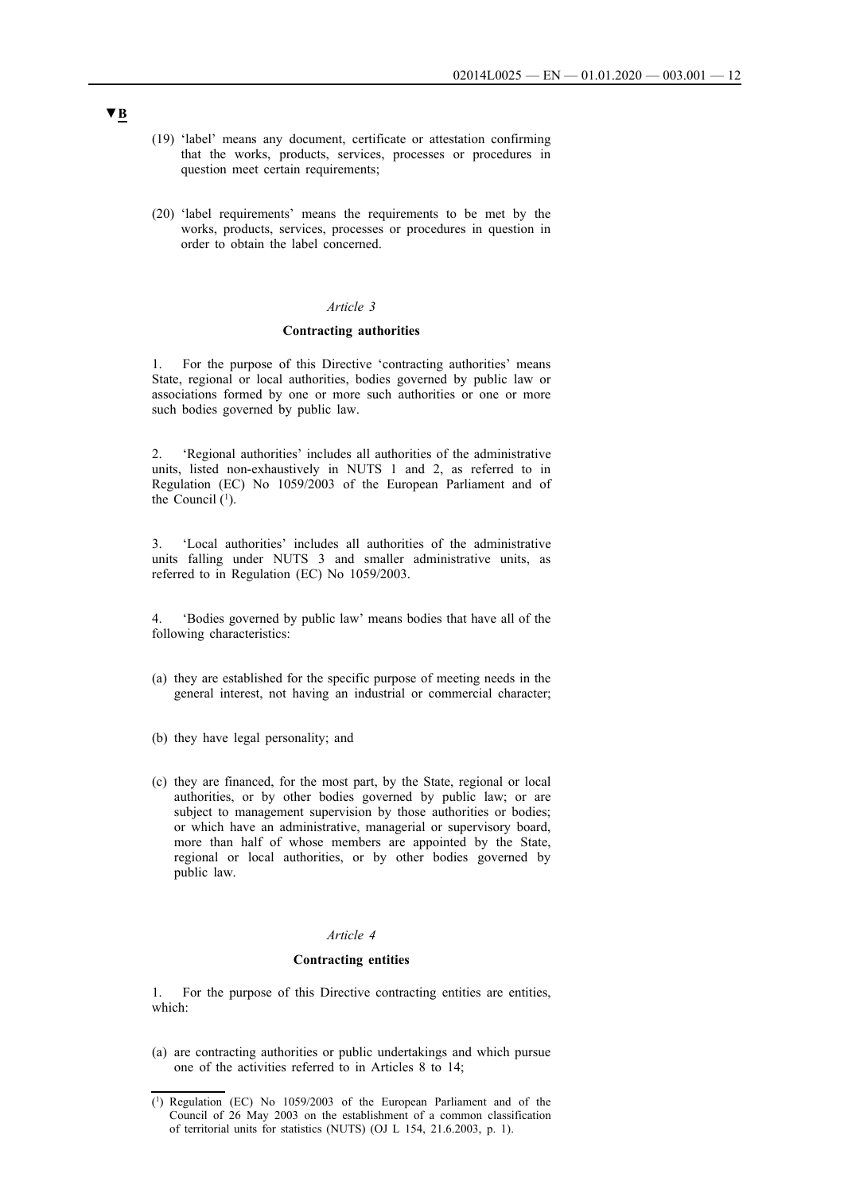▼B

(19) 'label' means any document, certificate or attestation confirming that the works, products, services, processes or procedures in question meet certain requirements;

(20) 'label requirements' means the requirements to be met by the works, products, services, processes or procedures in question in order to obtain the label concerned.

*Article 3*

**Contracting authorities**

1. For the purpose of this Directive 'contracting authorities' means State, regional or local authorities, bodies governed by public law or associations formed by one or more such authorities or one or more such bodies governed by public law.

2. 'Regional authorities' includes all authorities of the administrative units, listed non-exhaustively in NUTS 1 and 2, as referred to in Regulation (EC) No 1059/2003 of the European Parliament and of the Council [1].

3. 'Local authorities' includes all authorities of the administrative units falling under NUTS 3 and smaller administrative units, as referred to in Regulation (EC) No 1059/2003.

4. 'Bodies governed by public law' means bodies that have all of the following characteristics:

(a) they are established for the specific purpose of meeting needs in the general interest, not having an industrial or commercial character;

(b) they have legal personality; and

(c) they are financed, for the most part, by the State, regional or local authorities, or by other bodies governed by public law; or are subject to management supervision by those authorities or bodies; or which have an administrative, managerial or supervisory board, more than half of whose members are appointed by the State, regional or local authorities, or by other bodies governed by public law.

*Article 4*

**Contracting entities**

1. For the purpose of this Directive contracting entities are entities, which:

(a) are contracting authorities or public undertakings and which pursue one of the activities referred to in Articles 8 to 14;

---

[1] Regulation (EC) No 1059/2003 of the European Parliament and of the Council of 26 May 2003 on the establishment of a common classification of territorial units for statistics (NUTS) (OJ L 154, 21.6.2003, p. 1).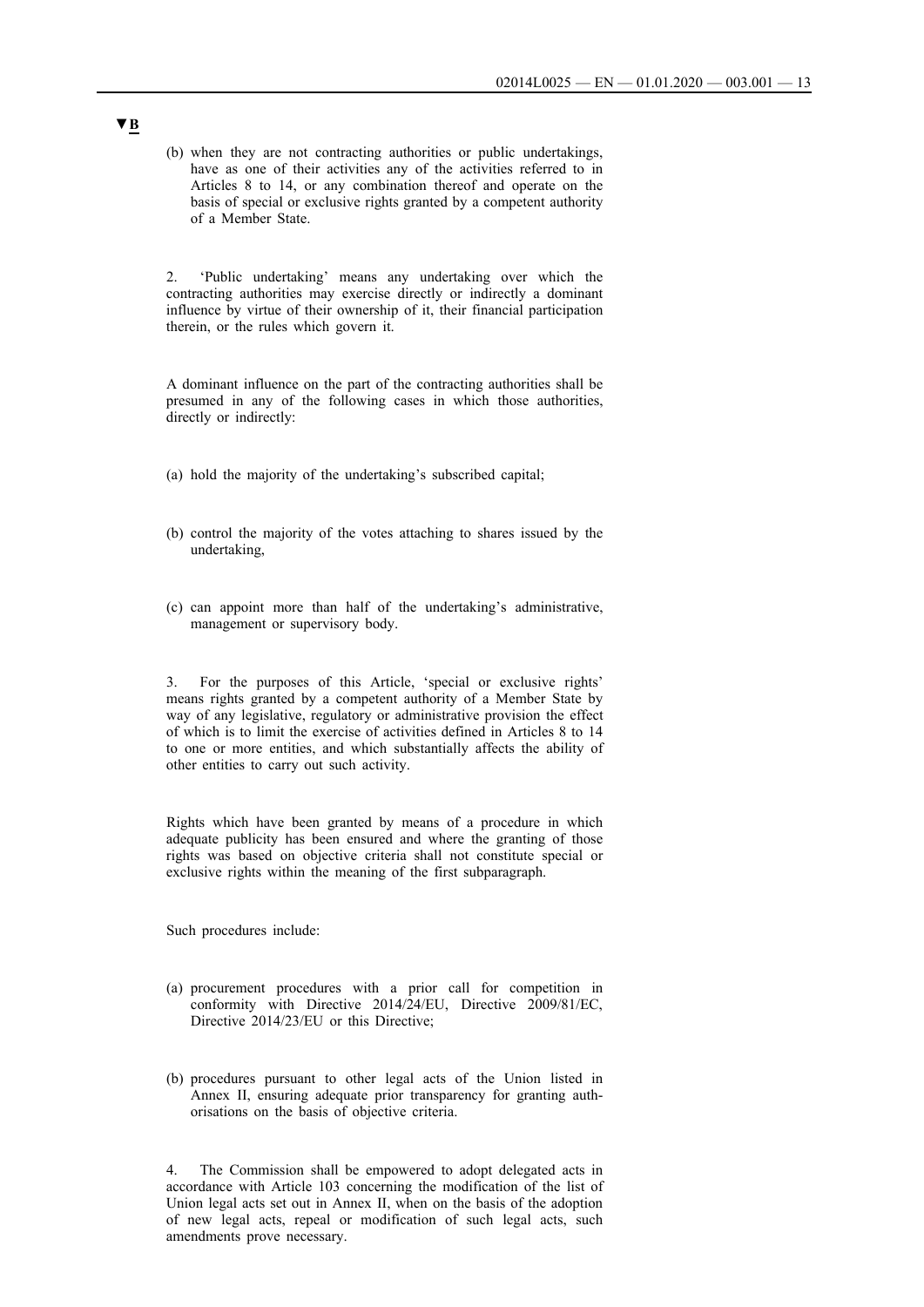▼B

(b) when they are not contracting authorities or public undertakings, have as one of their activities any of the activities referred to in Articles 8 to 14, or any combination thereof and operate on the basis of special or exclusive rights granted by a competent authority of a Member State.

2. 'Public undertaking' means any undertaking over which the contracting authorities may exercise directly or indirectly a dominant influence by virtue of their ownership of it, their financial participation therein, or the rules which govern it.

A dominant influence on the part of the contracting authorities shall be presumed in any of the following cases in which those authorities, directly or indirectly:

(a) hold the majority of the undertaking's subscribed capital;

(b) control the majority of the votes attaching to shares issued by the undertaking,

(c) can appoint more than half of the undertaking's administrative, management or supervisory body.

3. For the purposes of this Article, 'special or exclusive rights' means rights granted by a competent authority of a Member State by way of any legislative, regulatory or administrative provision the effect of which is to limit the exercise of activities defined in Articles 8 to 14 to one or more entities, and which substantially affects the ability of other entities to carry out such activity.

Rights which have been granted by means of a procedure in which adequate publicity has been ensured and where the granting of those rights was based on objective criteria shall not constitute special or exclusive rights within the meaning of the first subparagraph.

Such procedures include:

(a) procurement procedures with a prior call for competition in conformity with Directive 2014/24/EU, Directive 2009/81/EC, Directive 2014/23/EU or this Directive;

(b) procedures pursuant to other legal acts of the Union listed in Annex II, ensuring adequate prior transparency for granting authorisations on the basis of objective criteria.

4. The Commission shall be empowered to adopt delegated acts in accordance with Article 103 concerning the modification of the list of Union legal acts set out in Annex II, when on the basis of the adoption of new legal acts, repeal or modification of such legal acts, such amendments prove necessary.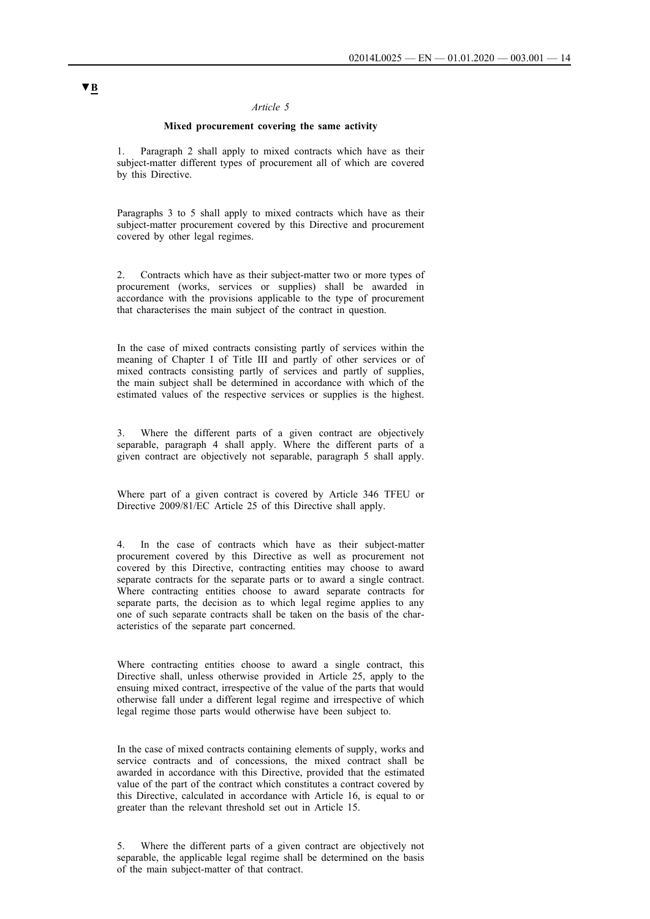▼B

*Article 5*

**Mixed procurement covering the same activity**

1. Paragraph 2 shall apply to mixed contracts which have as their subject-matter different types of procurement all of which are covered by this Directive.

Paragraphs 3 to 5 shall apply to mixed contracts which have as their subject-matter procurement covered by this Directive and procurement covered by other legal regimes.

2. Contracts which have as their subject-matter two or more types of procurement (works, services or supplies) shall be awarded in accordance with the provisions applicable to the type of procurement that characterises the main subject of the contract in question.

In the case of mixed contracts consisting partly of services within the meaning of Chapter I of Title III and partly of other services or of mixed contracts consisting partly of services and partly of supplies, the main subject shall be determined in accordance with which of the estimated values of the respective services or supplies is the highest.

3. Where the different parts of a given contract are objectively separable, paragraph 4 shall apply. Where the different parts of a given contract are objectively not separable, paragraph 5 shall apply.

Where part of a given contract is covered by Article 346 TFEU or Directive 2009/81/EC Article 25 of this Directive shall apply.

4. In the case of contracts which have as their subject-matter procurement covered by this Directive as well as procurement not covered by this Directive, contracting entities may choose to award separate contracts for the separate parts or to award a single contract. Where contracting entities choose to award separate contracts for separate parts, the decision as to which legal regime applies to any one of such separate contracts shall be taken on the basis of the characteristics of the separate part concerned.

Where contracting entities choose to award a single contract, this Directive shall, unless otherwise provided in Article 25, apply to the ensuing mixed contract, irrespective of the value of the parts that would otherwise fall under a different legal regime and irrespective of which legal regime those parts would otherwise have been subject to.

In the case of mixed contracts containing elements of supply, works and service contracts and of concessions, the mixed contract shall be awarded in accordance with this Directive, provided that the estimated value of the part of the contract which constitutes a contract covered by this Directive, calculated in accordance with Article 16, is equal to or greater than the relevant threshold set out in Article 15.

5. Where the different parts of a given contract are objectively not separable, the applicable legal regime shall be determined on the basis of the main subject-matter of that contract.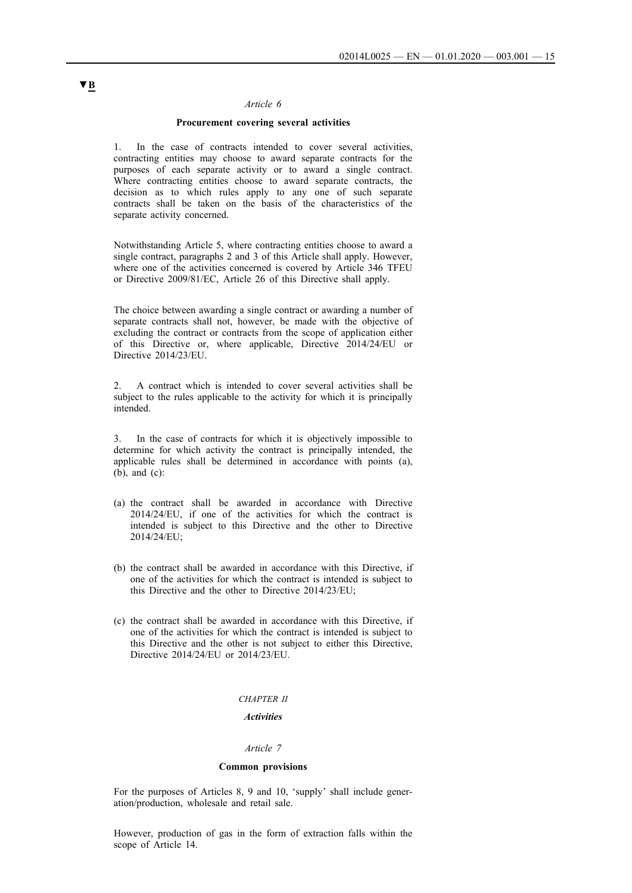▼B

*Article 6*

**Procurement covering several activities**

1. In the case of contracts intended to cover several activities, contracting entities may choose to award separate contracts for the purposes of each separate activity or to award a single contract. Where contracting entities choose to award separate contracts, the decision as to which rules apply to any one of such separate contracts shall be taken on the basis of the characteristics of the separate activity concerned.

Notwithstanding Article 5, where contracting entities choose to award a single contract, paragraphs 2 and 3 of this Article shall apply. However, where one of the activities concerned is covered by Article 346 TFEU or Directive 2009/81/EC, Article 26 of this Directive shall apply.

The choice between awarding a single contract or awarding a number of separate contracts shall not, however, be made with the objective of excluding the contract or contracts from the scope of application either of this Directive or, where applicable, Directive 2014/24/EU or Directive 2014/23/EU.

2. A contract which is intended to cover several activities shall be subject to the rules applicable to the activity for which it is principally intended.

3. In the case of contracts for which it is objectively impossible to determine for which activity the contract is principally intended, the applicable rules shall be determined in accordance with points (a), (b), and (c):

(a) the contract shall be awarded in accordance with Directive 2014/24/EU, if one of the activities for which the contract is intended is subject to this Directive and the other to Directive 2014/24/EU;

(b) the contract shall be awarded in accordance with this Directive, if one of the activities for which the contract is intended is subject to this Directive and the other to Directive 2014/23/EU;

(c) the contract shall be awarded in accordance with this Directive, if one of the activities for which the contract is intended is subject to this Directive and the other is not subject to either this Directive, Directive 2014/24/EU or 2014/23/EU.

*CHAPTER II*

***Activities***

*Article 7*

**Common provisions**

For the purposes of Articles 8, 9 and 10, 'supply' shall include generation/production, wholesale and retail sale.

However, production of gas in the form of extraction falls within the scope of Article 14.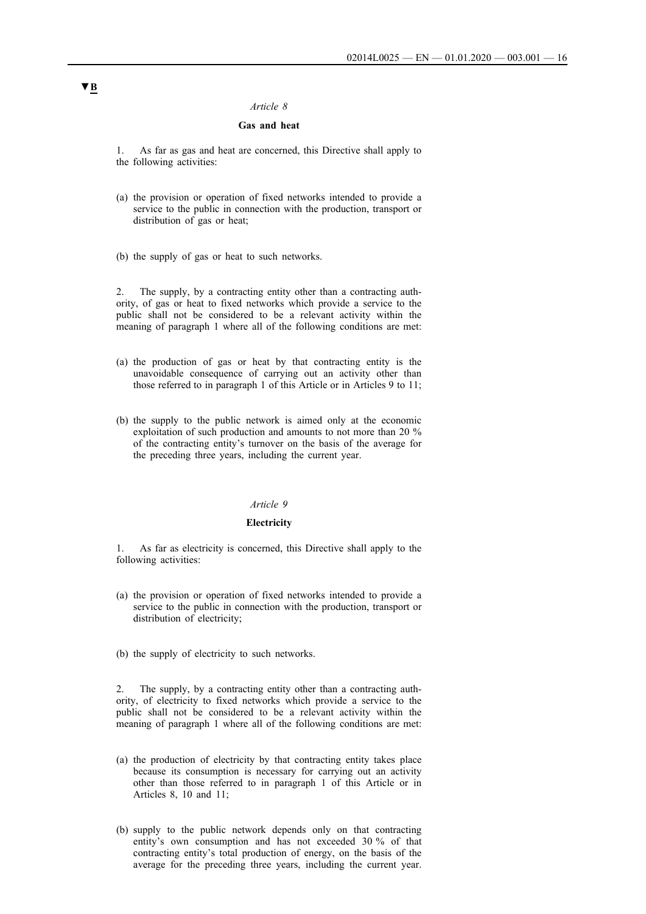▼B

*Article 8*

**Gas and heat**

1. As far as gas and heat are concerned, this Directive shall apply to the following activities:

(a) the provision or operation of fixed networks intended to provide a service to the public in connection with the production, transport or distribution of gas or heat;

(b) the supply of gas or heat to such networks.

2. The supply, by a contracting entity other than a contracting authority, of gas or heat to fixed networks which provide a service to the public shall not be considered to be a relevant activity within the meaning of paragraph 1 where all of the following conditions are met:

(a) the production of gas or heat by that contracting entity is the unavoidable consequence of carrying out an activity other than those referred to in paragraph 1 of this Article or in Articles 9 to 11;

(b) the supply to the public network is aimed only at the economic exploitation of such production and amounts to not more than 20 % of the contracting entity's turnover on the basis of the average for the preceding three years, including the current year.

*Article 9*

**Electricity**

1. As far as electricity is concerned, this Directive shall apply to the following activities:

(a) the provision or operation of fixed networks intended to provide a service to the public in connection with the production, transport or distribution of electricity;

(b) the supply of electricity to such networks.

2. The supply, by a contracting entity other than a contracting authority, of electricity to fixed networks which provide a service to the public shall not be considered to be a relevant activity within the meaning of paragraph 1 where all of the following conditions are met:

(a) the production of electricity by that contracting entity takes place because its consumption is necessary for carrying out an activity other than those referred to in paragraph 1 of this Article or in Articles 8, 10 and 11;

(b) supply to the public network depends only on that contracting entity's own consumption and has not exceeded 30 % of that contracting entity's total production of energy, on the basis of the average for the preceding three years, including the current year.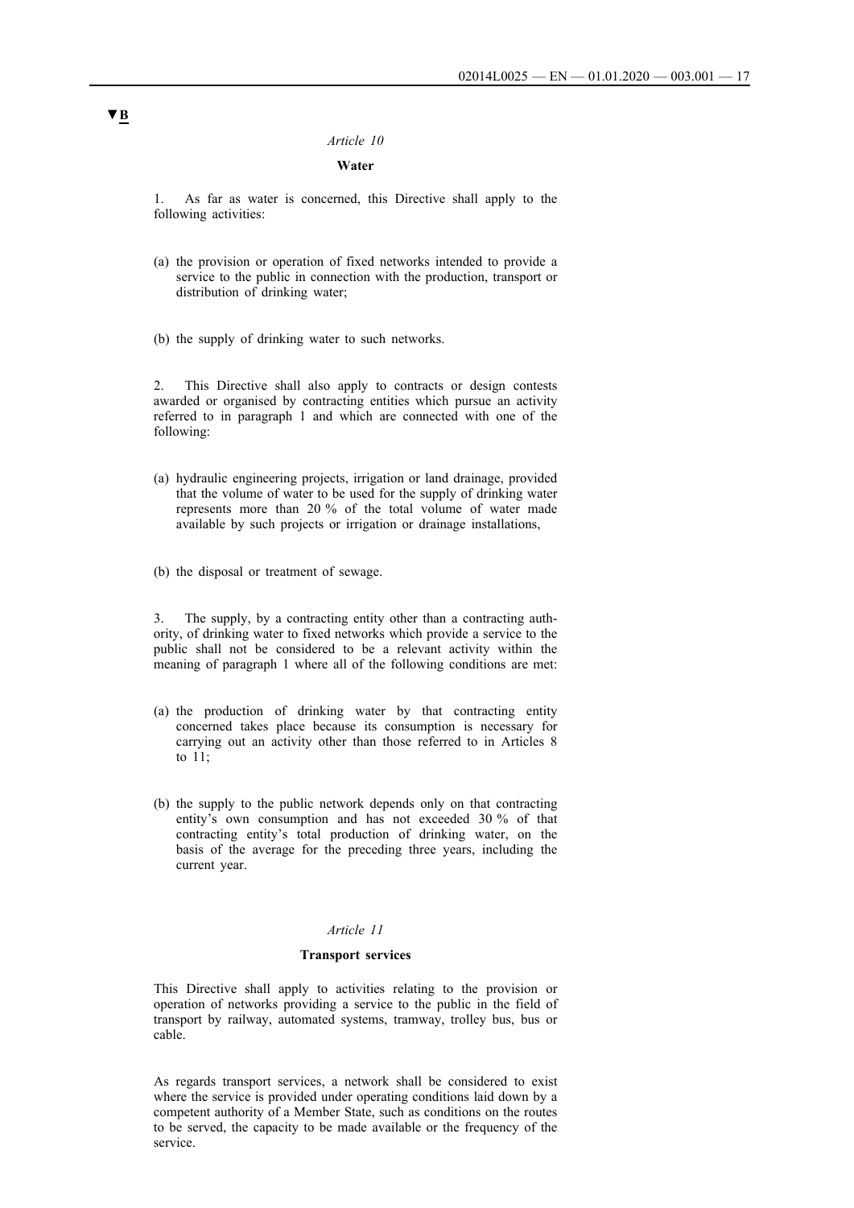▼B

*Article 10*

**Water**

1. As far as water is concerned, this Directive shall apply to the following activities:

(a) the provision or operation of fixed networks intended to provide a service to the public in connection with the production, transport or distribution of drinking water;

(b) the supply of drinking water to such networks.

2. This Directive shall also apply to contracts or design contests awarded or organised by contracting entities which pursue an activity referred to in paragraph 1 and which are connected with one of the following:

(a) hydraulic engineering projects, irrigation or land drainage, provided that the volume of water to be used for the supply of drinking water represents more than 20 % of the total volume of water made available by such projects or irrigation or drainage installations,

(b) the disposal or treatment of sewage.

3. The supply, by a contracting entity other than a contracting authority, of drinking water to fixed networks which provide a service to the public shall not be considered to be a relevant activity within the meaning of paragraph 1 where all of the following conditions are met:

(a) the production of drinking water by that contracting entity concerned takes place because its consumption is necessary for carrying out an activity other than those referred to in Articles 8 to 11;

(b) the supply to the public network depends only on that contracting entity's own consumption and has not exceeded 30 % of that contracting entity's total production of drinking water, on the basis of the average for the preceding three years, including the current year.

*Article 11*

**Transport services**

This Directive shall apply to activities relating to the provision or operation of networks providing a service to the public in the field of transport by railway, automated systems, tramway, trolley bus, bus or cable.

As regards transport services, a network shall be considered to exist where the service is provided under operating conditions laid down by a competent authority of a Member State, such as conditions on the routes to be served, the capacity to be made available or the frequency of the service.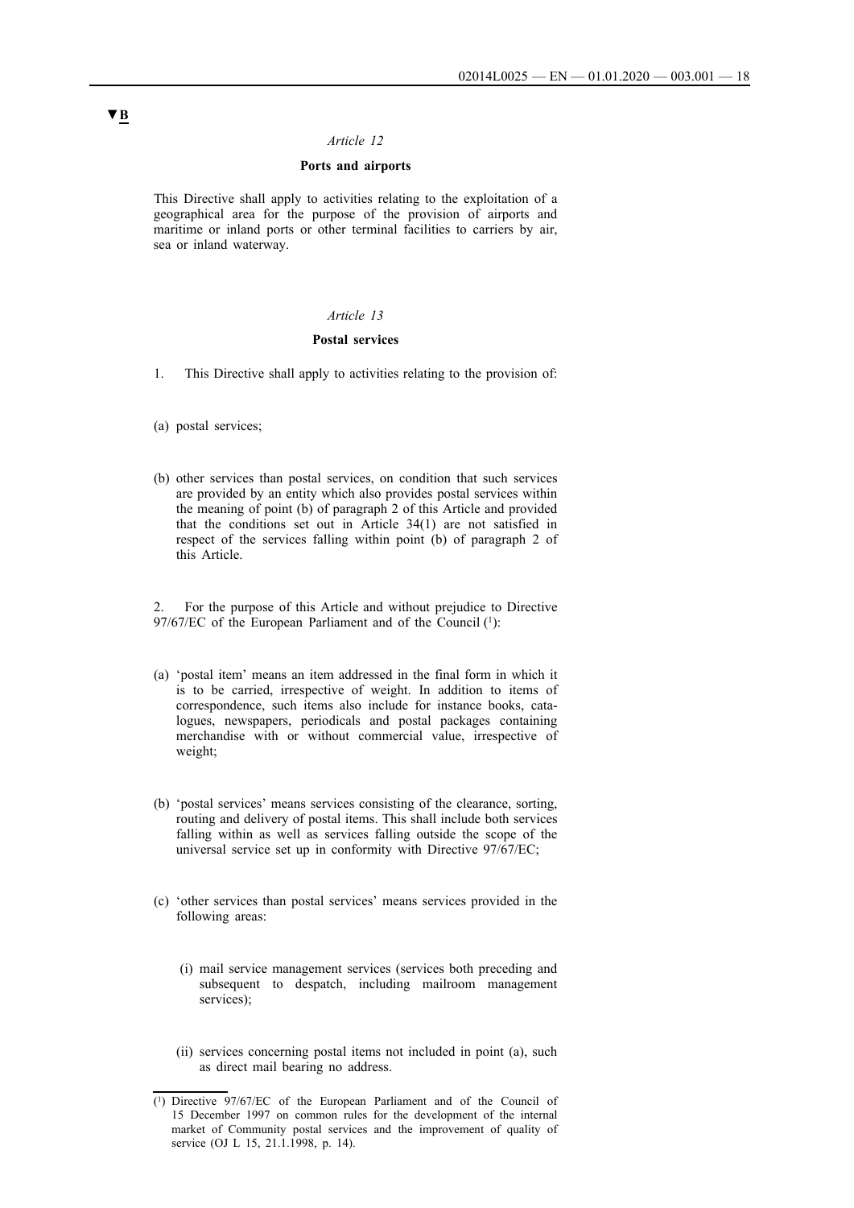▼B

*Article 12*

**Ports and airports**

This Directive shall apply to activities relating to the exploitation of a geographical area for the purpose of the provision of airports and maritime or inland ports or other terminal facilities to carriers by air, sea or inland waterway.

*Article 13*

**Postal services**

1. This Directive shall apply to activities relating to the provision of:

(a) postal services;

(b) other services than postal services, on condition that such services are provided by an entity which also provides postal services within the meaning of point (b) of paragraph 2 of this Article and provided that the conditions set out in Article 34(1) are not satisfied in respect of the services falling within point (b) of paragraph 2 of this Article.

2. For the purpose of this Article and without prejudice to Directive 97/67/EC of the European Parliament and of the Council [1]:

(a) 'postal item' means an item addressed in the final form in which it is to be carried, irrespective of weight. In addition to items of correspondence, such items also include for instance books, catalogues, newspapers, periodicals and postal packages containing merchandise with or without commercial value, irrespective of weight;

(b) 'postal services' means services consisting of the clearance, sorting, routing and delivery of postal items. This shall include both services falling within as well as services falling outside the scope of the universal service set up in conformity with Directive 97/67/EC;

(c) 'other services than postal services' means services provided in the following areas:

   (i) mail service management services (services both preceding and subsequent to despatch, including mailroom management services);

   (ii) services concerning postal items not included in point (a), such as direct mail bearing no address.

---

[1] Directive 97/67/EC of the European Parliament and of the Council of 15 December 1997 on common rules for the development of the internal market of Community postal services and the improvement of quality of service (OJ L 15, 21.1.1998, p. 14).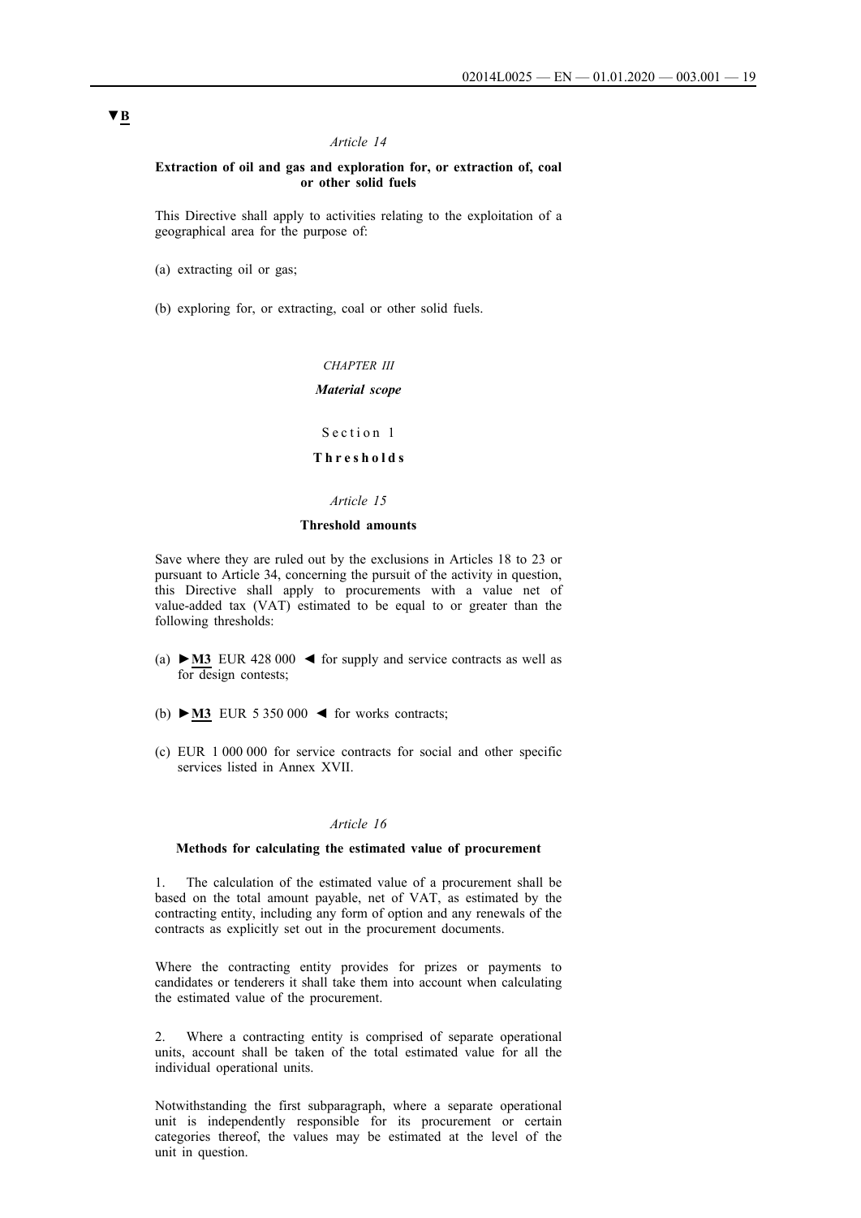▼B

*Article 14*

**Extraction of oil and gas and exploration for, or extraction of, coal or other solid fuels**

This Directive shall apply to activities relating to the exploitation of a geographical area for the purpose of:

(a) extracting oil or gas;

(b) exploring for, or extracting, coal or other solid fuels.

*CHAPTER III*

***Material scope***

Section 1

**Thresholds**

*Article 15*

**Threshold amounts**

Save where they are ruled out by the exclusions in Articles 18 to 23 or pursuant to Article 34, concerning the pursuit of the activity in question, this Directive shall apply to procurements with a value net of value-added tax (VAT) estimated to be equal to or greater than the following thresholds:

(a) ►M3 EUR 428 000 ◄ for supply and service contracts as well as for design contests;

(b) ►M3 EUR 5 350 000 ◄ for works contracts;

(c) EUR 1 000 000 for service contracts for social and other specific services listed in Annex XVII.

*Article 16*

**Methods for calculating the estimated value of procurement**

1. The calculation of the estimated value of a procurement shall be based on the total amount payable, net of VAT, as estimated by the contracting entity, including any form of option and any renewals of the contracts as explicitly set out in the procurement documents.

Where the contracting entity provides for prizes or payments to candidates or tenderers it shall take them into account when calculating the estimated value of the procurement.

2. Where a contracting entity is comprised of separate operational units, account shall be taken of the total estimated value for all the individual operational units.

Notwithstanding the first subparagraph, where a separate operational unit is independently responsible for its procurement or certain categories thereof, the values may be estimated at the level of the unit in question.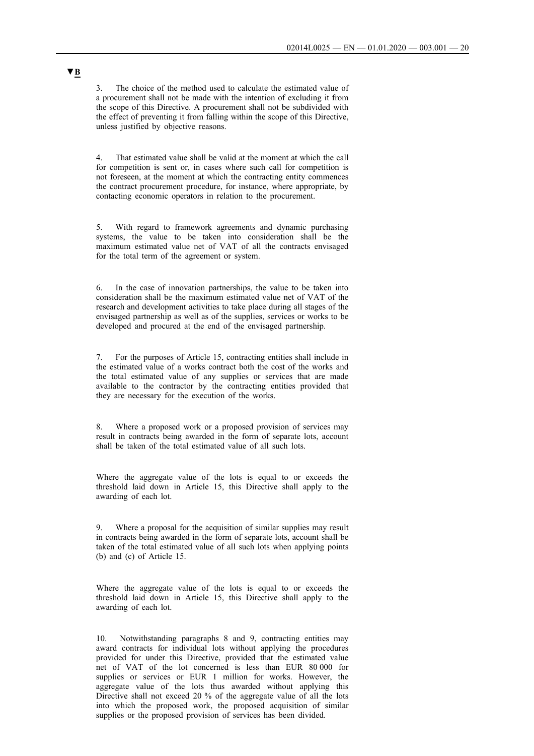▼B

3. The choice of the method used to calculate the estimated value of a procurement shall not be made with the intention of excluding it from the scope of this Directive. A procurement shall not be subdivided with the effect of preventing it from falling within the scope of this Directive, unless justified by objective reasons.

4. That estimated value shall be valid at the moment at which the call for competition is sent or, in cases where such call for competition is not foreseen, at the moment at which the contracting entity commences the contract procurement procedure, for instance, where appropriate, by contacting economic operators in relation to the procurement.

5. With regard to framework agreements and dynamic purchasing systems, the value to be taken into consideration shall be the maximum estimated value net of VAT of all the contracts envisaged for the total term of the agreement or system.

6. In the case of innovation partnerships, the value to be taken into consideration shall be the maximum estimated value net of VAT of the research and development activities to take place during all stages of the envisaged partnership as well as of the supplies, services or works to be developed and procured at the end of the envisaged partnership.

7. For the purposes of Article 15, contracting entities shall include in the estimated value of a works contract both the cost of the works and the total estimated value of any supplies or services that are made available to the contractor by the contracting entities provided that they are necessary for the execution of the works.

8. Where a proposed work or a proposed provision of services may result in contracts being awarded in the form of separate lots, account shall be taken of the total estimated value of all such lots.

Where the aggregate value of the lots is equal to or exceeds the threshold laid down in Article 15, this Directive shall apply to the awarding of each lot.

9. Where a proposal for the acquisition of similar supplies may result in contracts being awarded in the form of separate lots, account shall be taken of the total estimated value of all such lots when applying points (b) and (c) of Article 15.

Where the aggregate value of the lots is equal to or exceeds the threshold laid down in Article 15, this Directive shall apply to the awarding of each lot.

10. Notwithstanding paragraphs 8 and 9, contracting entities may award contracts for individual lots without applying the procedures provided for under this Directive, provided that the estimated value net of VAT of the lot concerned is less than EUR 80 000 for supplies or services or EUR 1 million for works. However, the aggregate value of the lots thus awarded without applying this Directive shall not exceed 20 % of the aggregate value of all the lots into which the proposed work, the proposed acquisition of similar supplies or the proposed provision of services has been divided.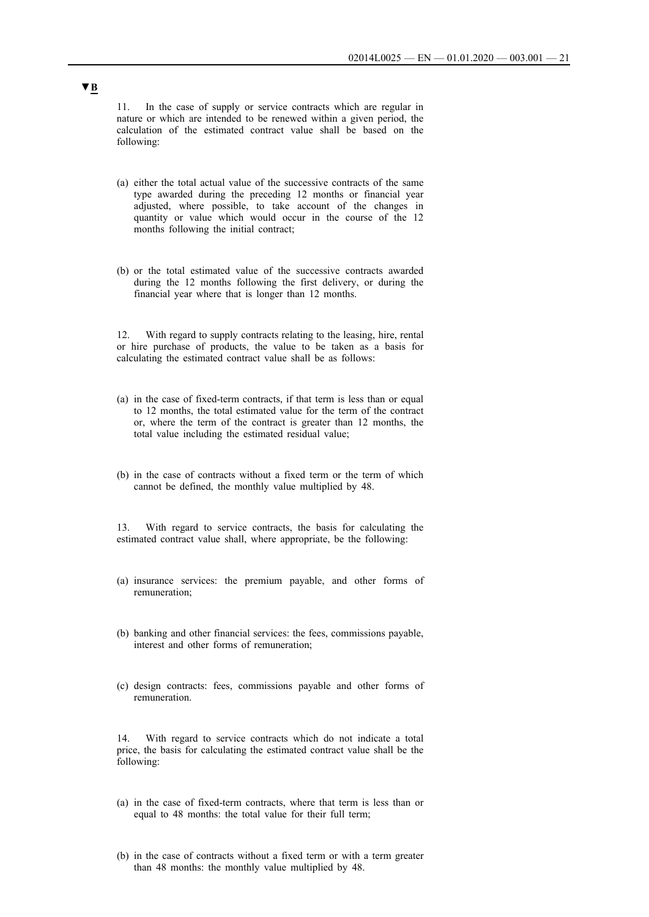▼B

11. In the case of supply or service contracts which are regular in nature or which are intended to be renewed within a given period, the calculation of the estimated contract value shall be based on the following:

(a) either the total actual value of the successive contracts of the same type awarded during the preceding 12 months or financial year adjusted, where possible, to take account of the changes in quantity or value which would occur in the course of the 12 months following the initial contract;

(b) or the total estimated value of the successive contracts awarded during the 12 months following the first delivery, or during the financial year where that is longer than 12 months.

12. With regard to supply contracts relating to the leasing, hire, rental or hire purchase of products, the value to be taken as a basis for calculating the estimated contract value shall be as follows:

(a) in the case of fixed-term contracts, if that term is less than or equal to 12 months, the total estimated value for the term of the contract or, where the term of the contract is greater than 12 months, the total value including the estimated residual value;

(b) in the case of contracts without a fixed term or the term of which cannot be defined, the monthly value multiplied by 48.

13. With regard to service contracts, the basis for calculating the estimated contract value shall, where appropriate, be the following:

(a) insurance services: the premium payable, and other forms of remuneration;

(b) banking and other financial services: the fees, commissions payable, interest and other forms of remuneration;

(c) design contracts: fees, commissions payable and other forms of remuneration.

14. With regard to service contracts which do not indicate a total price, the basis for calculating the estimated contract value shall be the following:

(a) in the case of fixed-term contracts, where that term is less than or equal to 48 months: the total value for their full term;

(b) in the case of contracts without a fixed term or with a term greater than 48 months: the monthly value multiplied by 48.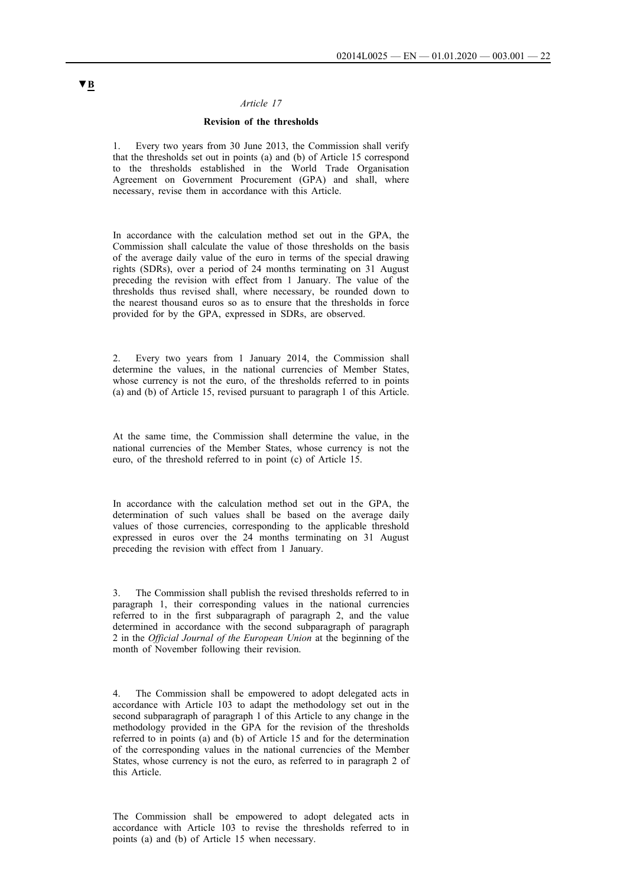▼B

*Article 17*

**Revision of the thresholds**

1. Every two years from 30 June 2013, the Commission shall verify that the thresholds set out in points (a) and (b) of Article 15 correspond to the thresholds established in the World Trade Organisation Agreement on Government Procurement (GPA) and shall, where necessary, revise them in accordance with this Article.

In accordance with the calculation method set out in the GPA, the Commission shall calculate the value of those thresholds on the basis of the average daily value of the euro in terms of the special drawing rights (SDRs), over a period of 24 months terminating on 31 August preceding the revision with effect from 1 January. The value of the thresholds thus revised shall, where necessary, be rounded down to the nearest thousand euros so as to ensure that the thresholds in force provided for by the GPA, expressed in SDRs, are observed.

2. Every two years from 1 January 2014, the Commission shall determine the values, in the national currencies of Member States, whose currency is not the euro, of the thresholds referred to in points (a) and (b) of Article 15, revised pursuant to paragraph 1 of this Article.

At the same time, the Commission shall determine the value, in the national currencies of the Member States, whose currency is not the euro, of the threshold referred to in point (c) of Article 15.

In accordance with the calculation method set out in the GPA, the determination of such values shall be based on the average daily values of those currencies, corresponding to the applicable threshold expressed in euros over the 24 months terminating on 31 August preceding the revision with effect from 1 January.

3. The Commission shall publish the revised thresholds referred to in paragraph 1, their corresponding values in the national currencies referred to in the first subparagraph of paragraph 2, and the value determined in accordance with the second subparagraph of paragraph 2 in the *Official Journal of the European Union* at the beginning of the month of November following their revision.

4. The Commission shall be empowered to adopt delegated acts in accordance with Article 103 to adapt the methodology set out in the second subparagraph of paragraph 1 of this Article to any change in the methodology provided in the GPA for the revision of the thresholds referred to in points (a) and (b) of Article 15 and for the determination of the corresponding values in the national currencies of the Member States, whose currency is not the euro, as referred to in paragraph 2 of this Article.

The Commission shall be empowered to adopt delegated acts in accordance with Article 103 to revise the thresholds referred to in points (a) and (b) of Article 15 when necessary.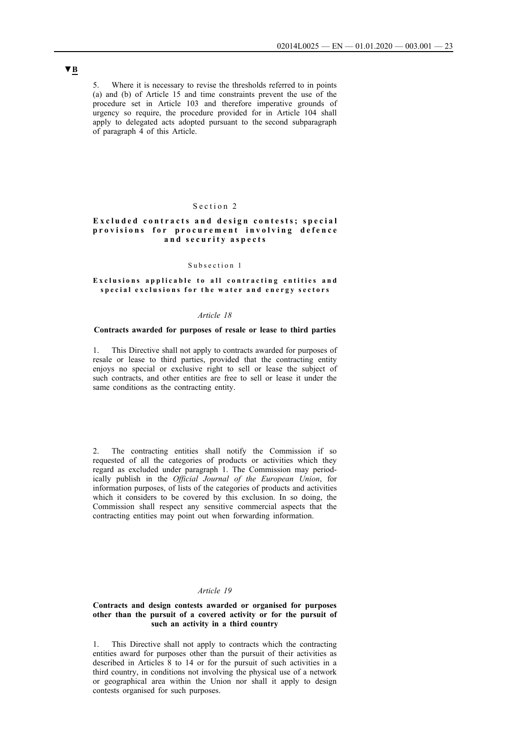▼B

5. Where it is necessary to revise the thresholds referred to in points (a) and (b) of Article 15 and time constraints prevent the use of the procedure set in Article 103 and therefore imperative grounds of urgency so require, the procedure provided for in Article 104 shall apply to delegated acts adopted pursuant to the second subparagraph of paragraph 4 of this Article.

## Section 2

## Excluded contracts and design contests; special provisions for procurement involving defence and security aspects

### Subsection 1

### Exclusions applicable to all contracting entities and special exclusions for the water and energy sectors

*Article 18*

**Contracts awarded for purposes of resale or lease to third parties**

1. This Directive shall not apply to contracts awarded for purposes of resale or lease to third parties, provided that the contracting entity enjoys no special or exclusive right to sell or lease the subject of such contracts, and other entities are free to sell or lease it under the same conditions as the contracting entity.

2. The contracting entities shall notify the Commission if so requested of all the categories of products or activities which they regard as excluded under paragraph 1. The Commission may periodically publish in the *Official Journal of the European Union*, for information purposes, of lists of the categories of products and activities which it considers to be covered by this exclusion. In so doing, the Commission shall respect any sensitive commercial aspects that the contracting entities may point out when forwarding information.

*Article 19*

**Contracts and design contests awarded or organised for purposes other than the pursuit of a covered activity or for the pursuit of such an activity in a third country**

1. This Directive shall not apply to contracts which the contracting entities award for purposes other than the pursuit of their activities as described in Articles 8 to 14 or for the pursuit of such activities in a third country, in conditions not involving the physical use of a network or geographical area within the Union nor shall it apply to design contests organised for such purposes.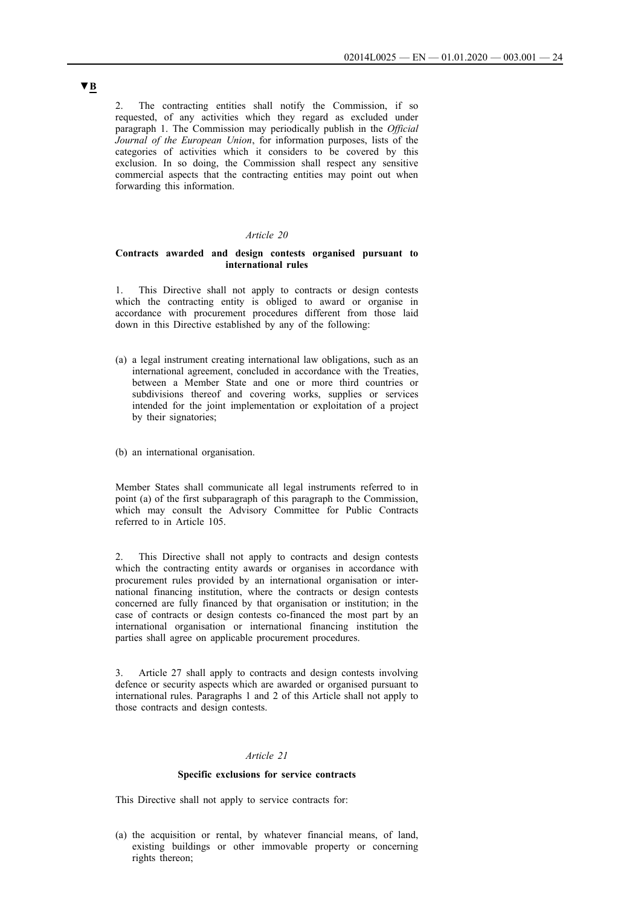**▼B**

2. The contracting entities shall notify the Commission, if so requested, of any activities which they regard as excluded under paragraph 1. The Commission may periodically publish in the *Official Journal of the European Union*, for information purposes, lists of the categories of activities which it considers to be covered by this exclusion. In so doing, the Commission shall respect any sensitive commercial aspects that the contracting entities may point out when forwarding this information.

*Article 20*

**Contracts awarded and design contests organised pursuant to international rules**

1. This Directive shall not apply to contracts or design contests which the contracting entity is obliged to award or organise in accordance with procurement procedures different from those laid down in this Directive established by any of the following:

(a) a legal instrument creating international law obligations, such as an international agreement, concluded in accordance with the Treaties, between a Member State and one or more third countries or subdivisions thereof and covering works, supplies or services intended for the joint implementation or exploitation of a project by their signatories;

(b) an international organisation.

Member States shall communicate all legal instruments referred to in point (a) of the first subparagraph of this paragraph to the Commission, which may consult the Advisory Committee for Public Contracts referred to in Article 105.

2. This Directive shall not apply to contracts and design contests which the contracting entity awards or organises in accordance with procurement rules provided by an international organisation or international financing institution, where the contracts or design contests concerned are fully financed by that organisation or institution; in the case of contracts or design contests co-financed the most part by an international organisation or international financing institution the parties shall agree on applicable procurement procedures.

3. Article 27 shall apply to contracts and design contests involving defence or security aspects which are awarded or organised pursuant to international rules. Paragraphs 1 and 2 of this Article shall not apply to those contracts and design contests.

*Article 21*

**Specific exclusions for service contracts**

This Directive shall not apply to service contracts for:

(a) the acquisition or rental, by whatever financial means, of land, existing buildings or other immovable property or concerning rights thereon;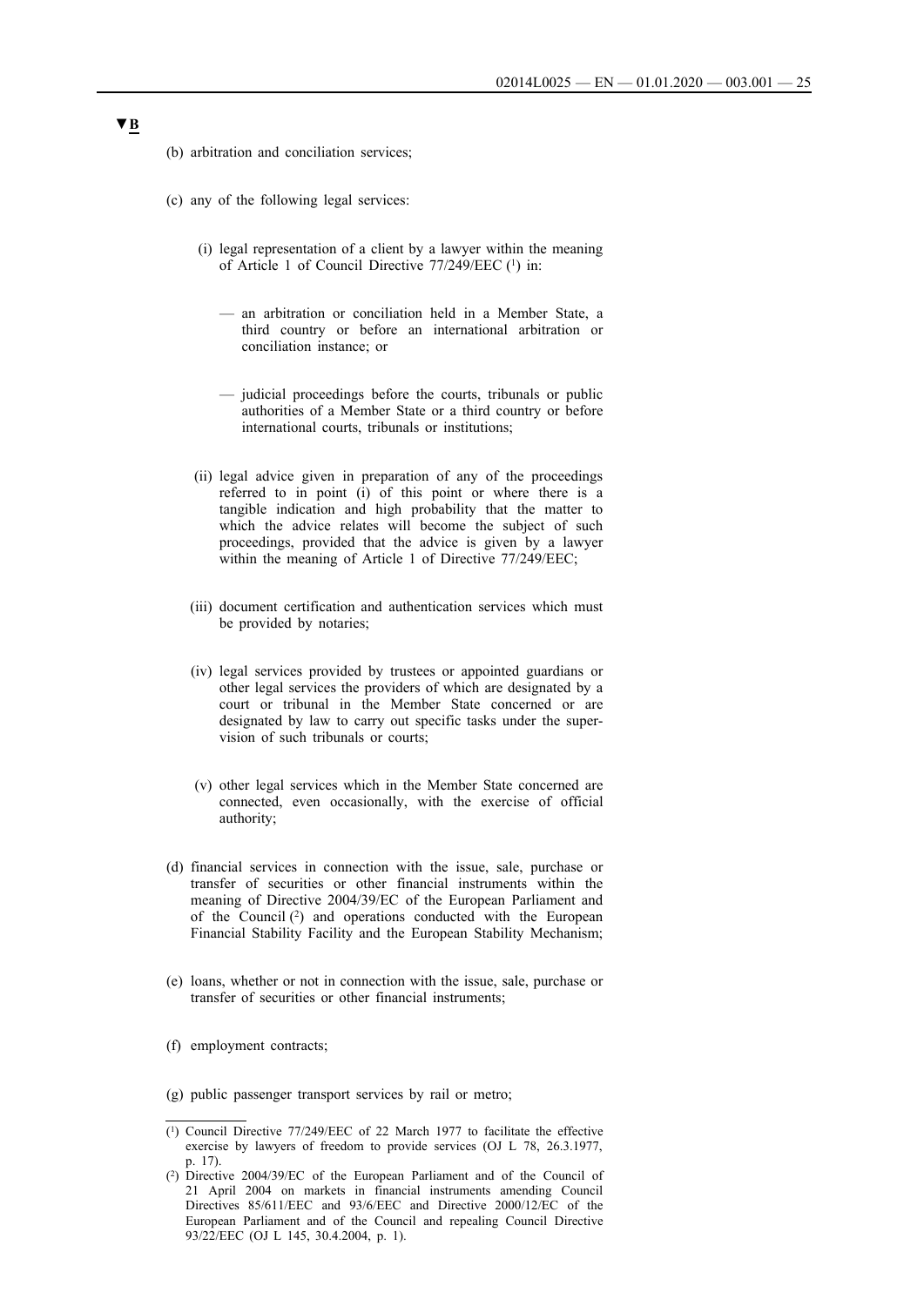▼B

(b) arbitration and conciliation services;

(c) any of the following legal services:

   (i) legal representation of a client by a lawyer within the meaning of Article 1 of Council Directive 77/249/EEC [1] in:

      — an arbitration or conciliation held in a Member State, a third country or before an international arbitration or conciliation instance; or

      — judicial proceedings before the courts, tribunals or public authorities of a Member State or a third country or before international courts, tribunals or institutions;

   (ii) legal advice given in preparation of any of the proceedings referred to in point (i) of this point or where there is a tangible indication and high probability that the matter to which the advice relates will become the subject of such proceedings, provided that the advice is given by a lawyer within the meaning of Article 1 of Directive 77/249/EEC;

   (iii) document certification and authentication services which must be provided by notaries;

   (iv) legal services provided by trustees or appointed guardians or other legal services the providers of which are designated by a court or tribunal in the Member State concerned or are designated by law to carry out specific tasks under the supervision of such tribunals or courts;

   (v) other legal services which in the Member State concerned are connected, even occasionally, with the exercise of official authority;

(d) financial services in connection with the issue, sale, purchase or transfer of securities or other financial instruments within the meaning of Directive 2004/39/EC of the European Parliament and of the Council [2] and operations conducted with the European Financial Stability Facility and the European Stability Mechanism;

(e) loans, whether or not in connection with the issue, sale, purchase or transfer of securities or other financial instruments;

(f) employment contracts;

(g) public passenger transport services by rail or metro;

---

[1] Council Directive 77/249/EEC of 22 March 1977 to facilitate the effective exercise by lawyers of freedom to provide services (OJ L 78, 26.3.1977, p. 17).

[2] Directive 2004/39/EC of the European Parliament and of the Council of 21 April 2004 on markets in financial instruments amending Council Directives 85/611/EEC and 93/6/EEC and Directive 2000/12/EC of the European Parliament and of the Council and repealing Council Directive 93/22/EEC (OJ L 145, 30.4.2004, p. 1).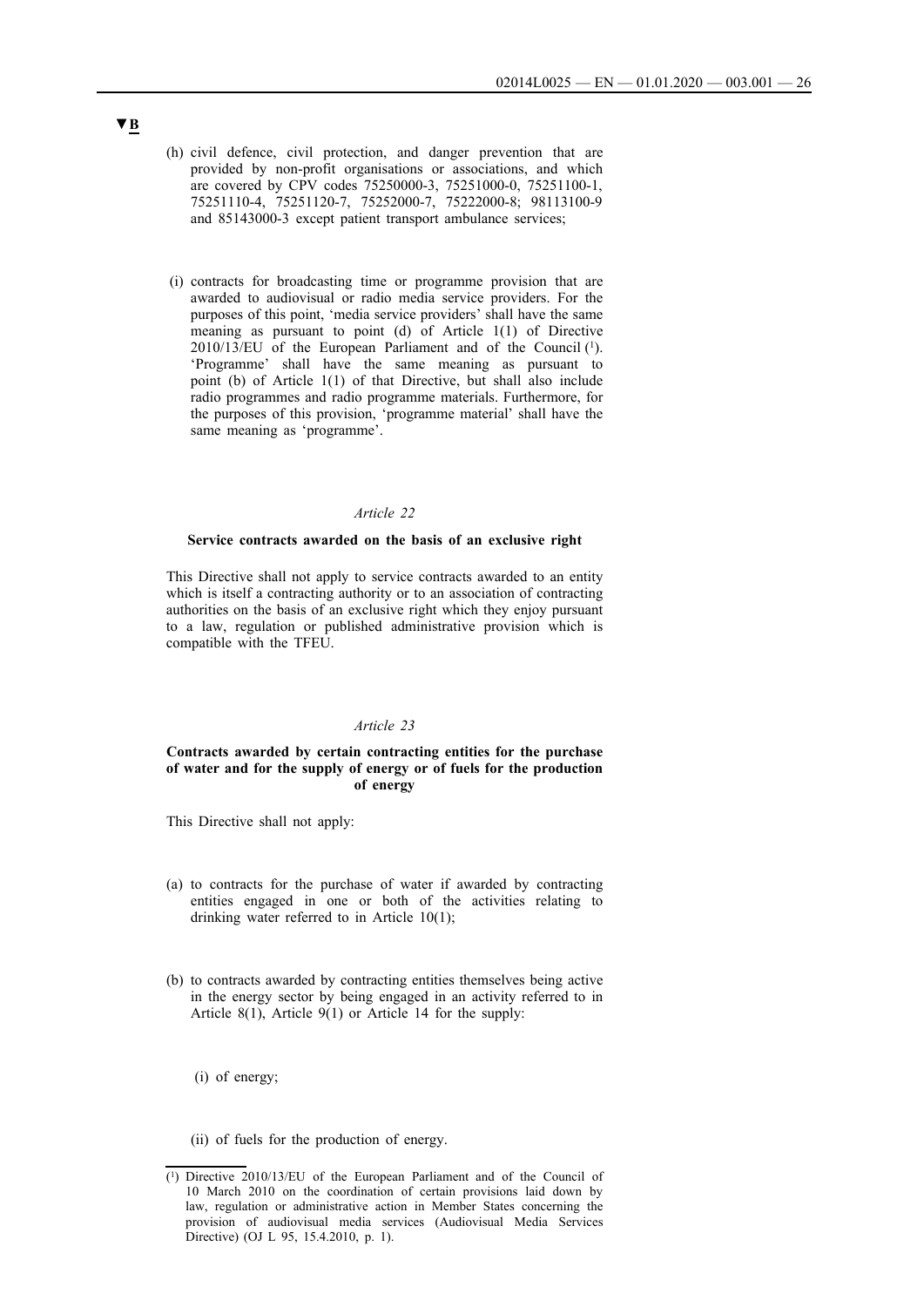▼B

(h) civil defence, civil protection, and danger prevention that are provided by non-profit organisations or associations, and which are covered by CPV codes 75250000-3, 75251000-0, 75251100-1, 75251110-4, 75251120-7, 75252000-7, 75222000-8; 98113100-9 and 85143000-3 except patient transport ambulance services;

(i) contracts for broadcasting time or programme provision that are awarded to audiovisual or radio media service providers. For the purposes of this point, 'media service providers' shall have the same meaning as pursuant to point (d) of Article 1(1) of Directive 2010/13/EU of the European Parliament and of the Council [1]. 'Programme' shall have the same meaning as pursuant to point (b) of Article 1(1) of that Directive, but shall also include radio programmes and radio programme materials. Furthermore, for the purposes of this provision, 'programme material' shall have the same meaning as 'programme'.

*Article 22*

**Service contracts awarded on the basis of an exclusive right**

This Directive shall not apply to service contracts awarded to an entity which is itself a contracting authority or to an association of contracting authorities on the basis of an exclusive right which they enjoy pursuant to a law, regulation or published administrative provision which is compatible with the TFEU.

*Article 23*

**Contracts awarded by certain contracting entities for the purchase of water and for the supply of energy or of fuels for the production of energy**

This Directive shall not apply:

(a) to contracts for the purchase of water if awarded by contracting entities engaged in one or both of the activities relating to drinking water referred to in Article 10(1);

(b) to contracts awarded by contracting entities themselves being active in the energy sector by being engaged in an activity referred to in Article 8(1), Article 9(1) or Article 14 for the supply:

(i) of energy;

(ii) of fuels for the production of energy.

---

[1] Directive 2010/13/EU of the European Parliament and of the Council of 10 March 2010 on the coordination of certain provisions laid down by law, regulation or administrative action in Member States concerning the provision of audiovisual media services (Audiovisual Media Services Directive) (OJ L 95, 15.4.2010, p. 1).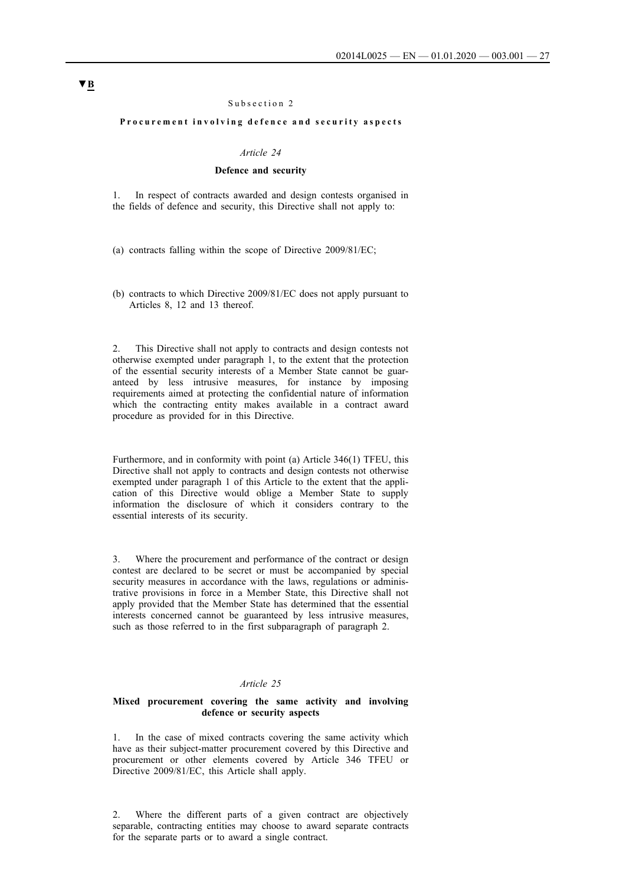▼B

Subsection 2

**Procurement involving defence and security aspects**

*Article 24*

**Defence and security**

1. In respect of contracts awarded and design contests organised in the fields of defence and security, this Directive shall not apply to:

(a) contracts falling within the scope of Directive 2009/81/EC;

(b) contracts to which Directive 2009/81/EC does not apply pursuant to Articles 8, 12 and 13 thereof.

2. This Directive shall not apply to contracts and design contests not otherwise exempted under paragraph 1, to the extent that the protection of the essential security interests of a Member State cannot be guaranteed by less intrusive measures, for instance by imposing requirements aimed at protecting the confidential nature of information which the contracting entity makes available in a contract award procedure as provided for in this Directive.

Furthermore, and in conformity with point (a) Article 346(1) TFEU, this Directive shall not apply to contracts and design contests not otherwise exempted under paragraph 1 of this Article to the extent that the application of this Directive would oblige a Member State to supply information the disclosure of which it considers contrary to the essential interests of its security.

3. Where the procurement and performance of the contract or design contest are declared to be secret or must be accompanied by special security measures in accordance with the laws, regulations or administrative provisions in force in a Member State, this Directive shall not apply provided that the Member State has determined that the essential interests concerned cannot be guaranteed by less intrusive measures, such as those referred to in the first subparagraph of paragraph 2.

*Article 25*

**Mixed procurement covering the same activity and involving defence or security aspects**

1. In the case of mixed contracts covering the same activity which have as their subject-matter procurement covered by this Directive and procurement or other elements covered by Article 346 TFEU or Directive 2009/81/EC, this Article shall apply.

2. Where the different parts of a given contract are objectively separable, contracting entities may choose to award separate contracts for the separate parts or to award a single contract.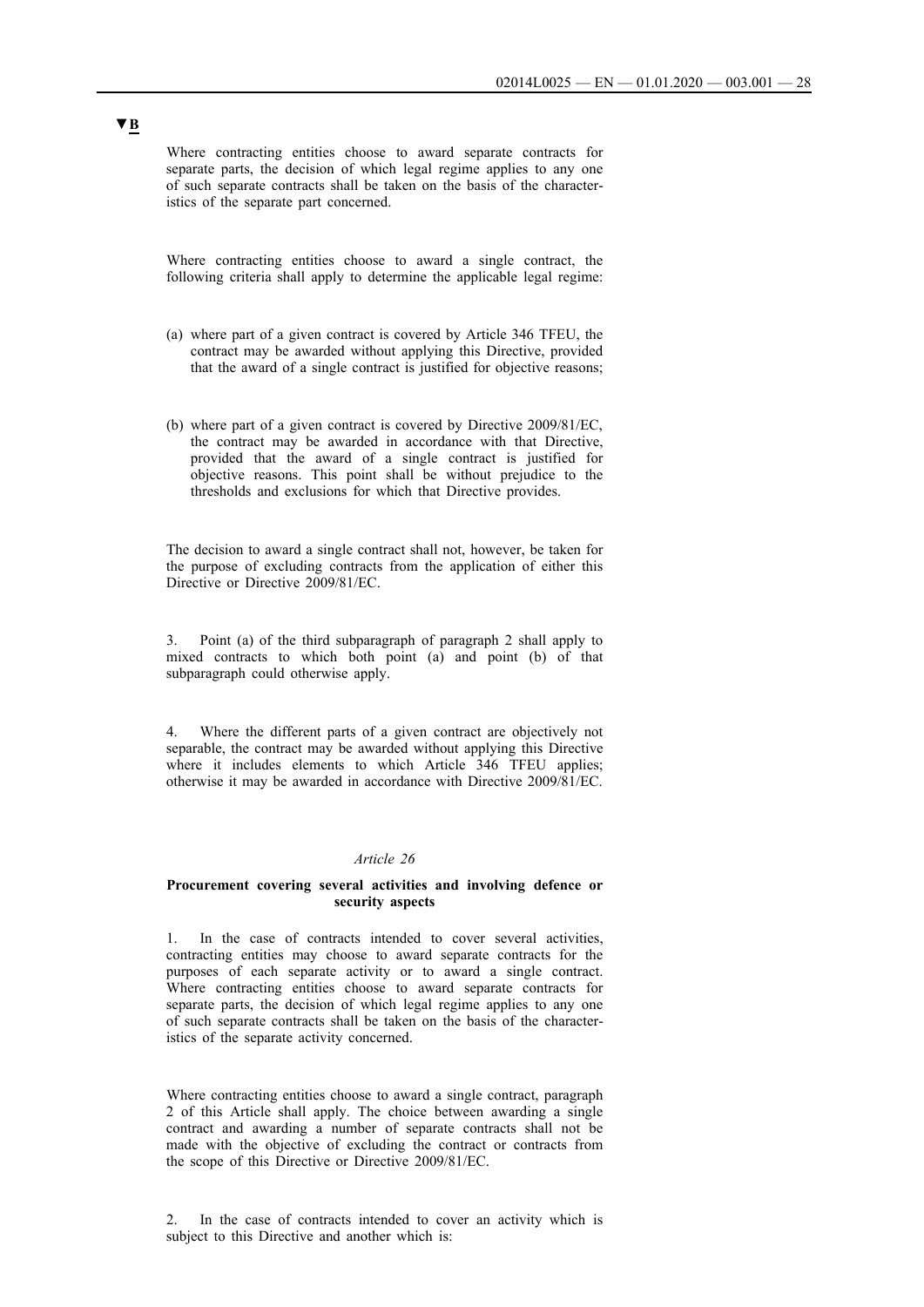▼B

Where contracting entities choose to award separate contracts for separate parts, the decision of which legal regime applies to any one of such separate contracts shall be taken on the basis of the characteristics of the separate part concerned.

Where contracting entities choose to award a single contract, the following criteria shall apply to determine the applicable legal regime:

(a) where part of a given contract is covered by Article 346 TFEU, the contract may be awarded without applying this Directive, provided that the award of a single contract is justified for objective reasons;

(b) where part of a given contract is covered by Directive 2009/81/EC, the contract may be awarded in accordance with that Directive, provided that the award of a single contract is justified for objective reasons. This point shall be without prejudice to the thresholds and exclusions for which that Directive provides.

The decision to award a single contract shall not, however, be taken for the purpose of excluding contracts from the application of either this Directive or Directive 2009/81/EC.

3. Point (a) of the third subparagraph of paragraph 2 shall apply to mixed contracts to which both point (a) and point (b) of that subparagraph could otherwise apply.

4. Where the different parts of a given contract are objectively not separable, the contract may be awarded without applying this Directive where it includes elements to which Article 346 TFEU applies; otherwise it may be awarded in accordance with Directive 2009/81/EC.

*Article 26*

**Procurement covering several activities and involving defence or security aspects**

1. In the case of contracts intended to cover several activities, contracting entities may choose to award separate contracts for the purposes of each separate activity or to award a single contract. Where contracting entities choose to award separate contracts for separate parts, the decision of which legal regime applies to any one of such separate contracts shall be taken on the basis of the characteristics of the separate activity concerned.

Where contracting entities choose to award a single contract, paragraph 2 of this Article shall apply. The choice between awarding a single contract and awarding a number of separate contracts shall not be made with the objective of excluding the contract or contracts from the scope of this Directive or Directive 2009/81/EC.

2. In the case of contracts intended to cover an activity which is subject to this Directive and another which is: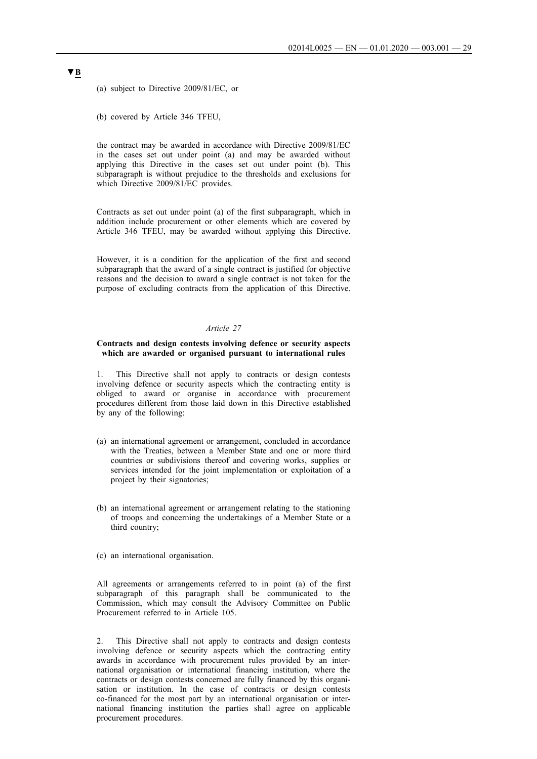▼B

(a) subject to Directive 2009/81/EC, or

(b) covered by Article 346 TFEU,

the contract may be awarded in accordance with Directive 2009/81/EC in the cases set out under point (a) and may be awarded without applying this Directive in the cases set out under point (b). This subparagraph is without prejudice to the thresholds and exclusions for which Directive 2009/81/EC provides.

Contracts as set out under point (a) of the first subparagraph, which in addition include procurement or other elements which are covered by Article 346 TFEU, may be awarded without applying this Directive.

However, it is a condition for the application of the first and second subparagraph that the award of a single contract is justified for objective reasons and the decision to award a single contract is not taken for the purpose of excluding contracts from the application of this Directive.

*Article 27*

**Contracts and design contests involving defence or security aspects which are awarded or organised pursuant to international rules**

1. This Directive shall not apply to contracts or design contests involving defence or security aspects which the contracting entity is obliged to award or organise in accordance with procurement procedures different from those laid down in this Directive established by any of the following:

(a) an international agreement or arrangement, concluded in accordance with the Treaties, between a Member State and one or more third countries or subdivisions thereof and covering works, supplies or services intended for the joint implementation or exploitation of a project by their signatories;

(b) an international agreement or arrangement relating to the stationing of troops and concerning the undertakings of a Member State or a third country;

(c) an international organisation.

All agreements or arrangements referred to in point (a) of the first subparagraph of this paragraph shall be communicated to the Commission, which may consult the Advisory Committee on Public Procurement referred to in Article 105.

2. This Directive shall not apply to contracts and design contests involving defence or security aspects which the contracting entity awards in accordance with procurement rules provided by an international organisation or international financing institution, where the contracts or design contests concerned are fully financed by this organisation or institution. In the case of contracts or design contests co-financed for the most part by an international organisation or international financing institution the parties shall agree on applicable procurement procedures.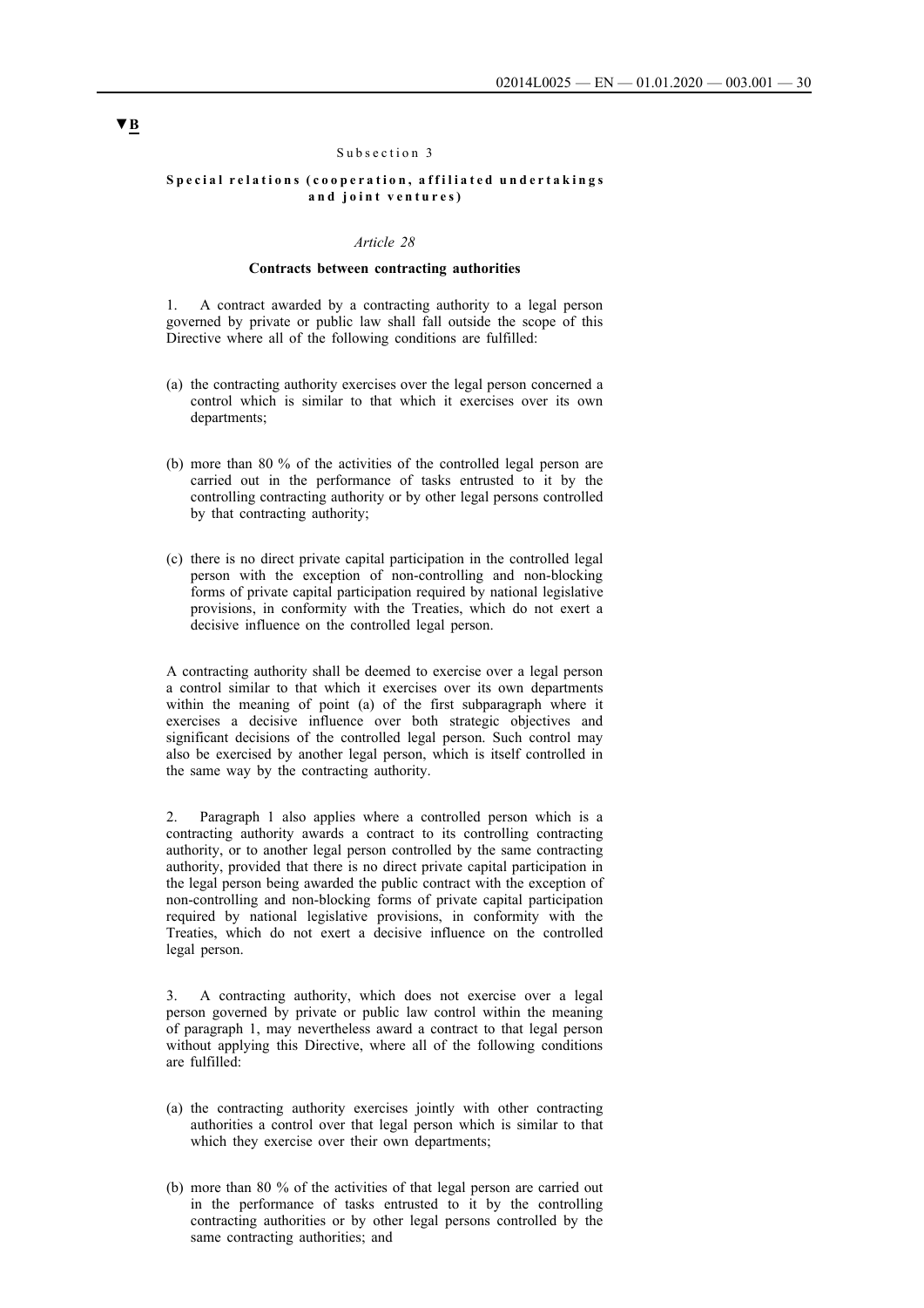▼B

Subsection 3

**Special relations (cooperation, affiliated undertakings and joint ventures)**

*Article 28*

**Contracts between contracting authorities**

1. A contract awarded by a contracting authority to a legal person governed by private or public law shall fall outside the scope of this Directive where all of the following conditions are fulfilled:

(a) the contracting authority exercises over the legal person concerned a control which is similar to that which it exercises over its own departments;

(b) more than 80 % of the activities of the controlled legal person are carried out in the performance of tasks entrusted to it by the controlling contracting authority or by other legal persons controlled by that contracting authority;

(c) there is no direct private capital participation in the controlled legal person with the exception of non-controlling and non-blocking forms of private capital participation required by national legislative provisions, in conformity with the Treaties, which do not exert a decisive influence on the controlled legal person.

A contracting authority shall be deemed to exercise over a legal person a control similar to that which it exercises over its own departments within the meaning of point (a) of the first subparagraph where it exercises a decisive influence over both strategic objectives and significant decisions of the controlled legal person. Such control may also be exercised by another legal person, which is itself controlled in the same way by the contracting authority.

2. Paragraph 1 also applies where a controlled person which is a contracting authority awards a contract to its controlling contracting authority, or to another legal person controlled by the same contracting authority, provided that there is no direct private capital participation in the legal person being awarded the public contract with the exception of non-controlling and non-blocking forms of private capital participation required by national legislative provisions, in conformity with the Treaties, which do not exert a decisive influence on the controlled legal person.

3. A contracting authority, which does not exercise over a legal person governed by private or public law control within the meaning of paragraph 1, may nevertheless award a contract to that legal person without applying this Directive, where all of the following conditions are fulfilled:

(a) the contracting authority exercises jointly with other contracting authorities a control over that legal person which is similar to that which they exercise over their own departments;

(b) more than 80 % of the activities of that legal person are carried out in the performance of tasks entrusted to it by the controlling contracting authorities or by other legal persons controlled by the same contracting authorities; and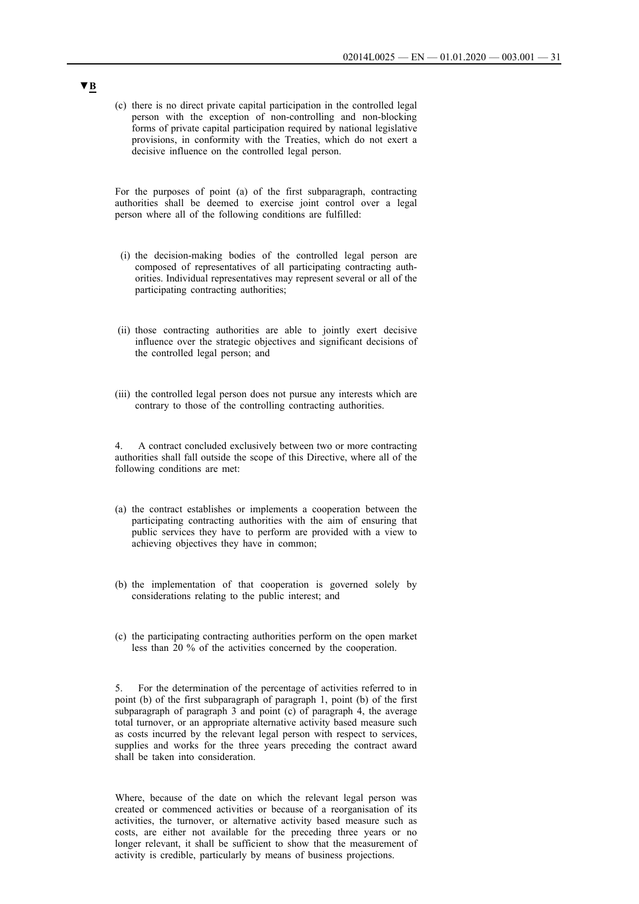▼B

(c) there is no direct private capital participation in the controlled legal person with the exception of non-controlling and non-blocking forms of private capital participation required by national legislative provisions, in conformity with the Treaties, which do not exert a decisive influence on the controlled legal person.

For the purposes of point (a) of the first subparagraph, contracting authorities shall be deemed to exercise joint control over a legal person where all of the following conditions are fulfilled:

(i) the decision-making bodies of the controlled legal person are composed of representatives of all participating contracting authorities. Individual representatives may represent several or all of the participating contracting authorities;

(ii) those contracting authorities are able to jointly exert decisive influence over the strategic objectives and significant decisions of the controlled legal person; and

(iii) the controlled legal person does not pursue any interests which are contrary to those of the controlling contracting authorities.

4. A contract concluded exclusively between two or more contracting authorities shall fall outside the scope of this Directive, where all of the following conditions are met:

(a) the contract establishes or implements a cooperation between the participating contracting authorities with the aim of ensuring that public services they have to perform are provided with a view to achieving objectives they have in common;

(b) the implementation of that cooperation is governed solely by considerations relating to the public interest; and

(c) the participating contracting authorities perform on the open market less than 20 % of the activities concerned by the cooperation.

5. For the determination of the percentage of activities referred to in point (b) of the first subparagraph of paragraph 1, point (b) of the first subparagraph of paragraph 3 and point (c) of paragraph 4, the average total turnover, or an appropriate alternative activity based measure such as costs incurred by the relevant legal person with respect to services, supplies and works for the three years preceding the contract award shall be taken into consideration.

Where, because of the date on which the relevant legal person was created or commenced activities or because of a reorganisation of its activities, the turnover, or alternative activity based measure such as costs, are either not available for the preceding three years or no longer relevant, it shall be sufficient to show that the measurement of activity is credible, particularly by means of business projections.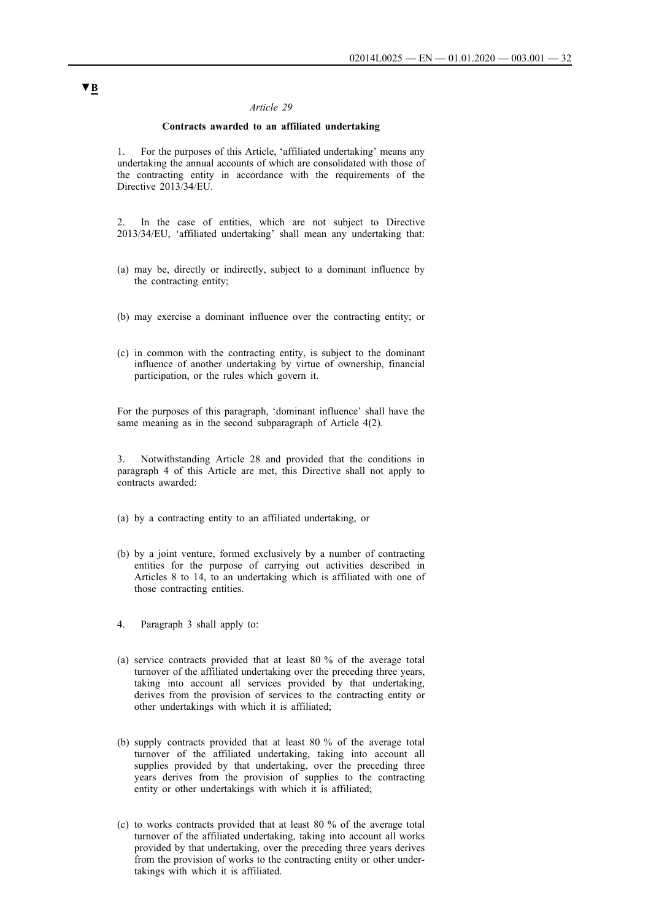▼B

*Article 29*

**Contracts awarded to an affiliated undertaking**

1. For the purposes of this Article, 'affiliated undertaking' means any undertaking the annual accounts of which are consolidated with those of the contracting entity in accordance with the requirements of the Directive 2013/34/EU.

2. In the case of entities, which are not subject to Directive 2013/34/EU, 'affiliated undertaking' shall mean any undertaking that:

(a) may be, directly or indirectly, subject to a dominant influence by the contracting entity;

(b) may exercise a dominant influence over the contracting entity; or

(c) in common with the contracting entity, is subject to the dominant influence of another undertaking by virtue of ownership, financial participation, or the rules which govern it.

For the purposes of this paragraph, 'dominant influence' shall have the same meaning as in the second subparagraph of Article 4(2).

3. Notwithstanding Article 28 and provided that the conditions in paragraph 4 of this Article are met, this Directive shall not apply to contracts awarded:

(a) by a contracting entity to an affiliated undertaking, or

(b) by a joint venture, formed exclusively by a number of contracting entities for the purpose of carrying out activities described in Articles 8 to 14, to an undertaking which is affiliated with one of those contracting entities.

4. Paragraph 3 shall apply to:

(a) service contracts provided that at least 80 % of the average total turnover of the affiliated undertaking over the preceding three years, taking into account all services provided by that undertaking, derives from the provision of services to the contracting entity or other undertakings with which it is affiliated;

(b) supply contracts provided that at least 80 % of the average total turnover of the affiliated undertaking, taking into account all supplies provided by that undertaking, over the preceding three years derives from the provision of supplies to the contracting entity or other undertakings with which it is affiliated;

(c) to works contracts provided that at least 80 % of the average total turnover of the affiliated undertaking, taking into account all works provided by that undertaking, over the preceding three years derives from the provision of works to the contracting entity or other undertakings with which it is affiliated.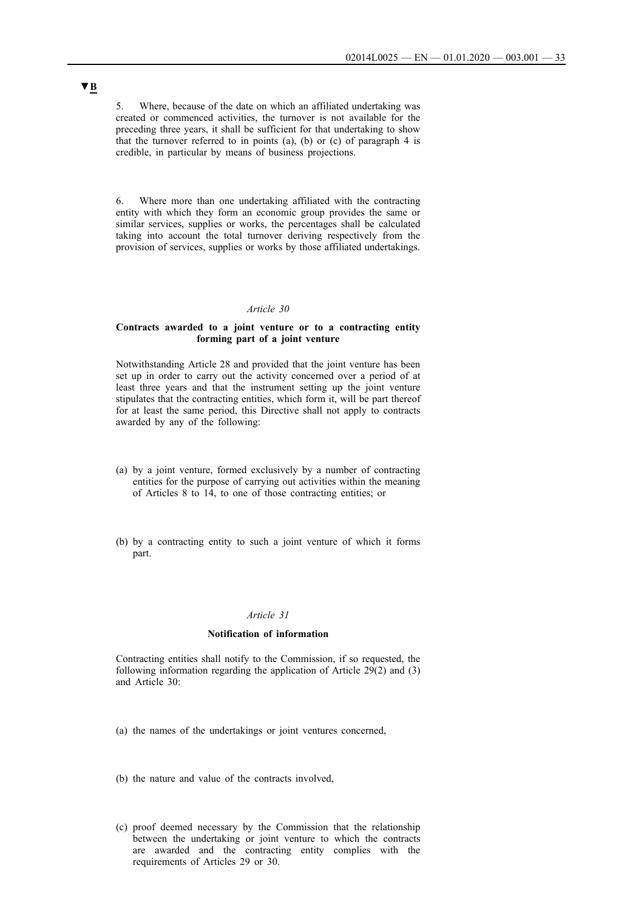▼B

5. Where, because of the date on which an affiliated undertaking was created or commenced activities, the turnover is not available for the preceding three years, it shall be sufficient for that undertaking to show that the turnover referred to in points (a), (b) or (c) of paragraph 4 is credible, in particular by means of business projections.

6. Where more than one undertaking affiliated with the contracting entity with which they form an economic group provides the same or similar services, supplies or works, the percentages shall be calculated taking into account the total turnover deriving respectively from the provision of services, supplies or works by those affiliated undertakings.

*Article 30*

**Contracts awarded to a joint venture or to a contracting entity forming part of a joint venture**

Notwithstanding Article 28 and provided that the joint venture has been set up in order to carry out the activity concerned over a period of at least three years and that the instrument setting up the joint venture stipulates that the contracting entities, which form it, will be part thereof for at least the same period, this Directive shall not apply to contracts awarded by any of the following:

(a) by a joint venture, formed exclusively by a number of contracting entities for the purpose of carrying out activities within the meaning of Articles 8 to 14, to one of those contracting entities; or

(b) by a contracting entity to such a joint venture of which it forms part.

*Article 31*

**Notification of information**

Contracting entities shall notify to the Commission, if so requested, the following information regarding the application of Article 29(2) and (3) and Article 30:

(a) the names of the undertakings or joint ventures concerned,

(b) the nature and value of the contracts involved,

(c) proof deemed necessary by the Commission that the relationship between the undertaking or joint venture to which the contracts are awarded and the contracting entity complies with the requirements of Articles 29 or 30.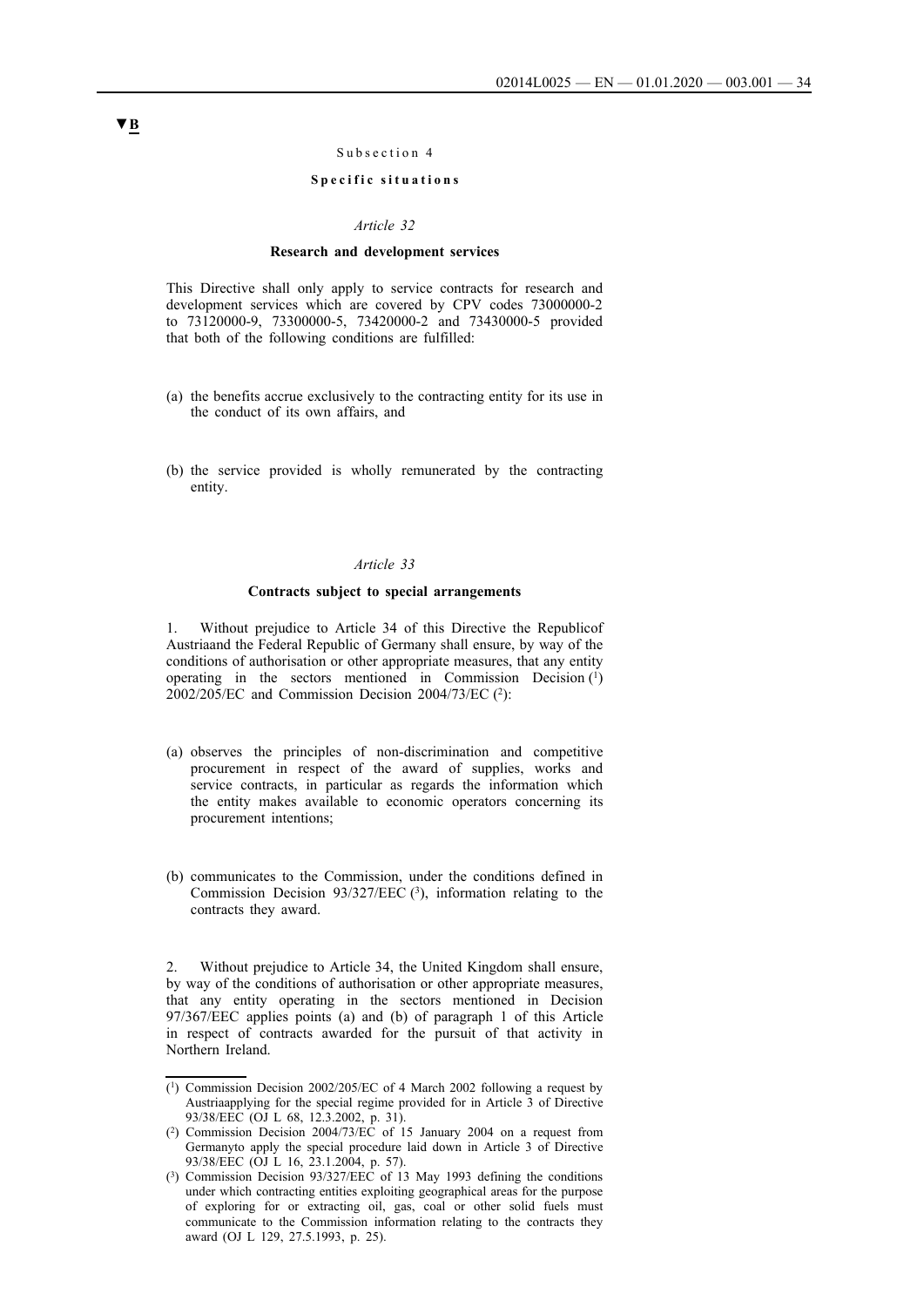▼B

Subsection 4

**Specific situations**

*Article 32*

**Research and development services**

This Directive shall only apply to service contracts for research and development services which are covered by CPV codes 73000000-2 to 73120000-9, 73300000-5, 73420000-2 and 73430000-5 provided that both of the following conditions are fulfilled:

(a) the benefits accrue exclusively to the contracting entity for its use in the conduct of its own affairs, and

(b) the service provided is wholly remunerated by the contracting entity.

*Article 33*

**Contracts subject to special arrangements**

1. Without prejudice to Article 34 of this Directive the Republicof Austriaand the Federal Republic of Germany shall ensure, by way of the conditions of authorisation or other appropriate measures, that any entity operating in the sectors mentioned in Commission Decision [1] 2002/205/EC and Commission Decision 2004/73/EC [2]:

(a) observes the principles of non-discrimination and competitive procurement in respect of the award of supplies, works and service contracts, in particular as regards the information which the entity makes available to economic operators concerning its procurement intentions;

(b) communicates to the Commission, under the conditions defined in Commission Decision 93/327/EEC [3], information relating to the contracts they award.

2. Without prejudice to Article 34, the United Kingdom shall ensure, by way of the conditions of authorisation or other appropriate measures, that any entity operating in the sectors mentioned in Decision 97/367/EEC applies points (a) and (b) of paragraph 1 of this Article in respect of contracts awarded for the pursuit of that activity in Northern Ireland.

---

[1] Commission Decision 2002/205/EC of 4 March 2002 following a request by Austriaapplying for the special regime provided for in Article 3 of Directive 93/38/EEC (OJ L 68, 12.3.2002, p. 31).

[2] Commission Decision 2004/73/EC of 15 January 2004 on a request from Germanyto apply the special procedure laid down in Article 3 of Directive 93/38/EEC (OJ L 16, 23.1.2004, p. 57).

[3] Commission Decision 93/327/EEC of 13 May 1993 defining the conditions under which contracting entities exploiting geographical areas for the purpose of exploring for or extracting oil, gas, coal or other solid fuels must communicate to the Commission information relating to the contracts they award (OJ L 129, 27.5.1993, p. 25).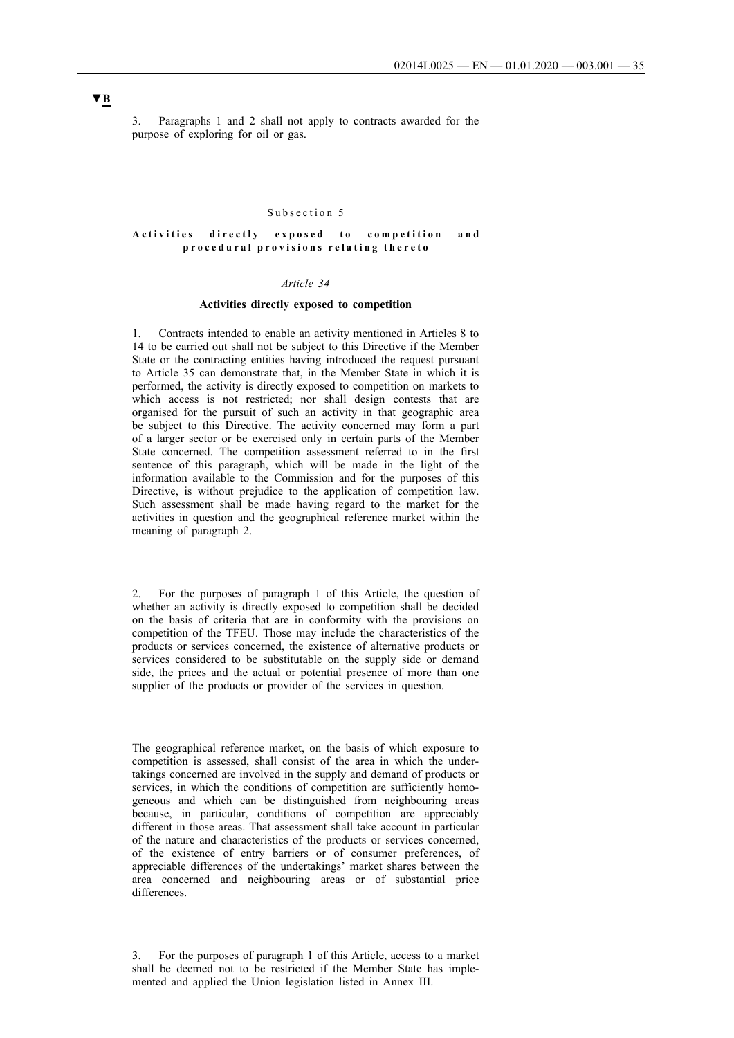▼B

3. Paragraphs 1 and 2 shall not apply to contracts awarded for the purpose of exploring for oil or gas.

Subsection 5

**Activities directly exposed to competition and procedural provisions relating thereto**

*Article 34*

**Activities directly exposed to competition**

1. Contracts intended to enable an activity mentioned in Articles 8 to 14 to be carried out shall not be subject to this Directive if the Member State or the contracting entities having introduced the request pursuant to Article 35 can demonstrate that, in the Member State in which it is performed, the activity is directly exposed to competition on markets to which access is not restricted; nor shall design contests that are organised for the pursuit of such an activity in that geographic area be subject to this Directive. The activity concerned may form a part of a larger sector or be exercised only in certain parts of the Member State concerned. The competition assessment referred to in the first sentence of this paragraph, which will be made in the light of the information available to the Commission and for the purposes of this Directive, is without prejudice to the application of competition law. Such assessment shall be made having regard to the market for the activities in question and the geographical reference market within the meaning of paragraph 2.

2. For the purposes of paragraph 1 of this Article, the question of whether an activity is directly exposed to competition shall be decided on the basis of criteria that are in conformity with the provisions on competition of the TFEU. Those may include the characteristics of the products or services concerned, the existence of alternative products or services considered to be substitutable on the supply side or demand side, the prices and the actual or potential presence of more than one supplier of the products or provider of the services in question.

The geographical reference market, on the basis of which exposure to competition is assessed, shall consist of the area in which the undertakings concerned are involved in the supply and demand of products or services, in which the conditions of competition are sufficiently homogeneous and which can be distinguished from neighbouring areas because, in particular, conditions of competition are appreciably different in those areas. That assessment shall take account in particular of the nature and characteristics of the products or services concerned, of the existence of entry barriers or of consumer preferences, of appreciable differences of the undertakings' market shares between the area concerned and neighbouring areas or of substantial price differences.

3. For the purposes of paragraph 1 of this Article, access to a market shall be deemed not to be restricted if the Member State has implemented and applied the Union legislation listed in Annex III.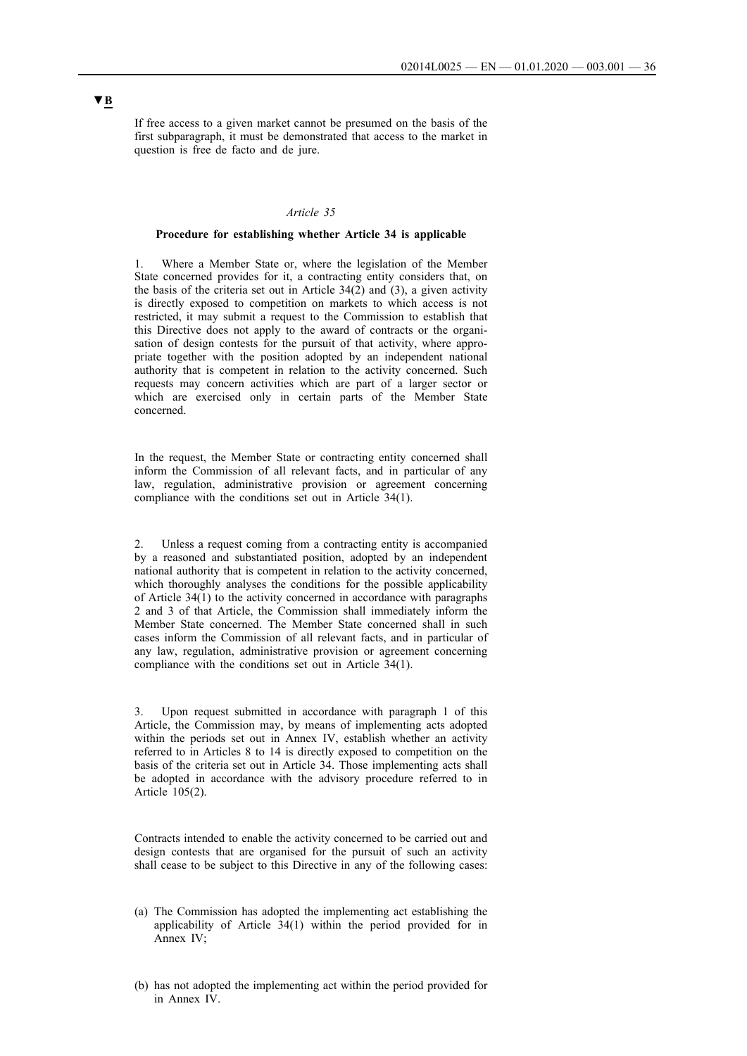▼B

If free access to a given market cannot be presumed on the basis of the first subparagraph, it must be demonstrated that access to the market in question is free de facto and de jure.

*Article 35*

**Procedure for establishing whether Article 34 is applicable**

1. Where a Member State or, where the legislation of the Member State concerned provides for it, a contracting entity considers that, on the basis of the criteria set out in Article 34(2) and (3), a given activity is directly exposed to competition on markets to which access is not restricted, it may submit a request to the Commission to establish that this Directive does not apply to the award of contracts or the organisation of design contests for the pursuit of that activity, where appropriate together with the position adopted by an independent national authority that is competent in relation to the activity concerned. Such requests may concern activities which are part of a larger sector or which are exercised only in certain parts of the Member State concerned.

In the request, the Member State or contracting entity concerned shall inform the Commission of all relevant facts, and in particular of any law, regulation, administrative provision or agreement concerning compliance with the conditions set out in Article 34(1).

2. Unless a request coming from a contracting entity is accompanied by a reasoned and substantiated position, adopted by an independent national authority that is competent in relation to the activity concerned, which thoroughly analyses the conditions for the possible applicability of Article 34(1) to the activity concerned in accordance with paragraphs 2 and 3 of that Article, the Commission shall immediately inform the Member State concerned. The Member State concerned shall in such cases inform the Commission of all relevant facts, and in particular of any law, regulation, administrative provision or agreement concerning compliance with the conditions set out in Article 34(1).

3. Upon request submitted in accordance with paragraph 1 of this Article, the Commission may, by means of implementing acts adopted within the periods set out in Annex IV, establish whether an activity referred to in Articles 8 to 14 is directly exposed to competition on the basis of the criteria set out in Article 34. Those implementing acts shall be adopted in accordance with the advisory procedure referred to in Article 105(2).

Contracts intended to enable the activity concerned to be carried out and design contests that are organised for the pursuit of such an activity shall cease to be subject to this Directive in any of the following cases:

(a) The Commission has adopted the implementing act establishing the applicability of Article 34(1) within the period provided for in Annex IV;

(b) has not adopted the implementing act within the period provided for in Annex IV.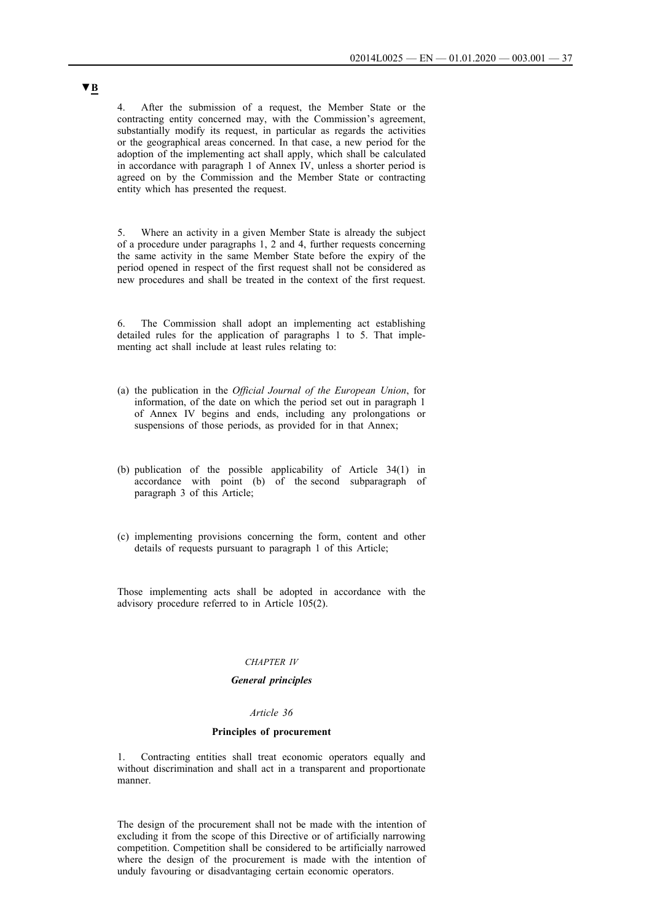▼B

4. After the submission of a request, the Member State or the contracting entity concerned may, with the Commission's agreement, substantially modify its request, in particular as regards the activities or the geographical areas concerned. In that case, a new period for the adoption of the implementing act shall apply, which shall be calculated in accordance with paragraph 1 of Annex IV, unless a shorter period is agreed on by the Commission and the Member State or contracting entity which has presented the request.

5. Where an activity in a given Member State is already the subject of a procedure under paragraphs 1, 2 and 4, further requests concerning the same activity in the same Member State before the expiry of the period opened in respect of the first request shall not be considered as new procedures and shall be treated in the context of the first request.

6. The Commission shall adopt an implementing act establishing detailed rules for the application of paragraphs 1 to 5. That implementing act shall include at least rules relating to:

(a) the publication in the *Official Journal of the European Union*, for information, of the date on which the period set out in paragraph 1 of Annex IV begins and ends, including any prolongations or suspensions of those periods, as provided for in that Annex;

(b) publication of the possible applicability of Article 34(1) in accordance with point (b) of the second subparagraph of paragraph 3 of this Article;

(c) implementing provisions concerning the form, content and other details of requests pursuant to paragraph 1 of this Article;

Those implementing acts shall be adopted in accordance with the advisory procedure referred to in Article 105(2).

## *CHAPTER IV*

## ***General principles***

### *Article 36*

### **Principles of procurement**

1. Contracting entities shall treat economic operators equally and without discrimination and shall act in a transparent and proportionate manner.

The design of the procurement shall not be made with the intention of excluding it from the scope of this Directive or of artificially narrowing competition. Competition shall be considered to be artificially narrowed where the design of the procurement is made with the intention of unduly favouring or disadvantaging certain economic operators.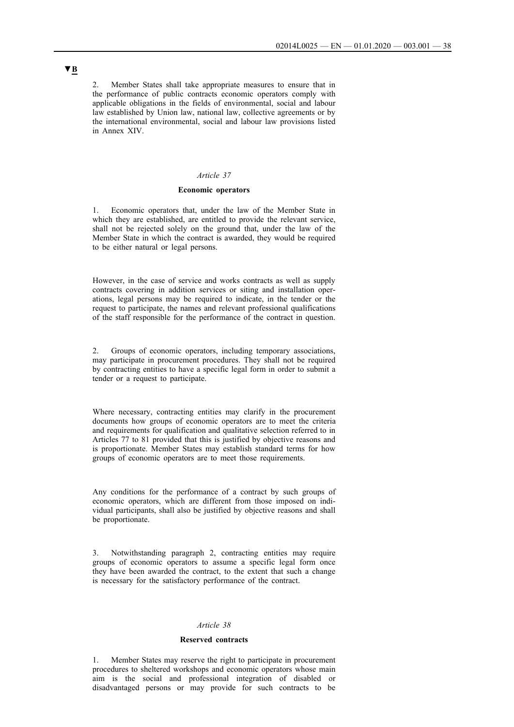▼B

2. Member States shall take appropriate measures to ensure that in the performance of public contracts economic operators comply with applicable obligations in the fields of environmental, social and labour law established by Union law, national law, collective agreements or by the international environmental, social and labour law provisions listed in Annex XIV.

*Article 37*

**Economic operators**

1. Economic operators that, under the law of the Member State in which they are established, are entitled to provide the relevant service, shall not be rejected solely on the ground that, under the law of the Member State in which the contract is awarded, they would be required to be either natural or legal persons.

However, in the case of service and works contracts as well as supply contracts covering in addition services or siting and installation operations, legal persons may be required to indicate, in the tender or the request to participate, the names and relevant professional qualifications of the staff responsible for the performance of the contract in question.

2. Groups of economic operators, including temporary associations, may participate in procurement procedures. They shall not be required by contracting entities to have a specific legal form in order to submit a tender or a request to participate.

Where necessary, contracting entities may clarify in the procurement documents how groups of economic operators are to meet the criteria and requirements for qualification and qualitative selection referred to in Articles 77 to 81 provided that this is justified by objective reasons and is proportionate. Member States may establish standard terms for how groups of economic operators are to meet those requirements.

Any conditions for the performance of a contract by such groups of economic operators, which are different from those imposed on individual participants, shall also be justified by objective reasons and shall be proportionate.

3. Notwithstanding paragraph 2, contracting entities may require groups of economic operators to assume a specific legal form once they have been awarded the contract, to the extent that such a change is necessary for the satisfactory performance of the contract.

*Article 38*

**Reserved contracts**

1. Member States may reserve the right to participate in procurement procedures to sheltered workshops and economic operators whose main aim is the social and professional integration of disabled or disadvantaged persons or may provide for such contracts to be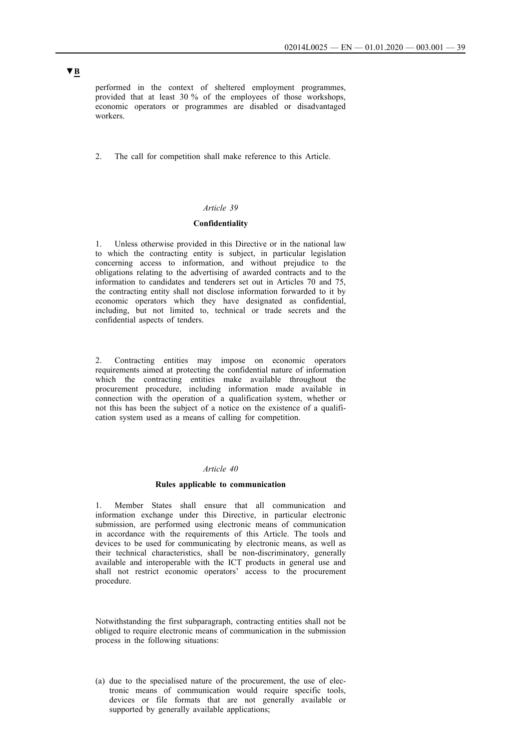performed in the context of sheltered employment programmes, provided that at least 30 % of the employees of those workshops, economic operators or programmes are disabled or disadvantaged workers.

2. The call for competition shall make reference to this Article.

*Article 39*

**Confidentiality**

1. Unless otherwise provided in this Directive or in the national law to which the contracting entity is subject, in particular legislation concerning access to information, and without prejudice to the obligations relating to the advertising of awarded contracts and to the information to candidates and tenderers set out in Articles 70 and 75, the contracting entity shall not disclose information forwarded to it by economic operators which they have designated as confidential, including, but not limited to, technical or trade secrets and the confidential aspects of tenders.

2. Contracting entities may impose on economic operators requirements aimed at protecting the confidential nature of information which the contracting entities make available throughout the procurement procedure, including information made available in connection with the operation of a qualification system, whether or not this has been the subject of a notice on the existence of a qualification system used as a means of calling for competition.

*Article 40*

**Rules applicable to communication**

1. Member States shall ensure that all communication and information exchange under this Directive, in particular electronic submission, are performed using electronic means of communication in accordance with the requirements of this Article. The tools and devices to be used for communicating by electronic means, as well as their technical characteristics, shall be non-discriminatory, generally available and interoperable with the ICT products in general use and shall not restrict economic operators' access to the procurement procedure.

Notwithstanding the first subparagraph, contracting entities shall not be obliged to require electronic means of communication in the submission process in the following situations:

(a) due to the specialised nature of the procurement, the use of electronic means of communication would require specific tools, devices or file formats that are not generally available or supported by generally available applications;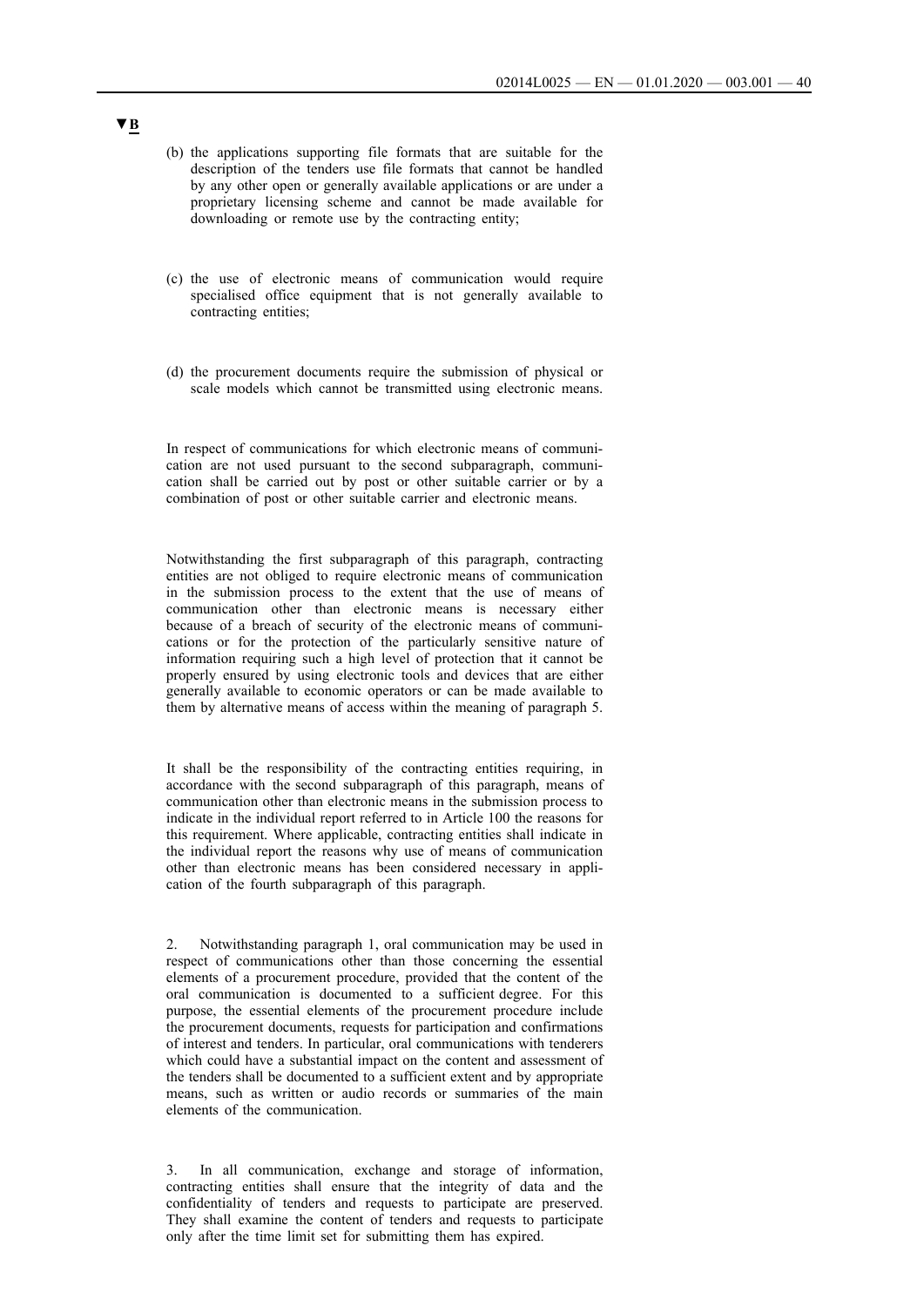▼B

(b) the applications supporting file formats that are suitable for the description of the tenders use file formats that cannot be handled by any other open or generally available applications or are under a proprietary licensing scheme and cannot be made available for downloading or remote use by the contracting entity;

(c) the use of electronic means of communication would require specialised office equipment that is not generally available to contracting entities;

(d) the procurement documents require the submission of physical or scale models which cannot be transmitted using electronic means.

In respect of communications for which electronic means of communication are not used pursuant to the second subparagraph, communication shall be carried out by post or other suitable carrier or by a combination of post or other suitable carrier and electronic means.

Notwithstanding the first subparagraph of this paragraph, contracting entities are not obliged to require electronic means of communication in the submission process to the extent that the use of means of communication other than electronic means is necessary either because of a breach of security of the electronic means of communications or for the protection of the particularly sensitive nature of information requiring such a high level of protection that it cannot be properly ensured by using electronic tools and devices that are either generally available to economic operators or can be made available to them by alternative means of access within the meaning of paragraph 5.

It shall be the responsibility of the contracting entities requiring, in accordance with the second subparagraph of this paragraph, means of communication other than electronic means in the submission process to indicate in the individual report referred to in Article 100 the reasons for this requirement. Where applicable, contracting entities shall indicate in the individual report the reasons why use of means of communication other than electronic means has been considered necessary in application of the fourth subparagraph of this paragraph.

2. Notwithstanding paragraph 1, oral communication may be used in respect of communications other than those concerning the essential elements of a procurement procedure, provided that the content of the oral communication is documented to a sufficient degree. For this purpose, the essential elements of the procurement procedure include the procurement documents, requests for participation and confirmations of interest and tenders. In particular, oral communications with tenderers which could have a substantial impact on the content and assessment of the tenders shall be documented to a sufficient extent and by appropriate means, such as written or audio records or summaries of the main elements of the communication.

3. In all communication, exchange and storage of information, contracting entities shall ensure that the integrity of data and the confidentiality of tenders and requests to participate are preserved. They shall examine the content of tenders and requests to participate only after the time limit set for submitting them has expired.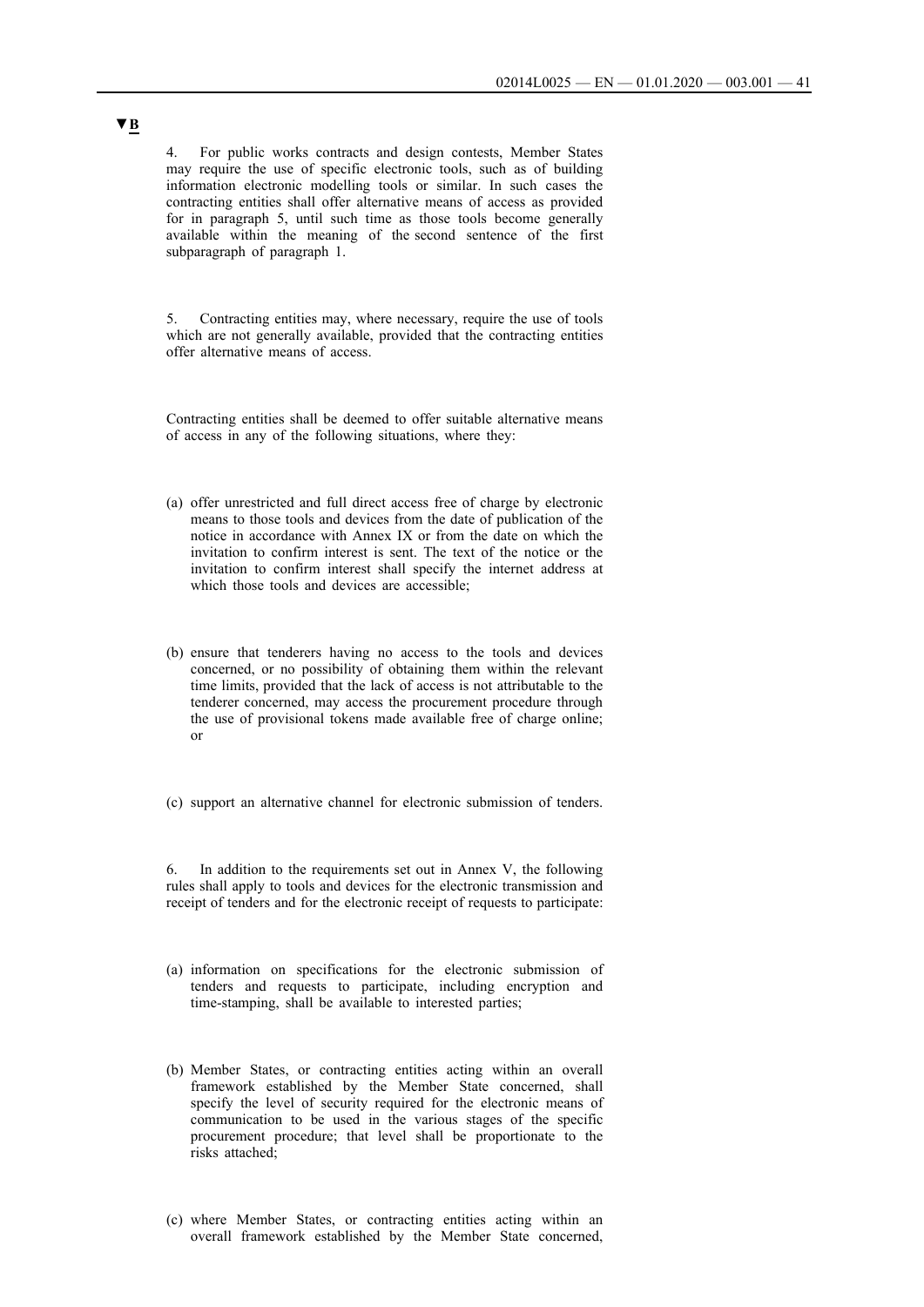▼B

4. For public works contracts and design contests, Member States may require the use of specific electronic tools, such as of building information electronic modelling tools or similar. In such cases the contracting entities shall offer alternative means of access as provided for in paragraph 5, until such time as those tools become generally available within the meaning of the second sentence of the first subparagraph of paragraph 1.

5. Contracting entities may, where necessary, require the use of tools which are not generally available, provided that the contracting entities offer alternative means of access.

Contracting entities shall be deemed to offer suitable alternative means of access in any of the following situations, where they:

(a) offer unrestricted and full direct access free of charge by electronic means to those tools and devices from the date of publication of the notice in accordance with Annex IX or from the date on which the invitation to confirm interest is sent. The text of the notice or the invitation to confirm interest shall specify the internet address at which those tools and devices are accessible;

(b) ensure that tenderers having no access to the tools and devices concerned, or no possibility of obtaining them within the relevant time limits, provided that the lack of access is not attributable to the tenderer concerned, may access the procurement procedure through the use of provisional tokens made available free of charge online; or

(c) support an alternative channel for electronic submission of tenders.

6. In addition to the requirements set out in Annex V, the following rules shall apply to tools and devices for the electronic transmission and receipt of tenders and for the electronic receipt of requests to participate:

(a) information on specifications for the electronic submission of tenders and requests to participate, including encryption and time-stamping, shall be available to interested parties;

(b) Member States, or contracting entities acting within an overall framework established by the Member State concerned, shall specify the level of security required for the electronic means of communication to be used in the various stages of the specific procurement procedure; that level shall be proportionate to the risks attached;

(c) where Member States, or contracting entities acting within an overall framework established by the Member State concerned,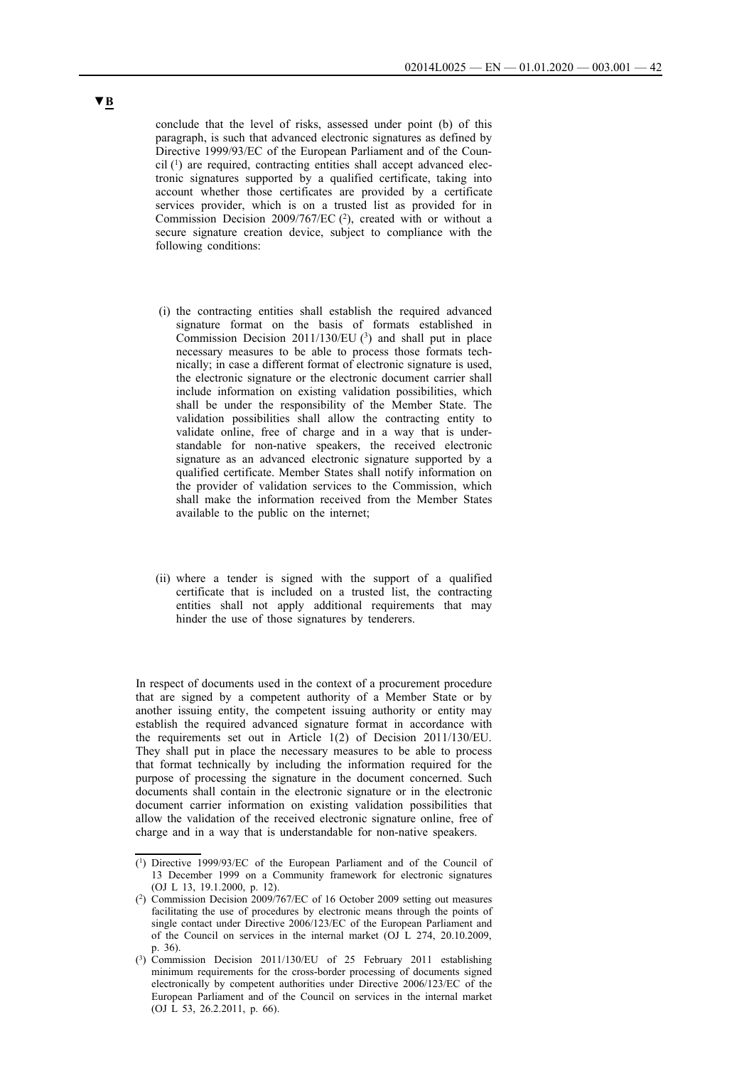▼B

conclude that the level of risks, assessed under point (b) of this paragraph, is such that advanced electronic signatures as defined by Directive 1999/93/EC of the European Parliament and of the Council [1] are required, contracting entities shall accept advanced electronic signatures supported by a qualified certificate, taking into account whether those certificates are provided by a certificate services provider, which is on a trusted list as provided for in Commission Decision 2009/767/EC [2], created with or without a secure signature creation device, subject to compliance with the following conditions:

(i) the contracting entities shall establish the required advanced signature format on the basis of formats established in Commission Decision 2011/130/EU [3] and shall put in place necessary measures to be able to process those formats technically; in case a different format of electronic signature is used, the electronic signature or the electronic document carrier shall include information on existing validation possibilities, which shall be under the responsibility of the Member State. The validation possibilities shall allow the contracting entity to validate online, free of charge and in a way that is understandable for non-native speakers, the received electronic signature as an advanced electronic signature supported by a qualified certificate. Member States shall notify information on the provider of validation services to the Commission, which shall make the information received from the Member States available to the public on the internet;

(ii) where a tender is signed with the support of a qualified certificate that is included on a trusted list, the contracting entities shall not apply additional requirements that may hinder the use of those signatures by tenderers.

In respect of documents used in the context of a procurement procedure that are signed by a competent authority of a Member State or by another issuing entity, the competent issuing authority or entity may establish the required advanced signature format in accordance with the requirements set out in Article 1(2) of Decision 2011/130/EU. They shall put in place the necessary measures to be able to process that format technically by including the information required for the purpose of processing the signature in the document concerned. Such documents shall contain in the electronic signature or in the electronic document carrier information on existing validation possibilities that allow the validation of the received electronic signature online, free of charge and in a way that is understandable for non-native speakers.

---

[1] Directive 1999/93/EC of the European Parliament and of the Council of 13 December 1999 on a Community framework for electronic signatures (OJ L 13, 19.1.2000, p. 12).

[2] Commission Decision 2009/767/EC of 16 October 2009 setting out measures facilitating the use of procedures by electronic means through the points of single contact under Directive 2006/123/EC of the European Parliament and of the Council on services in the internal market (OJ L 274, 20.10.2009, p. 36).

[3] Commission Decision 2011/130/EU of 25 February 2011 establishing minimum requirements for the cross-border processing of documents signed electronically by competent authorities under Directive 2006/123/EC of the European Parliament and of the Council on services in the internal market (OJ L 53, 26.2.2011, p. 66).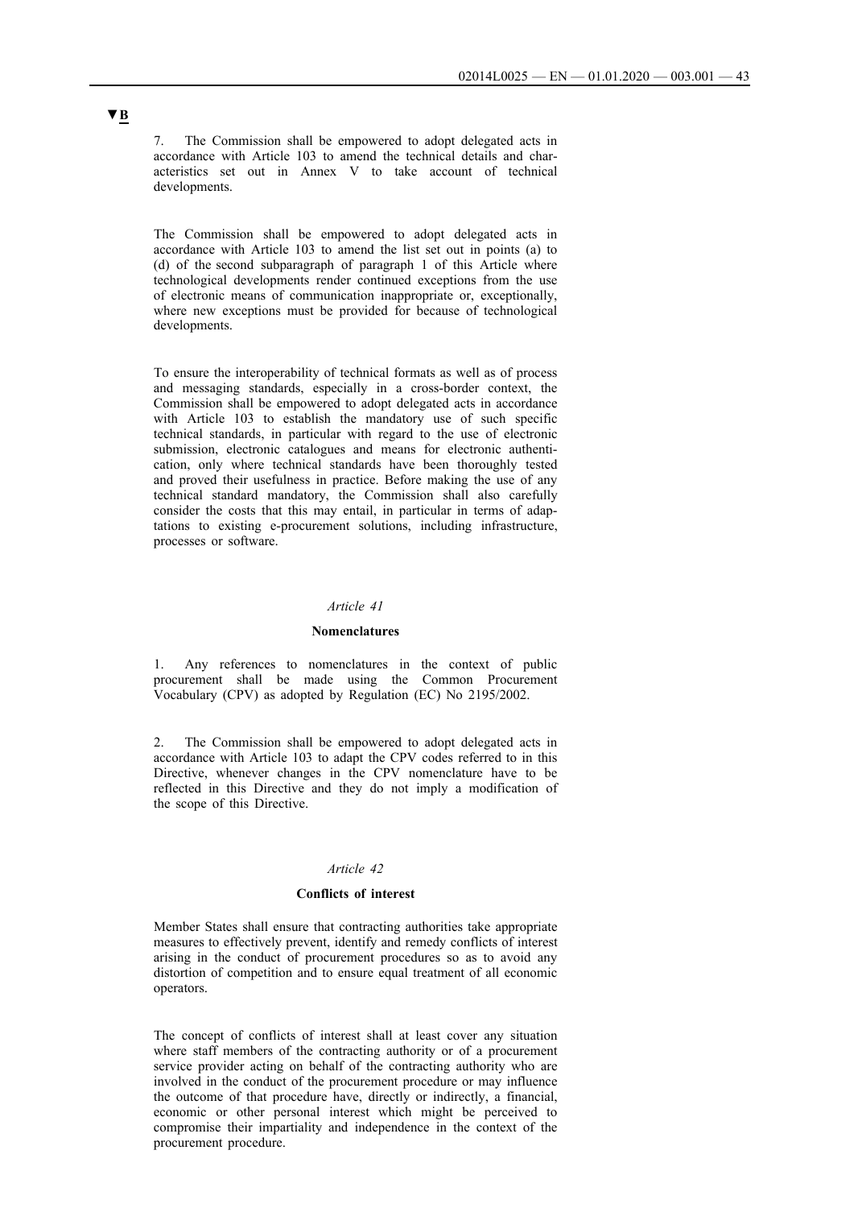▼B

7. The Commission shall be empowered to adopt delegated acts in accordance with Article 103 to amend the technical details and characteristics set out in Annex V to take account of technical developments.

The Commission shall be empowered to adopt delegated acts in accordance with Article 103 to amend the list set out in points (a) to (d) of the second subparagraph of paragraph 1 of this Article where technological developments render continued exceptions from the use of electronic means of communication inappropriate or, exceptionally, where new exceptions must be provided for because of technological developments.

To ensure the interoperability of technical formats as well as of process and messaging standards, especially in a cross-border context, the Commission shall be empowered to adopt delegated acts in accordance with Article 103 to establish the mandatory use of such specific technical standards, in particular with regard to the use of electronic submission, electronic catalogues and means for electronic authentication, only where technical standards have been thoroughly tested and proved their usefulness in practice. Before making the use of any technical standard mandatory, the Commission shall also carefully consider the costs that this may entail, in particular in terms of adaptations to existing e-procurement solutions, including infrastructure, processes or software.

*Article 41*

**Nomenclatures**

1. Any references to nomenclatures in the context of public procurement shall be made using the Common Procurement Vocabulary (CPV) as adopted by Regulation (EC) No 2195/2002.

2. The Commission shall be empowered to adopt delegated acts in accordance with Article 103 to adapt the CPV codes referred to in this Directive, whenever changes in the CPV nomenclature have to be reflected in this Directive and they do not imply a modification of the scope of this Directive.

*Article 42*

**Conflicts of interest**

Member States shall ensure that contracting authorities take appropriate measures to effectively prevent, identify and remedy conflicts of interest arising in the conduct of procurement procedures so as to avoid any distortion of competition and to ensure equal treatment of all economic operators.

The concept of conflicts of interest shall at least cover any situation where staff members of the contracting authority or of a procurement service provider acting on behalf of the contracting authority who are involved in the conduct of the procurement procedure or may influence the outcome of that procedure have, directly or indirectly, a financial, economic or other personal interest which might be perceived to compromise their impartiality and independence in the context of the procurement procedure.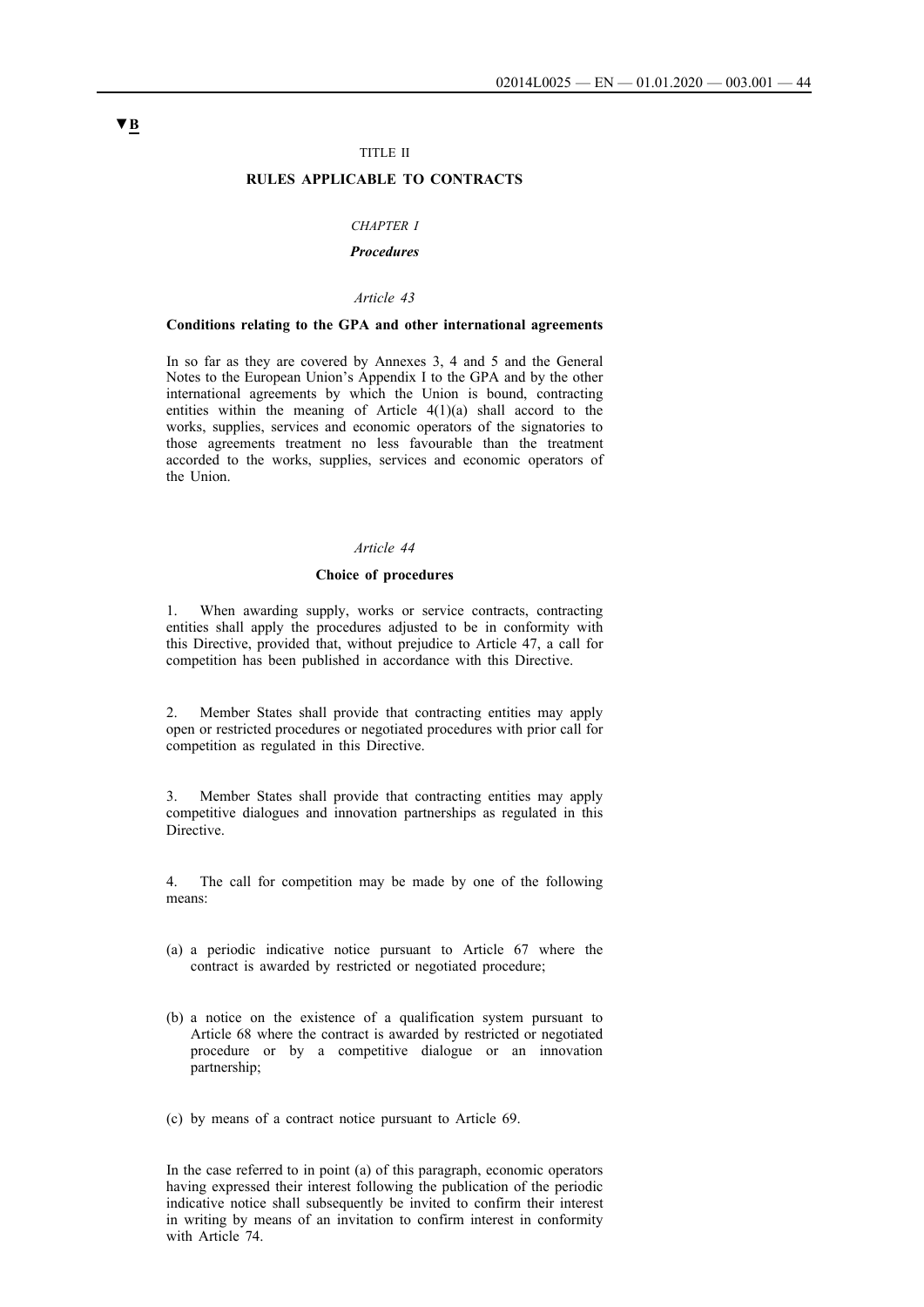▼B

TITLE II

## RULES APPLICABLE TO CONTRACTS

*CHAPTER I*

***Procedures***

*Article 43*

### Conditions relating to the GPA and other international agreements

In so far as they are covered by Annexes 3, 4 and 5 and the General Notes to the European Union's Appendix I to the GPA and by the other international agreements by which the Union is bound, contracting entities within the meaning of Article 4(1)(a) shall accord to the works, supplies, services and economic operators of the signatories to those agreements treatment no less favourable than the treatment accorded to the works, supplies, services and economic operators of the Union.

*Article 44*

### Choice of procedures

1. When awarding supply, works or service contracts, contracting entities shall apply the procedures adjusted to be in conformity with this Directive, provided that, without prejudice to Article 47, a call for competition has been published in accordance with this Directive.

2. Member States shall provide that contracting entities may apply open or restricted procedures or negotiated procedures with prior call for competition as regulated in this Directive.

3. Member States shall provide that contracting entities may apply competitive dialogues and innovation partnerships as regulated in this Directive.

4. The call for competition may be made by one of the following means:

(a) a periodic indicative notice pursuant to Article 67 where the contract is awarded by restricted or negotiated procedure;

(b) a notice on the existence of a qualification system pursuant to Article 68 where the contract is awarded by restricted or negotiated procedure or by a competitive dialogue or an innovation partnership;

(c) by means of a contract notice pursuant to Article 69.

In the case referred to in point (a) of this paragraph, economic operators having expressed their interest following the publication of the periodic indicative notice shall subsequently be invited to confirm their interest in writing by means of an invitation to confirm interest in conformity with Article 74.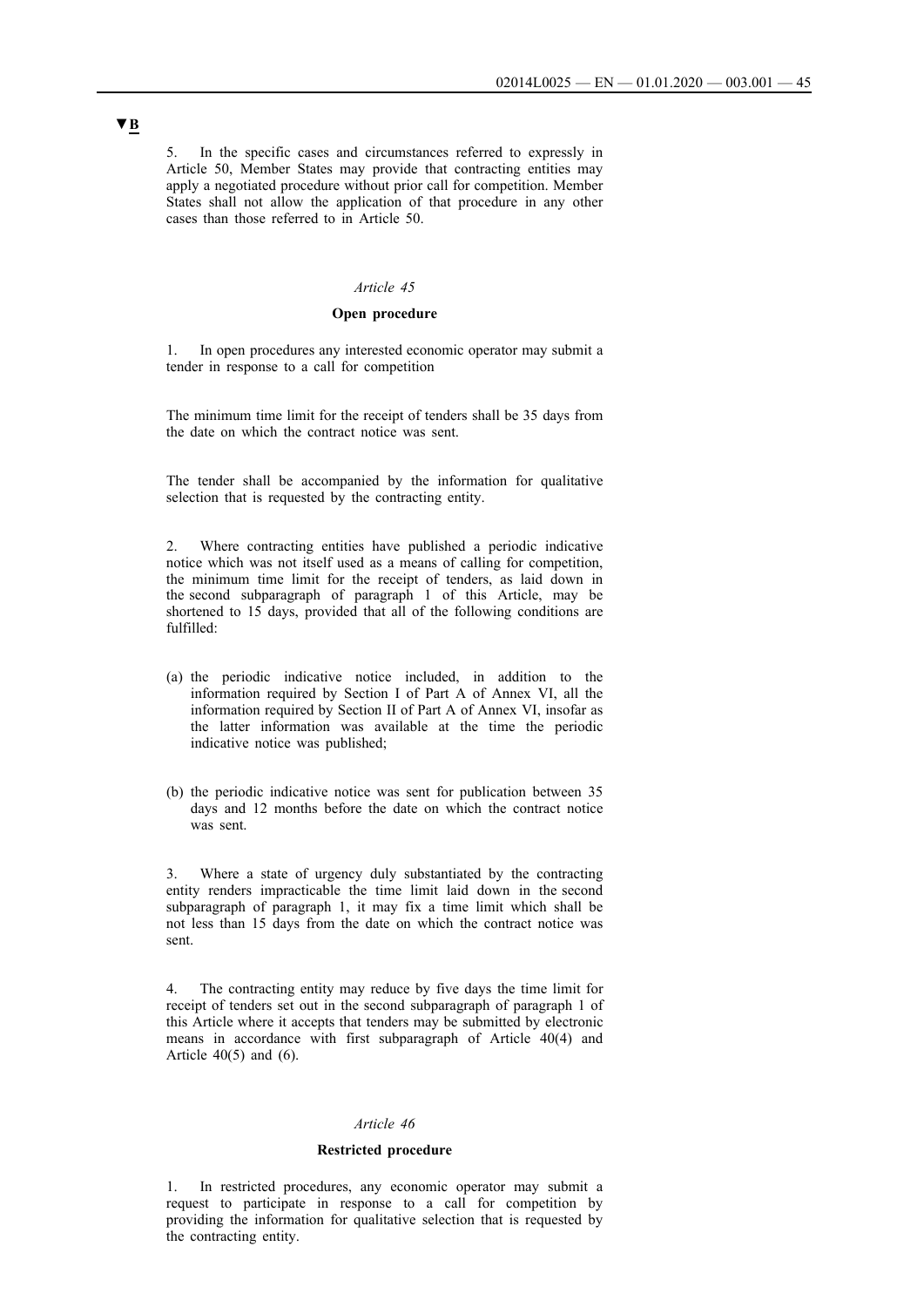▼B

5. In the specific cases and circumstances referred to expressly in Article 50, Member States may provide that contracting entities may apply a negotiated procedure without prior call for competition. Member States shall not allow the application of that procedure in any other cases than those referred to in Article 50.

*Article 45*

**Open procedure**

1. In open procedures any interested economic operator may submit a tender in response to a call for competition

The minimum time limit for the receipt of tenders shall be 35 days from the date on which the contract notice was sent.

The tender shall be accompanied by the information for qualitative selection that is requested by the contracting entity.

2. Where contracting entities have published a periodic indicative notice which was not itself used as a means of calling for competition, the minimum time limit for the receipt of tenders, as laid down in the second subparagraph of paragraph 1 of this Article, may be shortened to 15 days, provided that all of the following conditions are fulfilled:

(a) the periodic indicative notice included, in addition to the information required by Section I of Part A of Annex VI, all the information required by Section II of Part A of Annex VI, insofar as the latter information was available at the time the periodic indicative notice was published;

(b) the periodic indicative notice was sent for publication between 35 days and 12 months before the date on which the contract notice was sent.

3. Where a state of urgency duly substantiated by the contracting entity renders impracticable the time limit laid down in the second subparagraph of paragraph 1, it may fix a time limit which shall be not less than 15 days from the date on which the contract notice was sent.

4. The contracting entity may reduce by five days the time limit for receipt of tenders set out in the second subparagraph of paragraph 1 of this Article where it accepts that tenders may be submitted by electronic means in accordance with first subparagraph of Article 40(4) and Article 40(5) and (6).

*Article 46*

**Restricted procedure**

1. In restricted procedures, any economic operator may submit a request to participate in response to a call for competition by providing the information for qualitative selection that is requested by the contracting entity.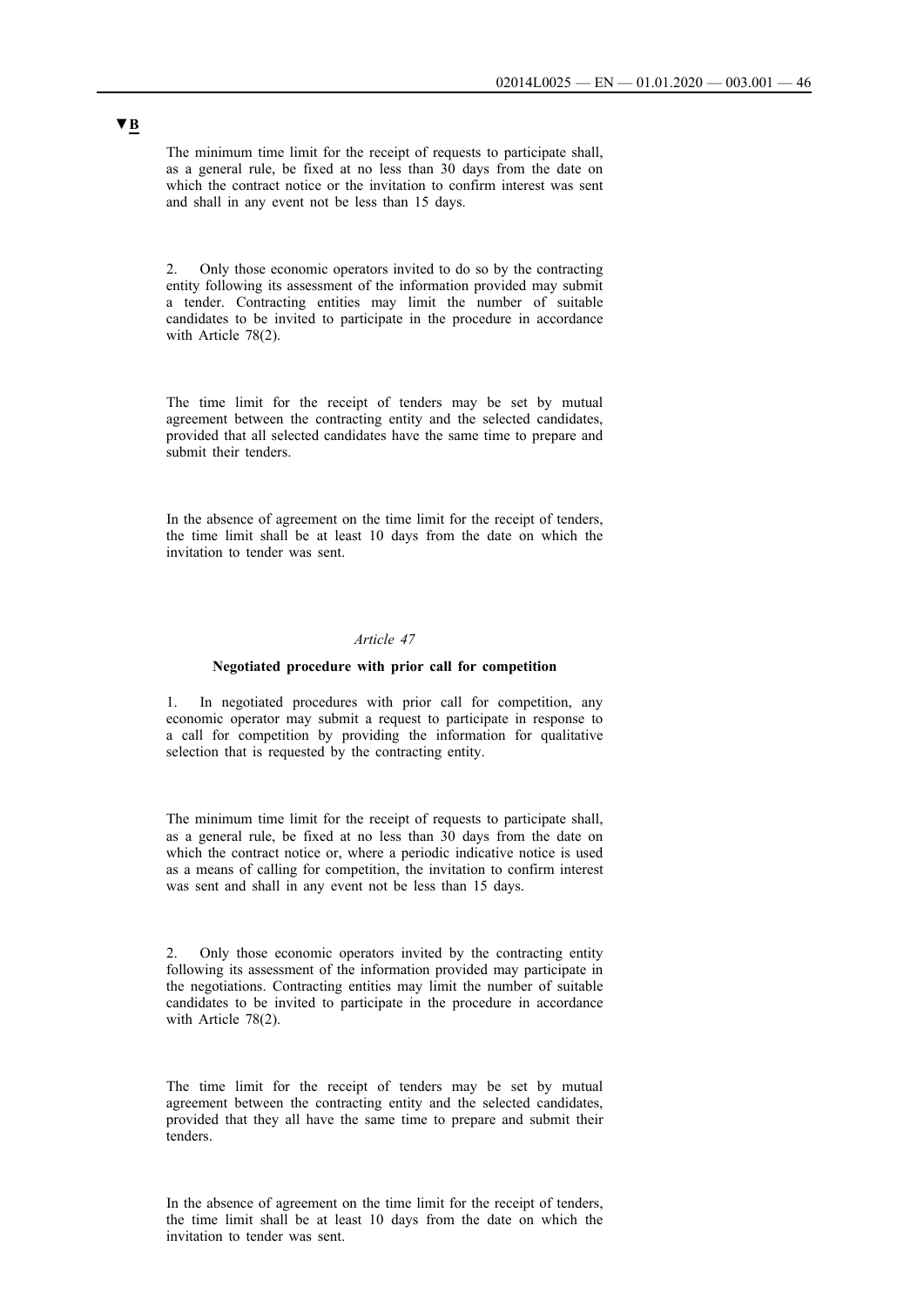▼B

The minimum time limit for the receipt of requests to participate shall, as a general rule, be fixed at no less than 30 days from the date on which the contract notice or the invitation to confirm interest was sent and shall in any event not be less than 15 days.

2. Only those economic operators invited to do so by the contracting entity following its assessment of the information provided may submit a tender. Contracting entities may limit the number of suitable candidates to be invited to participate in the procedure in accordance with Article 78(2).

The time limit for the receipt of tenders may be set by mutual agreement between the contracting entity and the selected candidates, provided that all selected candidates have the same time to prepare and submit their tenders.

In the absence of agreement on the time limit for the receipt of tenders, the time limit shall be at least 10 days from the date on which the invitation to tender was sent.

*Article 47*

**Negotiated procedure with prior call for competition**

1. In negotiated procedures with prior call for competition, any economic operator may submit a request to participate in response to a call for competition by providing the information for qualitative selection that is requested by the contracting entity.

The minimum time limit for the receipt of requests to participate shall, as a general rule, be fixed at no less than 30 days from the date on which the contract notice or, where a periodic indicative notice is used as a means of calling for competition, the invitation to confirm interest was sent and shall in any event not be less than 15 days.

2. Only those economic operators invited by the contracting entity following its assessment of the information provided may participate in the negotiations. Contracting entities may limit the number of suitable candidates to be invited to participate in the procedure in accordance with Article 78(2).

The time limit for the receipt of tenders may be set by mutual agreement between the contracting entity and the selected candidates, provided that they all have the same time to prepare and submit their tenders.

In the absence of agreement on the time limit for the receipt of tenders, the time limit shall be at least 10 days from the date on which the invitation to tender was sent.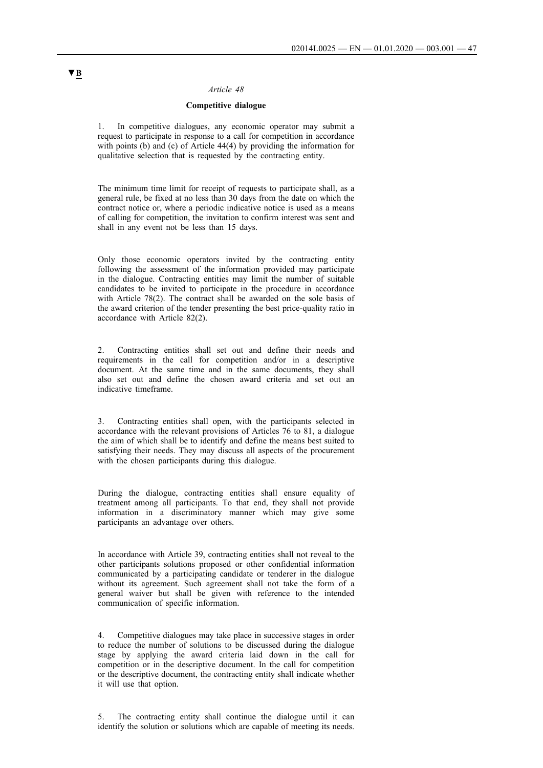▼B

*Article 48*

**Competitive dialogue**

1. In competitive dialogues, any economic operator may submit a request to participate in response to a call for competition in accordance with points (b) and (c) of Article 44(4) by providing the information for qualitative selection that is requested by the contracting entity.

The minimum time limit for receipt of requests to participate shall, as a general rule, be fixed at no less than 30 days from the date on which the contract notice or, where a periodic indicative notice is used as a means of calling for competition, the invitation to confirm interest was sent and shall in any event not be less than 15 days.

Only those economic operators invited by the contracting entity following the assessment of the information provided may participate in the dialogue. Contracting entities may limit the number of suitable candidates to be invited to participate in the procedure in accordance with Article 78(2). The contract shall be awarded on the sole basis of the award criterion of the tender presenting the best price-quality ratio in accordance with Article 82(2).

2. Contracting entities shall set out and define their needs and requirements in the call for competition and/or in a descriptive document. At the same time and in the same documents, they shall also set out and define the chosen award criteria and set out an indicative timeframe.

3. Contracting entities shall open, with the participants selected in accordance with the relevant provisions of Articles 76 to 81, a dialogue the aim of which shall be to identify and define the means best suited to satisfying their needs. They may discuss all aspects of the procurement with the chosen participants during this dialogue.

During the dialogue, contracting entities shall ensure equality of treatment among all participants. To that end, they shall not provide information in a discriminatory manner which may give some participants an advantage over others.

In accordance with Article 39, contracting entities shall not reveal to the other participants solutions proposed or other confidential information communicated by a participating candidate or tenderer in the dialogue without its agreement. Such agreement shall not take the form of a general waiver but shall be given with reference to the intended communication of specific information.

4. Competitive dialogues may take place in successive stages in order to reduce the number of solutions to be discussed during the dialogue stage by applying the award criteria laid down in the call for competition or in the descriptive document. In the call for competition or the descriptive document, the contracting entity shall indicate whether it will use that option.

5. The contracting entity shall continue the dialogue until it can identify the solution or solutions which are capable of meeting its needs.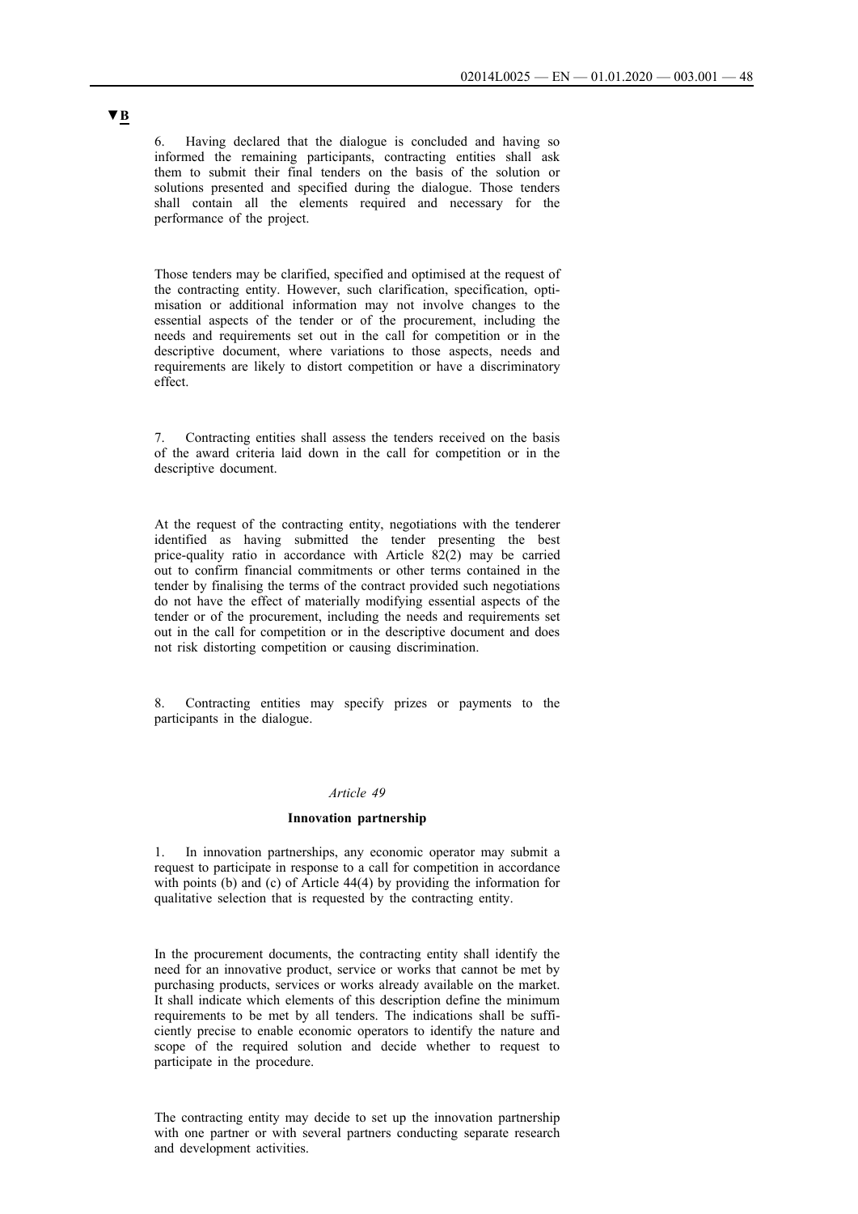▼B

6. Having declared that the dialogue is concluded and having so informed the remaining participants, contracting entities shall ask them to submit their final tenders on the basis of the solution or solutions presented and specified during the dialogue. Those tenders shall contain all the elements required and necessary for the performance of the project.

Those tenders may be clarified, specified and optimised at the request of the contracting entity. However, such clarification, specification, optimisation or additional information may not involve changes to the essential aspects of the tender or of the procurement, including the needs and requirements set out in the call for competition or in the descriptive document, where variations to those aspects, needs and requirements are likely to distort competition or have a discriminatory effect.

7. Contracting entities shall assess the tenders received on the basis of the award criteria laid down in the call for competition or in the descriptive document.

At the request of the contracting entity, negotiations with the tenderer identified as having submitted the tender presenting the best price-quality ratio in accordance with Article 82(2) may be carried out to confirm financial commitments or other terms contained in the tender by finalising the terms of the contract provided such negotiations do not have the effect of materially modifying essential aspects of the tender or of the procurement, including the needs and requirements set out in the call for competition or in the descriptive document and does not risk distorting competition or causing discrimination.

8. Contracting entities may specify prizes or payments to the participants in the dialogue.

*Article 49*

**Innovation partnership**

1. In innovation partnerships, any economic operator may submit a request to participate in response to a call for competition in accordance with points (b) and (c) of Article 44(4) by providing the information for qualitative selection that is requested by the contracting entity.

In the procurement documents, the contracting entity shall identify the need for an innovative product, service or works that cannot be met by purchasing products, services or works already available on the market. It shall indicate which elements of this description define the minimum requirements to be met by all tenders. The indications shall be sufficiently precise to enable economic operators to identify the nature and scope of the required solution and decide whether to request to participate in the procedure.

The contracting entity may decide to set up the innovation partnership with one partner or with several partners conducting separate research and development activities.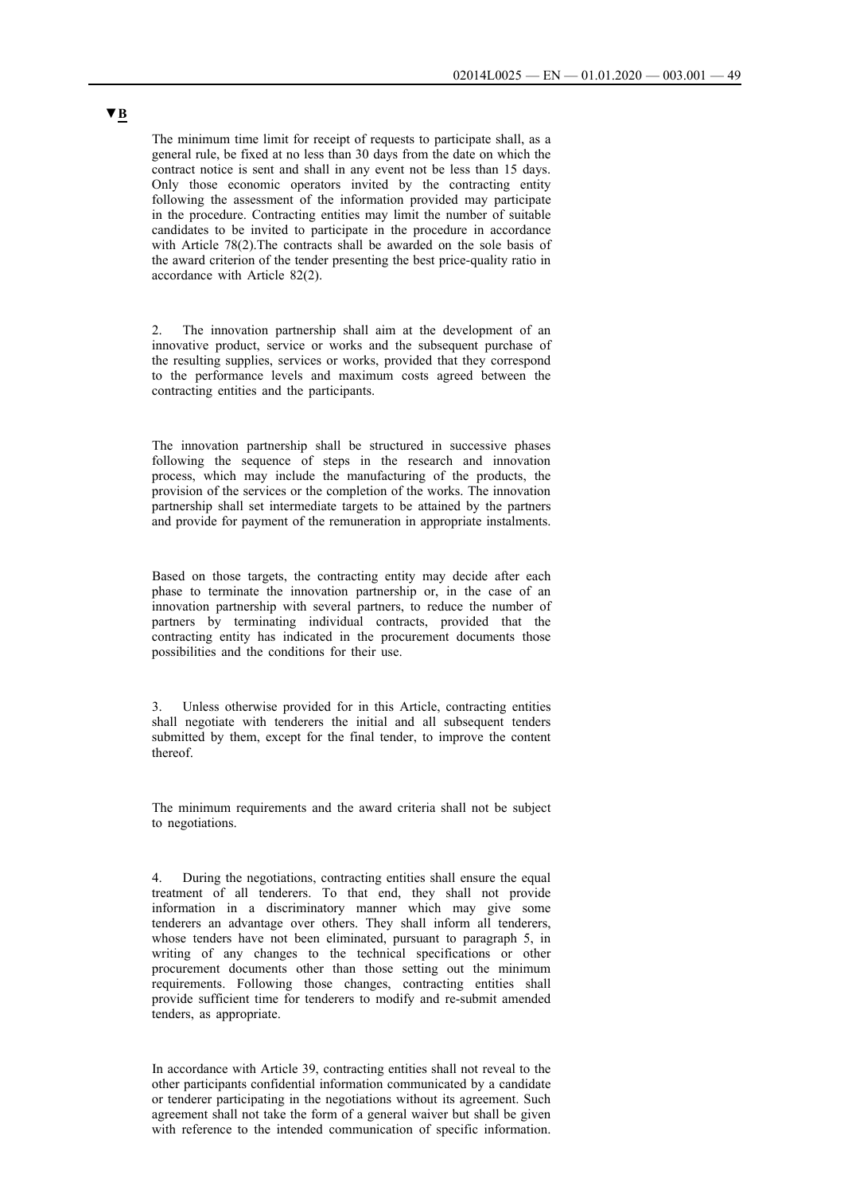▼B

The minimum time limit for receipt of requests to participate shall, as a general rule, be fixed at no less than 30 days from the date on which the contract notice is sent and shall in any event not be less than 15 days. Only those economic operators invited by the contracting entity following the assessment of the information provided may participate in the procedure. Contracting entities may limit the number of suitable candidates to be invited to participate in the procedure in accordance with Article 78(2).The contracts shall be awarded on the sole basis of the award criterion of the tender presenting the best price-quality ratio in accordance with Article 82(2).

2. The innovation partnership shall aim at the development of an innovative product, service or works and the subsequent purchase of the resulting supplies, services or works, provided that they correspond to the performance levels and maximum costs agreed between the contracting entities and the participants.

The innovation partnership shall be structured in successive phases following the sequence of steps in the research and innovation process, which may include the manufacturing of the products, the provision of the services or the completion of the works. The innovation partnership shall set intermediate targets to be attained by the partners and provide for payment of the remuneration in appropriate instalments.

Based on those targets, the contracting entity may decide after each phase to terminate the innovation partnership or, in the case of an innovation partnership with several partners, to reduce the number of partners by terminating individual contracts, provided that the contracting entity has indicated in the procurement documents those possibilities and the conditions for their use.

3. Unless otherwise provided for in this Article, contracting entities shall negotiate with tenderers the initial and all subsequent tenders submitted by them, except for the final tender, to improve the content thereof.

The minimum requirements and the award criteria shall not be subject to negotiations.

4. During the negotiations, contracting entities shall ensure the equal treatment of all tenderers. To that end, they shall not provide information in a discriminatory manner which may give some tenderers an advantage over others. They shall inform all tenderers, whose tenders have not been eliminated, pursuant to paragraph 5, in writing of any changes to the technical specifications or other procurement documents other than those setting out the minimum requirements. Following those changes, contracting entities shall provide sufficient time for tenderers to modify and re-submit amended tenders, as appropriate.

In accordance with Article 39, contracting entities shall not reveal to the other participants confidential information communicated by a candidate or tenderer participating in the negotiations without its agreement. Such agreement shall not take the form of a general waiver but shall be given with reference to the intended communication of specific information.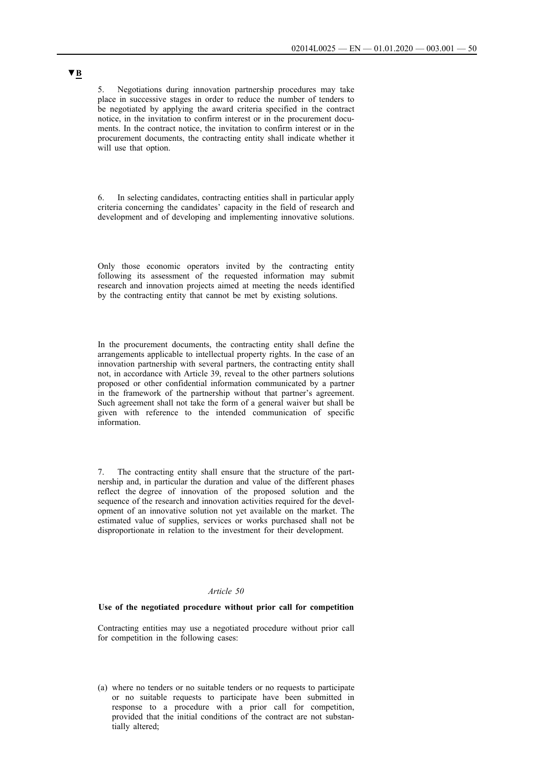▼B

5. Negotiations during innovation partnership procedures may take place in successive stages in order to reduce the number of tenders to be negotiated by applying the award criteria specified in the contract notice, in the invitation to confirm interest or in the procurement documents. In the contract notice, the invitation to confirm interest or in the procurement documents, the contracting entity shall indicate whether it will use that option.

6. In selecting candidates, contracting entities shall in particular apply criteria concerning the candidates' capacity in the field of research and development and of developing and implementing innovative solutions.

Only those economic operators invited by the contracting entity following its assessment of the requested information may submit research and innovation projects aimed at meeting the needs identified by the contracting entity that cannot be met by existing solutions.

In the procurement documents, the contracting entity shall define the arrangements applicable to intellectual property rights. In the case of an innovation partnership with several partners, the contracting entity shall not, in accordance with Article 39, reveal to the other partners solutions proposed or other confidential information communicated by a partner in the framework of the partnership without that partner's agreement. Such agreement shall not take the form of a general waiver but shall be given with reference to the intended communication of specific information.

7. The contracting entity shall ensure that the structure of the partnership and, in particular the duration and value of the different phases reflect the degree of innovation of the proposed solution and the sequence of the research and innovation activities required for the development of an innovative solution not yet available on the market. The estimated value of supplies, services or works purchased shall not be disproportionate in relation to the investment for their development.

*Article 50*

**Use of the negotiated procedure without prior call for competition**

Contracting entities may use a negotiated procedure without prior call for competition in the following cases:

(a) where no tenders or no suitable tenders or no requests to participate or no suitable requests to participate have been submitted in response to a procedure with a prior call for competition, provided that the initial conditions of the contract are not substantially altered;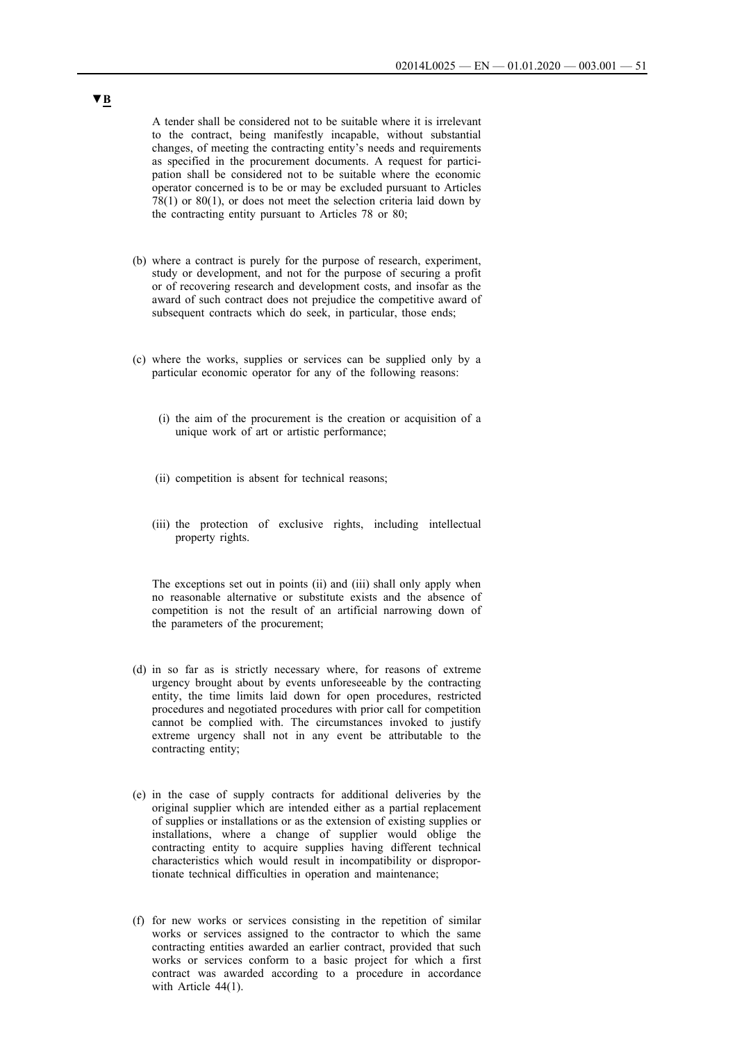▼B

A tender shall be considered not to be suitable where it is irrelevant to the contract, being manifestly incapable, without substantial changes, of meeting the contracting entity's needs and requirements as specified in the procurement documents. A request for participation shall be considered not to be suitable where the economic operator concerned is to be or may be excluded pursuant to Articles 78(1) or 80(1), or does not meet the selection criteria laid down by the contracting entity pursuant to Articles 78 or 80;

(b) where a contract is purely for the purpose of research, experiment, study or development, and not for the purpose of securing a profit or of recovering research and development costs, and insofar as the award of such contract does not prejudice the competitive award of subsequent contracts which do seek, in particular, those ends;

(c) where the works, supplies or services can be supplied only by a particular economic operator for any of the following reasons:

(i) the aim of the procurement is the creation or acquisition of a unique work of art or artistic performance;

(ii) competition is absent for technical reasons;

(iii) the protection of exclusive rights, including intellectual property rights.

The exceptions set out in points (ii) and (iii) shall only apply when no reasonable alternative or substitute exists and the absence of competition is not the result of an artificial narrowing down of the parameters of the procurement;

(d) in so far as is strictly necessary where, for reasons of extreme urgency brought about by events unforeseeable by the contracting entity, the time limits laid down for open procedures, restricted procedures and negotiated procedures with prior call for competition cannot be complied with. The circumstances invoked to justify extreme urgency shall not in any event be attributable to the contracting entity;

(e) in the case of supply contracts for additional deliveries by the original supplier which are intended either as a partial replacement of supplies or installations or as the extension of existing supplies or installations, where a change of supplier would oblige the contracting entity to acquire supplies having different technical characteristics which would result in incompatibility or disproportionate technical difficulties in operation and maintenance;

(f) for new works or services consisting in the repetition of similar works or services assigned to the contractor to which the same contracting entities awarded an earlier contract, provided that such works or services conform to a basic project for which a first contract was awarded according to a procedure in accordance with Article 44(1).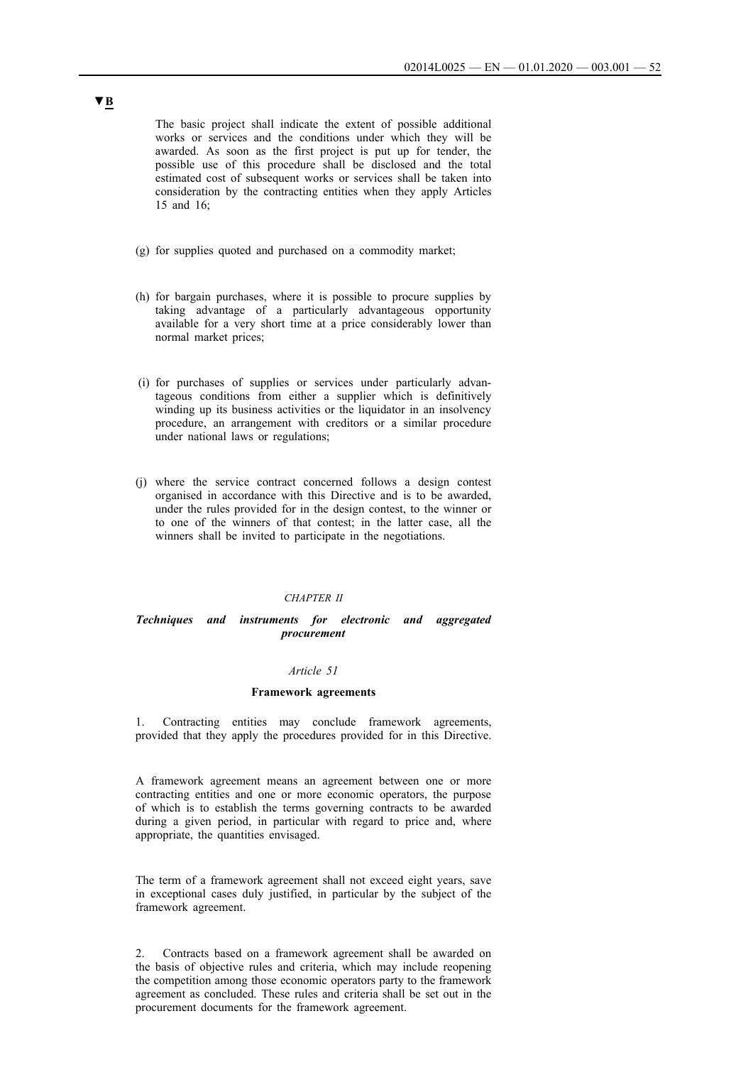▼B

The basic project shall indicate the extent of possible additional works or services and the conditions under which they will be awarded. As soon as the first project is put up for tender, the possible use of this procedure shall be disclosed and the total estimated cost of subsequent works or services shall be taken into consideration by the contracting entities when they apply Articles 15 and 16;

(g) for supplies quoted and purchased on a commodity market;

(h) for bargain purchases, where it is possible to procure supplies by taking advantage of a particularly advantageous opportunity available for a very short time at a price considerably lower than normal market prices;

(i) for purchases of supplies or services under particularly advantageous conditions from either a supplier which is definitively winding up its business activities or the liquidator in an insolvency procedure, an arrangement with creditors or a similar procedure under national laws or regulations;

(j) where the service contract concerned follows a design contest organised in accordance with this Directive and is to be awarded, under the rules provided for in the design contest, to the winner or to one of the winners of that contest; in the latter case, all the winners shall be invited to participate in the negotiations.

*CHAPTER II*

***Techniques and instruments for electronic and aggregated procurement***

*Article 51*

**Framework agreements**

1. Contracting entities may conclude framework agreements, provided that they apply the procedures provided for in this Directive.

A framework agreement means an agreement between one or more contracting entities and one or more economic operators, the purpose of which is to establish the terms governing contracts to be awarded during a given period, in particular with regard to price and, where appropriate, the quantities envisaged.

The term of a framework agreement shall not exceed eight years, save in exceptional cases duly justified, in particular by the subject of the framework agreement.

2. Contracts based on a framework agreement shall be awarded on the basis of objective rules and criteria, which may include reopening the competition among those economic operators party to the framework agreement as concluded. These rules and criteria shall be set out in the procurement documents for the framework agreement.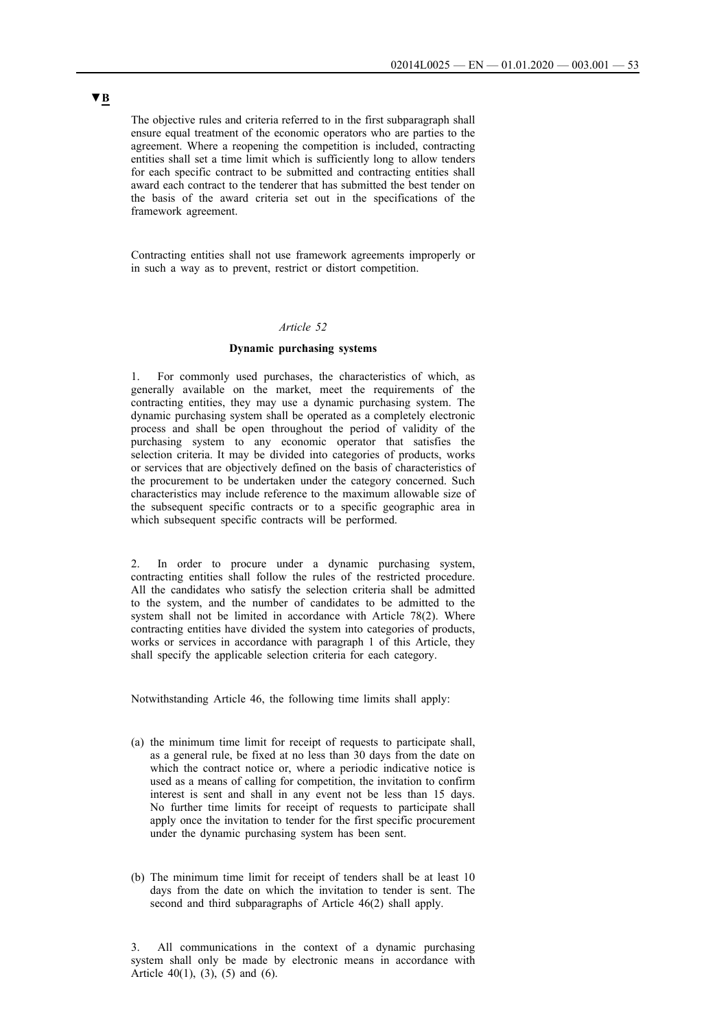▼B

The objective rules and criteria referred to in the first subparagraph shall ensure equal treatment of the economic operators who are parties to the agreement. Where a reopening the competition is included, contracting entities shall set a time limit which is sufficiently long to allow tenders for each specific contract to be submitted and contracting entities shall award each contract to the tenderer that has submitted the best tender on the basis of the award criteria set out in the specifications of the framework agreement.

Contracting entities shall not use framework agreements improperly or in such a way as to prevent, restrict or distort competition.

*Article 52*

**Dynamic purchasing systems**

1. For commonly used purchases, the characteristics of which, as generally available on the market, meet the requirements of the contracting entities, they may use a dynamic purchasing system. The dynamic purchasing system shall be operated as a completely electronic process and shall be open throughout the period of validity of the purchasing system to any economic operator that satisfies the selection criteria. It may be divided into categories of products, works or services that are objectively defined on the basis of characteristics of the procurement to be undertaken under the category concerned. Such characteristics may include reference to the maximum allowable size of the subsequent specific contracts or to a specific geographic area in which subsequent specific contracts will be performed.

2. In order to procure under a dynamic purchasing system, contracting entities shall follow the rules of the restricted procedure. All the candidates who satisfy the selection criteria shall be admitted to the system, and the number of candidates to be admitted to the system shall not be limited in accordance with Article 78(2). Where contracting entities have divided the system into categories of products, works or services in accordance with paragraph 1 of this Article, they shall specify the applicable selection criteria for each category.

Notwithstanding Article 46, the following time limits shall apply:

(a) the minimum time limit for receipt of requests to participate shall, as a general rule, be fixed at no less than 30 days from the date on which the contract notice or, where a periodic indicative notice is used as a means of calling for competition, the invitation to confirm interest is sent and shall in any event not be less than 15 days. No further time limits for receipt of requests to participate shall apply once the invitation to tender for the first specific procurement under the dynamic purchasing system has been sent.

(b) The minimum time limit for receipt of tenders shall be at least 10 days from the date on which the invitation to tender is sent. The second and third subparagraphs of Article 46(2) shall apply.

3. All communications in the context of a dynamic purchasing system shall only be made by electronic means in accordance with Article 40(1), (3), (5) and (6).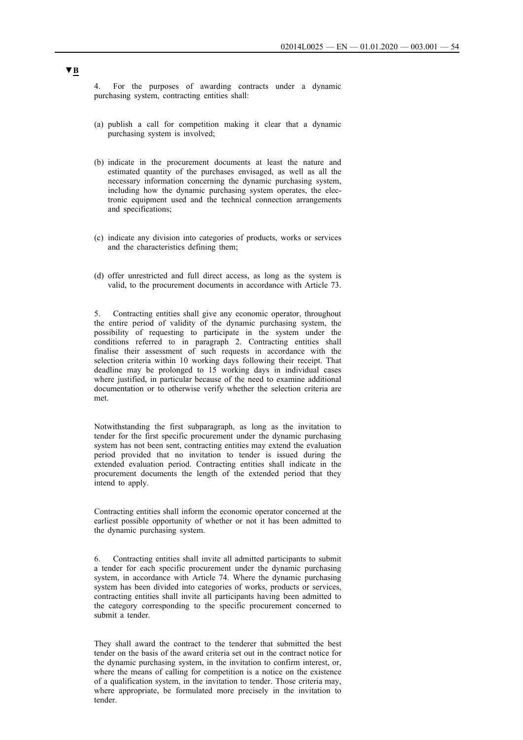▼B

4. For the purposes of awarding contracts under a dynamic purchasing system, contracting entities shall:

(a) publish a call for competition making it clear that a dynamic purchasing system is involved;

(b) indicate in the procurement documents at least the nature and estimated quantity of the purchases envisaged, as well as all the necessary information concerning the dynamic purchasing system, including how the dynamic purchasing system operates, the electronic equipment used and the technical connection arrangements and specifications;

(c) indicate any division into categories of products, works or services and the characteristics defining them;

(d) offer unrestricted and full direct access, as long as the system is valid, to the procurement documents in accordance with Article 73.

5. Contracting entities shall give any economic operator, throughout the entire period of validity of the dynamic purchasing system, the possibility of requesting to participate in the system under the conditions referred to in paragraph 2. Contracting entities shall finalise their assessment of such requests in accordance with the selection criteria within 10 working days following their receipt. That deadline may be prolonged to 15 working days in individual cases where justified, in particular because of the need to examine additional documentation or to otherwise verify whether the selection criteria are met.

Notwithstanding the first subparagraph, as long as the invitation to tender for the first specific procurement under the dynamic purchasing system has not been sent, contracting entities may extend the evaluation period provided that no invitation to tender is issued during the extended evaluation period. Contracting entities shall indicate in the procurement documents the length of the extended period that they intend to apply.

Contracting entities shall inform the economic operator concerned at the earliest possible opportunity of whether or not it has been admitted to the dynamic purchasing system.

6. Contracting entities shall invite all admitted participants to submit a tender for each specific procurement under the dynamic purchasing system, in accordance with Article 74. Where the dynamic purchasing system has been divided into categories of works, products or services, contracting entities shall invite all participants having been admitted to the category corresponding to the specific procurement concerned to submit a tender.

They shall award the contract to the tenderer that submitted the best tender on the basis of the award criteria set out in the contract notice for the dynamic purchasing system, in the invitation to confirm interest, or, where the means of calling for competition is a notice on the existence of a qualification system, in the invitation to tender. Those criteria may, where appropriate, be formulated more precisely in the invitation to tender.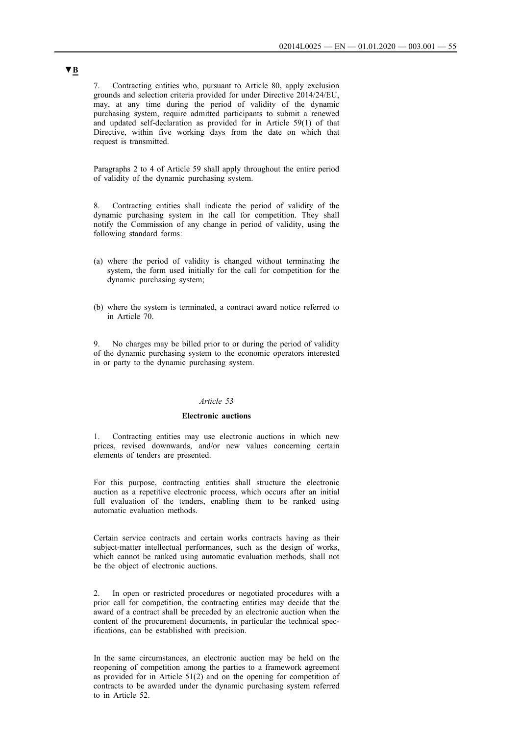▼B

7. Contracting entities who, pursuant to Article 80, apply exclusion grounds and selection criteria provided for under Directive 2014/24/EU, may, at any time during the period of validity of the dynamic purchasing system, require admitted participants to submit a renewed and updated self-declaration as provided for in Article 59(1) of that Directive, within five working days from the date on which that request is transmitted.

Paragraphs 2 to 4 of Article 59 shall apply throughout the entire period of validity of the dynamic purchasing system.

8. Contracting entities shall indicate the period of validity of the dynamic purchasing system in the call for competition. They shall notify the Commission of any change in period of validity, using the following standard forms:

(a) where the period of validity is changed without terminating the system, the form used initially for the call for competition for the dynamic purchasing system;

(b) where the system is terminated, a contract award notice referred to in Article 70.

9. No charges may be billed prior to or during the period of validity of the dynamic purchasing system to the economic operators interested in or party to the dynamic purchasing system.

*Article 53*

**Electronic auctions**

1. Contracting entities may use electronic auctions in which new prices, revised downwards, and/or new values concerning certain elements of tenders are presented.

For this purpose, contracting entities shall structure the electronic auction as a repetitive electronic process, which occurs after an initial full evaluation of the tenders, enabling them to be ranked using automatic evaluation methods.

Certain service contracts and certain works contracts having as their subject-matter intellectual performances, such as the design of works, which cannot be ranked using automatic evaluation methods, shall not be the object of electronic auctions.

2. In open or restricted procedures or negotiated procedures with a prior call for competition, the contracting entities may decide that the award of a contract shall be preceded by an electronic auction when the content of the procurement documents, in particular the technical specifications, can be established with precision.

In the same circumstances, an electronic auction may be held on the reopening of competition among the parties to a framework agreement as provided for in Article 51(2) and on the opening for competition of contracts to be awarded under the dynamic purchasing system referred to in Article 52.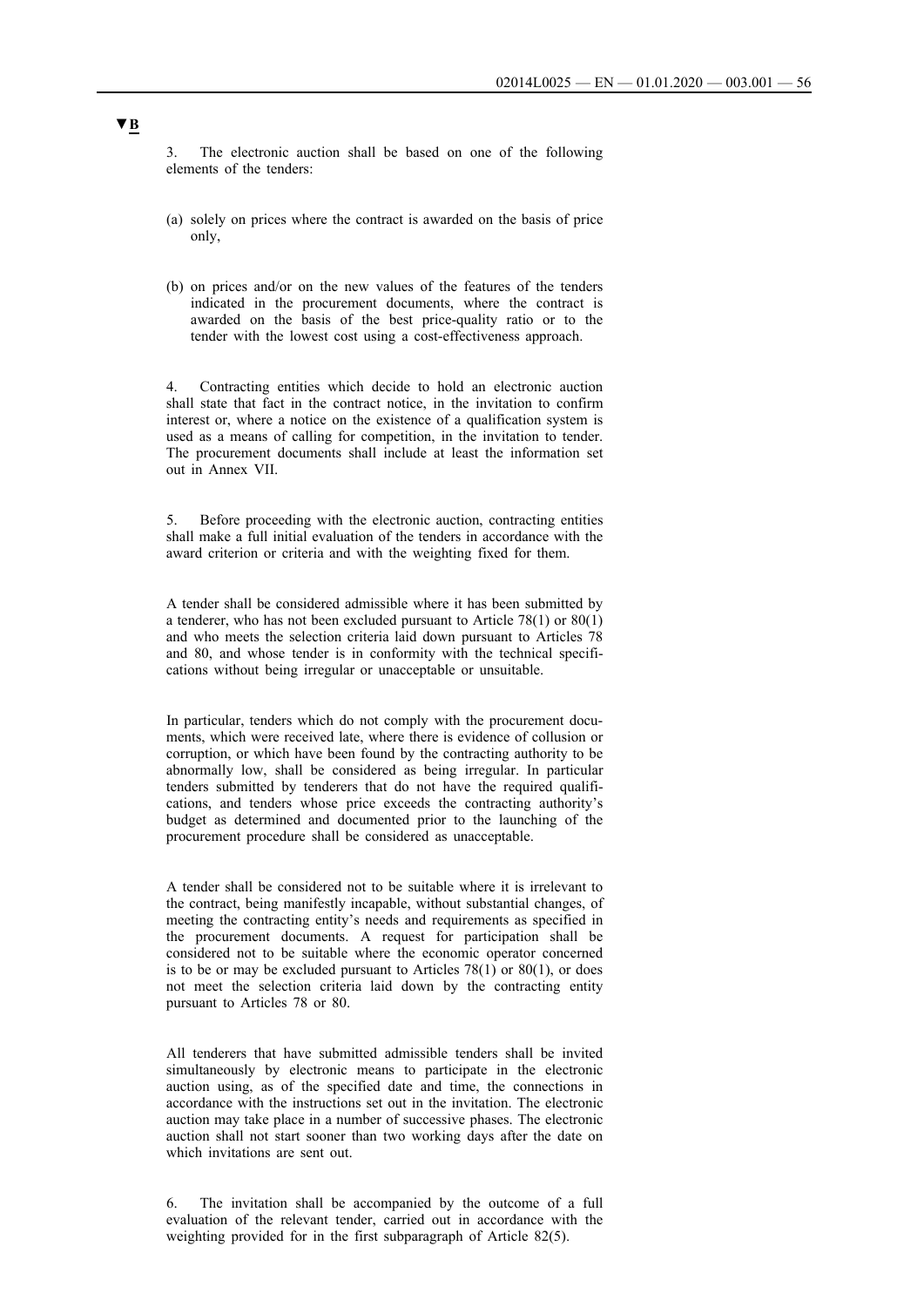▼B

3. The electronic auction shall be based on one of the following elements of the tenders:

(a) solely on prices where the contract is awarded on the basis of price only,

(b) on prices and/or on the new values of the features of the tenders indicated in the procurement documents, where the contract is awarded on the basis of the best price-quality ratio or to the tender with the lowest cost using a cost-effectiveness approach.

4. Contracting entities which decide to hold an electronic auction shall state that fact in the contract notice, in the invitation to confirm interest or, where a notice on the existence of a qualification system is used as a means of calling for competition, in the invitation to tender. The procurement documents shall include at least the information set out in Annex VII.

5. Before proceeding with the electronic auction, contracting entities shall make a full initial evaluation of the tenders in accordance with the award criterion or criteria and with the weighting fixed for them.

A tender shall be considered admissible where it has been submitted by a tenderer, who has not been excluded pursuant to Article 78(1) or 80(1) and who meets the selection criteria laid down pursuant to Articles 78 and 80, and whose tender is in conformity with the technical specifications without being irregular or unacceptable or unsuitable.

In particular, tenders which do not comply with the procurement documents, which were received late, where there is evidence of collusion or corruption, or which have been found by the contracting authority to be abnormally low, shall be considered as being irregular. In particular tenders submitted by tenderers that do not have the required qualifications, and tenders whose price exceeds the contracting authority's budget as determined and documented prior to the launching of the procurement procedure shall be considered as unacceptable.

A tender shall be considered not to be suitable where it is irrelevant to the contract, being manifestly incapable, without substantial changes, of meeting the contracting entity's needs and requirements as specified in the procurement documents. A request for participation shall be considered not to be suitable where the economic operator concerned is to be or may be excluded pursuant to Articles 78(1) or 80(1), or does not meet the selection criteria laid down by the contracting entity pursuant to Articles 78 or 80.

All tenderers that have submitted admissible tenders shall be invited simultaneously by electronic means to participate in the electronic auction using, as of the specified date and time, the connections in accordance with the instructions set out in the invitation. The electronic auction may take place in a number of successive phases. The electronic auction shall not start sooner than two working days after the date on which invitations are sent out.

6. The invitation shall be accompanied by the outcome of a full evaluation of the relevant tender, carried out in accordance with the weighting provided for in the first subparagraph of Article 82(5).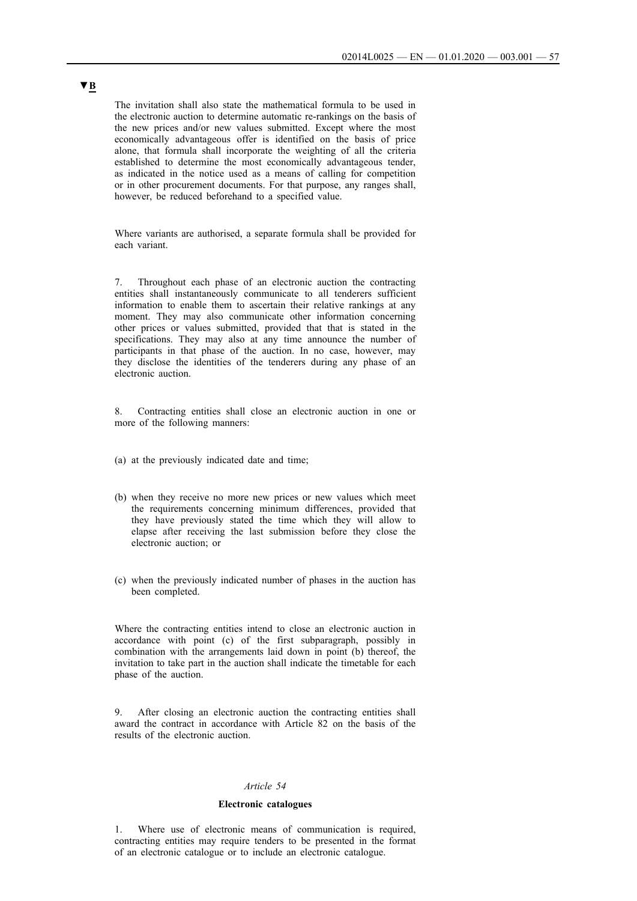▼B

The invitation shall also state the mathematical formula to be used in the electronic auction to determine automatic re-rankings on the basis of the new prices and/or new values submitted. Except where the most economically advantageous offer is identified on the basis of price alone, that formula shall incorporate the weighting of all the criteria established to determine the most economically advantageous tender, as indicated in the notice used as a means of calling for competition or in other procurement documents. For that purpose, any ranges shall, however, be reduced beforehand to a specified value.

Where variants are authorised, a separate formula shall be provided for each variant.

7. Throughout each phase of an electronic auction the contracting entities shall instantaneously communicate to all tenderers sufficient information to enable them to ascertain their relative rankings at any moment. They may also communicate other information concerning other prices or values submitted, provided that that is stated in the specifications. They may also at any time announce the number of participants in that phase of the auction. In no case, however, may they disclose the identities of the tenderers during any phase of an electronic auction.

8. Contracting entities shall close an electronic auction in one or more of the following manners:

(a) at the previously indicated date and time;

(b) when they receive no more new prices or new values which meet the requirements concerning minimum differences, provided that they have previously stated the time which they will allow to elapse after receiving the last submission before they close the electronic auction; or

(c) when the previously indicated number of phases in the auction has been completed.

Where the contracting entities intend to close an electronic auction in accordance with point (c) of the first subparagraph, possibly in combination with the arrangements laid down in point (b) thereof, the invitation to take part in the auction shall indicate the timetable for each phase of the auction.

9. After closing an electronic auction the contracting entities shall award the contract in accordance with Article 82 on the basis of the results of the electronic auction.

*Article 54*

**Electronic catalogues**

1. Where use of electronic means of communication is required, contracting entities may require tenders to be presented in the format of an electronic catalogue or to include an electronic catalogue.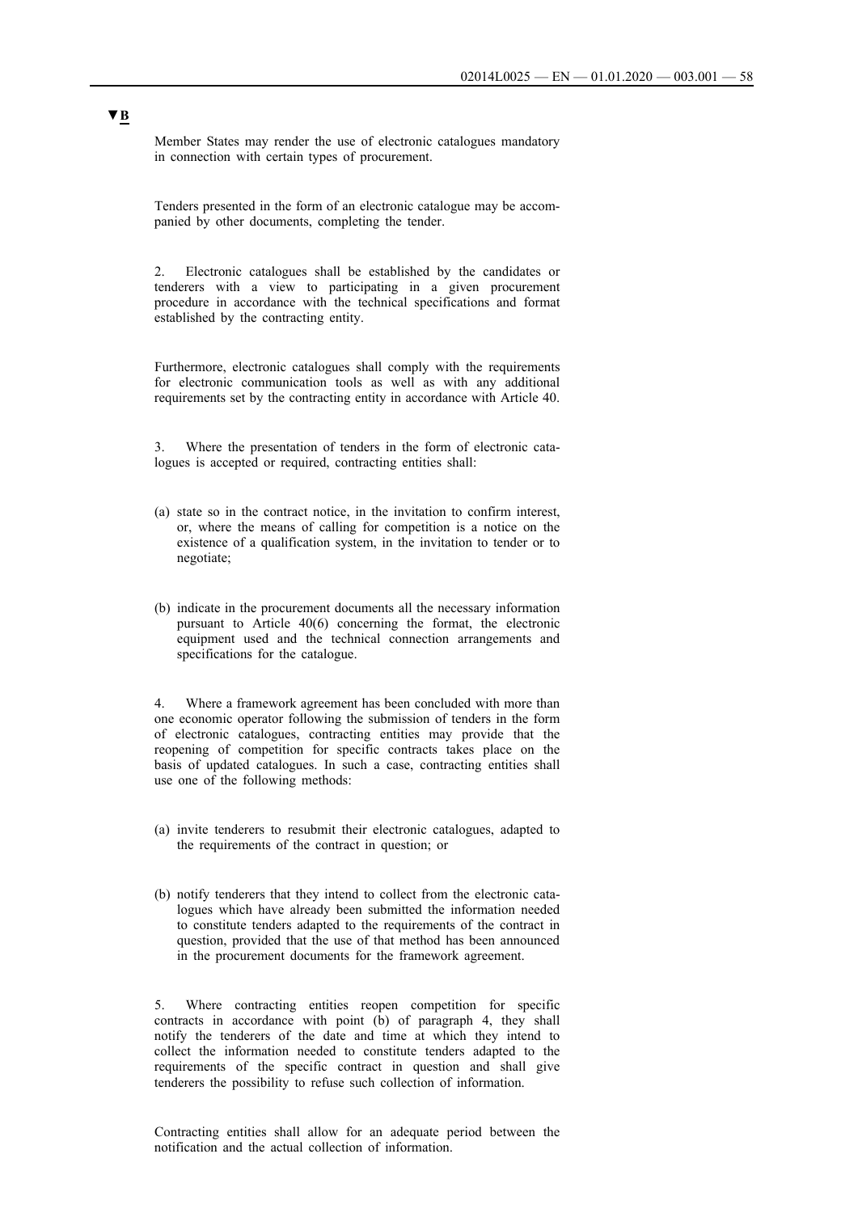▼B

Member States may render the use of electronic catalogues mandatory in connection with certain types of procurement.

Tenders presented in the form of an electronic catalogue may be accompanied by other documents, completing the tender.

2. Electronic catalogues shall be established by the candidates or tenderers with a view to participating in a given procurement procedure in accordance with the technical specifications and format established by the contracting entity.

Furthermore, electronic catalogues shall comply with the requirements for electronic communication tools as well as with any additional requirements set by the contracting entity in accordance with Article 40.

3. Where the presentation of tenders in the form of electronic catalogues is accepted or required, contracting entities shall:

(a) state so in the contract notice, in the invitation to confirm interest, or, where the means of calling for competition is a notice on the existence of a qualification system, in the invitation to tender or to negotiate;

(b) indicate in the procurement documents all the necessary information pursuant to Article 40(6) concerning the format, the electronic equipment used and the technical connection arrangements and specifications for the catalogue.

4. Where a framework agreement has been concluded with more than one economic operator following the submission of tenders in the form of electronic catalogues, contracting entities may provide that the reopening of competition for specific contracts takes place on the basis of updated catalogues. In such a case, contracting entities shall use one of the following methods:

(a) invite tenderers to resubmit their electronic catalogues, adapted to the requirements of the contract in question; or

(b) notify tenderers that they intend to collect from the electronic catalogues which have already been submitted the information needed to constitute tenders adapted to the requirements of the contract in question, provided that the use of that method has been announced in the procurement documents for the framework agreement.

5. Where contracting entities reopen competition for specific contracts in accordance with point (b) of paragraph 4, they shall notify the tenderers of the date and time at which they intend to collect the information needed to constitute tenders adapted to the requirements of the specific contract in question and shall give tenderers the possibility to refuse such collection of information.

Contracting entities shall allow for an adequate period between the notification and the actual collection of information.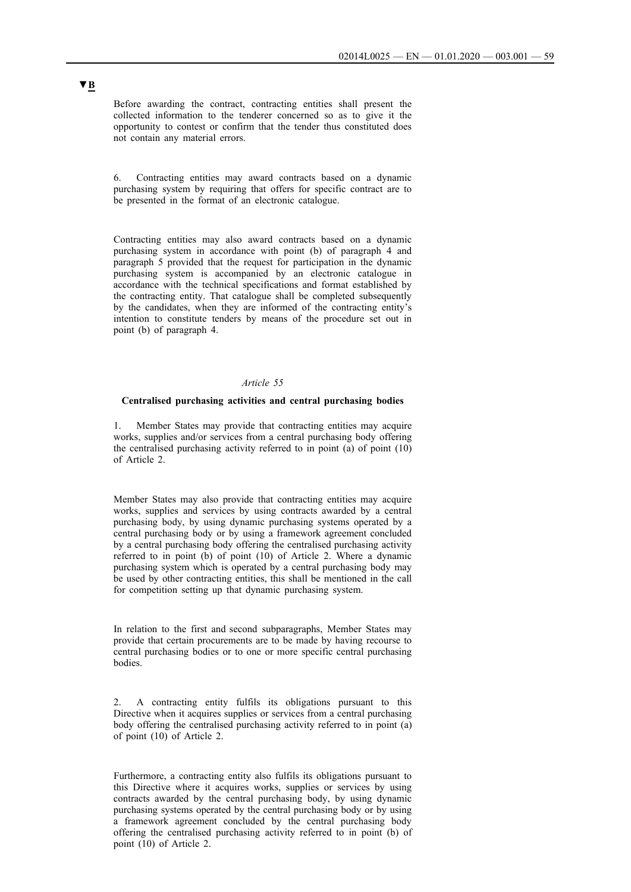▼B

Before awarding the contract, contracting entities shall present the collected information to the tenderer concerned so as to give it the opportunity to contest or confirm that the tender thus constituted does not contain any material errors.

6. Contracting entities may award contracts based on a dynamic purchasing system by requiring that offers for specific contract are to be presented in the format of an electronic catalogue.

Contracting entities may also award contracts based on a dynamic purchasing system in accordance with point (b) of paragraph 4 and paragraph 5 provided that the request for participation in the dynamic purchasing system is accompanied by an electronic catalogue in accordance with the technical specifications and format established by the contracting entity. That catalogue shall be completed subsequently by the candidates, when they are informed of the contracting entity's intention to constitute tenders by means of the procedure set out in point (b) of paragraph 4.

*Article 55*

**Centralised purchasing activities and central purchasing bodies**

1. Member States may provide that contracting entities may acquire works, supplies and/or services from a central purchasing body offering the centralised purchasing activity referred to in point (a) of point (10) of Article 2.

Member States may also provide that contracting entities may acquire works, supplies and services by using contracts awarded by a central purchasing body, by using dynamic purchasing systems operated by a central purchasing body or by using a framework agreement concluded by a central purchasing body offering the centralised purchasing activity referred to in point (b) of point (10) of Article 2. Where a dynamic purchasing system which is operated by a central purchasing body may be used by other contracting entities, this shall be mentioned in the call for competition setting up that dynamic purchasing system.

In relation to the first and second subparagraphs, Member States may provide that certain procurements are to be made by having recourse to central purchasing bodies or to one or more specific central purchasing bodies.

2. A contracting entity fulfils its obligations pursuant to this Directive when it acquires supplies or services from a central purchasing body offering the centralised purchasing activity referred to in point (a) of point (10) of Article 2.

Furthermore, a contracting entity also fulfils its obligations pursuant to this Directive where it acquires works, supplies or services by using contracts awarded by the central purchasing body, by using dynamic purchasing systems operated by the central purchasing body or by using a framework agreement concluded by the central purchasing body offering the centralised purchasing activity referred to in point (b) of point (10) of Article 2.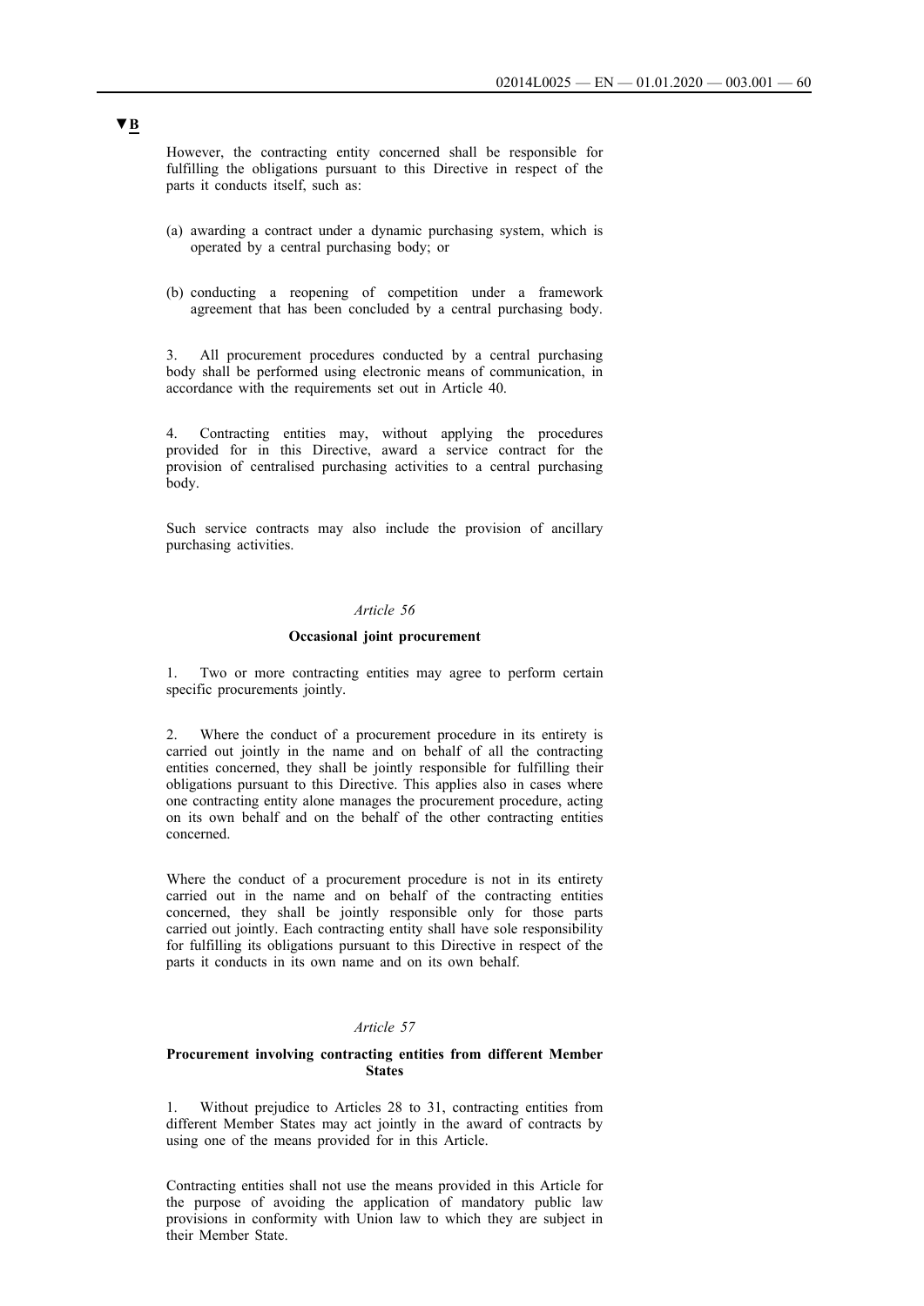▼B

However, the contracting entity concerned shall be responsible for fulfilling the obligations pursuant to this Directive in respect of the parts it conducts itself, such as:

(a) awarding a contract under a dynamic purchasing system, which is operated by a central purchasing body; or

(b) conducting a reopening of competition under a framework agreement that has been concluded by a central purchasing body.

3. All procurement procedures conducted by a central purchasing body shall be performed using electronic means of communication, in accordance with the requirements set out in Article 40.

4. Contracting entities may, without applying the procedures provided for in this Directive, award a service contract for the provision of centralised purchasing activities to a central purchasing body.

Such service contracts may also include the provision of ancillary purchasing activities.

### *Article 56*

### **Occasional joint procurement**

1. Two or more contracting entities may agree to perform certain specific procurements jointly.

2. Where the conduct of a procurement procedure in its entirety is carried out jointly in the name and on behalf of all the contracting entities concerned, they shall be jointly responsible for fulfilling their obligations pursuant to this Directive. This applies also in cases where one contracting entity alone manages the procurement procedure, acting on its own behalf and on the behalf of the other contracting entities concerned.

Where the conduct of a procurement procedure is not in its entirety carried out in the name and on behalf of the contracting entities concerned, they shall be jointly responsible only for those parts carried out jointly. Each contracting entity shall have sole responsibility for fulfilling its obligations pursuant to this Directive in respect of the parts it conducts in its own name and on its own behalf.

### *Article 57*

### **Procurement involving contracting entities from different Member States**

1. Without prejudice to Articles 28 to 31, contracting entities from different Member States may act jointly in the award of contracts by using one of the means provided for in this Article.

Contracting entities shall not use the means provided in this Article for the purpose of avoiding the application of mandatory public law provisions in conformity with Union law to which they are subject in their Member State.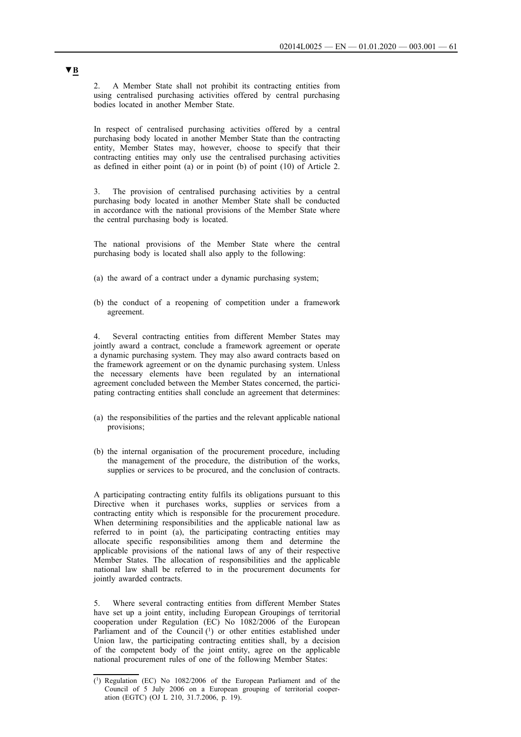▼B

2. A Member State shall not prohibit its contracting entities from using centralised purchasing activities offered by central purchasing bodies located in another Member State.

In respect of centralised purchasing activities offered by a central purchasing body located in another Member State than the contracting entity, Member States may, however, choose to specify that their contracting entities may only use the centralised purchasing activities as defined in either point (a) or in point (b) of point (10) of Article 2.

3. The provision of centralised purchasing activities by a central purchasing body located in another Member State shall be conducted in accordance with the national provisions of the Member State where the central purchasing body is located.

The national provisions of the Member State where the central purchasing body is located shall also apply to the following:

(a) the award of a contract under a dynamic purchasing system;

(b) the conduct of a reopening of competition under a framework agreement.

4. Several contracting entities from different Member States may jointly award a contract, conclude a framework agreement or operate a dynamic purchasing system. They may also award contracts based on the framework agreement or on the dynamic purchasing system. Unless the necessary elements have been regulated by an international agreement concluded between the Member States concerned, the participating contracting entities shall conclude an agreement that determines:

(a) the responsibilities of the parties and the relevant applicable national provisions;

(b) the internal organisation of the procurement procedure, including the management of the procedure, the distribution of the works, supplies or services to be procured, and the conclusion of contracts.

A participating contracting entity fulfils its obligations pursuant to this Directive when it purchases works, supplies or services from a contracting entity which is responsible for the procurement procedure. When determining responsibilities and the applicable national law as referred to in point (a), the participating contracting entities may allocate specific responsibilities among them and determine the applicable provisions of the national laws of any of their respective Member States. The allocation of responsibilities and the applicable national law shall be referred to in the procurement documents for jointly awarded contracts.

5. Where several contracting entities from different Member States have set up a joint entity, including European Groupings of territorial cooperation under Regulation (EC) No 1082/2006 of the European Parliament and of the Council [1] or other entities established under Union law, the participating contracting entities shall, by a decision of the competent body of the joint entity, agree on the applicable national procurement rules of one of the following Member States:

---

[1] Regulation (EC) No 1082/2006 of the European Parliament and of the Council of 5 July 2006 on a European grouping of territorial cooperation (EGTC) (OJ L 210, 31.7.2006, p. 19).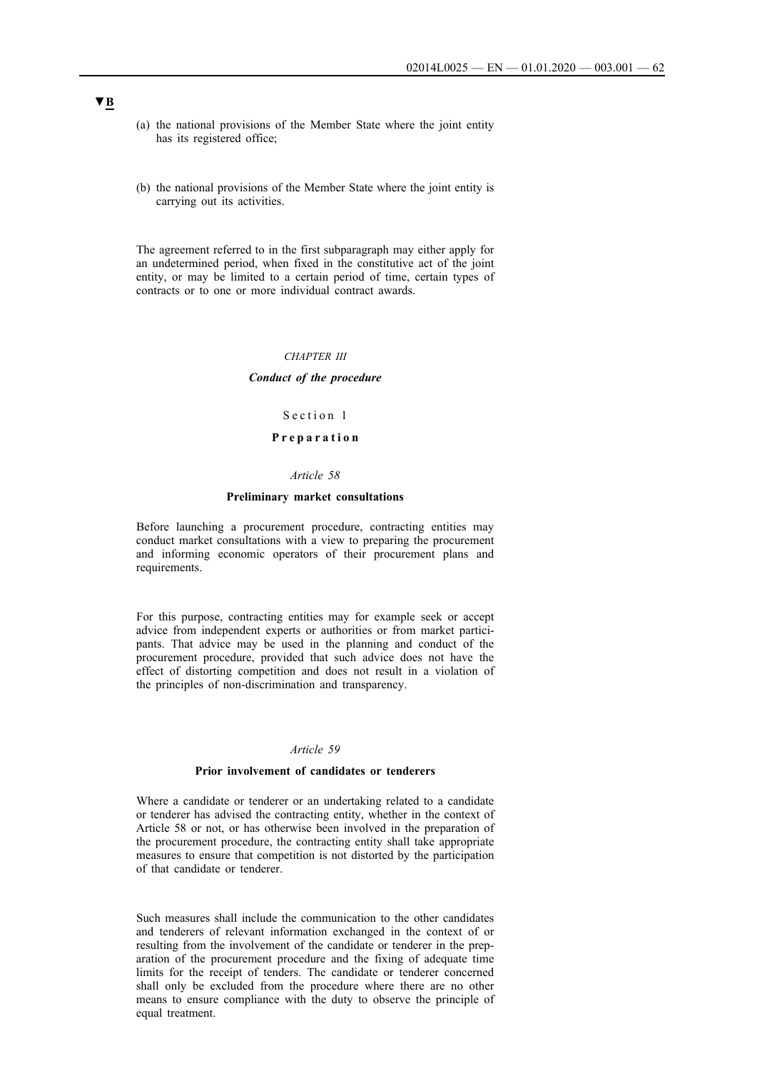▼B

(a) the national provisions of the Member State where the joint entity has its registered office;

(b) the national provisions of the Member State where the joint entity is carrying out its activities.

The agreement referred to in the first subparagraph may either apply for an undetermined period, when fixed in the constitutive act of the joint entity, or may be limited to a certain period of time, certain types of contracts or to one or more individual contract awards.

## *CHAPTER III*

## ***Conduct of the procedure***

### Section 1

### **Preparation**

*Article 58*

**Preliminary market consultations**

Before launching a procurement procedure, contracting entities may conduct market consultations with a view to preparing the procurement and informing economic operators of their procurement plans and requirements.

For this purpose, contracting entities may for example seek or accept advice from independent experts or authorities or from market participants. That advice may be used in the planning and conduct of the procurement procedure, provided that such advice does not have the effect of distorting competition and does not result in a violation of the principles of non-discrimination and transparency.

*Article 59*

**Prior involvement of candidates or tenderers**

Where a candidate or tenderer or an undertaking related to a candidate or tenderer has advised the contracting entity, whether in the context of Article 58 or not, or has otherwise been involved in the preparation of the procurement procedure, the contracting entity shall take appropriate measures to ensure that competition is not distorted by the participation of that candidate or tenderer.

Such measures shall include the communication to the other candidates and tenderers of relevant information exchanged in the context of or resulting from the involvement of the candidate or tenderer in the preparation of the procurement procedure and the fixing of adequate time limits for the receipt of tenders. The candidate or tenderer concerned shall only be excluded from the procedure where there are no other means to ensure compliance with the duty to observe the principle of equal treatment.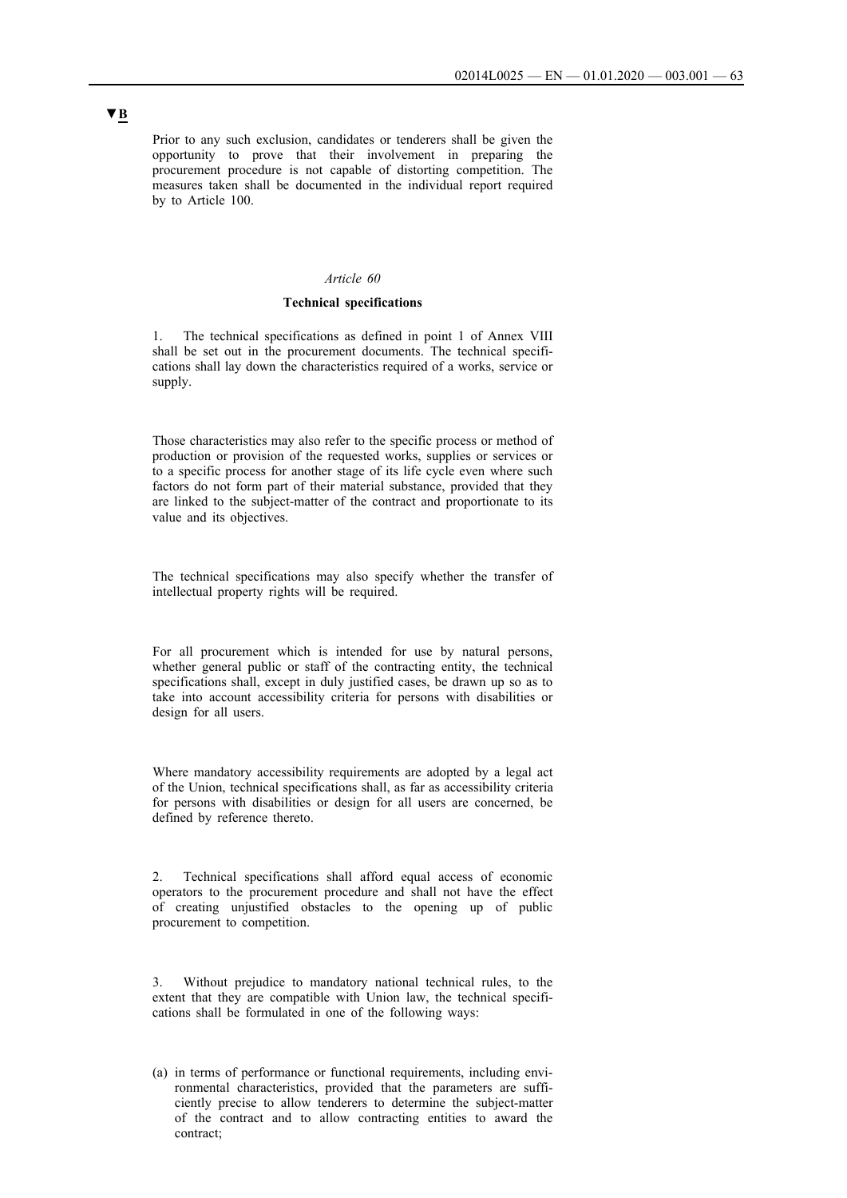▼B

Prior to any such exclusion, candidates or tenderers shall be given the opportunity to prove that their involvement in preparing the procurement procedure is not capable of distorting competition. The measures taken shall be documented in the individual report required by to Article 100.

*Article 60*

**Technical specifications**

1. The technical specifications as defined in point 1 of Annex VIII shall be set out in the procurement documents. The technical specifications shall lay down the characteristics required of a works, service or supply.

Those characteristics may also refer to the specific process or method of production or provision of the requested works, supplies or services or to a specific process for another stage of its life cycle even where such factors do not form part of their material substance, provided that they are linked to the subject-matter of the contract and proportionate to its value and its objectives.

The technical specifications may also specify whether the transfer of intellectual property rights will be required.

For all procurement which is intended for use by natural persons, whether general public or staff of the contracting entity, the technical specifications shall, except in duly justified cases, be drawn up so as to take into account accessibility criteria for persons with disabilities or design for all users.

Where mandatory accessibility requirements are adopted by a legal act of the Union, technical specifications shall, as far as accessibility criteria for persons with disabilities or design for all users are concerned, be defined by reference thereto.

2. Technical specifications shall afford equal access of economic operators to the procurement procedure and shall not have the effect of creating unjustified obstacles to the opening up of public procurement to competition.

3. Without prejudice to mandatory national technical rules, to the extent that they are compatible with Union law, the technical specifications shall be formulated in one of the following ways:

(a) in terms of performance or functional requirements, including environmental characteristics, provided that the parameters are sufficiently precise to allow tenderers to determine the subject-matter of the contract and to allow contracting entities to award the contract;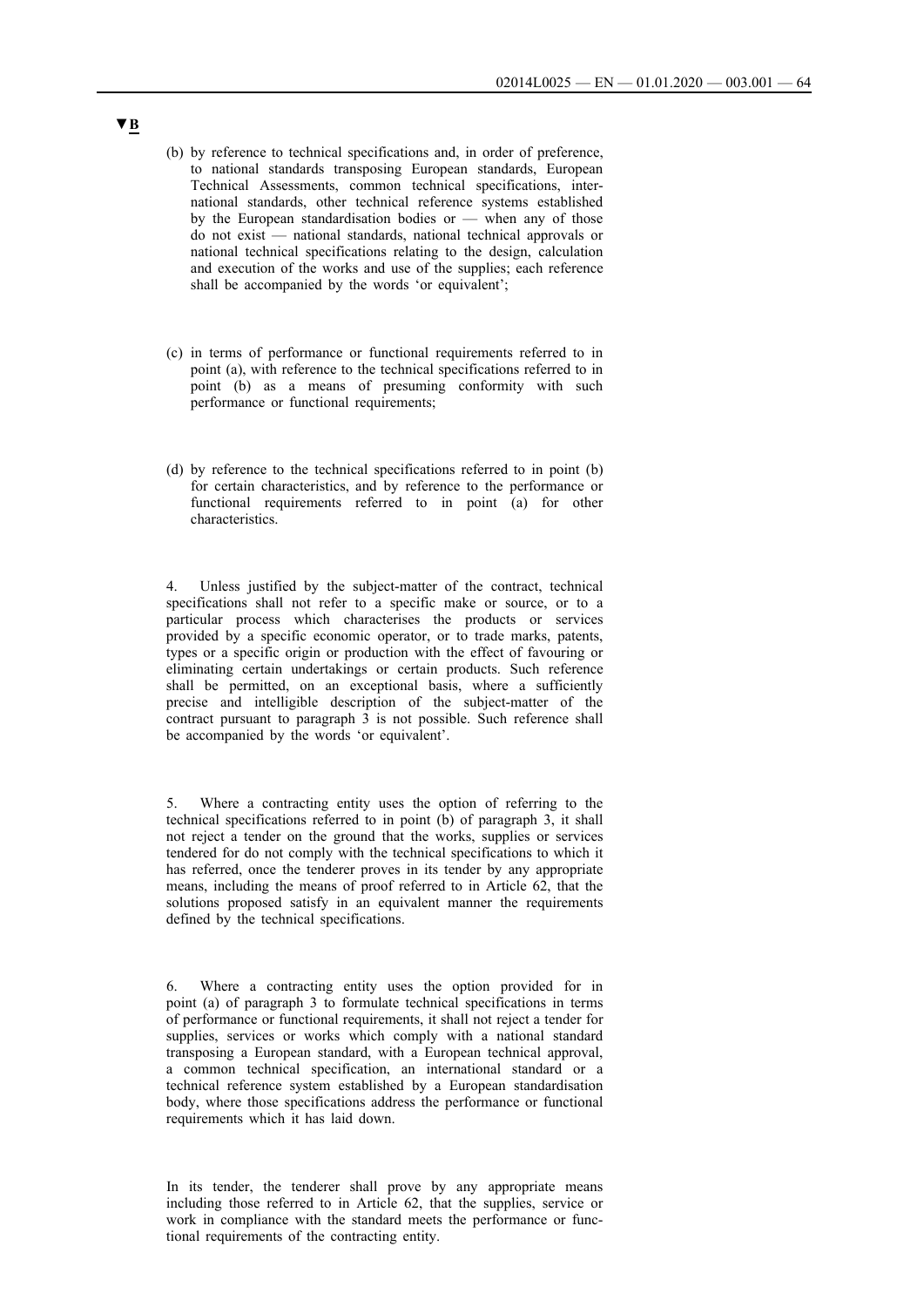▼B

(b) by reference to technical specifications and, in order of preference, to national standards transposing European standards, European Technical Assessments, common technical specifications, international standards, other technical reference systems established by the European standardisation bodies or — when any of those do not exist — national standards, national technical approvals or national technical specifications relating to the design, calculation and execution of the works and use of the supplies; each reference shall be accompanied by the words 'or equivalent';

(c) in terms of performance or functional requirements referred to in point (a), with reference to the technical specifications referred to in point (b) as a means of presuming conformity with such performance or functional requirements;

(d) by reference to the technical specifications referred to in point (b) for certain characteristics, and by reference to the performance or functional requirements referred to in point (a) for other characteristics.

4. Unless justified by the subject-matter of the contract, technical specifications shall not refer to a specific make or source, or to a particular process which characterises the products or services provided by a specific economic operator, or to trade marks, patents, types or a specific origin or production with the effect of favouring or eliminating certain undertakings or certain products. Such reference shall be permitted, on an exceptional basis, where a sufficiently precise and intelligible description of the subject-matter of the contract pursuant to paragraph 3 is not possible. Such reference shall be accompanied by the words 'or equivalent'.

5. Where a contracting entity uses the option of referring to the technical specifications referred to in point (b) of paragraph 3, it shall not reject a tender on the ground that the works, supplies or services tendered for do not comply with the technical specifications to which it has referred, once the tenderer proves in its tender by any appropriate means, including the means of proof referred to in Article 62, that the solutions proposed satisfy in an equivalent manner the requirements defined by the technical specifications.

6. Where a contracting entity uses the option provided for in point (a) of paragraph 3 to formulate technical specifications in terms of performance or functional requirements, it shall not reject a tender for supplies, services or works which comply with a national standard transposing a European standard, with a European technical approval, a common technical specification, an international standard or a technical reference system established by a European standardisation body, where those specifications address the performance or functional requirements which it has laid down.

In its tender, the tenderer shall prove by any appropriate means including those referred to in Article 62, that the supplies, service or work in compliance with the standard meets the performance or functional requirements of the contracting entity.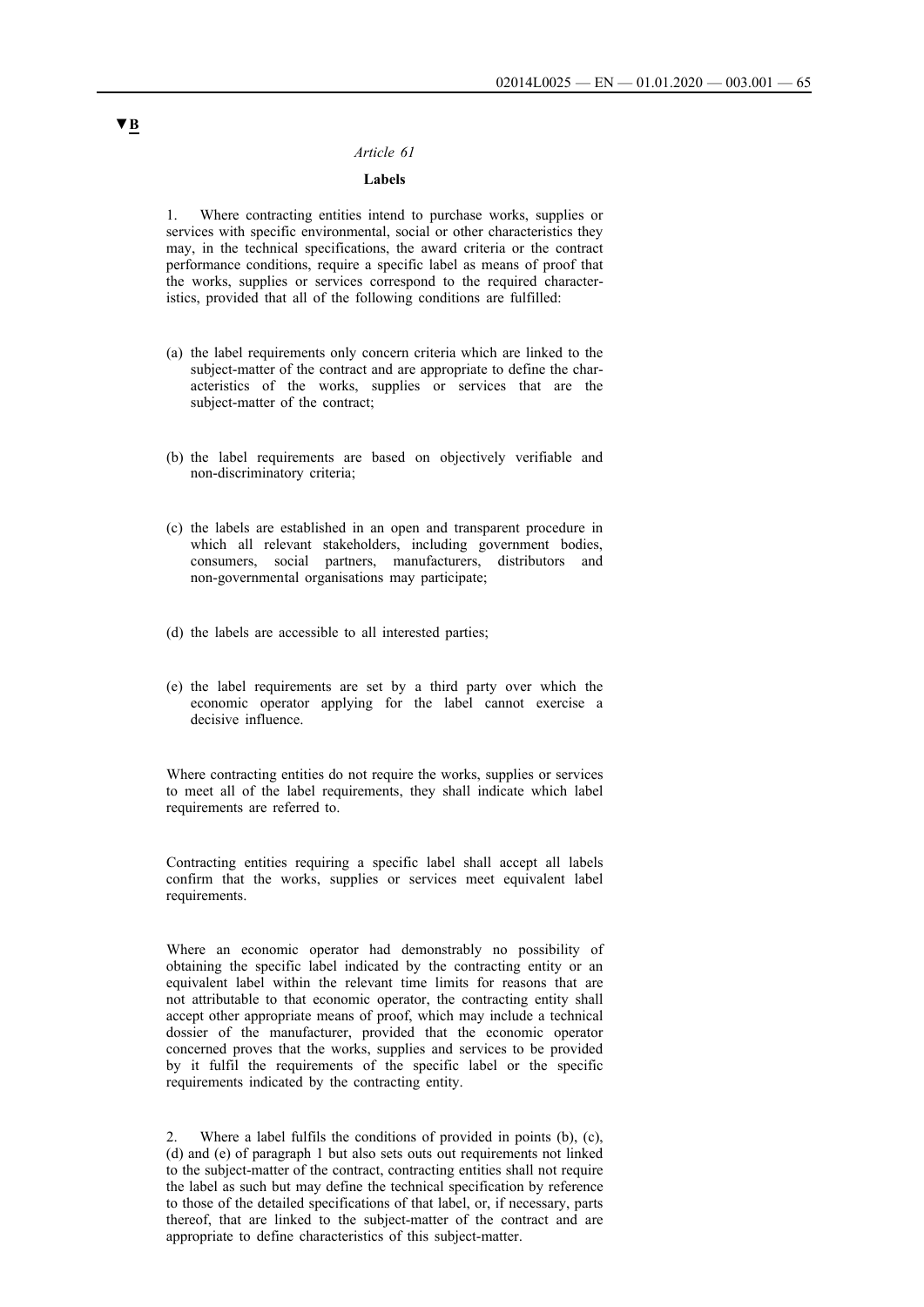▼B

*Article 61*

**Labels**

1. Where contracting entities intend to purchase works, supplies or services with specific environmental, social or other characteristics they may, in the technical specifications, the award criteria or the contract performance conditions, require a specific label as means of proof that the works, supplies or services correspond to the required characteristics, provided that all of the following conditions are fulfilled:

(a) the label requirements only concern criteria which are linked to the subject-matter of the contract and are appropriate to define the characteristics of the works, supplies or services that are the subject-matter of the contract;

(b) the label requirements are based on objectively verifiable and non-discriminatory criteria;

(c) the labels are established in an open and transparent procedure in which all relevant stakeholders, including government bodies, consumers, social partners, manufacturers, distributors and non-governmental organisations may participate;

(d) the labels are accessible to all interested parties;

(e) the label requirements are set by a third party over which the economic operator applying for the label cannot exercise a decisive influence.

Where contracting entities do not require the works, supplies or services to meet all of the label requirements, they shall indicate which label requirements are referred to.

Contracting entities requiring a specific label shall accept all labels confirm that the works, supplies or services meet equivalent label requirements.

Where an economic operator had demonstrably no possibility of obtaining the specific label indicated by the contracting entity or an equivalent label within the relevant time limits for reasons that are not attributable to that economic operator, the contracting entity shall accept other appropriate means of proof, which may include a technical dossier of the manufacturer, provided that the economic operator concerned proves that the works, supplies and services to be provided by it fulfil the requirements of the specific label or the specific requirements indicated by the contracting entity.

2. Where a label fulfils the conditions of provided in points (b), (c), (d) and (e) of paragraph 1 but also sets outs out requirements not linked to the subject-matter of the contract, contracting entities shall not require the label as such but may define the technical specification by reference to those of the detailed specifications of that label, or, if necessary, parts thereof, that are linked to the subject-matter of the contract and are appropriate to define characteristics of this subject-matter.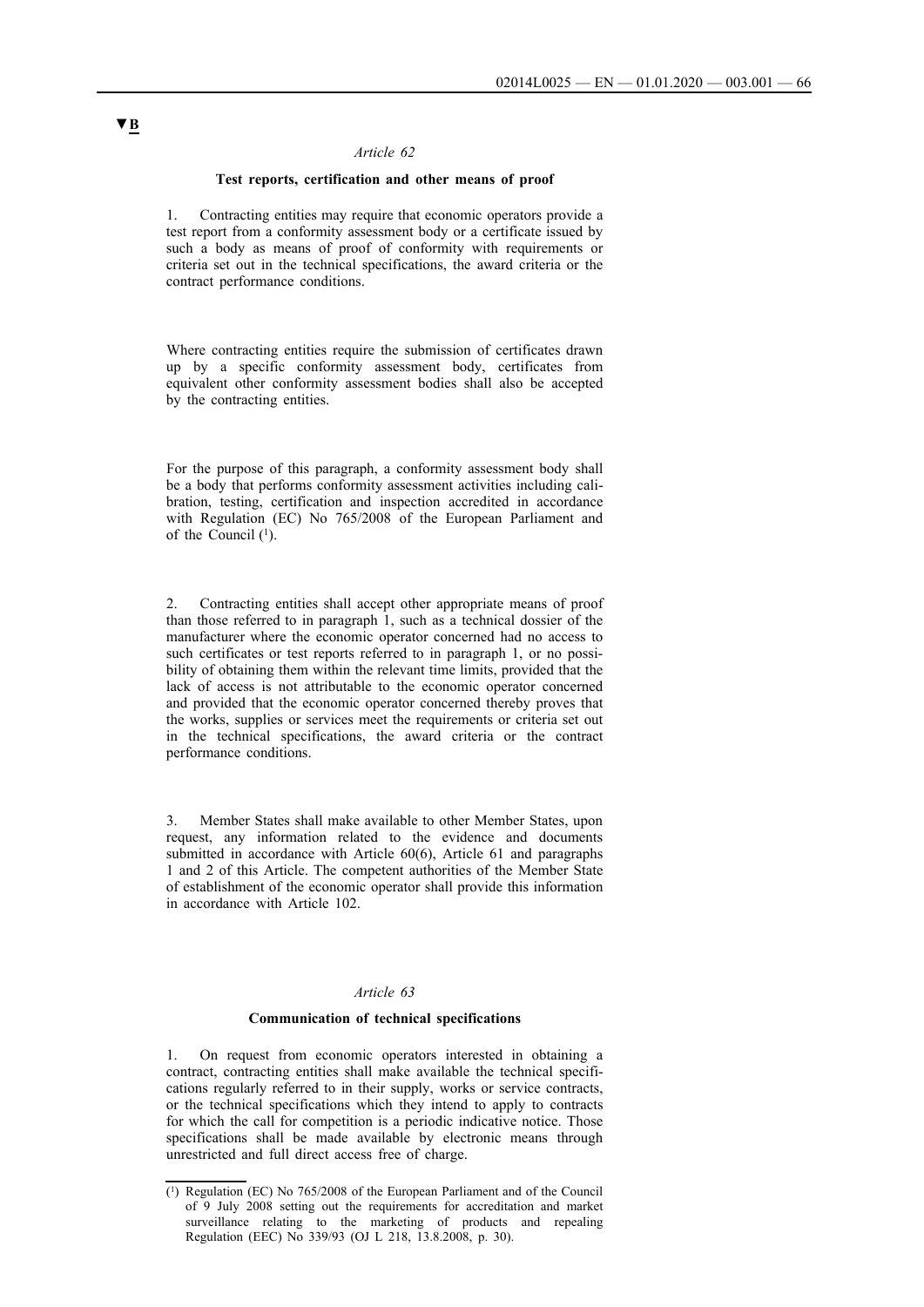▼B

*Article 62*

**Test reports, certification and other means of proof**

1. Contracting entities may require that economic operators provide a test report from a conformity assessment body or a certificate issued by such a body as means of proof of conformity with requirements or criteria set out in the technical specifications, the award criteria or the contract performance conditions.

Where contracting entities require the submission of certificates drawn up by a specific conformity assessment body, certificates from equivalent other conformity assessment bodies shall also be accepted by the contracting entities.

For the purpose of this paragraph, a conformity assessment body shall be a body that performs conformity assessment activities including calibration, testing, certification and inspection accredited in accordance with Regulation (EC) No 765/2008 of the European Parliament and of the Council [1].

2. Contracting entities shall accept other appropriate means of proof than those referred to in paragraph 1, such as a technical dossier of the manufacturer where the economic operator concerned had no access to such certificates or test reports referred to in paragraph 1, or no possibility of obtaining them within the relevant time limits, provided that the lack of access is not attributable to the economic operator concerned and provided that the economic operator concerned thereby proves that the works, supplies or services meet the requirements or criteria set out in the technical specifications, the award criteria or the contract performance conditions.

3. Member States shall make available to other Member States, upon request, any information related to the evidence and documents submitted in accordance with Article 60(6), Article 61 and paragraphs 1 and 2 of this Article. The competent authorities of the Member State of establishment of the economic operator shall provide this information in accordance with Article 102.

*Article 63*

**Communication of technical specifications**

1. On request from economic operators interested in obtaining a contract, contracting entities shall make available the technical specifications regularly referred to in their supply, works or service contracts, or the technical specifications which they intend to apply to contracts for which the call for competition is a periodic indicative notice. Those specifications shall be made available by electronic means through unrestricted and full direct access free of charge.

---

[1] Regulation (EC) No 765/2008 of the European Parliament and of the Council of 9 July 2008 setting out the requirements for accreditation and market surveillance relating to the marketing of products and repealing Regulation (EEC) No 339/93 (OJ L 218, 13.8.2008, p. 30).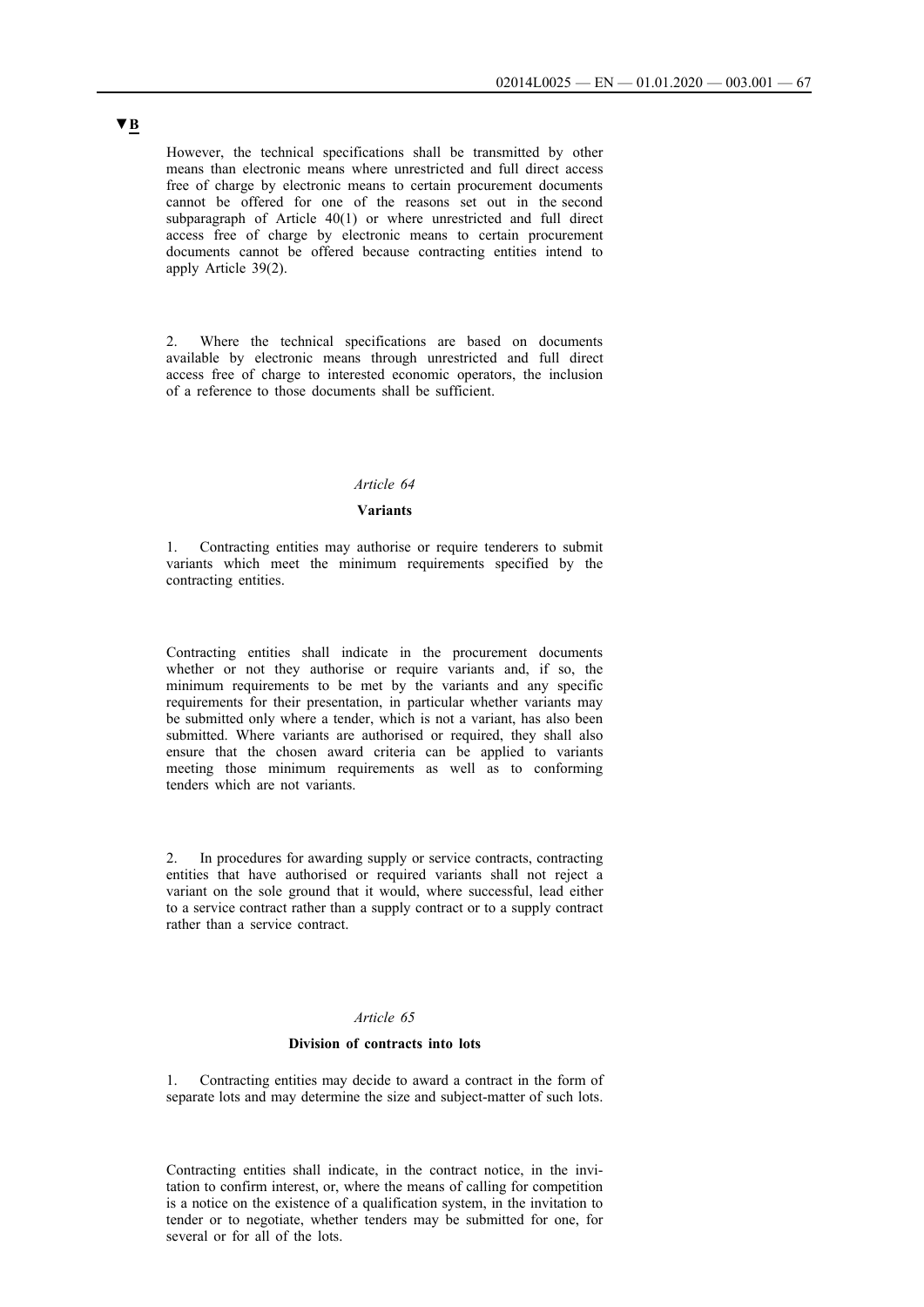▼B

However, the technical specifications shall be transmitted by other means than electronic means where unrestricted and full direct access free of charge by electronic means to certain procurement documents cannot be offered for one of the reasons set out in the second subparagraph of Article 40(1) or where unrestricted and full direct access free of charge by electronic means to certain procurement documents cannot be offered because contracting entities intend to apply Article 39(2).

2. Where the technical specifications are based on documents available by electronic means through unrestricted and full direct access free of charge to interested economic operators, the inclusion of a reference to those documents shall be sufficient.

*Article 64*

**Variants**

1. Contracting entities may authorise or require tenderers to submit variants which meet the minimum requirements specified by the contracting entities.

Contracting entities shall indicate in the procurement documents whether or not they authorise or require variants and, if so, the minimum requirements to be met by the variants and any specific requirements for their presentation, in particular whether variants may be submitted only where a tender, which is not a variant, has also been submitted. Where variants are authorised or required, they shall also ensure that the chosen award criteria can be applied to variants meeting those minimum requirements as well as to conforming tenders which are not variants.

2. In procedures for awarding supply or service contracts, contracting entities that have authorised or required variants shall not reject a variant on the sole ground that it would, where successful, lead either to a service contract rather than a supply contract or to a supply contract rather than a service contract.

*Article 65*

**Division of contracts into lots**

1. Contracting entities may decide to award a contract in the form of separate lots and may determine the size and subject-matter of such lots.

Contracting entities shall indicate, in the contract notice, in the invitation to confirm interest, or, where the means of calling for competition is a notice on the existence of a qualification system, in the invitation to tender or to negotiate, whether tenders may be submitted for one, for several or for all of the lots.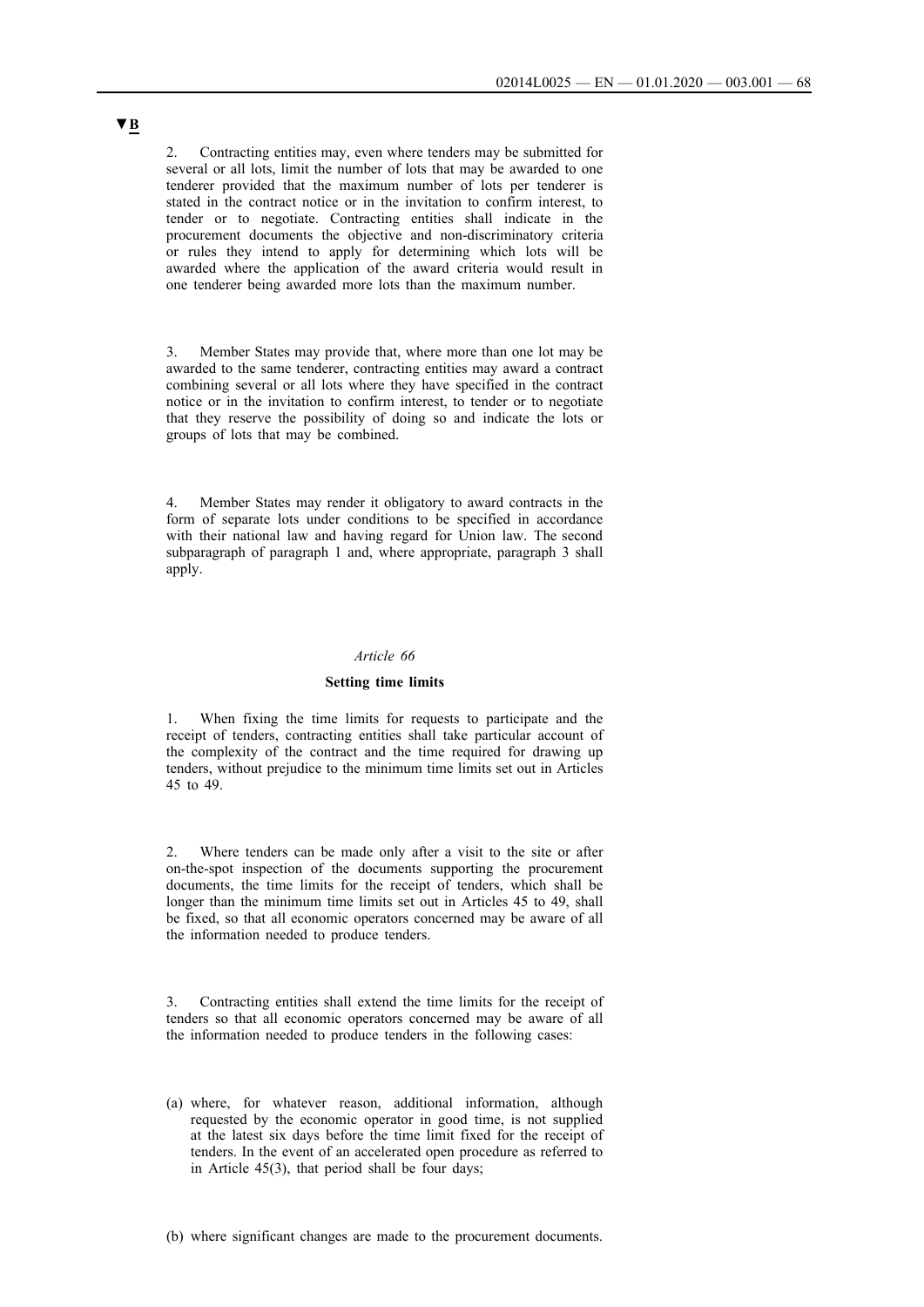▼B

2. Contracting entities may, even where tenders may be submitted for several or all lots, limit the number of lots that may be awarded to one tenderer provided that the maximum number of lots per tenderer is stated in the contract notice or in the invitation to confirm interest, to tender or to negotiate. Contracting entities shall indicate in the procurement documents the objective and non-discriminatory criteria or rules they intend to apply for determining which lots will be awarded where the application of the award criteria would result in one tenderer being awarded more lots than the maximum number.

3. Member States may provide that, where more than one lot may be awarded to the same tenderer, contracting entities may award a contract combining several or all lots where they have specified in the contract notice or in the invitation to confirm interest, to tender or to negotiate that they reserve the possibility of doing so and indicate the lots or groups of lots that may be combined.

4. Member States may render it obligatory to award contracts in the form of separate lots under conditions to be specified in accordance with their national law and having regard for Union law. The second subparagraph of paragraph 1 and, where appropriate, paragraph 3 shall apply.

*Article 66*

**Setting time limits**

1. When fixing the time limits for requests to participate and the receipt of tenders, contracting entities shall take particular account of the complexity of the contract and the time required for drawing up tenders, without prejudice to the minimum time limits set out in Articles 45 to 49.

2. Where tenders can be made only after a visit to the site or after on-the-spot inspection of the documents supporting the procurement documents, the time limits for the receipt of tenders, which shall be longer than the minimum time limits set out in Articles 45 to 49, shall be fixed, so that all economic operators concerned may be aware of all the information needed to produce tenders.

3. Contracting entities shall extend the time limits for the receipt of tenders so that all economic operators concerned may be aware of all the information needed to produce tenders in the following cases:

(a) where, for whatever reason, additional information, although requested by the economic operator in good time, is not supplied at the latest six days before the time limit fixed for the receipt of tenders. In the event of an accelerated open procedure as referred to in Article 45(3), that period shall be four days;

(b) where significant changes are made to the procurement documents.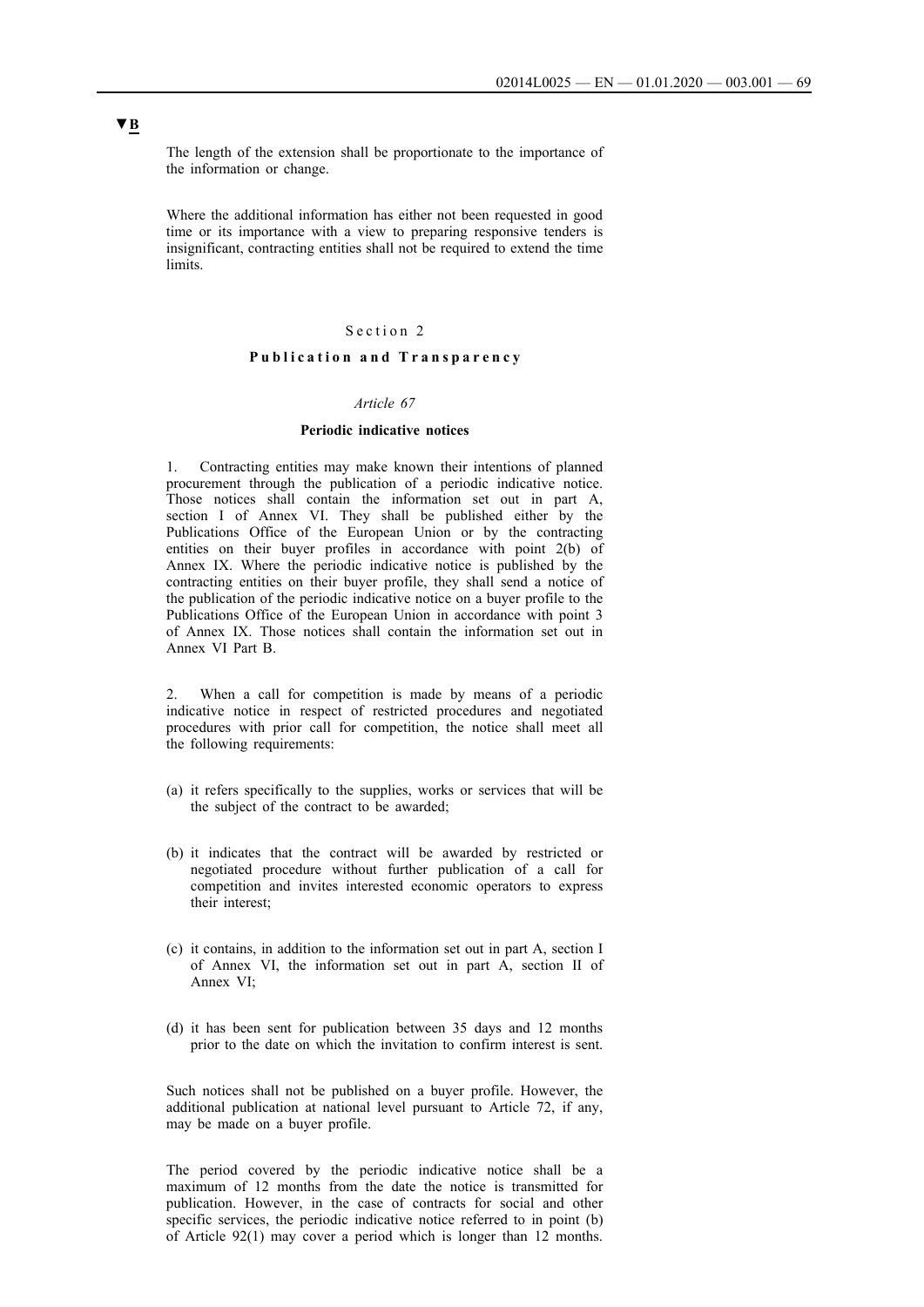▼B

The length of the extension shall be proportionate to the importance of the information or change.

Where the additional information has either not been requested in good time or its importance with a view to preparing responsive tenders is insignificant, contracting entities shall not be required to extend the time limits.

## Section 2

### Publication and Transparency

*Article 67*

**Periodic indicative notices**

1. Contracting entities may make known their intentions of planned procurement through the publication of a periodic indicative notice. Those notices shall contain the information set out in part A, section I of Annex VI. They shall be published either by the Publications Office of the European Union or by the contracting entities on their buyer profiles in accordance with point 2(b) of Annex IX. Where the periodic indicative notice is published by the contracting entities on their buyer profile, they shall send a notice of the publication of the periodic indicative notice on a buyer profile to the Publications Office of the European Union in accordance with point 3 of Annex IX. Those notices shall contain the information set out in Annex VI Part B.

2. When a call for competition is made by means of a periodic indicative notice in respect of restricted procedures and negotiated procedures with prior call for competition, the notice shall meet all the following requirements:

(a) it refers specifically to the supplies, works or services that will be the subject of the contract to be awarded;

(b) it indicates that the contract will be awarded by restricted or negotiated procedure without further publication of a call for competition and invites interested economic operators to express their interest;

(c) it contains, in addition to the information set out in part A, section I of Annex VI, the information set out in part A, section II of Annex VI;

(d) it has been sent for publication between 35 days and 12 months prior to the date on which the invitation to confirm interest is sent.

Such notices shall not be published on a buyer profile. However, the additional publication at national level pursuant to Article 72, if any, may be made on a buyer profile.

The period covered by the periodic indicative notice shall be a maximum of 12 months from the date the notice is transmitted for publication. However, in the case of contracts for social and other specific services, the periodic indicative notice referred to in point (b) of Article 92(1) may cover a period which is longer than 12 months.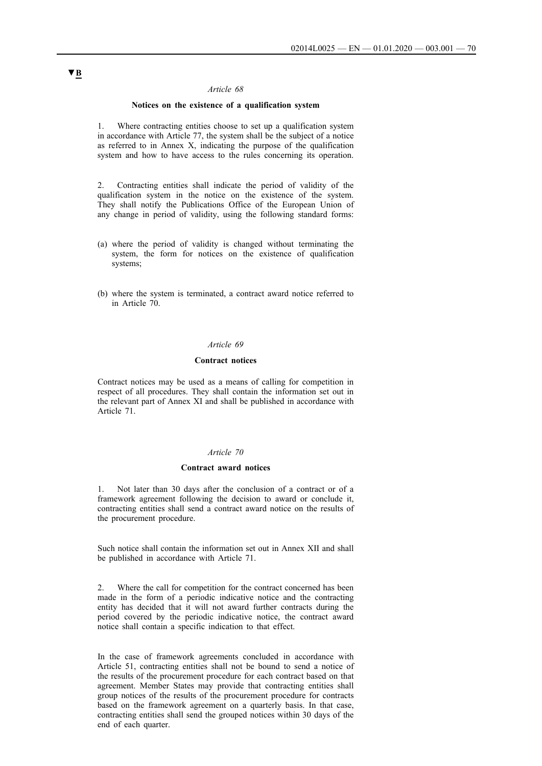▼B

*Article 68*

**Notices on the existence of a qualification system**

1. Where contracting entities choose to set up a qualification system in accordance with Article 77, the system shall be the subject of a notice as referred to in Annex X, indicating the purpose of the qualification system and how to have access to the rules concerning its operation.

2. Contracting entities shall indicate the period of validity of the qualification system in the notice on the existence of the system. They shall notify the Publications Office of the European Union of any change in period of validity, using the following standard forms:

(a) where the period of validity is changed without terminating the system, the form for notices on the existence of qualification systems;

(b) where the system is terminated, a contract award notice referred to in Article 70.

*Article 69*

**Contract notices**

Contract notices may be used as a means of calling for competition in respect of all procedures. They shall contain the information set out in the relevant part of Annex XI and shall be published in accordance with Article 71.

*Article 70*

**Contract award notices**

1. Not later than 30 days after the conclusion of a contract or of a framework agreement following the decision to award or conclude it, contracting entities shall send a contract award notice on the results of the procurement procedure.

Such notice shall contain the information set out in Annex XII and shall be published in accordance with Article 71.

2. Where the call for competition for the contract concerned has been made in the form of a periodic indicative notice and the contracting entity has decided that it will not award further contracts during the period covered by the periodic indicative notice, the contract award notice shall contain a specific indication to that effect.

In the case of framework agreements concluded in accordance with Article 51, contracting entities shall not be bound to send a notice of the results of the procurement procedure for each contract based on that agreement. Member States may provide that contracting entities shall group notices of the results of the procurement procedure for contracts based on the framework agreement on a quarterly basis. In that case, contracting entities shall send the grouped notices within 30 days of the end of each quarter.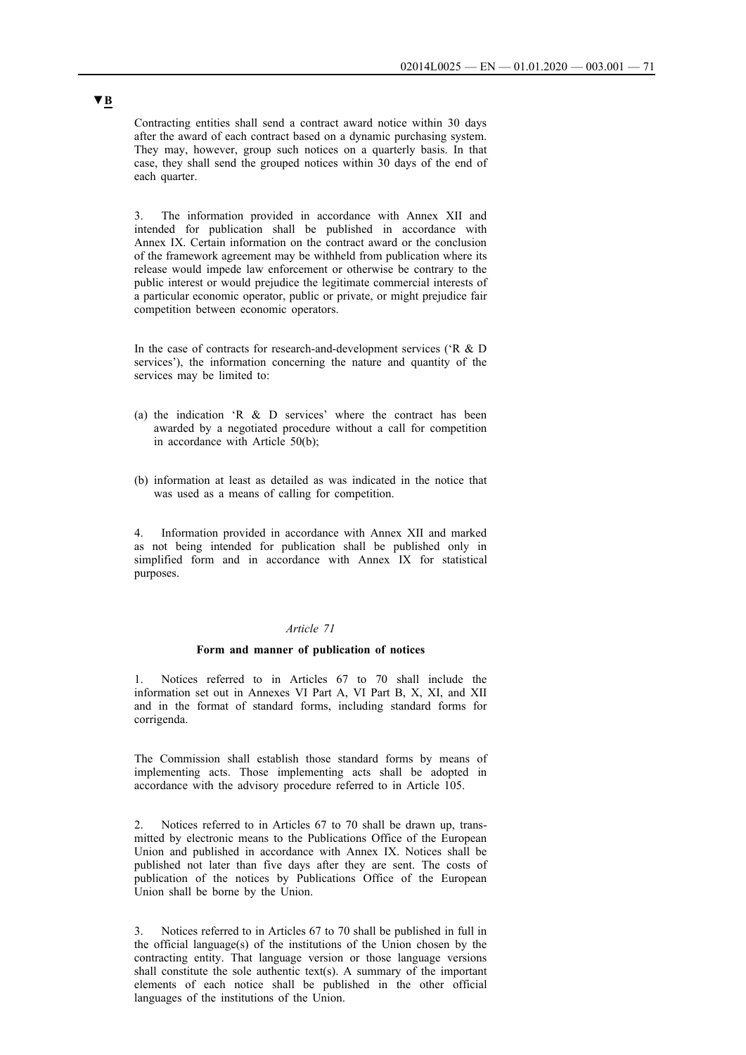▼B

Contracting entities shall send a contract award notice within 30 days after the award of each contract based on a dynamic purchasing system. They may, however, group such notices on a quarterly basis. In that case, they shall send the grouped notices within 30 days of the end of each quarter.

3. The information provided in accordance with Annex XII and intended for publication shall be published in accordance with Annex IX. Certain information on the contract award or the conclusion of the framework agreement may be withheld from publication where its release would impede law enforcement or otherwise be contrary to the public interest or would prejudice the legitimate commercial interests of a particular economic operator, public or private, or might prejudice fair competition between economic operators.

In the case of contracts for research-and-development services ('R & D services'), the information concerning the nature and quantity of the services may be limited to:

(a) the indication 'R & D services' where the contract has been awarded by a negotiated procedure without a call for competition in accordance with Article 50(b);

(b) information at least as detailed as was indicated in the notice that was used as a means of calling for competition.

4. Information provided in accordance with Annex XII and marked as not being intended for publication shall be published only in simplified form and in accordance with Annex IX for statistical purposes.

*Article 71*

**Form and manner of publication of notices**

1. Notices referred to in Articles 67 to 70 shall include the information set out in Annexes VI Part A, VI Part B, X, XI, and XII and in the format of standard forms, including standard forms for corrigenda.

The Commission shall establish those standard forms by means of implementing acts. Those implementing acts shall be adopted in accordance with the advisory procedure referred to in Article 105.

2. Notices referred to in Articles 67 to 70 shall be drawn up, transmitted by electronic means to the Publications Office of the European Union and published in accordance with Annex IX. Notices shall be published not later than five days after they are sent. The costs of publication of the notices by Publications Office of the European Union shall be borne by the Union.

3. Notices referred to in Articles 67 to 70 shall be published in full in the official language(s) of the institutions of the Union chosen by the contracting entity. That language version or those language versions shall constitute the sole authentic text(s). A summary of the important elements of each notice shall be published in the other official languages of the institutions of the Union.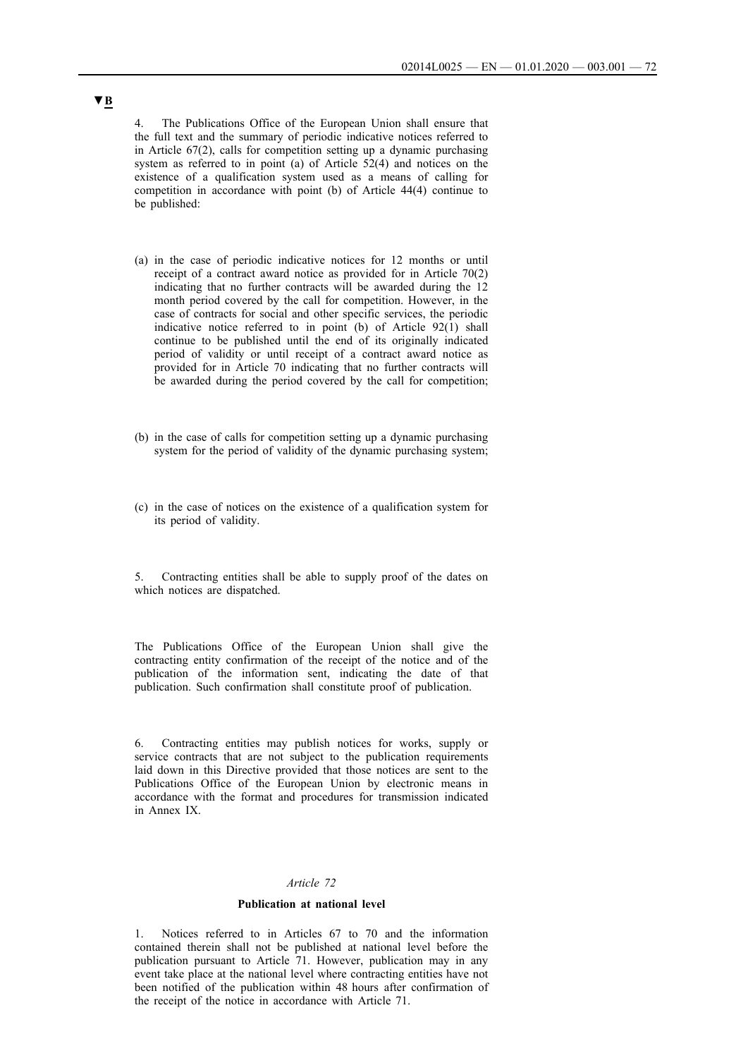▼B

4. The Publications Office of the European Union shall ensure that the full text and the summary of periodic indicative notices referred to in Article 67(2), calls for competition setting up a dynamic purchasing system as referred to in point (a) of Article 52(4) and notices on the existence of a qualification system used as a means of calling for competition in accordance with point (b) of Article 44(4) continue to be published:

(a) in the case of periodic indicative notices for 12 months or until receipt of a contract award notice as provided for in Article 70(2) indicating that no further contracts will be awarded during the 12 month period covered by the call for competition. However, in the case of contracts for social and other specific services, the periodic indicative notice referred to in point (b) of Article 92(1) shall continue to be published until the end of its originally indicated period of validity or until receipt of a contract award notice as provided for in Article 70 indicating that no further contracts will be awarded during the period covered by the call for competition;

(b) in the case of calls for competition setting up a dynamic purchasing system for the period of validity of the dynamic purchasing system;

(c) in the case of notices on the existence of a qualification system for its period of validity.

5. Contracting entities shall be able to supply proof of the dates on which notices are dispatched.

The Publications Office of the European Union shall give the contracting entity confirmation of the receipt of the notice and of the publication of the information sent, indicating the date of that publication. Such confirmation shall constitute proof of publication.

6. Contracting entities may publish notices for works, supply or service contracts that are not subject to the publication requirements laid down in this Directive provided that those notices are sent to the Publications Office of the European Union by electronic means in accordance with the format and procedures for transmission indicated in Annex IX.

*Article 72*

**Publication at national level**

1. Notices referred to in Articles 67 to 70 and the information contained therein shall not be published at national level before the publication pursuant to Article 71. However, publication may in any event take place at the national level where contracting entities have not been notified of the publication within 48 hours after confirmation of the receipt of the notice in accordance with Article 71.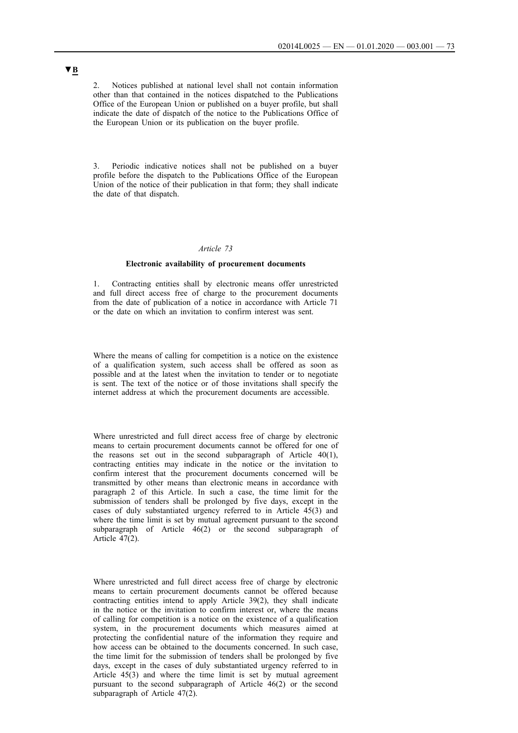▼B

2. Notices published at national level shall not contain information other than that contained in the notices dispatched to the Publications Office of the European Union or published on a buyer profile, but shall indicate the date of dispatch of the notice to the Publications Office of the European Union or its publication on the buyer profile.

3. Periodic indicative notices shall not be published on a buyer profile before the dispatch to the Publications Office of the European Union of the notice of their publication in that form; they shall indicate the date of that dispatch.

*Article 73*

**Electronic availability of procurement documents**

1. Contracting entities shall by electronic means offer unrestricted and full direct access free of charge to the procurement documents from the date of publication of a notice in accordance with Article 71 or the date on which an invitation to confirm interest was sent.

Where the means of calling for competition is a notice on the existence of a qualification system, such access shall be offered as soon as possible and at the latest when the invitation to tender or to negotiate is sent. The text of the notice or of those invitations shall specify the internet address at which the procurement documents are accessible.

Where unrestricted and full direct access free of charge by electronic means to certain procurement documents cannot be offered for one of the reasons set out in the second subparagraph of Article 40(1), contracting entities may indicate in the notice or the invitation to confirm interest that the procurement documents concerned will be transmitted by other means than electronic means in accordance with paragraph 2 of this Article. In such a case, the time limit for the submission of tenders shall be prolonged by five days, except in the cases of duly substantiated urgency referred to in Article 45(3) and where the time limit is set by mutual agreement pursuant to the second subparagraph of Article 46(2) or the second subparagraph of Article 47(2).

Where unrestricted and full direct access free of charge by electronic means to certain procurement documents cannot be offered because contracting entities intend to apply Article 39(2), they shall indicate in the notice or the invitation to confirm interest or, where the means of calling for competition is a notice on the existence of a qualification system, in the procurement documents which measures aimed at protecting the confidential nature of the information they require and how access can be obtained to the documents concerned. In such case, the time limit for the submission of tenders shall be prolonged by five days, except in the cases of duly substantiated urgency referred to in Article 45(3) and where the time limit is set by mutual agreement pursuant to the second subparagraph of Article 46(2) or the second subparagraph of Article 47(2).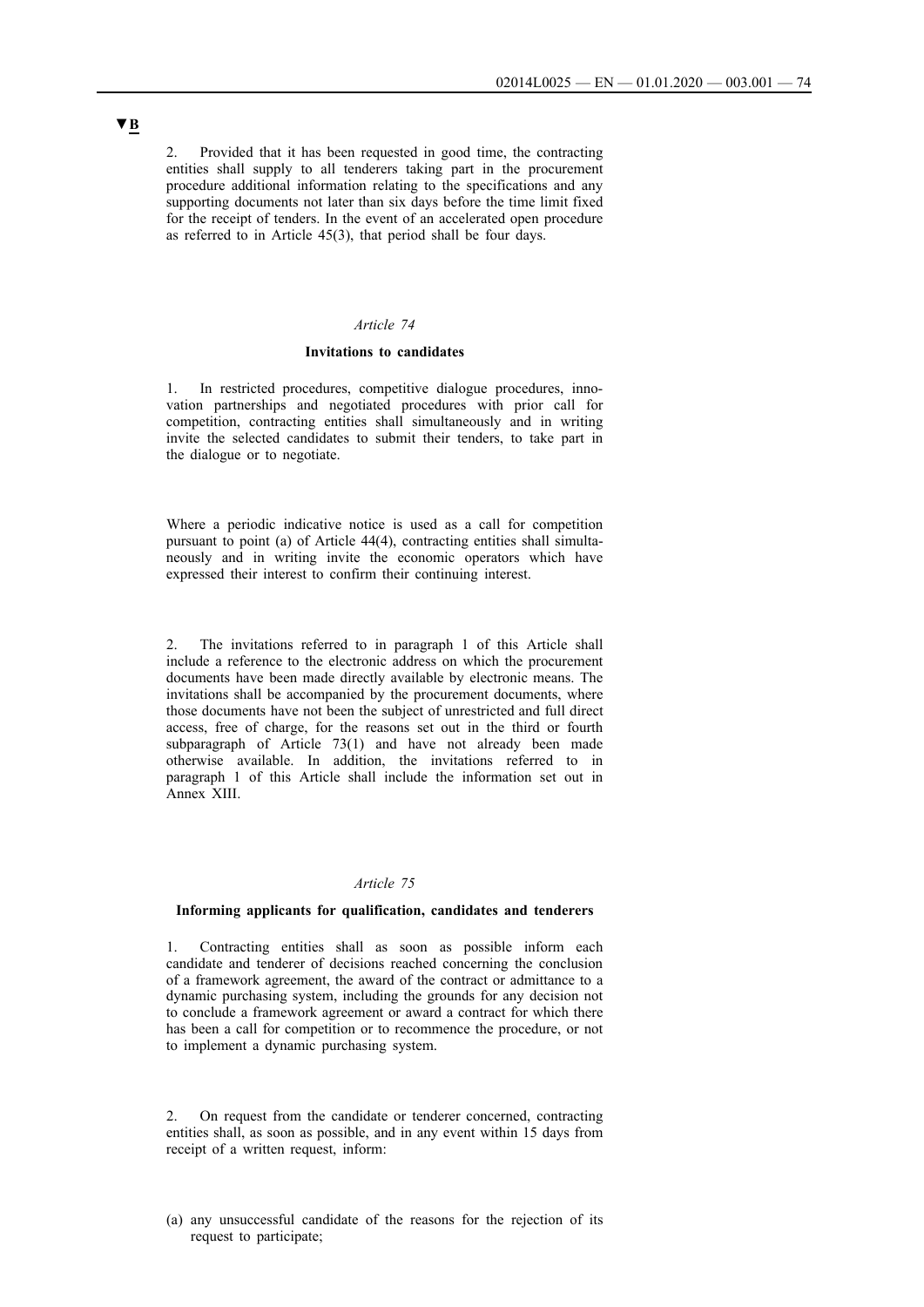**▼B**

2. Provided that it has been requested in good time, the contracting entities shall supply to all tenderers taking part in the procurement procedure additional information relating to the specifications and any supporting documents not later than six days before the time limit fixed for the receipt of tenders. In the event of an accelerated open procedure as referred to in Article 45(3), that period shall be four days.

*Article 74*

**Invitations to candidates**

1. In restricted procedures, competitive dialogue procedures, innovation partnerships and negotiated procedures with prior call for competition, contracting entities shall simultaneously and in writing invite the selected candidates to submit their tenders, to take part in the dialogue or to negotiate.

Where a periodic indicative notice is used as a call for competition pursuant to point (a) of Article 44(4), contracting entities shall simultaneously and in writing invite the economic operators which have expressed their interest to confirm their continuing interest.

2. The invitations referred to in paragraph 1 of this Article shall include a reference to the electronic address on which the procurement documents have been made directly available by electronic means. The invitations shall be accompanied by the procurement documents, where those documents have not been the subject of unrestricted and full direct access, free of charge, for the reasons set out in the third or fourth subparagraph of Article 73(1) and have not already been made otherwise available. In addition, the invitations referred to in paragraph 1 of this Article shall include the information set out in Annex XIII.

*Article 75*

**Informing applicants for qualification, candidates and tenderers**

1. Contracting entities shall as soon as possible inform each candidate and tenderer of decisions reached concerning the conclusion of a framework agreement, the award of the contract or admittance to a dynamic purchasing system, including the grounds for any decision not to conclude a framework agreement or award a contract for which there has been a call for competition or to recommence the procedure, or not to implement a dynamic purchasing system.

2. On request from the candidate or tenderer concerned, contracting entities shall, as soon as possible, and in any event within 15 days from receipt of a written request, inform:

(a) any unsuccessful candidate of the reasons for the rejection of its request to participate;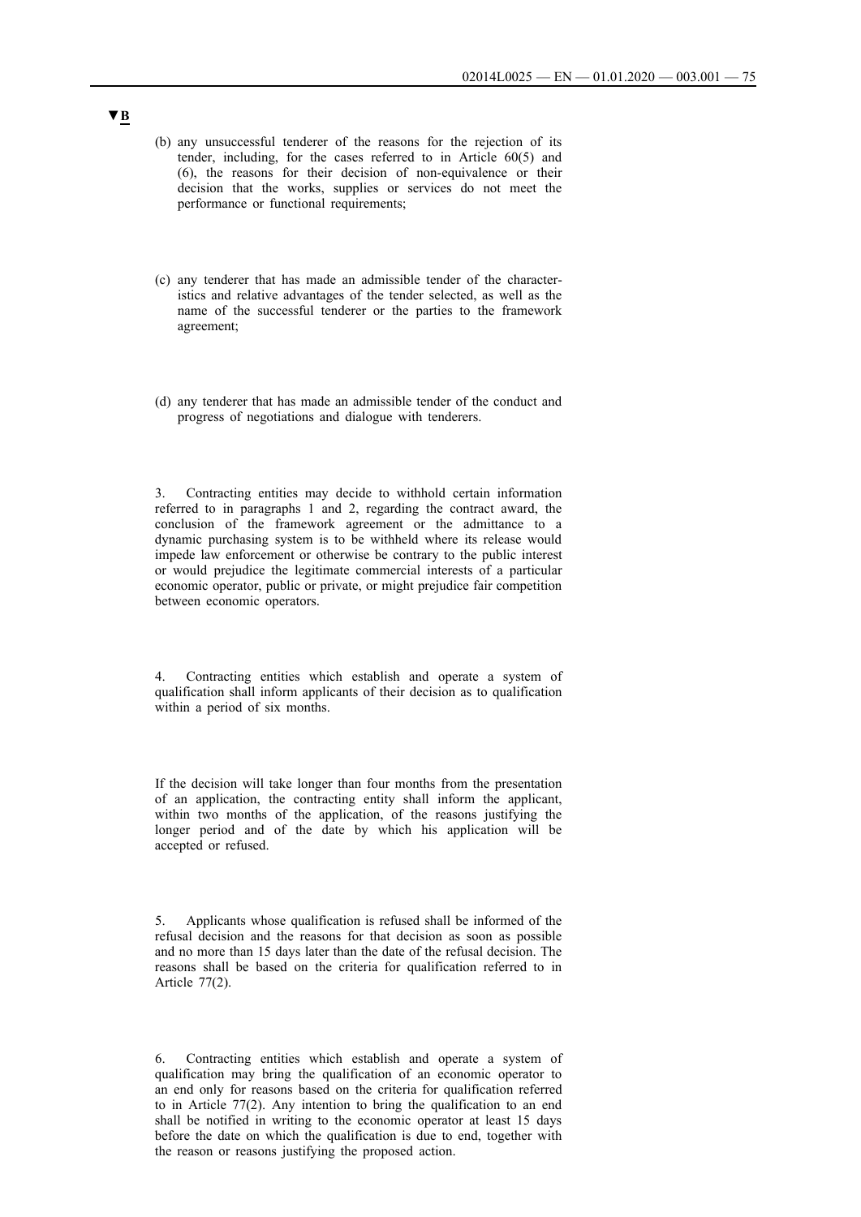▼B

(b) any unsuccessful tenderer of the reasons for the rejection of its tender, including, for the cases referred to in Article 60(5) and (6), the reasons for their decision of non-equivalence or their decision that the works, supplies or services do not meet the performance or functional requirements;

(c) any tenderer that has made an admissible tender of the characteristics and relative advantages of the tender selected, as well as the name of the successful tenderer or the parties to the framework agreement;

(d) any tenderer that has made an admissible tender of the conduct and progress of negotiations and dialogue with tenderers.

3. Contracting entities may decide to withhold certain information referred to in paragraphs 1 and 2, regarding the contract award, the conclusion of the framework agreement or the admittance to a dynamic purchasing system is to be withheld where its release would impede law enforcement or otherwise be contrary to the public interest or would prejudice the legitimate commercial interests of a particular economic operator, public or private, or might prejudice fair competition between economic operators.

4. Contracting entities which establish and operate a system of qualification shall inform applicants of their decision as to qualification within a period of six months.

If the decision will take longer than four months from the presentation of an application, the contracting entity shall inform the applicant, within two months of the application, of the reasons justifying the longer period and of the date by which his application will be accepted or refused.

5. Applicants whose qualification is refused shall be informed of the refusal decision and the reasons for that decision as soon as possible and no more than 15 days later than the date of the refusal decision. The reasons shall be based on the criteria for qualification referred to in Article 77(2).

6. Contracting entities which establish and operate a system of qualification may bring the qualification of an economic operator to an end only for reasons based on the criteria for qualification referred to in Article 77(2). Any intention to bring the qualification to an end shall be notified in writing to the economic operator at least 15 days before the date on which the qualification is due to end, together with the reason or reasons justifying the proposed action.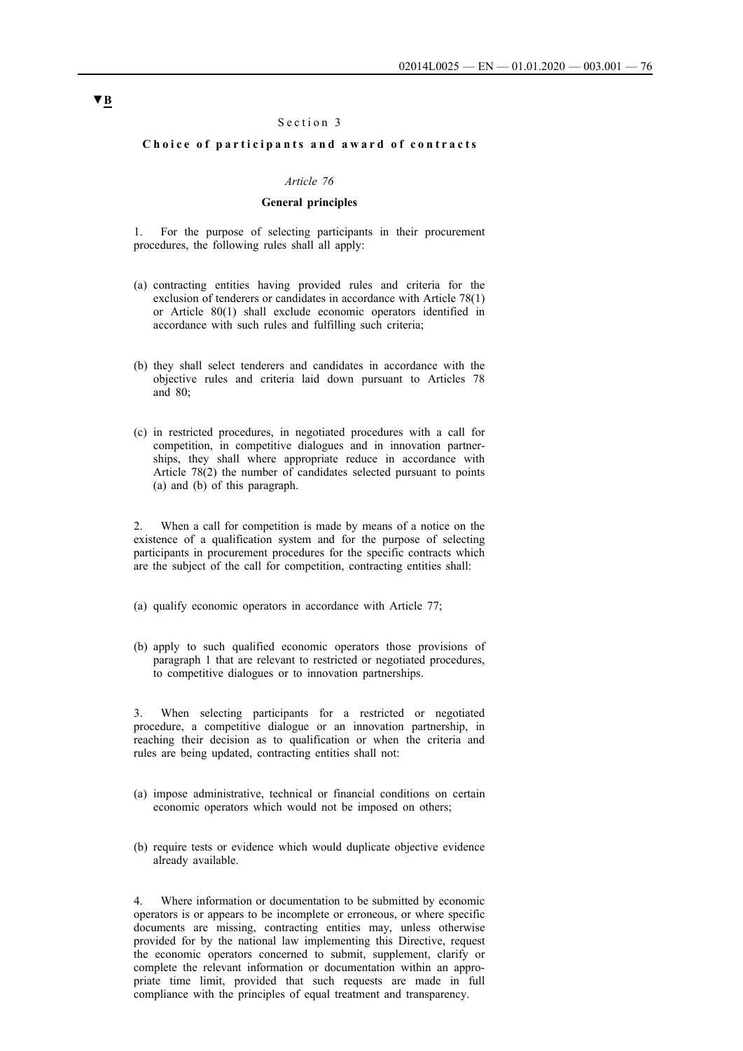▼B

Section 3

## Choice of participants and award of contracts

*Article 76*

### General principles

1. For the purpose of selecting participants in their procurement procedures, the following rules shall all apply:

(a) contracting entities having provided rules and criteria for the exclusion of tenderers or candidates in accordance with Article 78(1) or Article 80(1) shall exclude economic operators identified in accordance with such rules and fulfilling such criteria;

(b) they shall select tenderers and candidates in accordance with the objective rules and criteria laid down pursuant to Articles 78 and 80;

(c) in restricted procedures, in negotiated procedures with a call for competition, in competitive dialogues and in innovation partnerships, they shall where appropriate reduce in accordance with Article 78(2) the number of candidates selected pursuant to points (a) and (b) of this paragraph.

2. When a call for competition is made by means of a notice on the existence of a qualification system and for the purpose of selecting participants in procurement procedures for the specific contracts which are the subject of the call for competition, contracting entities shall:

(a) qualify economic operators in accordance with Article 77;

(b) apply to such qualified economic operators those provisions of paragraph 1 that are relevant to restricted or negotiated procedures, to competitive dialogues or to innovation partnerships.

3. When selecting participants for a restricted or negotiated procedure, a competitive dialogue or an innovation partnership, in reaching their decision as to qualification or when the criteria and rules are being updated, contracting entities shall not:

(a) impose administrative, technical or financial conditions on certain economic operators which would not be imposed on others;

(b) require tests or evidence which would duplicate objective evidence already available.

4. Where information or documentation to be submitted by economic operators is or appears to be incomplete or erroneous, or where specific documents are missing, contracting entities may, unless otherwise provided for by the national law implementing this Directive, request the economic operators concerned to submit, supplement, clarify or complete the relevant information or documentation within an appropriate time limit, provided that such requests are made in full compliance with the principles of equal treatment and transparency.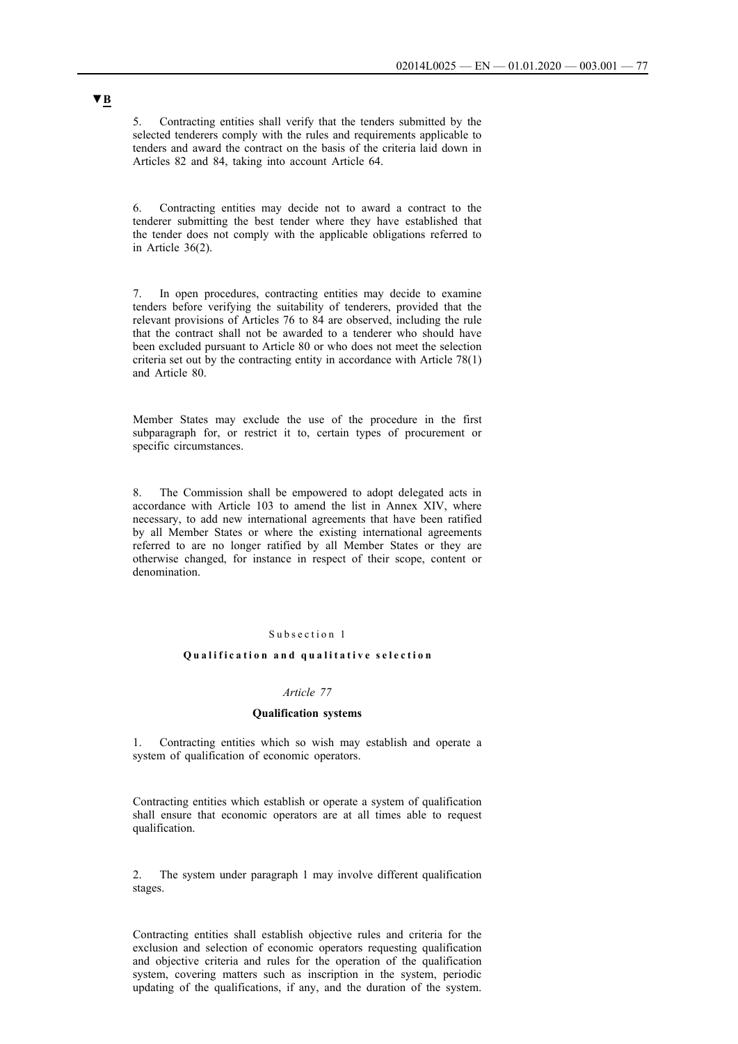▼B

5. Contracting entities shall verify that the tenders submitted by the selected tenderers comply with the rules and requirements applicable to tenders and award the contract on the basis of the criteria laid down in Articles 82 and 84, taking into account Article 64.

6. Contracting entities may decide not to award a contract to the tenderer submitting the best tender where they have established that the tender does not comply with the applicable obligations referred to in Article 36(2).

7. In open procedures, contracting entities may decide to examine tenders before verifying the suitability of tenderers, provided that the relevant provisions of Articles 76 to 84 are observed, including the rule that the contract shall not be awarded to a tenderer who should have been excluded pursuant to Article 80 or who does not meet the selection criteria set out by the contracting entity in accordance with Article 78(1) and Article 80.

Member States may exclude the use of the procedure in the first subparagraph for, or restrict it to, certain types of procurement or specific circumstances.

8. The Commission shall be empowered to adopt delegated acts in accordance with Article 103 to amend the list in Annex XIV, where necessary, to add new international agreements that have been ratified by all Member States or where the existing international agreements referred to are no longer ratified by all Member States or they are otherwise changed, for instance in respect of their scope, content or denomination.

### Subsection 1

### Qualification and qualitative selection

*Article 77*

**Qualification systems**

1. Contracting entities which so wish may establish and operate a system of qualification of economic operators.

Contracting entities which establish or operate a system of qualification shall ensure that economic operators are at all times able to request qualification.

2. The system under paragraph 1 may involve different qualification stages.

Contracting entities shall establish objective rules and criteria for the exclusion and selection of economic operators requesting qualification and objective criteria and rules for the operation of the qualification system, covering matters such as inscription in the system, periodic updating of the qualifications, if any, and the duration of the system.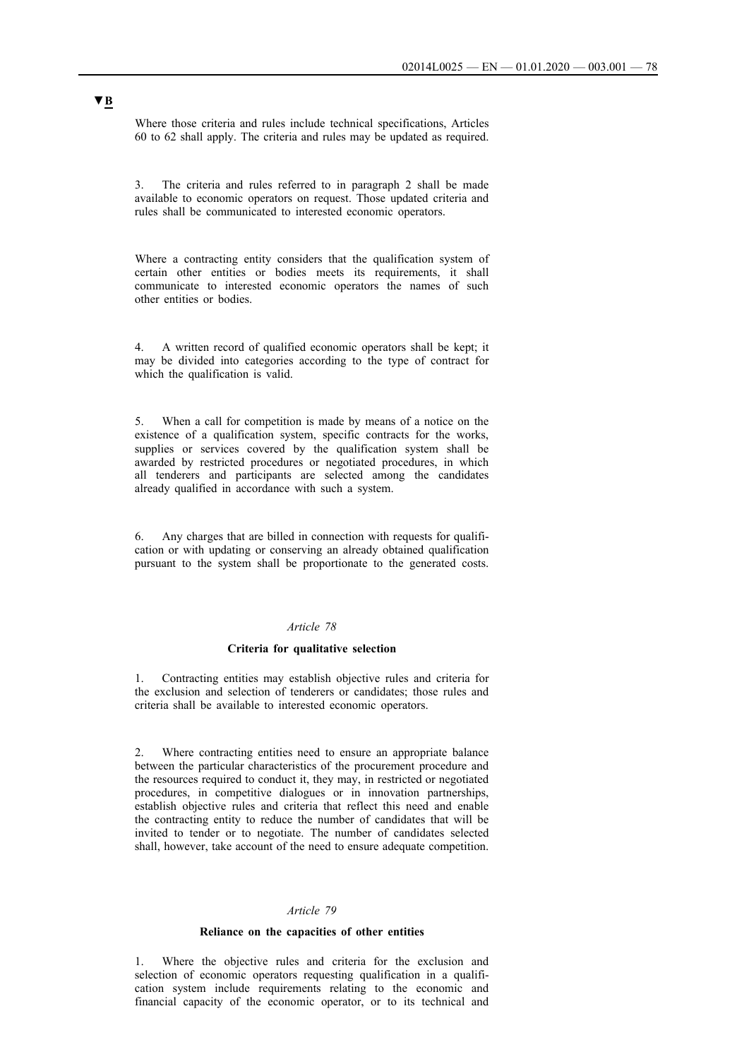▼B

Where those criteria and rules include technical specifications, Articles 60 to 62 shall apply. The criteria and rules may be updated as required.

3. The criteria and rules referred to in paragraph 2 shall be made available to economic operators on request. Those updated criteria and rules shall be communicated to interested economic operators.

Where a contracting entity considers that the qualification system of certain other entities or bodies meets its requirements, it shall communicate to interested economic operators the names of such other entities or bodies.

4. A written record of qualified economic operators shall be kept; it may be divided into categories according to the type of contract for which the qualification is valid.

5. When a call for competition is made by means of a notice on the existence of a qualification system, specific contracts for the works, supplies or services covered by the qualification system shall be awarded by restricted procedures or negotiated procedures, in which all tenderers and participants are selected among the candidates already qualified in accordance with such a system.

6. Any charges that are billed in connection with requests for qualification or with updating or conserving an already obtained qualification pursuant to the system shall be proportionate to the generated costs.

*Article 78*

**Criteria for qualitative selection**

1. Contracting entities may establish objective rules and criteria for the exclusion and selection of tenderers or candidates; those rules and criteria shall be available to interested economic operators.

2. Where contracting entities need to ensure an appropriate balance between the particular characteristics of the procurement procedure and the resources required to conduct it, they may, in restricted or negotiated procedures, in competitive dialogues or in innovation partnerships, establish objective rules and criteria that reflect this need and enable the contracting entity to reduce the number of candidates that will be invited to tender or to negotiate. The number of candidates selected shall, however, take account of the need to ensure adequate competition.

*Article 79*

**Reliance on the capacities of other entities**

1. Where the objective rules and criteria for the exclusion and selection of economic operators requesting qualification in a qualification system include requirements relating to the economic and financial capacity of the economic operator, or to its technical and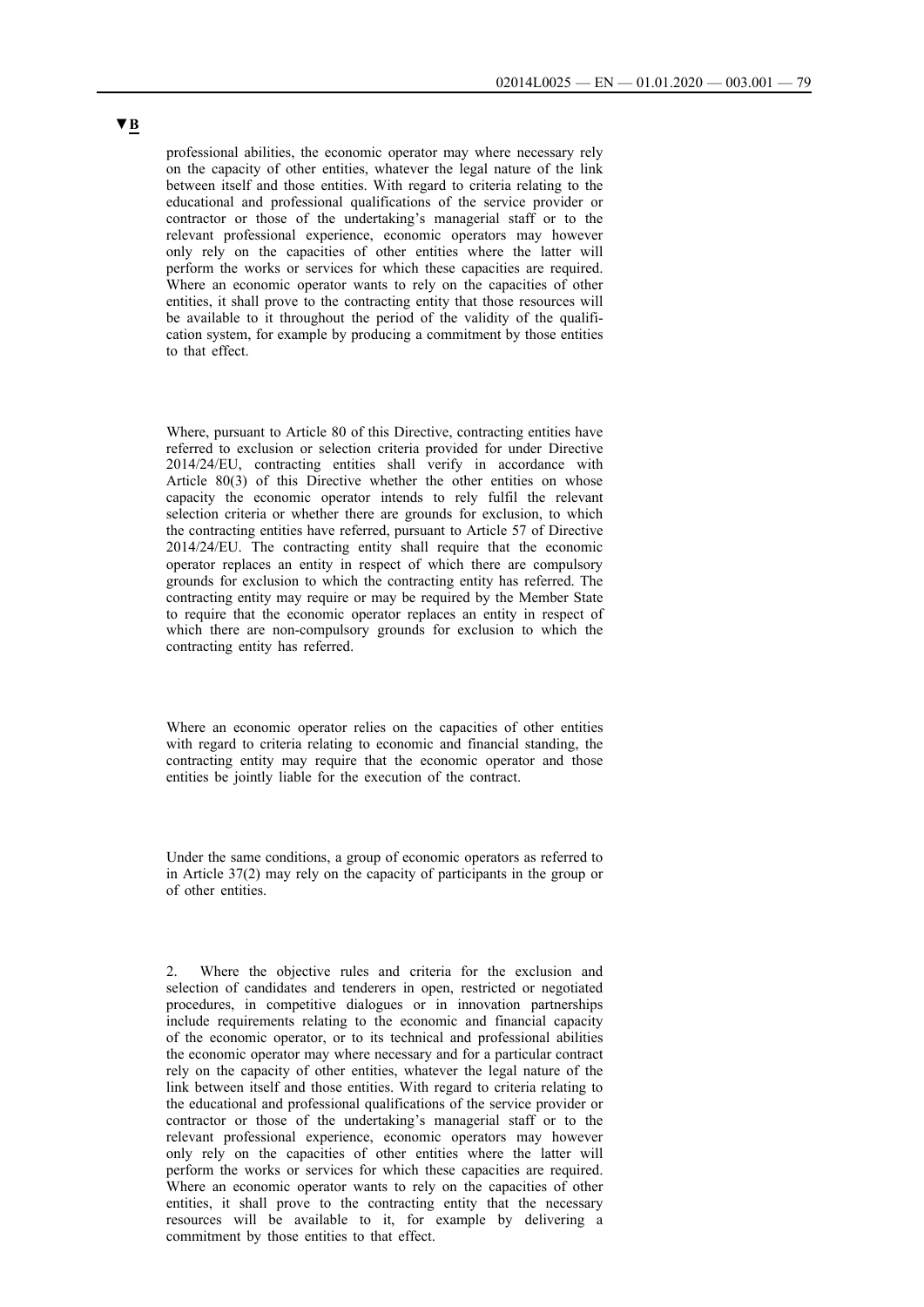▼B

professional abilities, the economic operator may where necessary rely on the capacity of other entities, whatever the legal nature of the link between itself and those entities. With regard to criteria relating to the educational and professional qualifications of the service provider or contractor or those of the undertaking's managerial staff or to the relevant professional experience, economic operators may however only rely on the capacities of other entities where the latter will perform the works or services for which these capacities are required. Where an economic operator wants to rely on the capacities of other entities, it shall prove to the contracting entity that those resources will be available to it throughout the period of the validity of the qualification system, for example by producing a commitment by those entities to that effect.

Where, pursuant to Article 80 of this Directive, contracting entities have referred to exclusion or selection criteria provided for under Directive 2014/24/EU, contracting entities shall verify in accordance with Article 80(3) of this Directive whether the other entities on whose capacity the economic operator intends to rely fulfil the relevant selection criteria or whether there are grounds for exclusion, to which the contracting entities have referred, pursuant to Article 57 of Directive 2014/24/EU. The contracting entity shall require that the economic operator replaces an entity in respect of which there are compulsory grounds for exclusion to which the contracting entity has referred. The contracting entity may require or may be required by the Member State to require that the economic operator replaces an entity in respect of which there are non-compulsory grounds for exclusion to which the contracting entity has referred.

Where an economic operator relies on the capacities of other entities with regard to criteria relating to economic and financial standing, the contracting entity may require that the economic operator and those entities be jointly liable for the execution of the contract.

Under the same conditions, a group of economic operators as referred to in Article 37(2) may rely on the capacity of participants in the group or of other entities.

2. Where the objective rules and criteria for the exclusion and selection of candidates and tenderers in open, restricted or negotiated procedures, in competitive dialogues or in innovation partnerships include requirements relating to the economic and financial capacity of the economic operator, or to its technical and professional abilities the economic operator may where necessary and for a particular contract rely on the capacity of other entities, whatever the legal nature of the link between itself and those entities. With regard to criteria relating to the educational and professional qualifications of the service provider or contractor or those of the undertaking's managerial staff or to the relevant professional experience, economic operators may however only rely on the capacities of other entities where the latter will perform the works or services for which these capacities are required. Where an economic operator wants to rely on the capacities of other entities, it shall prove to the contracting entity that the necessary resources will be available to it, for example by delivering a commitment by those entities to that effect.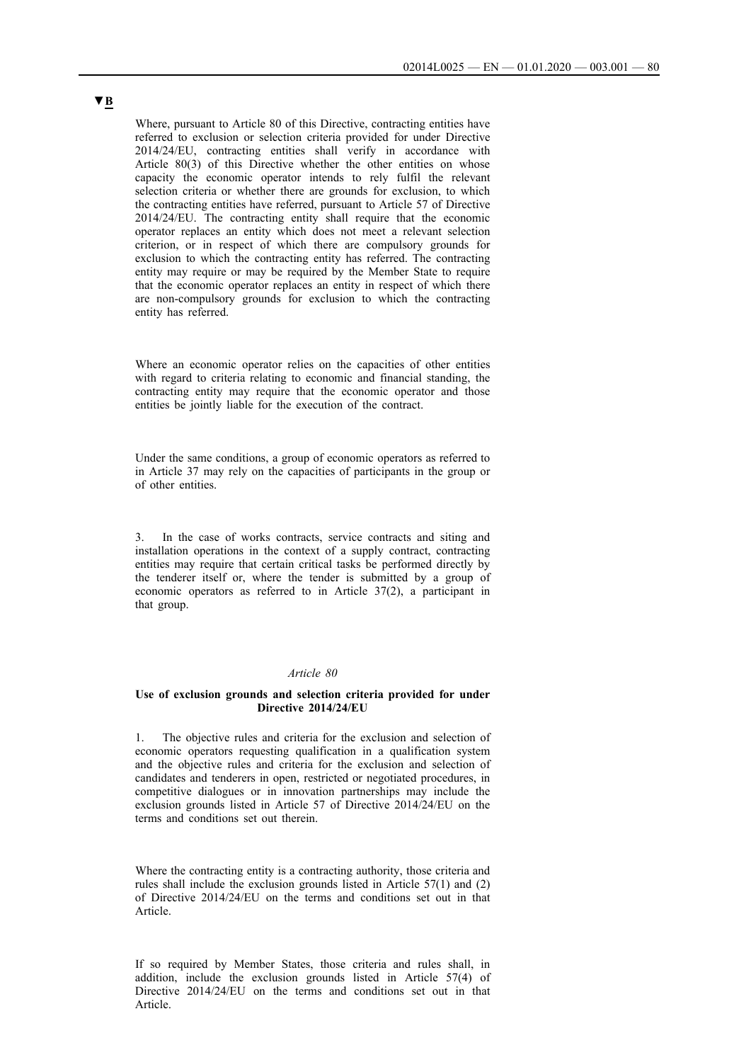▼B

Where, pursuant to Article 80 of this Directive, contracting entities have referred to exclusion or selection criteria provided for under Directive 2014/24/EU, contracting entities shall verify in accordance with Article 80(3) of this Directive whether the other entities on whose capacity the economic operator intends to rely fulfil the relevant selection criteria or whether there are grounds for exclusion, to which the contracting entities have referred, pursuant to Article 57 of Directive 2014/24/EU. The contracting entity shall require that the economic operator replaces an entity which does not meet a relevant selection criterion, or in respect of which there are compulsory grounds for exclusion to which the contracting entity has referred. The contracting entity may require or may be required by the Member State to require that the economic operator replaces an entity in respect of which there are non-compulsory grounds for exclusion to which the contracting entity has referred.

Where an economic operator relies on the capacities of other entities with regard to criteria relating to economic and financial standing, the contracting entity may require that the economic operator and those entities be jointly liable for the execution of the contract.

Under the same conditions, a group of economic operators as referred to in Article 37 may rely on the capacities of participants in the group or of other entities.

3. In the case of works contracts, service contracts and siting and installation operations in the context of a supply contract, contracting entities may require that certain critical tasks be performed directly by the tenderer itself or, where the tender is submitted by a group of economic operators as referred to in Article 37(2), a participant in that group.

*Article 80*

**Use of exclusion grounds and selection criteria provided for under Directive 2014/24/EU**

1. The objective rules and criteria for the exclusion and selection of economic operators requesting qualification in a qualification system and the objective rules and criteria for the exclusion and selection of candidates and tenderers in open, restricted or negotiated procedures, in competitive dialogues or in innovation partnerships may include the exclusion grounds listed in Article 57 of Directive 2014/24/EU on the terms and conditions set out therein.

Where the contracting entity is a contracting authority, those criteria and rules shall include the exclusion grounds listed in Article 57(1) and (2) of Directive 2014/24/EU on the terms and conditions set out in that Article.

If so required by Member States, those criteria and rules shall, in addition, include the exclusion grounds listed in Article 57(4) of Directive 2014/24/EU on the terms and conditions set out in that Article.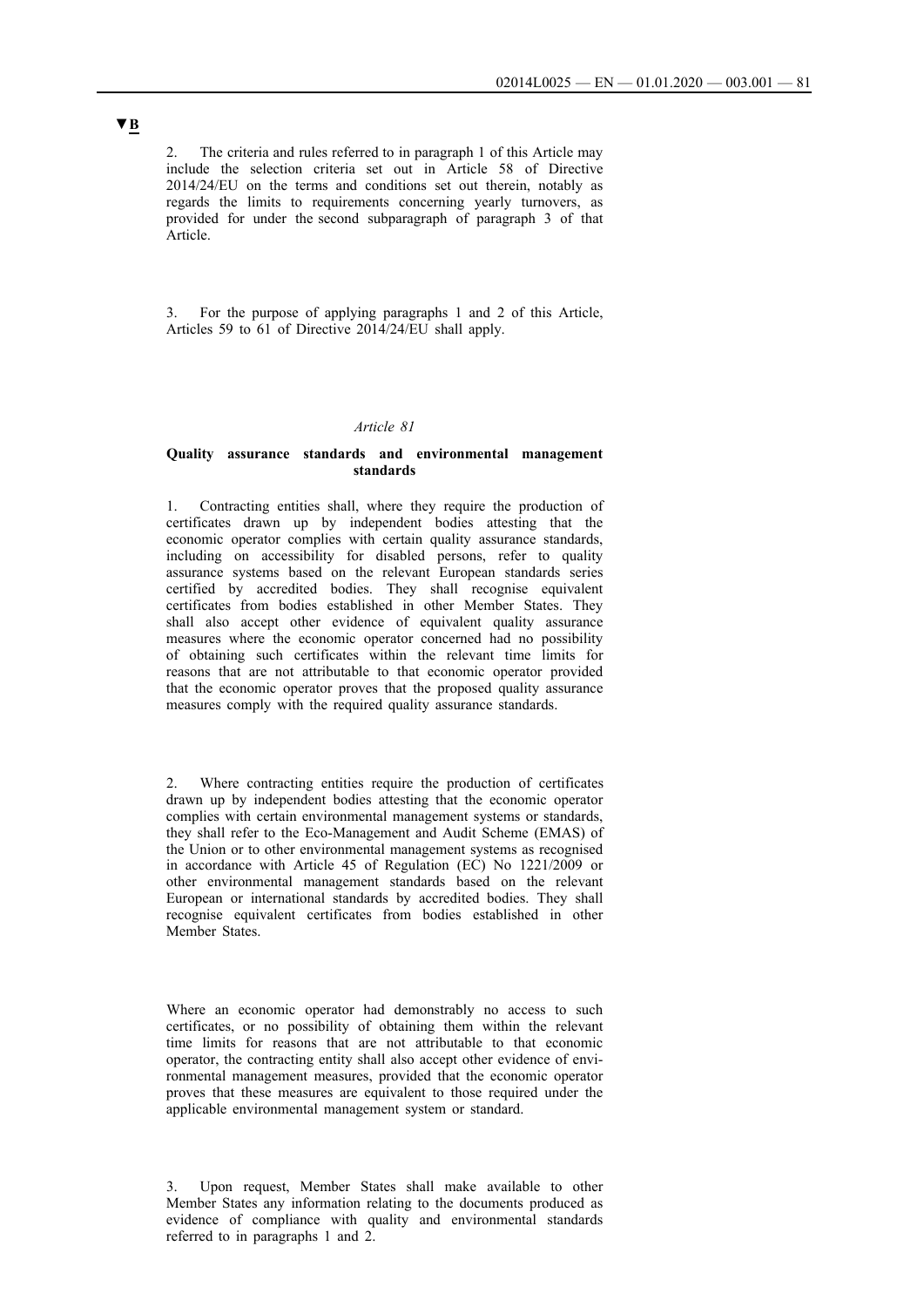▼B

2. The criteria and rules referred to in paragraph 1 of this Article may include the selection criteria set out in Article 58 of Directive 2014/24/EU on the terms and conditions set out therein, notably as regards the limits to requirements concerning yearly turnovers, as provided for under the second subparagraph of paragraph 3 of that Article.

3. For the purpose of applying paragraphs 1 and 2 of this Article, Articles 59 to 61 of Directive 2014/24/EU shall apply.

*Article 81*

**Quality assurance standards and environmental management standards**

1. Contracting entities shall, where they require the production of certificates drawn up by independent bodies attesting that the economic operator complies with certain quality assurance standards, including on accessibility for disabled persons, refer to quality assurance systems based on the relevant European standards series certified by accredited bodies. They shall recognise equivalent certificates from bodies established in other Member States. They shall also accept other evidence of equivalent quality assurance measures where the economic operator concerned had no possibility of obtaining such certificates within the relevant time limits for reasons that are not attributable to that economic operator provided that the economic operator proves that the proposed quality assurance measures comply with the required quality assurance standards.

2. Where contracting entities require the production of certificates drawn up by independent bodies attesting that the economic operator complies with certain environmental management systems or standards, they shall refer to the Eco-Management and Audit Scheme (EMAS) of the Union or to other environmental management systems as recognised in accordance with Article 45 of Regulation (EC) No 1221/2009 or other environmental management standards based on the relevant European or international standards by accredited bodies. They shall recognise equivalent certificates from bodies established in other Member States.

Where an economic operator had demonstrably no access to such certificates, or no possibility of obtaining them within the relevant time limits for reasons that are not attributable to that economic operator, the contracting entity shall also accept other evidence of environmental management measures, provided that the economic operator proves that these measures are equivalent to those required under the applicable environmental management system or standard.

3. Upon request, Member States shall make available to other Member States any information relating to the documents produced as evidence of compliance with quality and environmental standards referred to in paragraphs 1 and 2.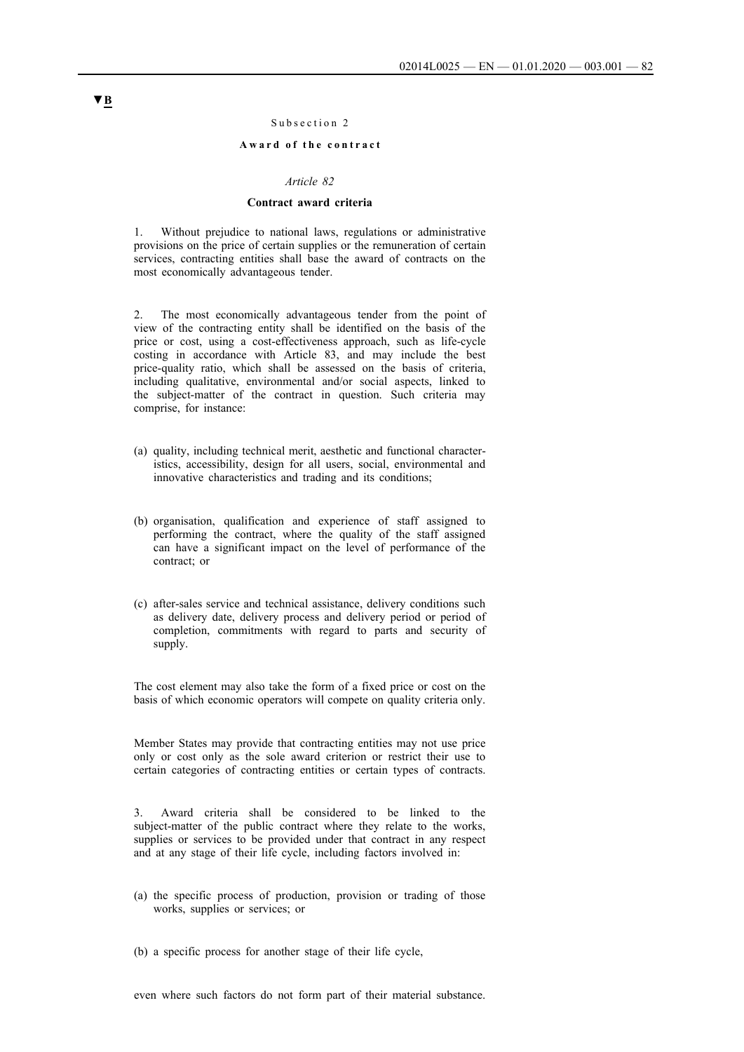▼B

Subsection 2

**Award of the contract**

*Article 82*

**Contract award criteria**

1. Without prejudice to national laws, regulations or administrative provisions on the price of certain supplies or the remuneration of certain services, contracting entities shall base the award of contracts on the most economically advantageous tender.

2. The most economically advantageous tender from the point of view of the contracting entity shall be identified on the basis of the price or cost, using a cost-effectiveness approach, such as life-cycle costing in accordance with Article 83, and may include the best price-quality ratio, which shall be assessed on the basis of criteria, including qualitative, environmental and/or social aspects, linked to the subject-matter of the contract in question. Such criteria may comprise, for instance:

(a) quality, including technical merit, aesthetic and functional characteristics, accessibility, design for all users, social, environmental and innovative characteristics and trading and its conditions;

(b) organisation, qualification and experience of staff assigned to performing the contract, where the quality of the staff assigned can have a significant impact on the level of performance of the contract; or

(c) after-sales service and technical assistance, delivery conditions such as delivery date, delivery process and delivery period or period of completion, commitments with regard to parts and security of supply.

The cost element may also take the form of a fixed price or cost on the basis of which economic operators will compete on quality criteria only.

Member States may provide that contracting entities may not use price only or cost only as the sole award criterion or restrict their use to certain categories of contracting entities or certain types of contracts.

3. Award criteria shall be considered to be linked to the subject-matter of the public contract where they relate to the works, supplies or services to be provided under that contract in any respect and at any stage of their life cycle, including factors involved in:

(a) the specific process of production, provision or trading of those works, supplies or services; or

(b) a specific process for another stage of their life cycle,

even where such factors do not form part of their material substance.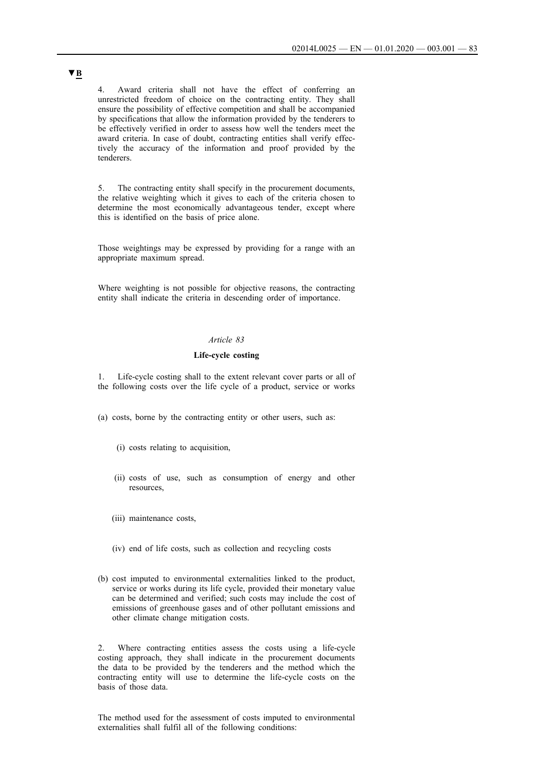▼B

4. Award criteria shall not have the effect of conferring an unrestricted freedom of choice on the contracting entity. They shall ensure the possibility of effective competition and shall be accompanied by specifications that allow the information provided by the tenderers to be effectively verified in order to assess how well the tenders meet the award criteria. In case of doubt, contracting entities shall verify effectively the accuracy of the information and proof provided by the tenderers.

5. The contracting entity shall specify in the procurement documents, the relative weighting which it gives to each of the criteria chosen to determine the most economically advantageous tender, except where this is identified on the basis of price alone.

Those weightings may be expressed by providing for a range with an appropriate maximum spread.

Where weighting is not possible for objective reasons, the contracting entity shall indicate the criteria in descending order of importance.

*Article 83*

**Life-cycle costing**

1. Life-cycle costing shall to the extent relevant cover parts or all of the following costs over the life cycle of a product, service or works

(a) costs, borne by the contracting entity or other users, such as:

   (i) costs relating to acquisition,

   (ii) costs of use, such as consumption of energy and other resources,

   (iii) maintenance costs,

   (iv) end of life costs, such as collection and recycling costs

(b) cost imputed to environmental externalities linked to the product, service or works during its life cycle, provided their monetary value can be determined and verified; such costs may include the cost of emissions of greenhouse gases and of other pollutant emissions and other climate change mitigation costs.

2. Where contracting entities assess the costs using a life-cycle costing approach, they shall indicate in the procurement documents the data to be provided by the tenderers and the method which the contracting entity will use to determine the life-cycle costs on the basis of those data.

The method used for the assessment of costs imputed to environmental externalities shall fulfil all of the following conditions: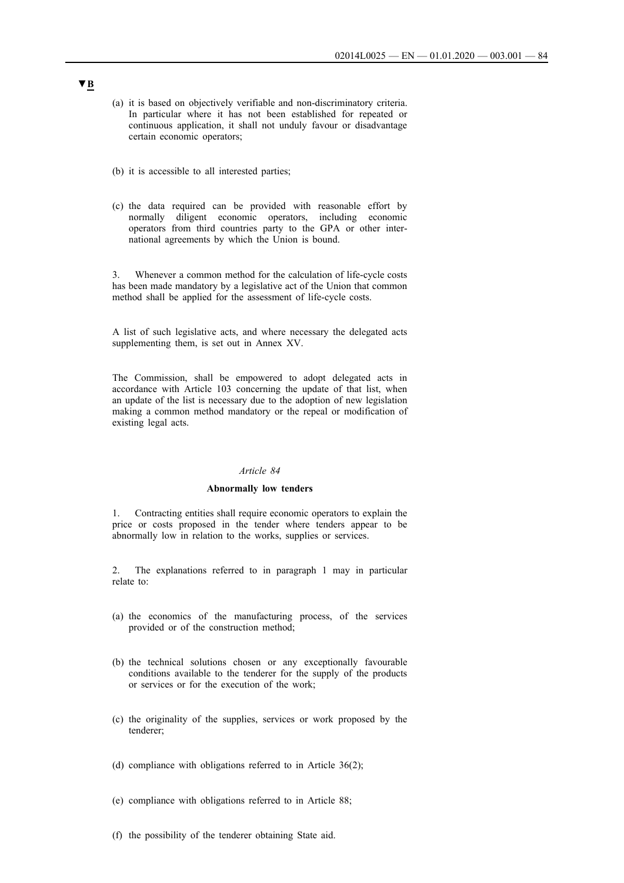▼B

(a) it is based on objectively verifiable and non-discriminatory criteria. In particular where it has not been established for repeated or continuous application, it shall not unduly favour or disadvantage certain economic operators;

(b) it is accessible to all interested parties;

(c) the data required can be provided with reasonable effort by normally diligent economic operators, including economic operators from third countries party to the GPA or other international agreements by which the Union is bound.

3. Whenever a common method for the calculation of life-cycle costs has been made mandatory by a legislative act of the Union that common method shall be applied for the assessment of life-cycle costs.

A list of such legislative acts, and where necessary the delegated acts supplementing them, is set out in Annex XV.

The Commission, shall be empowered to adopt delegated acts in accordance with Article 103 concerning the update of that list, when an update of the list is necessary due to the adoption of new legislation making a common method mandatory or the repeal or modification of existing legal acts.

*Article 84*

**Abnormally low tenders**

1. Contracting entities shall require economic operators to explain the price or costs proposed in the tender where tenders appear to be abnormally low in relation to the works, supplies or services.

2. The explanations referred to in paragraph 1 may in particular relate to:

(a) the economics of the manufacturing process, of the services provided or of the construction method;

(b) the technical solutions chosen or any exceptionally favourable conditions available to the tenderer for the supply of the products or services or for the execution of the work;

(c) the originality of the supplies, services or work proposed by the tenderer;

(d) compliance with obligations referred to in Article 36(2);

(e) compliance with obligations referred to in Article 88;

(f) the possibility of the tenderer obtaining State aid.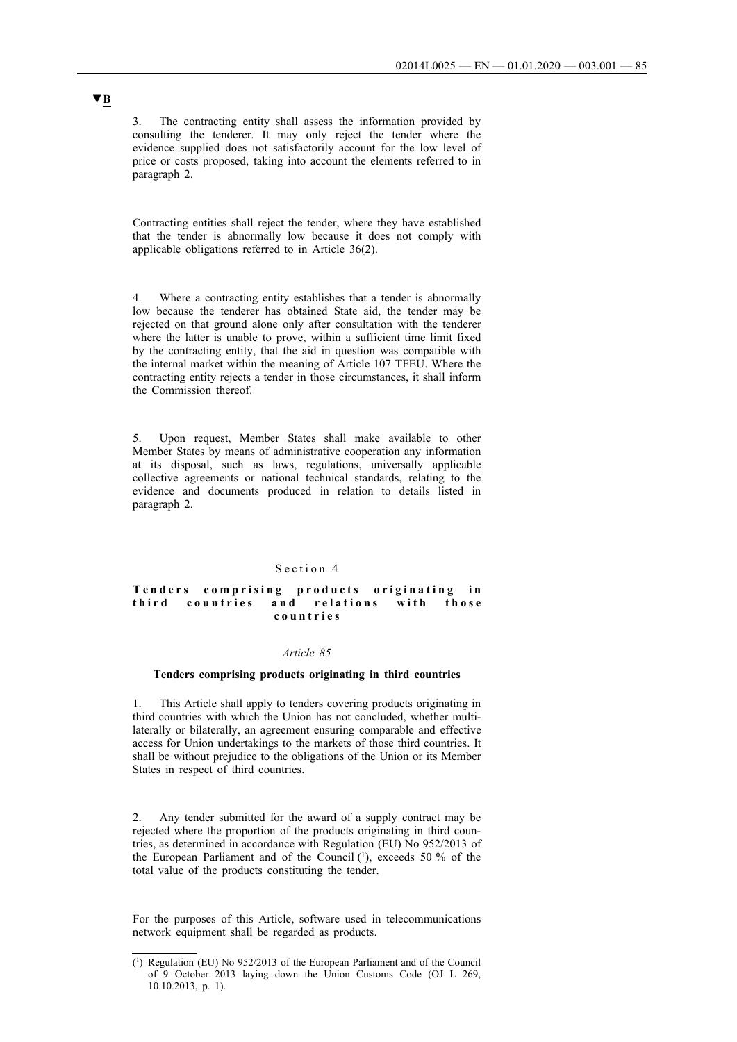▼B

3. The contracting entity shall assess the information provided by consulting the tenderer. It may only reject the tender where the evidence supplied does not satisfactorily account for the low level of price or costs proposed, taking into account the elements referred to in paragraph 2.

Contracting entities shall reject the tender, where they have established that the tender is abnormally low because it does not comply with applicable obligations referred to in Article 36(2).

4. Where a contracting entity establishes that a tender is abnormally low because the tenderer has obtained State aid, the tender may be rejected on that ground alone only after consultation with the tenderer where the latter is unable to prove, within a sufficient time limit fixed by the contracting entity, that the aid in question was compatible with the internal market within the meaning of Article 107 TFEU. Where the contracting entity rejects a tender in those circumstances, it shall inform the Commission thereof.

5. Upon request, Member States shall make available to other Member States by means of administrative cooperation any information at its disposal, such as laws, regulations, universally applicable collective agreements or national technical standards, relating to the evidence and documents produced in relation to details listed in paragraph 2.

## Section 4

## Tenders comprising products originating in third countries and relations with those countries

*Article 85*

### Tenders comprising products originating in third countries

1. This Article shall apply to tenders covering products originating in third countries with which the Union has not concluded, whether multilaterally or bilaterally, an agreement ensuring comparable and effective access for Union undertakings to the markets of those third countries. It shall be without prejudice to the obligations of the Union or its Member States in respect of third countries.

2. Any tender submitted for the award of a supply contract may be rejected where the proportion of the products originating in third countries, as determined in accordance with Regulation (EU) No 952/2013 of the European Parliament and of the Council [1], exceeds 50 % of the total value of the products constituting the tender.

For the purposes of this Article, software used in telecommunications network equipment shall be regarded as products.

[1] Regulation (EU) No 952/2013 of the European Parliament and of the Council of 9 October 2013 laying down the Union Customs Code (OJ L 269, 10.10.2013, p. 1).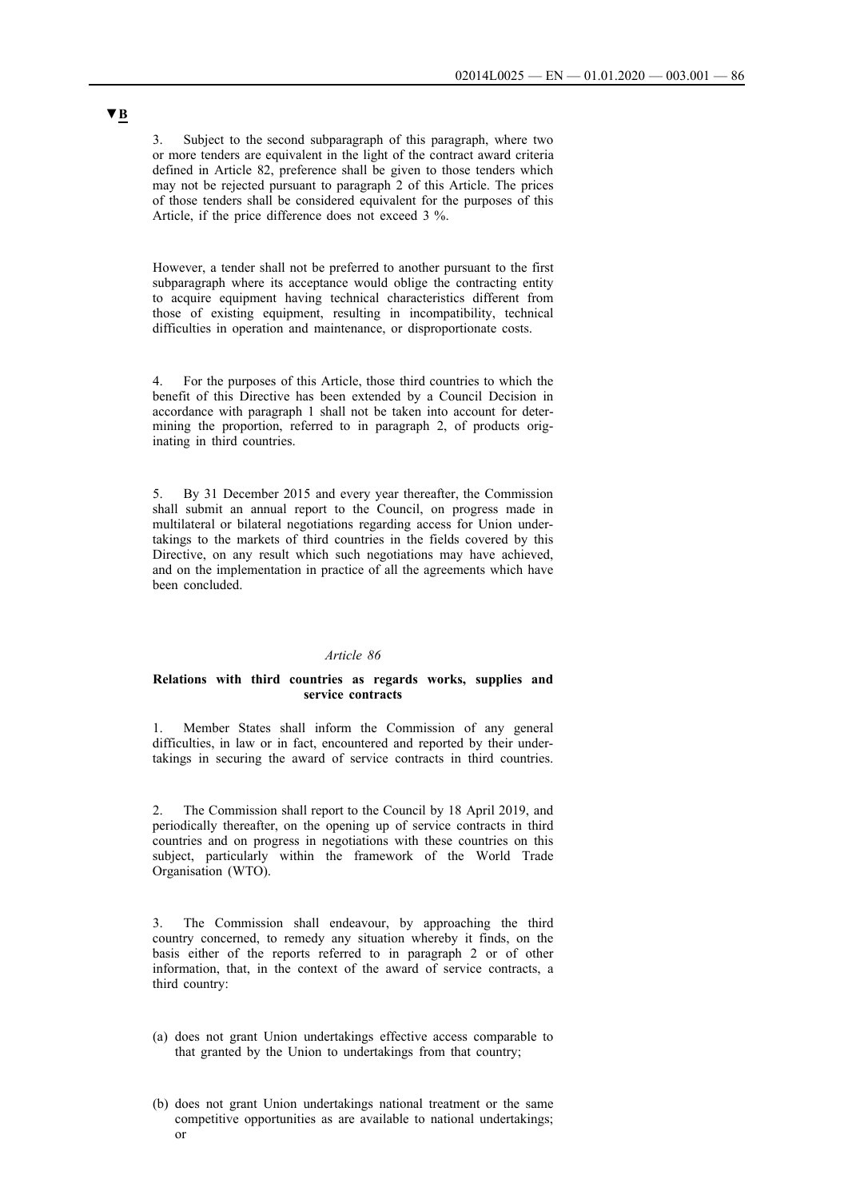▼B

3. Subject to the second subparagraph of this paragraph, where two or more tenders are equivalent in the light of the contract award criteria defined in Article 82, preference shall be given to those tenders which may not be rejected pursuant to paragraph 2 of this Article. The prices of those tenders shall be considered equivalent for the purposes of this Article, if the price difference does not exceed 3 %.

However, a tender shall not be preferred to another pursuant to the first subparagraph where its acceptance would oblige the contracting entity to acquire equipment having technical characteristics different from those of existing equipment, resulting in incompatibility, technical difficulties in operation and maintenance, or disproportionate costs.

4. For the purposes of this Article, those third countries to which the benefit of this Directive has been extended by a Council Decision in accordance with paragraph 1 shall not be taken into account for determining the proportion, referred to in paragraph 2, of products originating in third countries.

5. By 31 December 2015 and every year thereafter, the Commission shall submit an annual report to the Council, on progress made in multilateral or bilateral negotiations regarding access for Union undertakings to the markets of third countries in the fields covered by this Directive, on any result which such negotiations may have achieved, and on the implementation in practice of all the agreements which have been concluded.

*Article 86*

**Relations with third countries as regards works, supplies and service contracts**

1. Member States shall inform the Commission of any general difficulties, in law or in fact, encountered and reported by their undertakings in securing the award of service contracts in third countries.

2. The Commission shall report to the Council by 18 April 2019, and periodically thereafter, on the opening up of service contracts in third countries and on progress in negotiations with these countries on this subject, particularly within the framework of the World Trade Organisation (WTO).

3. The Commission shall endeavour, by approaching the third country concerned, to remedy any situation whereby it finds, on the basis either of the reports referred to in paragraph 2 or of other information, that, in the context of the award of service contracts, a third country:

(a) does not grant Union undertakings effective access comparable to that granted by the Union to undertakings from that country;

(b) does not grant Union undertakings national treatment or the same competitive opportunities as are available to national undertakings; or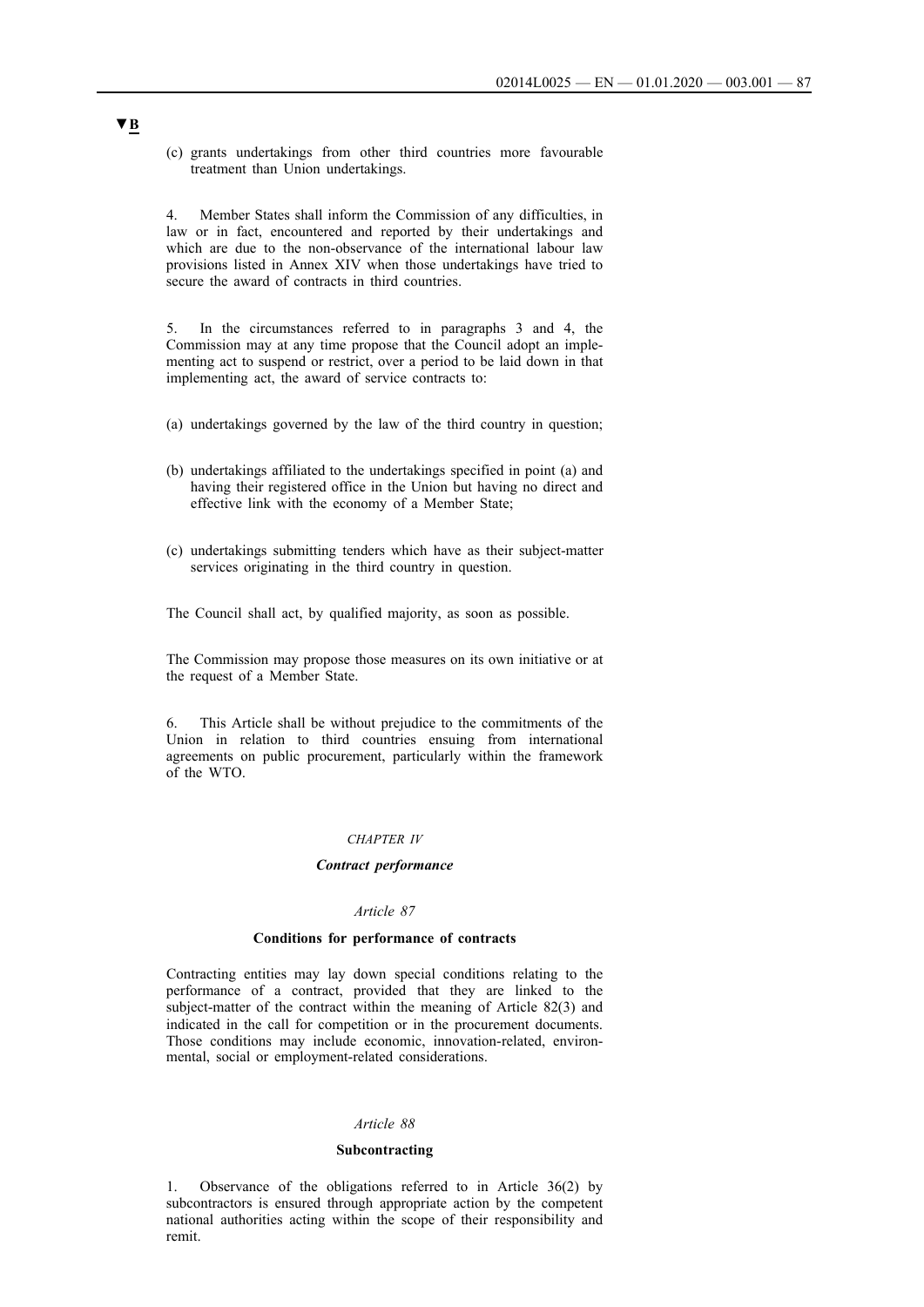▼B

(c) grants undertakings from other third countries more favourable treatment than Union undertakings.

4. Member States shall inform the Commission of any difficulties, in law or in fact, encountered and reported by their undertakings and which are due to the non-observance of the international labour law provisions listed in Annex XIV when those undertakings have tried to secure the award of contracts in third countries.

5. In the circumstances referred to in paragraphs 3 and 4, the Commission may at any time propose that the Council adopt an implementing act to suspend or restrict, over a period to be laid down in that implementing act, the award of service contracts to:

(a) undertakings governed by the law of the third country in question;

(b) undertakings affiliated to the undertakings specified in point (a) and having their registered office in the Union but having no direct and effective link with the economy of a Member State;

(c) undertakings submitting tenders which have as their subject-matter services originating in the third country in question.

The Council shall act, by qualified majority, as soon as possible.

The Commission may propose those measures on its own initiative or at the request of a Member State.

6. This Article shall be without prejudice to the commitments of the Union in relation to third countries ensuing from international agreements on public procurement, particularly within the framework of the WTO.

## *CHAPTER IV*

## ***Contract performance***

### *Article 87*

### **Conditions for performance of contracts**

Contracting entities may lay down special conditions relating to the performance of a contract, provided that they are linked to the subject-matter of the contract within the meaning of Article 82(3) and indicated in the call for competition or in the procurement documents. Those conditions may include economic, innovation-related, environmental, social or employment-related considerations.

### *Article 88*

### **Subcontracting**

1. Observance of the obligations referred to in Article 36(2) by subcontractors is ensured through appropriate action by the competent national authorities acting within the scope of their responsibility and remit.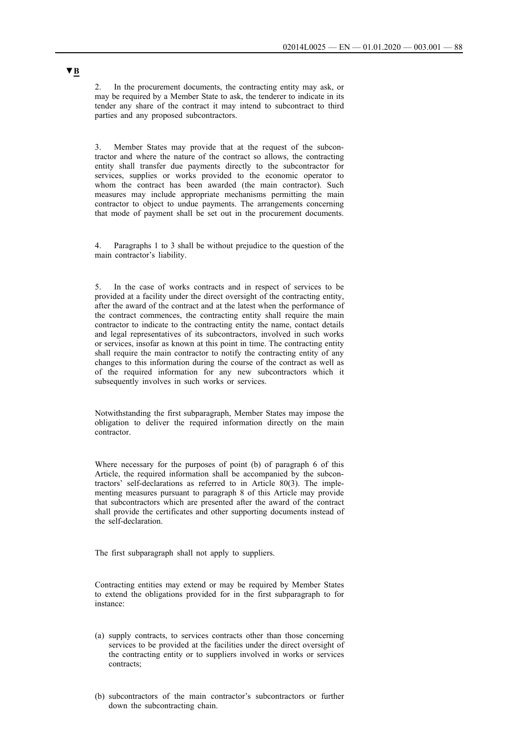▼B

2. In the procurement documents, the contracting entity may ask, or may be required by a Member State to ask, the tenderer to indicate in its tender any share of the contract it may intend to subcontract to third parties and any proposed subcontractors.

3. Member States may provide that at the request of the subcontractor and where the nature of the contract so allows, the contracting entity shall transfer due payments directly to the subcontractor for services, supplies or works provided to the economic operator to whom the contract has been awarded (the main contractor). Such measures may include appropriate mechanisms permitting the main contractor to object to undue payments. The arrangements concerning that mode of payment shall be set out in the procurement documents.

4. Paragraphs 1 to 3 shall be without prejudice to the question of the main contractor's liability.

5. In the case of works contracts and in respect of services to be provided at a facility under the direct oversight of the contracting entity, after the award of the contract and at the latest when the performance of the contract commences, the contracting entity shall require the main contractor to indicate to the contracting entity the name, contact details and legal representatives of its subcontractors, involved in such works or services, insofar as known at this point in time. The contracting entity shall require the main contractor to notify the contracting entity of any changes to this information during the course of the contract as well as of the required information for any new subcontractors which it subsequently involves in such works or services.

Notwithstanding the first subparagraph, Member States may impose the obligation to deliver the required information directly on the main contractor.

Where necessary for the purposes of point (b) of paragraph 6 of this Article, the required information shall be accompanied by the subcontractors' self-declarations as referred to in Article 80(3). The implementing measures pursuant to paragraph 8 of this Article may provide that subcontractors which are presented after the award of the contract shall provide the certificates and other supporting documents instead of the self-declaration.

The first subparagraph shall not apply to suppliers.

Contracting entities may extend or may be required by Member States to extend the obligations provided for in the first subparagraph to for instance:

(a) supply contracts, to services contracts other than those concerning services to be provided at the facilities under the direct oversight of the contracting entity or to suppliers involved in works or services contracts;

(b) subcontractors of the main contractor's subcontractors or further down the subcontracting chain.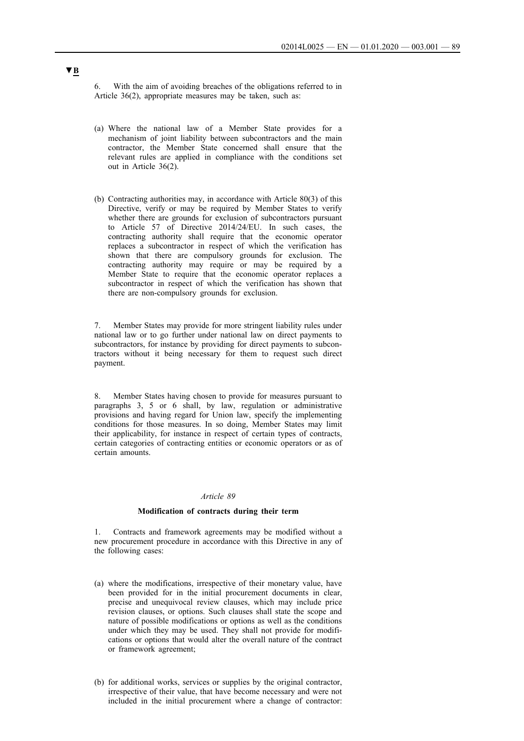▼B

6. With the aim of avoiding breaches of the obligations referred to in Article 36(2), appropriate measures may be taken, such as:

(a) Where the national law of a Member State provides for a mechanism of joint liability between subcontractors and the main contractor, the Member State concerned shall ensure that the relevant rules are applied in compliance with the conditions set out in Article 36(2).

(b) Contracting authorities may, in accordance with Article 80(3) of this Directive, verify or may be required by Member States to verify whether there are grounds for exclusion of subcontractors pursuant to Article 57 of Directive 2014/24/EU. In such cases, the contracting authority shall require that the economic operator replaces a subcontractor in respect of which the verification has shown that there are compulsory grounds for exclusion. The contracting authority may require or may be required by a Member State to require that the economic operator replaces a subcontractor in respect of which the verification has shown that there are non-compulsory grounds for exclusion.

7. Member States may provide for more stringent liability rules under national law or to go further under national law on direct payments to subcontractors, for instance by providing for direct payments to subcontractors without it being necessary for them to request such direct payment.

8. Member States having chosen to provide for measures pursuant to paragraphs 3, 5 or 6 shall, by law, regulation or administrative provisions and having regard for Union law, specify the implementing conditions for those measures. In so doing, Member States may limit their applicability, for instance in respect of certain types of contracts, certain categories of contracting entities or economic operators or as of certain amounts.

*Article 89*

**Modification of contracts during their term**

1. Contracts and framework agreements may be modified without a new procurement procedure in accordance with this Directive in any of the following cases:

(a) where the modifications, irrespective of their monetary value, have been provided for in the initial procurement documents in clear, precise and unequivocal review clauses, which may include price revision clauses, or options. Such clauses shall state the scope and nature of possible modifications or options as well as the conditions under which they may be used. They shall not provide for modifications or options that would alter the overall nature of the contract or framework agreement;

(b) for additional works, services or supplies by the original contractor, irrespective of their value, that have become necessary and were not included in the initial procurement where a change of contractor: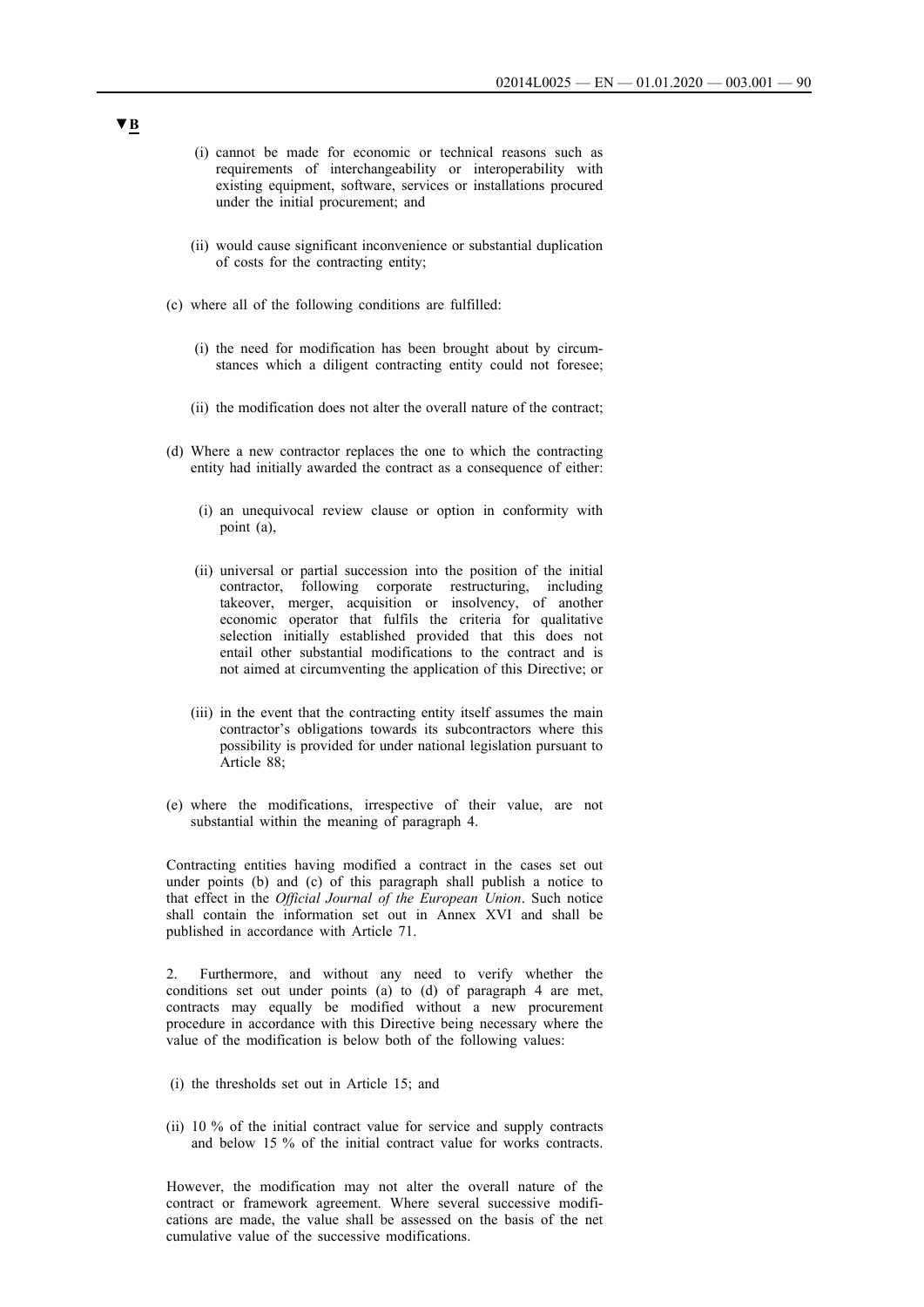▼B

(i) cannot be made for economic or technical reasons such as requirements of interchangeability or interoperability with existing equipment, software, services or installations procured under the initial procurement; and

(ii) would cause significant inconvenience or substantial duplication of costs for the contracting entity;

(c) where all of the following conditions are fulfilled:

(i) the need for modification has been brought about by circumstances which a diligent contracting entity could not foresee;

(ii) the modification does not alter the overall nature of the contract;

(d) Where a new contractor replaces the one to which the contracting entity had initially awarded the contract as a consequence of either:

(i) an unequivocal review clause or option in conformity with point (a),

(ii) universal or partial succession into the position of the initial contractor, following corporate restructuring, including takeover, merger, acquisition or insolvency, of another economic operator that fulfils the criteria for qualitative selection initially established provided that this does not entail other substantial modifications to the contract and is not aimed at circumventing the application of this Directive; or

(iii) in the event that the contracting entity itself assumes the main contractor's obligations towards its subcontractors where this possibility is provided for under national legislation pursuant to Article 88;

(e) where the modifications, irrespective of their value, are not substantial within the meaning of paragraph 4.

Contracting entities having modified a contract in the cases set out under points (b) and (c) of this paragraph shall publish a notice to that effect in the *Official Journal of the European Union*. Such notice shall contain the information set out in Annex XVI and shall be published in accordance with Article 71.

2. Furthermore, and without any need to verify whether the conditions set out under points (a) to (d) of paragraph 4 are met, contracts may equally be modified without a new procurement procedure in accordance with this Directive being necessary where the value of the modification is below both of the following values:

(i) the thresholds set out in Article 15; and

(ii) 10 % of the initial contract value for service and supply contracts and below 15 % of the initial contract value for works contracts.

However, the modification may not alter the overall nature of the contract or framework agreement. Where several successive modifications are made, the value shall be assessed on the basis of the net cumulative value of the successive modifications.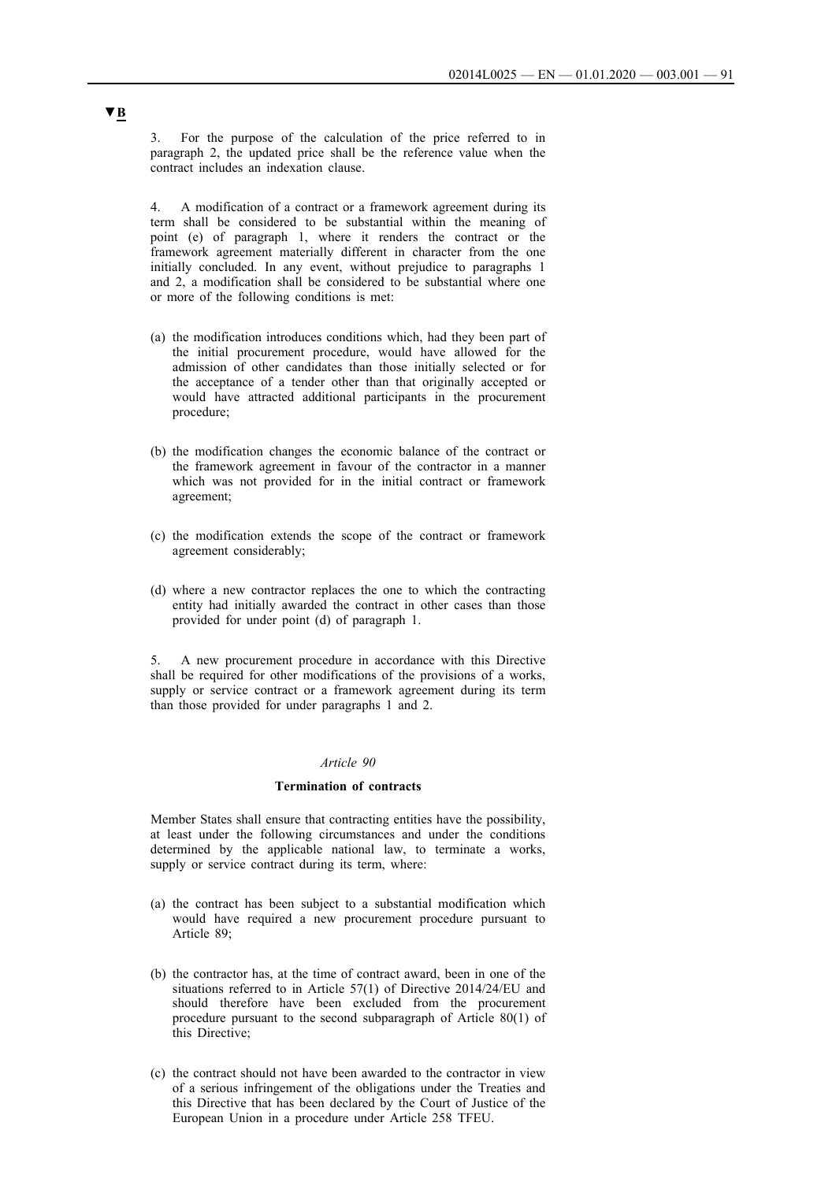▼B

3. For the purpose of the calculation of the price referred to in paragraph 2, the updated price shall be the reference value when the contract includes an indexation clause.

4. A modification of a contract or a framework agreement during its term shall be considered to be substantial within the meaning of point (e) of paragraph 1, where it renders the contract or the framework agreement materially different in character from the one initially concluded. In any event, without prejudice to paragraphs 1 and 2, a modification shall be considered to be substantial where one or more of the following conditions is met:

(a) the modification introduces conditions which, had they been part of the initial procurement procedure, would have allowed for the admission of other candidates than those initially selected or for the acceptance of a tender other than that originally accepted or would have attracted additional participants in the procurement procedure;

(b) the modification changes the economic balance of the contract or the framework agreement in favour of the contractor in a manner which was not provided for in the initial contract or framework agreement;

(c) the modification extends the scope of the contract or framework agreement considerably;

(d) where a new contractor replaces the one to which the contracting entity had initially awarded the contract in other cases than those provided for under point (d) of paragraph 1.

5. A new procurement procedure in accordance with this Directive shall be required for other modifications of the provisions of a works, supply or service contract or a framework agreement during its term than those provided for under paragraphs 1 and 2.

*Article 90*

**Termination of contracts**

Member States shall ensure that contracting entities have the possibility, at least under the following circumstances and under the conditions determined by the applicable national law, to terminate a works, supply or service contract during its term, where:

(a) the contract has been subject to a substantial modification which would have required a new procurement procedure pursuant to Article 89;

(b) the contractor has, at the time of contract award, been in one of the situations referred to in Article 57(1) of Directive 2014/24/EU and should therefore have been excluded from the procurement procedure pursuant to the second subparagraph of Article 80(1) of this Directive;

(c) the contract should not have been awarded to the contractor in view of a serious infringement of the obligations under the Treaties and this Directive that has been declared by the Court of Justice of the European Union in a procedure under Article 258 TFEU.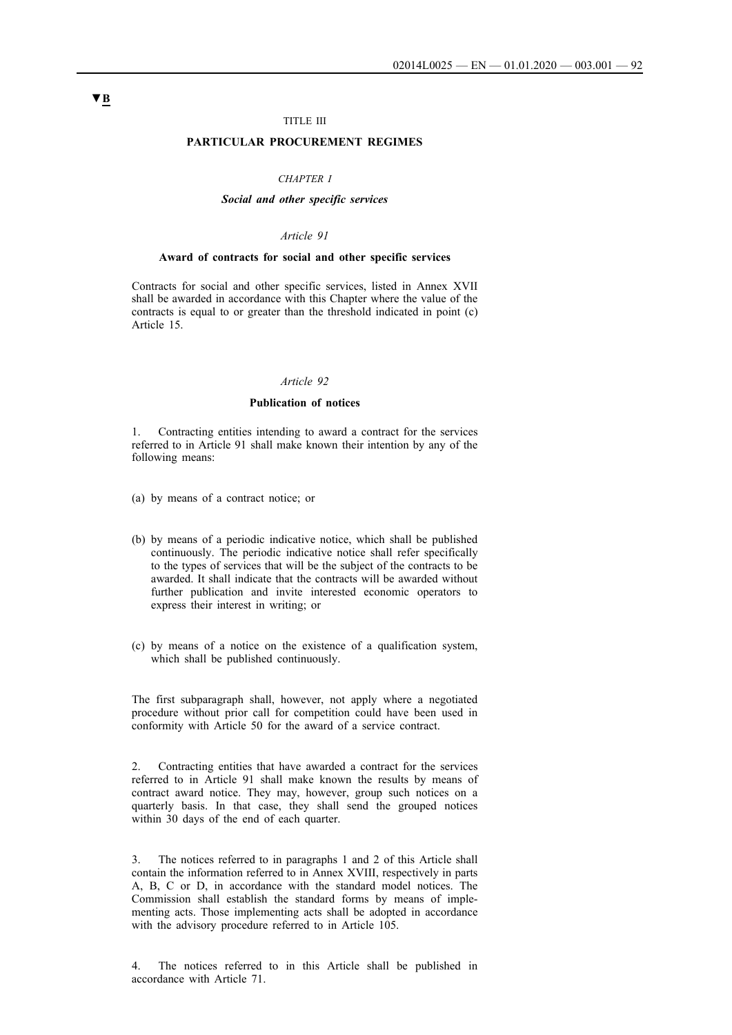▼B

TITLE III

**PARTICULAR PROCUREMENT REGIMES**

*CHAPTER I*

***Social and other specific services***

*Article 91*

**Award of contracts for social and other specific services**

Contracts for social and other specific services, listed in Annex XVII shall be awarded in accordance with this Chapter where the value of the contracts is equal to or greater than the threshold indicated in point (c) Article 15.

*Article 92*

**Publication of notices**

1. Contracting entities intending to award a contract for the services referred to in Article 91 shall make known their intention by any of the following means:

(a) by means of a contract notice; or

(b) by means of a periodic indicative notice, which shall be published continuously. The periodic indicative notice shall refer specifically to the types of services that will be the subject of the contracts to be awarded. It shall indicate that the contracts will be awarded without further publication and invite interested economic operators to express their interest in writing; or

(c) by means of a notice on the existence of a qualification system, which shall be published continuously.

The first subparagraph shall, however, not apply where a negotiated procedure without prior call for competition could have been used in conformity with Article 50 for the award of a service contract.

2. Contracting entities that have awarded a contract for the services referred to in Article 91 shall make known the results by means of contract award notice. They may, however, group such notices on a quarterly basis. In that case, they shall send the grouped notices within 30 days of the end of each quarter.

3. The notices referred to in paragraphs 1 and 2 of this Article shall contain the information referred to in Annex XVIII, respectively in parts A, B, C or D, in accordance with the standard model notices. The Commission shall establish the standard forms by means of implementing acts. Those implementing acts shall be adopted in accordance with the advisory procedure referred to in Article 105.

4. The notices referred to in this Article shall be published in accordance with Article 71.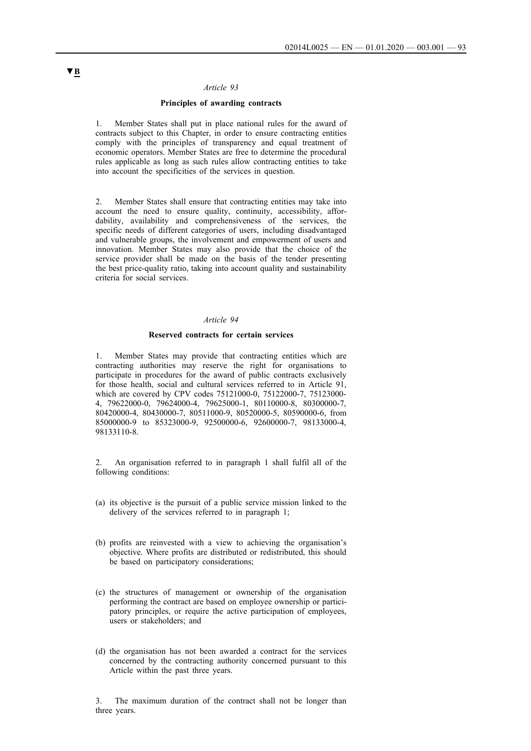▼B

*Article 93*

**Principles of awarding contracts**

1. Member States shall put in place national rules for the award of contracts subject to this Chapter, in order to ensure contracting entities comply with the principles of transparency and equal treatment of economic operators. Member States are free to determine the procedural rules applicable as long as such rules allow contracting entities to take into account the specificities of the services in question.

2. Member States shall ensure that contracting entities may take into account the need to ensure quality, continuity, accessibility, affordability, availability and comprehensiveness of the services, the specific needs of different categories of users, including disadvantaged and vulnerable groups, the involvement and empowerment of users and innovation. Member States may also provide that the choice of the service provider shall be made on the basis of the tender presenting the best price-quality ratio, taking into account quality and sustainability criteria for social services.

*Article 94*

**Reserved contracts for certain services**

1. Member States may provide that contracting entities which are contracting authorities may reserve the right for organisations to participate in procedures for the award of public contracts exclusively for those health, social and cultural services referred to in Article 91, which are covered by CPV codes 75121000-0, 75122000-7, 75123000-4, 79622000-0, 79624000-4, 79625000-1, 80110000-8, 80300000-7, 80420000-4, 80430000-7, 80511000-9, 80520000-5, 80590000-6, from 85000000-9 to 85323000-9, 92500000-6, 92600000-7, 98133000-4, 98133110-8.

2. An organisation referred to in paragraph 1 shall fulfil all of the following conditions:

(a) its objective is the pursuit of a public service mission linked to the delivery of the services referred to in paragraph 1;

(b) profits are reinvested with a view to achieving the organisation's objective. Where profits are distributed or redistributed, this should be based on participatory considerations;

(c) the structures of management or ownership of the organisation performing the contract are based on employee ownership or participatory principles, or require the active participation of employees, users or stakeholders; and

(d) the organisation has not been awarded a contract for the services concerned by the contracting authority concerned pursuant to this Article within the past three years.

3. The maximum duration of the contract shall not be longer than three years.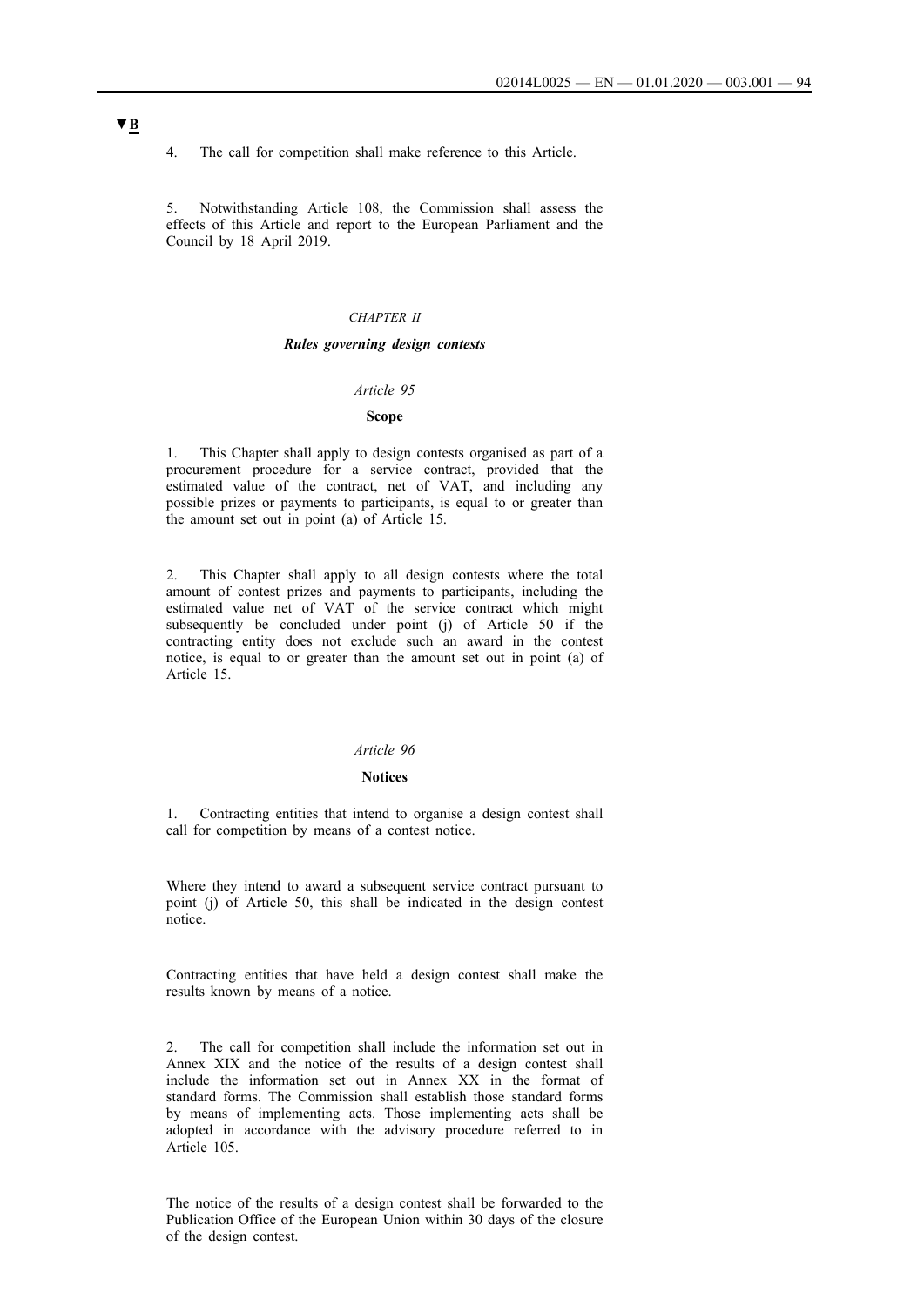▼B

4. The call for competition shall make reference to this Article.

5. Notwithstanding Article 108, the Commission shall assess the effects of this Article and report to the European Parliament and the Council by 18 April 2019.

## *CHAPTER II*

## ***Rules governing design contests***

### *Article 95*

### **Scope**

1. This Chapter shall apply to design contests organised as part of a procurement procedure for a service contract, provided that the estimated value of the contract, net of VAT, and including any possible prizes or payments to participants, is equal to or greater than the amount set out in point (a) of Article 15.

2. This Chapter shall apply to all design contests where the total amount of contest prizes and payments to participants, including the estimated value net of VAT of the service contract which might subsequently be concluded under point (j) of Article 50 if the contracting entity does not exclude such an award in the contest notice, is equal to or greater than the amount set out in point (a) of Article 15.

### *Article 96*

### **Notices**

1. Contracting entities that intend to organise a design contest shall call for competition by means of a contest notice.

Where they intend to award a subsequent service contract pursuant to point (j) of Article 50, this shall be indicated in the design contest notice.

Contracting entities that have held a design contest shall make the results known by means of a notice.

2. The call for competition shall include the information set out in Annex XIX and the notice of the results of a design contest shall include the information set out in Annex XX in the format of standard forms. The Commission shall establish those standard forms by means of implementing acts. Those implementing acts shall be adopted in accordance with the advisory procedure referred to in Article 105.

The notice of the results of a design contest shall be forwarded to the Publication Office of the European Union within 30 days of the closure of the design contest.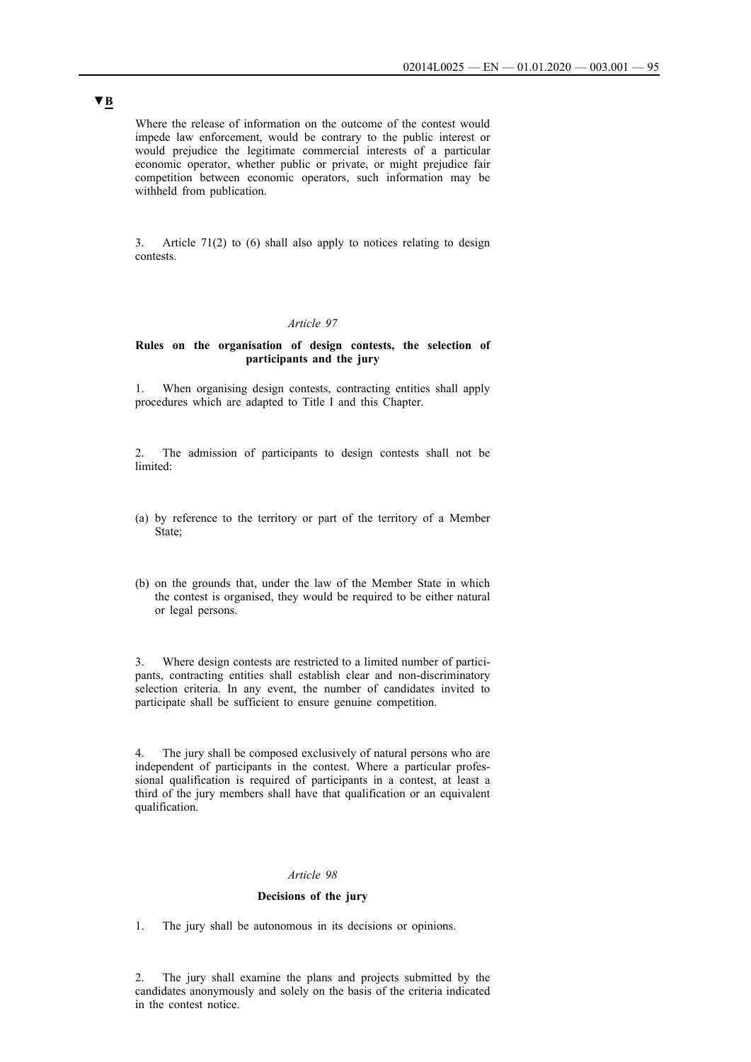▼B

Where the release of information on the outcome of the contest would impede law enforcement, would be contrary to the public interest or would prejudice the legitimate commercial interests of a particular economic operator, whether public or private, or might prejudice fair competition between economic operators, such information may be withheld from publication.

3. Article 71(2) to (6) shall also apply to notices relating to design contests.

*Article 97*

**Rules on the organisation of design contests, the selection of participants and the jury**

1. When organising design contests, contracting entities shall apply procedures which are adapted to Title I and this Chapter.

2. The admission of participants to design contests shall not be limited:

(a) by reference to the territory or part of the territory of a Member State;

(b) on the grounds that, under the law of the Member State in which the contest is organised, they would be required to be either natural or legal persons.

3. Where design contests are restricted to a limited number of participants, contracting entities shall establish clear and non-discriminatory selection criteria. In any event, the number of candidates invited to participate shall be sufficient to ensure genuine competition.

4. The jury shall be composed exclusively of natural persons who are independent of participants in the contest. Where a particular professional qualification is required of participants in a contest, at least a third of the jury members shall have that qualification or an equivalent qualification.

*Article 98*

**Decisions of the jury**

1. The jury shall be autonomous in its decisions or opinions.

2. The jury shall examine the plans and projects submitted by the candidates anonymously and solely on the basis of the criteria indicated in the contest notice.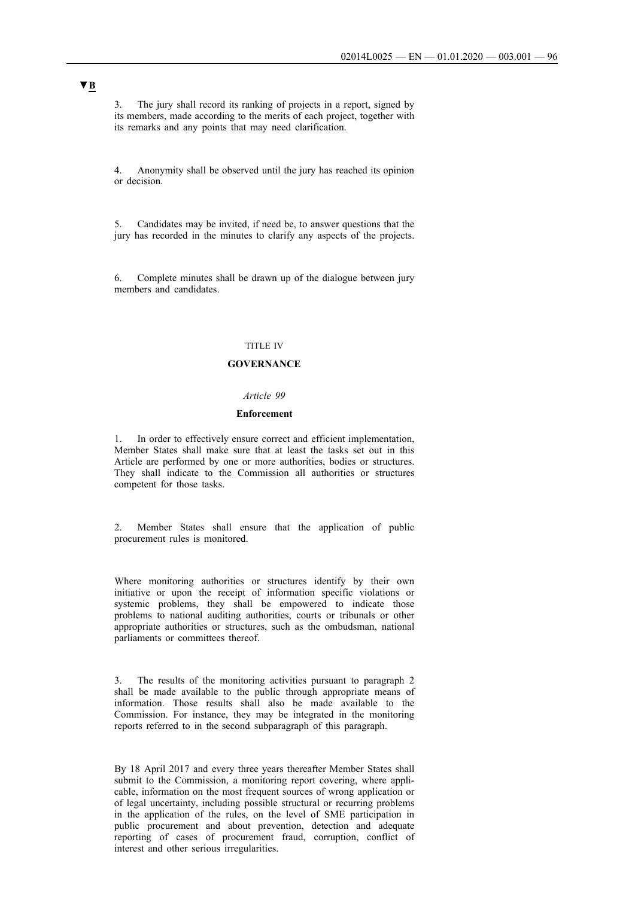▼B

3. The jury shall record its ranking of projects in a report, signed by its members, made according to the merits of each project, together with its remarks and any points that may need clarification.

4. Anonymity shall be observed until the jury has reached its opinion or decision.

5. Candidates may be invited, if need be, to answer questions that the jury has recorded in the minutes to clarify any aspects of the projects.

6. Complete minutes shall be drawn up of the dialogue between jury members and candidates.

TITLE IV

## GOVERNANCE

*Article 99*

### Enforcement

1. In order to effectively ensure correct and efficient implementation, Member States shall make sure that at least the tasks set out in this Article are performed by one or more authorities, bodies or structures. They shall indicate to the Commission all authorities or structures competent for those tasks.

2. Member States shall ensure that the application of public procurement rules is monitored.

Where monitoring authorities or structures identify by their own initiative or upon the receipt of information specific violations or systemic problems, they shall be empowered to indicate those problems to national auditing authorities, courts or tribunals or other appropriate authorities or structures, such as the ombudsman, national parliaments or committees thereof.

3. The results of the monitoring activities pursuant to paragraph 2 shall be made available to the public through appropriate means of information. Those results shall also be made available to the Commission. For instance, they may be integrated in the monitoring reports referred to in the second subparagraph of this paragraph.

By 18 April 2017 and every three years thereafter Member States shall submit to the Commission, a monitoring report covering, where applicable, information on the most frequent sources of wrong application or of legal uncertainty, including possible structural or recurring problems in the application of the rules, on the level of SME participation in public procurement and about prevention, detection and adequate reporting of cases of procurement fraud, corruption, conflict of interest and other serious irregularities.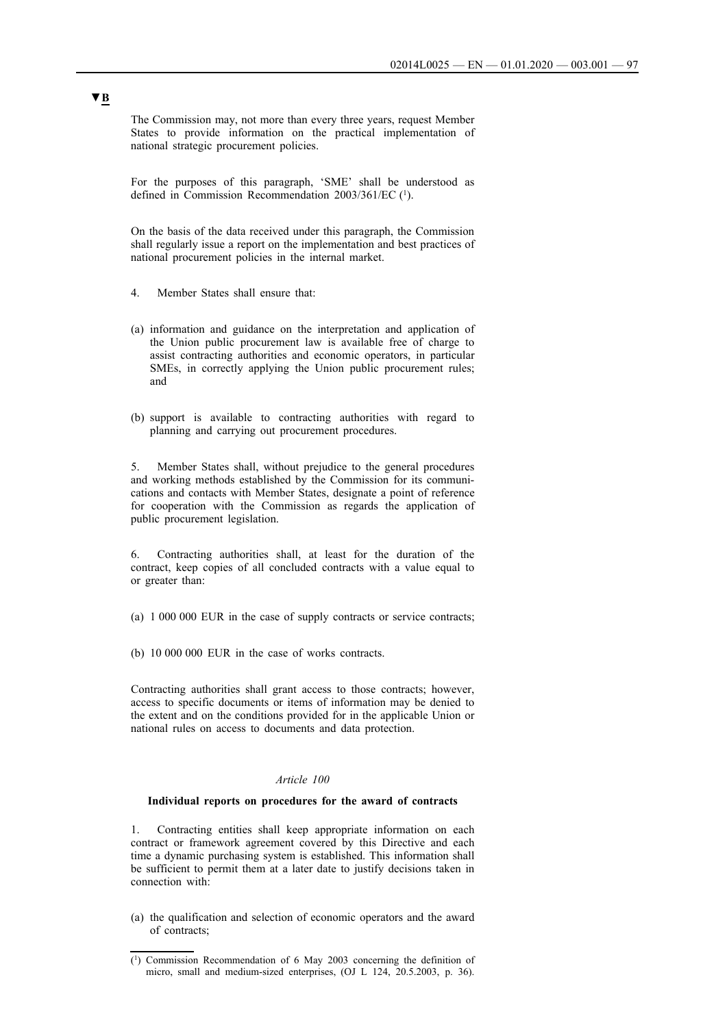▼B

The Commission may, not more than every three years, request Member States to provide information on the practical implementation of national strategic procurement policies.

For the purposes of this paragraph, 'SME' shall be understood as defined in Commission Recommendation 2003/361/EC [1].

On the basis of the data received under this paragraph, the Commission shall regularly issue a report on the implementation and best practices of national procurement policies in the internal market.

4. Member States shall ensure that:

(a) information and guidance on the interpretation and application of the Union public procurement law is available free of charge to assist contracting authorities and economic operators, in particular SMEs, in correctly applying the Union public procurement rules; and

(b) support is available to contracting authorities with regard to planning and carrying out procurement procedures.

5. Member States shall, without prejudice to the general procedures and working methods established by the Commission for its communications and contacts with Member States, designate a point of reference for cooperation with the Commission as regards the application of public procurement legislation.

6. Contracting authorities shall, at least for the duration of the contract, keep copies of all concluded contracts with a value equal to or greater than:

(a) 1 000 000 EUR in the case of supply contracts or service contracts;

(b) 10 000 000 EUR in the case of works contracts.

Contracting authorities shall grant access to those contracts; however, access to specific documents or items of information may be denied to the extent and on the conditions provided for in the applicable Union or national rules on access to documents and data protection.

*Article 100*

**Individual reports on procedures for the award of contracts**

1. Contracting entities shall keep appropriate information on each contract or framework agreement covered by this Directive and each time a dynamic purchasing system is established. This information shall be sufficient to permit them at a later date to justify decisions taken in connection with:

(a) the qualification and selection of economic operators and the award of contracts;

---

[1] Commission Recommendation of 6 May 2003 concerning the definition of micro, small and medium-sized enterprises, (OJ L 124, 20.5.2003, p. 36).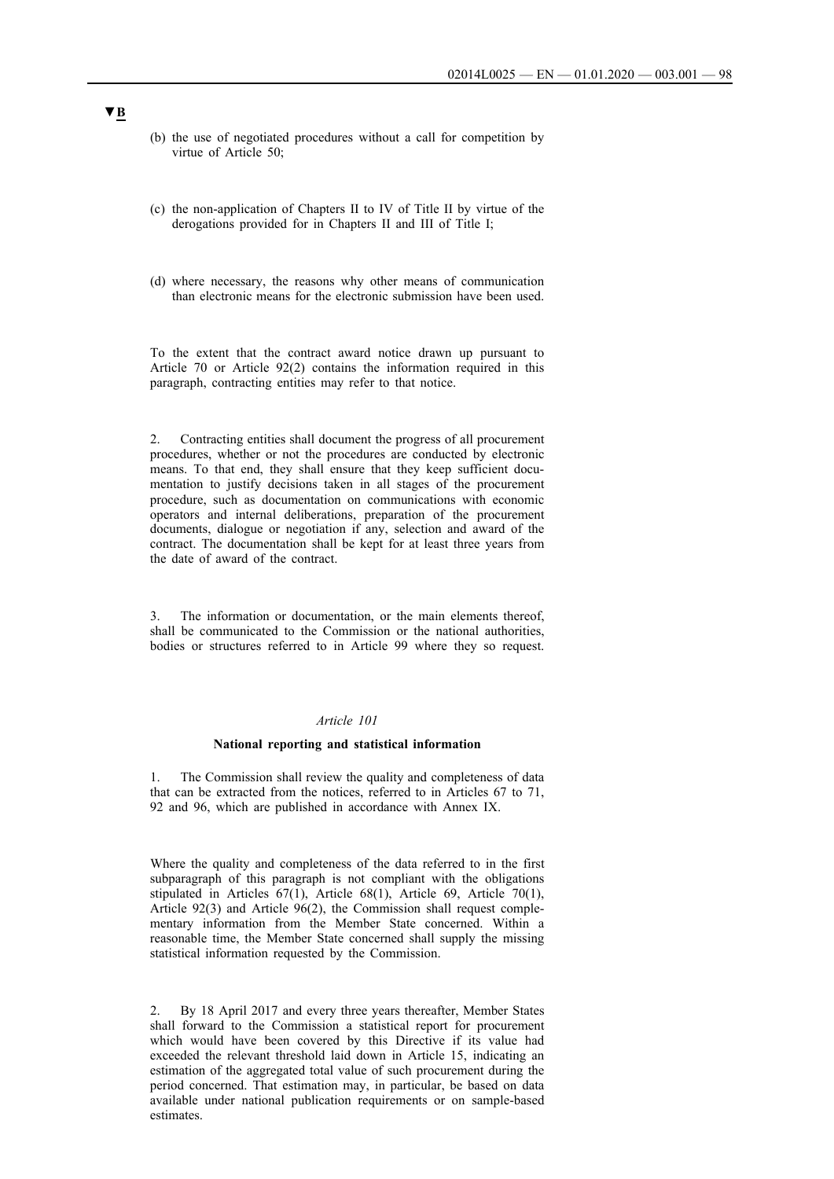▼B

(b) the use of negotiated procedures without a call for competition by virtue of Article 50;

(c) the non-application of Chapters II to IV of Title II by virtue of the derogations provided for in Chapters II and III of Title I;

(d) where necessary, the reasons why other means of communication than electronic means for the electronic submission have been used.

To the extent that the contract award notice drawn up pursuant to Article 70 or Article 92(2) contains the information required in this paragraph, contracting entities may refer to that notice.

2. Contracting entities shall document the progress of all procurement procedures, whether or not the procedures are conducted by electronic means. To that end, they shall ensure that they keep sufficient documentation to justify decisions taken in all stages of the procurement procedure, such as documentation on communications with economic operators and internal deliberations, preparation of the procurement documents, dialogue or negotiation if any, selection and award of the contract. The documentation shall be kept for at least three years from the date of award of the contract.

3. The information or documentation, or the main elements thereof, shall be communicated to the Commission or the national authorities, bodies or structures referred to in Article 99 where they so request.

*Article 101*

**National reporting and statistical information**

1. The Commission shall review the quality and completeness of data that can be extracted from the notices, referred to in Articles 67 to 71, 92 and 96, which are published in accordance with Annex IX.

Where the quality and completeness of the data referred to in the first subparagraph of this paragraph is not compliant with the obligations stipulated in Articles 67(1), Article 68(1), Article 69, Article 70(1), Article 92(3) and Article 96(2), the Commission shall request complementary information from the Member State concerned. Within a reasonable time, the Member State concerned shall supply the missing statistical information requested by the Commission.

2. By 18 April 2017 and every three years thereafter, Member States shall forward to the Commission a statistical report for procurement which would have been covered by this Directive if its value had exceeded the relevant threshold laid down in Article 15, indicating an estimation of the aggregated total value of such procurement during the period concerned. That estimation may, in particular, be based on data available under national publication requirements or on sample-based estimates.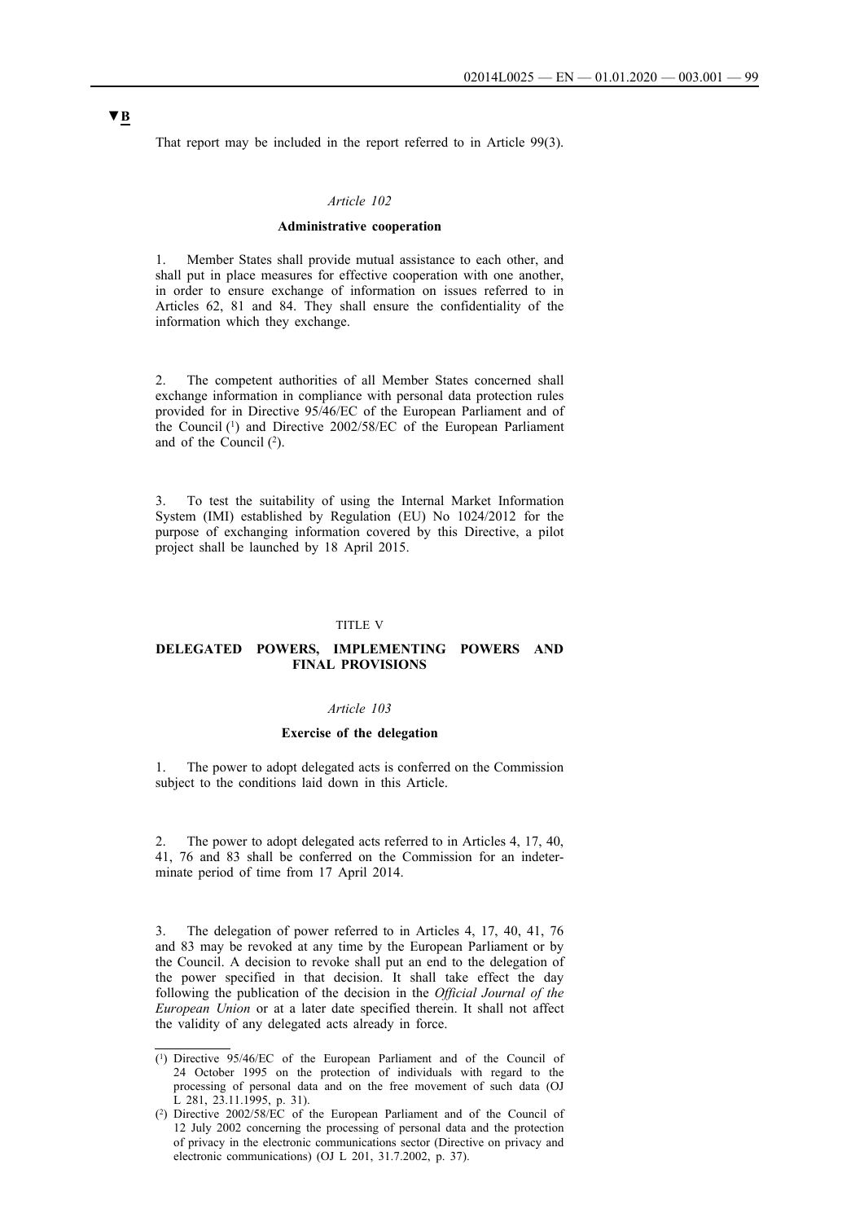▼B

That report may be included in the report referred to in Article 99(3).

*Article 102*

**Administrative cooperation**

1. Member States shall provide mutual assistance to each other, and shall put in place measures for effective cooperation with one another, in order to ensure exchange of information on issues referred to in Articles 62, 81 and 84. They shall ensure the confidentiality of the information which they exchange.

2. The competent authorities of all Member States concerned shall exchange information in compliance with personal data protection rules provided for in Directive 95/46/EC of the European Parliament and of the Council [1] and Directive 2002/58/EC of the European Parliament and of the Council [2].

3. To test the suitability of using the Internal Market Information System (IMI) established by Regulation (EU) No 1024/2012 for the purpose of exchanging information covered by this Directive, a pilot project shall be launched by 18 April 2015.

TITLE V

**DELEGATED POWERS, IMPLEMENTING POWERS AND FINAL PROVISIONS**

*Article 103*

**Exercise of the delegation**

1. The power to adopt delegated acts is conferred on the Commission subject to the conditions laid down in this Article.

2. The power to adopt delegated acts referred to in Articles 4, 17, 40, 41, 76 and 83 shall be conferred on the Commission for an indeterminate period of time from 17 April 2014.

3. The delegation of power referred to in Articles 4, 17, 40, 41, 76 and 83 may be revoked at any time by the European Parliament or by the Council. A decision to revoke shall put an end to the delegation of the power specified in that decision. It shall take effect the day following the publication of the decision in the *Official Journal of the European Union* or at a later date specified therein. It shall not affect the validity of any delegated acts already in force.

---

[1] Directive 95/46/EC of the European Parliament and of the Council of 24 October 1995 on the protection of individuals with regard to the processing of personal data and on the free movement of such data (OJ L 281, 23.11.1995, p. 31).

[2] Directive 2002/58/EC of the European Parliament and of the Council of 12 July 2002 concerning the processing of personal data and the protection of privacy in the electronic communications sector (Directive on privacy and electronic communications) (OJ L 201, 31.7.2002, p. 37).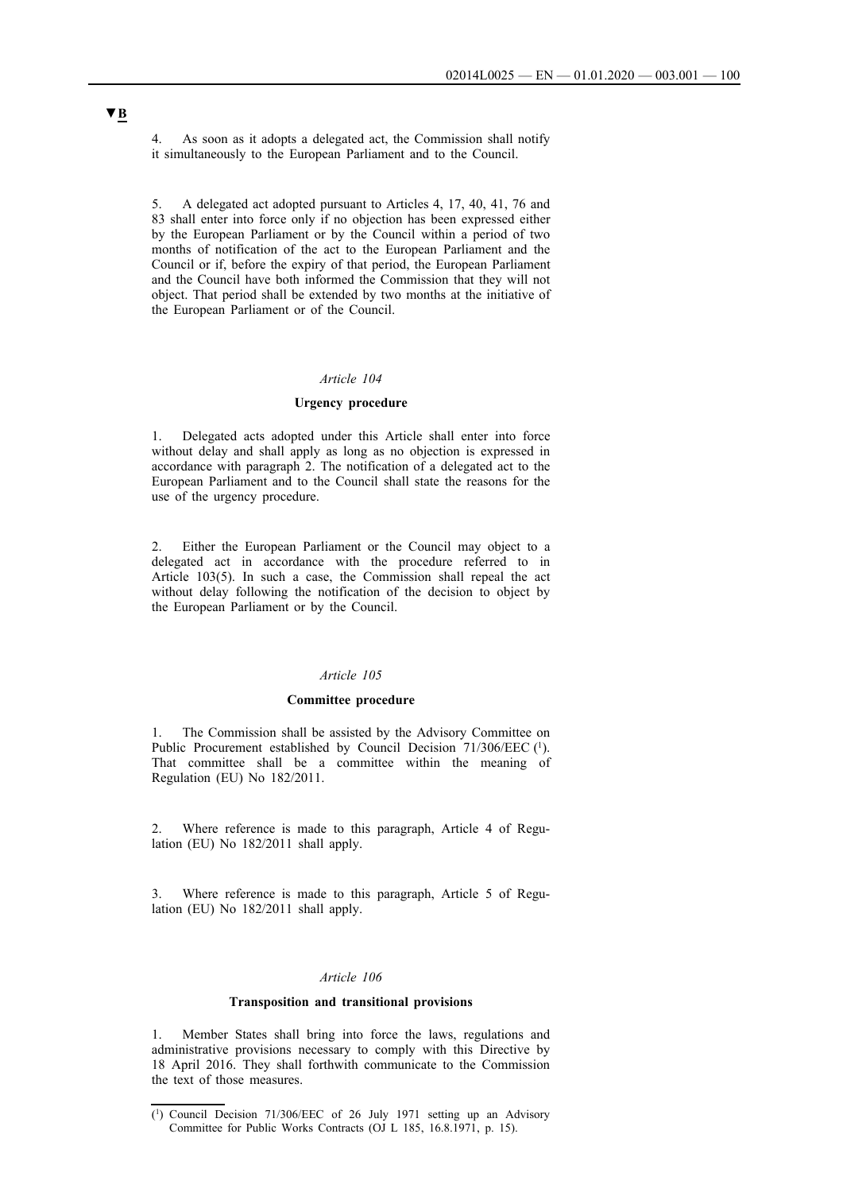▼B

4. As soon as it adopts a delegated act, the Commission shall notify it simultaneously to the European Parliament and to the Council.

5. A delegated act adopted pursuant to Articles 4, 17, 40, 41, 76 and 83 shall enter into force only if no objection has been expressed either by the European Parliament or by the Council within a period of two months of notification of the act to the European Parliament and the Council or if, before the expiry of that period, the European Parliament and the Council have both informed the Commission that they will not object. That period shall be extended by two months at the initiative of the European Parliament or of the Council.

*Article 104*

**Urgency procedure**

1. Delegated acts adopted under this Article shall enter into force without delay and shall apply as long as no objection is expressed in accordance with paragraph 2. The notification of a delegated act to the European Parliament and to the Council shall state the reasons for the use of the urgency procedure.

2. Either the European Parliament or the Council may object to a delegated act in accordance with the procedure referred to in Article 103(5). In such a case, the Commission shall repeal the act without delay following the notification of the decision to object by the European Parliament or by the Council.

*Article 105*

**Committee procedure**

1. The Commission shall be assisted by the Advisory Committee on Public Procurement established by Council Decision 71/306/EEC [1]. That committee shall be a committee within the meaning of Regulation (EU) No 182/2011.

2. Where reference is made to this paragraph, Article 4 of Regulation (EU) No 182/2011 shall apply.

3. Where reference is made to this paragraph, Article 5 of Regulation (EU) No 182/2011 shall apply.

*Article 106*

**Transposition and transitional provisions**

1. Member States shall bring into force the laws, regulations and administrative provisions necessary to comply with this Directive by 18 April 2016. They shall forthwith communicate to the Commission the text of those measures.

---

[1] Council Decision 71/306/EEC of 26 July 1971 setting up an Advisory Committee for Public Works Contracts (OJ L 185, 16.8.1971, p. 15).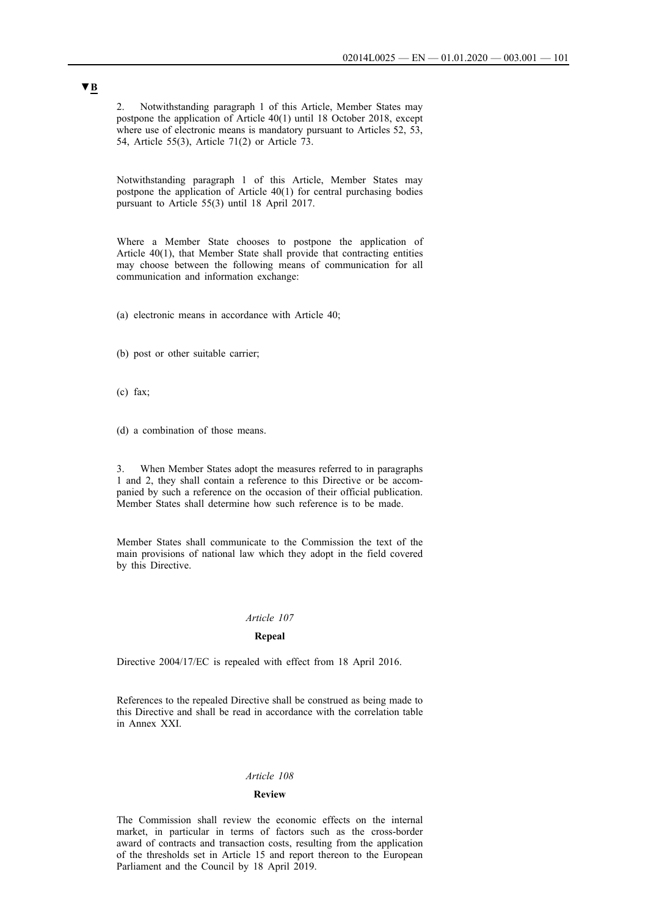▼B

2. Notwithstanding paragraph 1 of this Article, Member States may postpone the application of Article 40(1) until 18 October 2018, except where use of electronic means is mandatory pursuant to Articles 52, 53, 54, Article 55(3), Article 71(2) or Article 73.

Notwithstanding paragraph 1 of this Article, Member States may postpone the application of Article 40(1) for central purchasing bodies pursuant to Article 55(3) until 18 April 2017.

Where a Member State chooses to postpone the application of Article 40(1), that Member State shall provide that contracting entities may choose between the following means of communication for all communication and information exchange:

(a) electronic means in accordance with Article 40;

(b) post or other suitable carrier;

(c) fax;

(d) a combination of those means.

3. When Member States adopt the measures referred to in paragraphs 1 and 2, they shall contain a reference to this Directive or be accompanied by such a reference on the occasion of their official publication. Member States shall determine how such reference is to be made.

Member States shall communicate to the Commission the text of the main provisions of national law which they adopt in the field covered by this Directive.

*Article 107*

**Repeal**

Directive 2004/17/EC is repealed with effect from 18 April 2016.

References to the repealed Directive shall be construed as being made to this Directive and shall be read in accordance with the correlation table in Annex XXI.

*Article 108*

**Review**

The Commission shall review the economic effects on the internal market, in particular in terms of factors such as the cross-border award of contracts and transaction costs, resulting from the application of the thresholds set in Article 15 and report thereon to the European Parliament and the Council by 18 April 2019.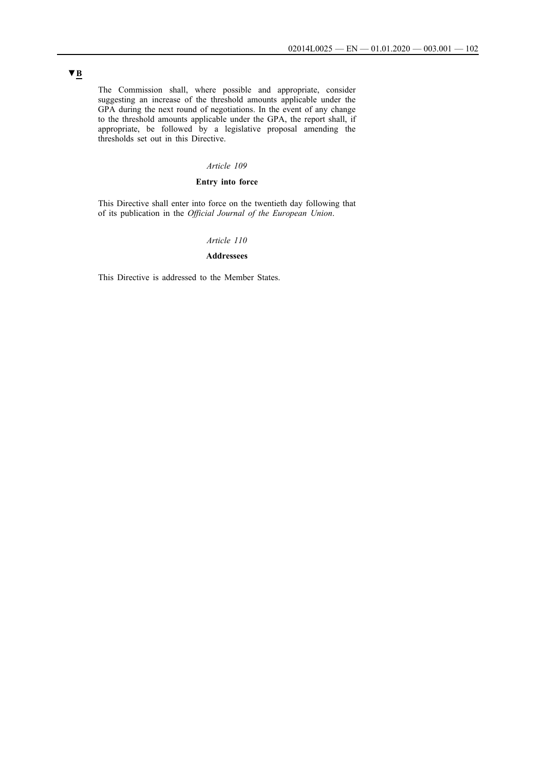▼B

The Commission shall, where possible and appropriate, consider suggesting an increase of the threshold amounts applicable under the GPA during the next round of negotiations. In the event of any change to the threshold amounts applicable under the GPA, the report shall, if appropriate, be followed by a legislative proposal amending the thresholds set out in this Directive.

*Article 109*

**Entry into force**

This Directive shall enter into force on the twentieth day following that of its publication in the *Official Journal of the European Union*.

*Article 110*

**Addressees**

This Directive is addressed to the Member States.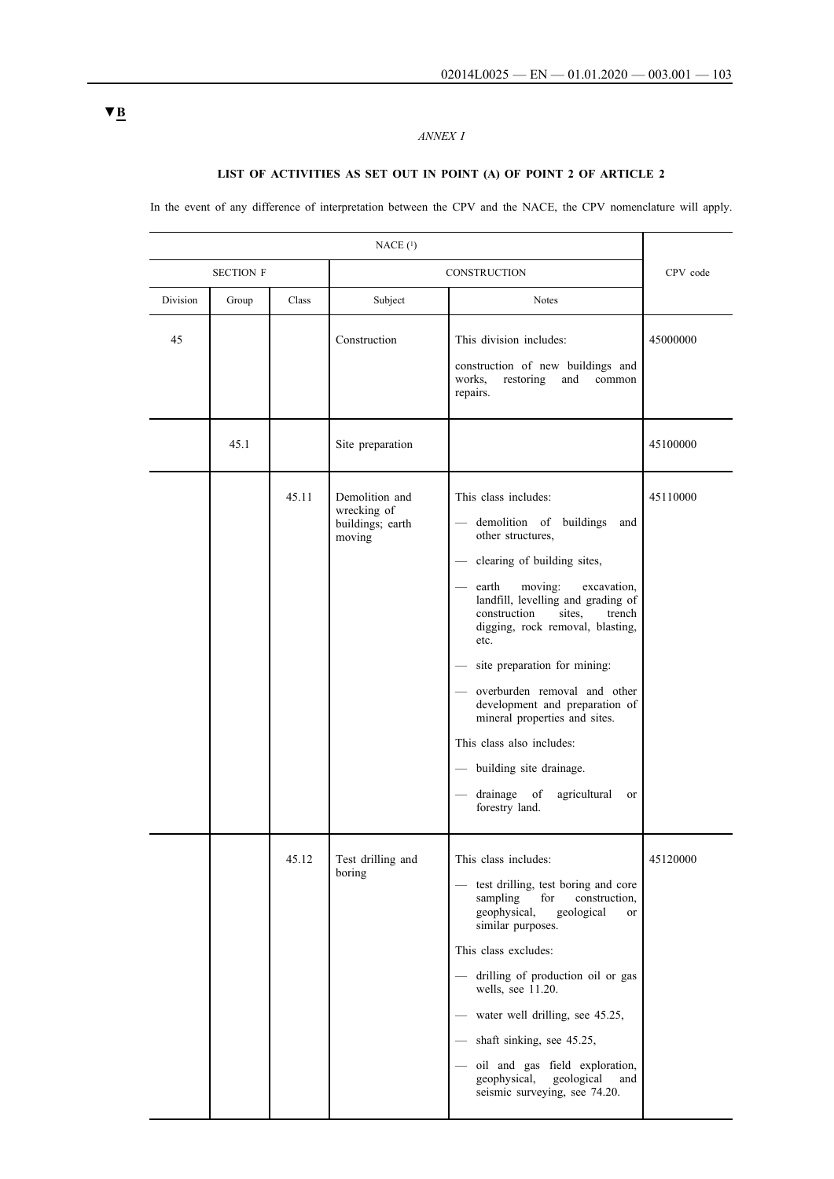▼B

*ANNEX I*

**LIST OF ACTIVITIES AS SET OUT IN POINT (A) OF POINT 2 OF ARTICLE 2**

In the event of any difference of interpretation between the CPV and the NACE, the CPV nomenclature will apply.

| NACE (1) | | | | | CPV code |
|---|---|---|---|---|---|
| SECTION F | | | CONSTRUCTION | | |
| Division | Group | Class | Subject | Notes | |
| 45 | | | Construction | This division includes: construction of new buildings and works, restoring and common repairs. | 45000000 |
| | 45.1 | | Site preparation | | 45100000 |
| | | 45.11 | Demolition and wrecking of buildings; earth moving | This class includes: — demolition of buildings and other structures, — clearing of building sites, — earth moving: excavation, landfill, levelling and grading of construction sites, trench digging, rock removal, blasting, etc. — site preparation for mining: — overburden removal and other development and preparation of mineral properties and sites. This class also includes: — building site drainage. — drainage of agricultural or forestry land. | 45110000 |
| | | 45.12 | Test drilling and boring | This class includes: — test drilling, test boring and core sampling for construction, geophysical, geological or similar purposes. This class excludes: — drilling of production oil or gas wells, see 11.20. — water well drilling, see 45.25, — shaft sinking, see 45.25, — oil and gas field exploration, geophysical, geological and seismic surveying, see 74.20. | 45120000 |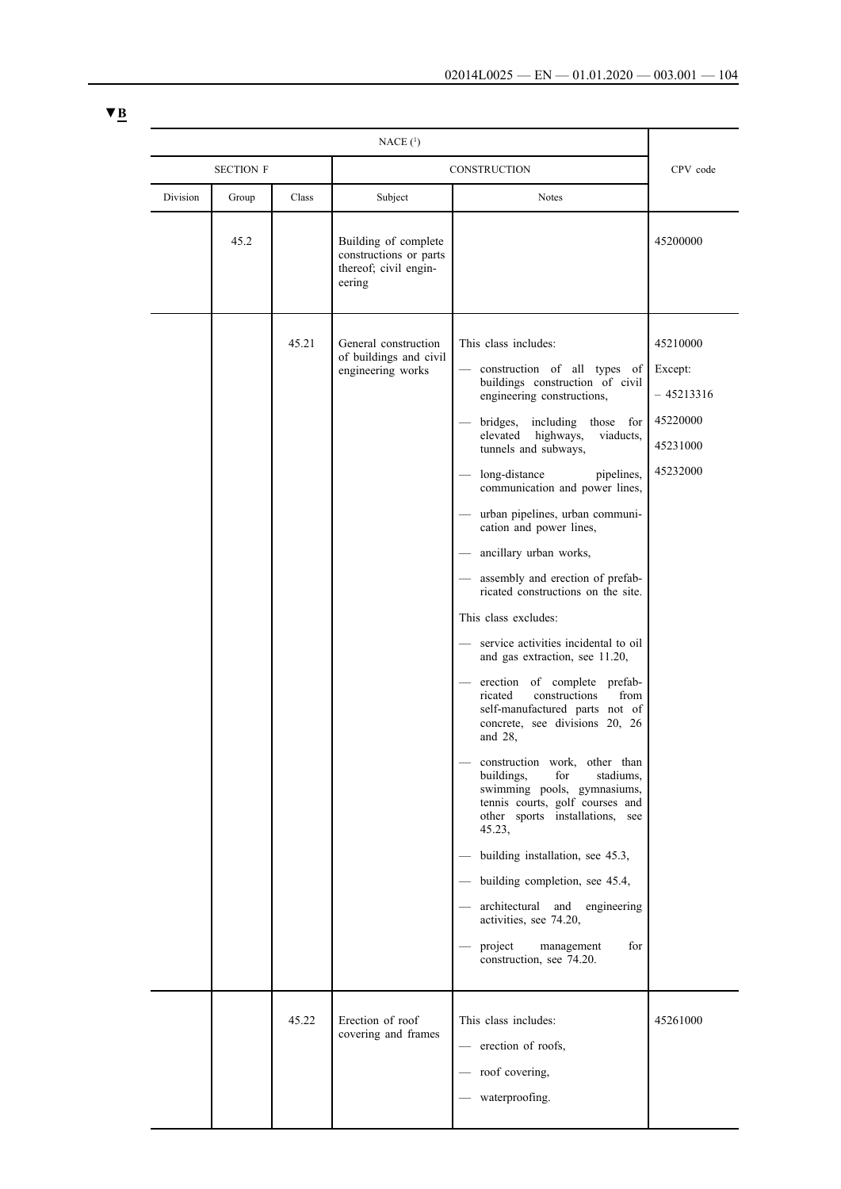▼B

| NACE [1] | | | | | CPV code |
|---|---|---|---|---|---|
| SECTION F | | | CONSTRUCTION | | |
| Division | Group | Class | Subject | Notes | |
| | 45.2 | | Building of complete constructions or parts thereof; civil engineering | | 45200000 |
| | | 45.21 | General construction of buildings and civil engineering works | This class includes:<br>— construction of all types of buildings construction of civil engineering constructions,<br>— bridges, including those for elevated highways, viaducts, tunnels and subways,<br>— long-distance pipelines, communication and power lines,<br>— urban pipelines, urban communication and power lines,<br>— ancillary urban works,<br>— assembly and erection of prefabricated constructions on the site.<br>This class excludes:<br>— service activities incidental to oil and gas extraction, see 11.20,<br>— erection of complete prefabricated constructions from self-manufactured parts not of concrete, see divisions 20, 26 and 28,<br>— construction work, other than buildings, for stadiums, swimming pools, gymnasiums, tennis courts, golf courses and other sports installations, see 45.23,<br>— building installation, see 45.3,<br>— building completion, see 45.4,<br>— architectural and engineering activities, see 74.20,<br>— project management for construction, see 74.20. | 45210000<br>Except:<br>– 45213316<br>45220000<br>45231000<br>45232000 |
| | | 45.22 | Erection of roof covering and frames | This class includes:<br>— erection of roofs,<br>— roof covering,<br>— waterproofing. | 45261000 |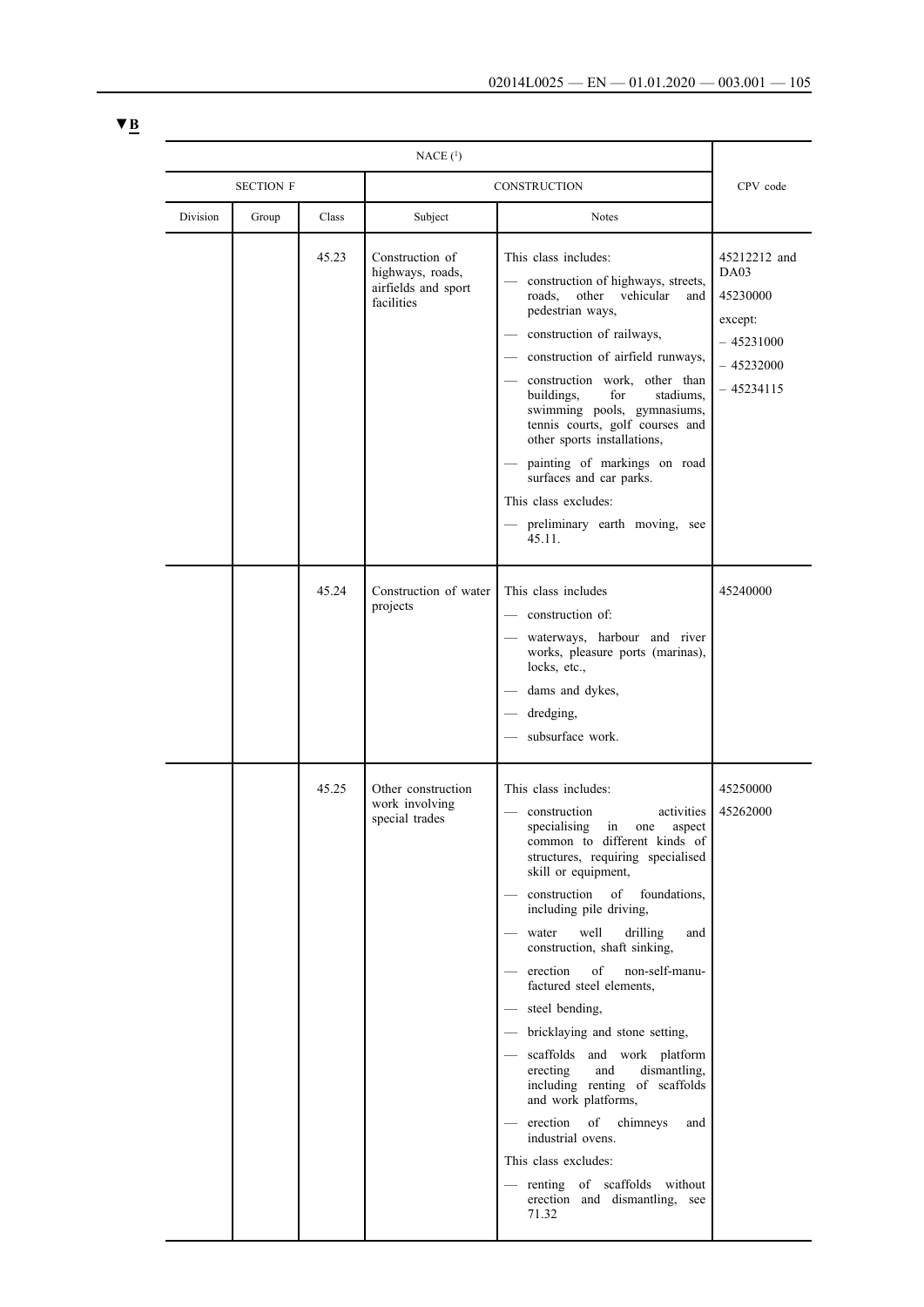**▼B**

| NACE ([1]) | | | | | CPV code |
|---|---|---|---|---|---|
| SECTION F | | | CONSTRUCTION | | |
| Division | Group | Class | Subject | Notes | |
| | | 45.23 | Construction of highways, roads, airfields and sport facilities | This class includes:<br>— construction of highways, streets, roads, other vehicular and pedestrian ways,<br>— construction of railways,<br>— construction of airfield runways,<br>— construction work, other than buildings, for stadiums, swimming pools, gymnasiums, tennis courts, golf courses and other sports installations,<br>— painting of markings on road surfaces and car parks.<br>This class excludes:<br>— preliminary earth moving, see 45.11. | 45212212 and DA03<br>45230000<br>except:<br>– 45231000<br>– 45232000<br>– 45234115 |
| | | 45.24 | Construction of water projects | This class includes<br>— construction of:<br>— waterways, harbour and river works, pleasure ports (marinas), locks, etc.,<br>— dams and dykes,<br>— dredging,<br>— subsurface work. | 45240000 |
| | | 45.25 | Other construction work involving special trades | This class includes:<br>— construction activities specialising in one aspect common to different kinds of structures, requiring specialised skill or equipment,<br>— construction of foundations, including pile driving,<br>— water well drilling and construction, shaft sinking,<br>— erection of non-self-manufactured steel elements,<br>— steel bending,<br>— bricklaying and stone setting,<br>— scaffolds and work platform erecting and dismantling, including renting of scaffolds and work platforms,<br>— erection of chimneys and industrial ovens.<br>This class excludes:<br>— renting of scaffolds without erection and dismantling, see 71.32 | 45250000<br>45262000 |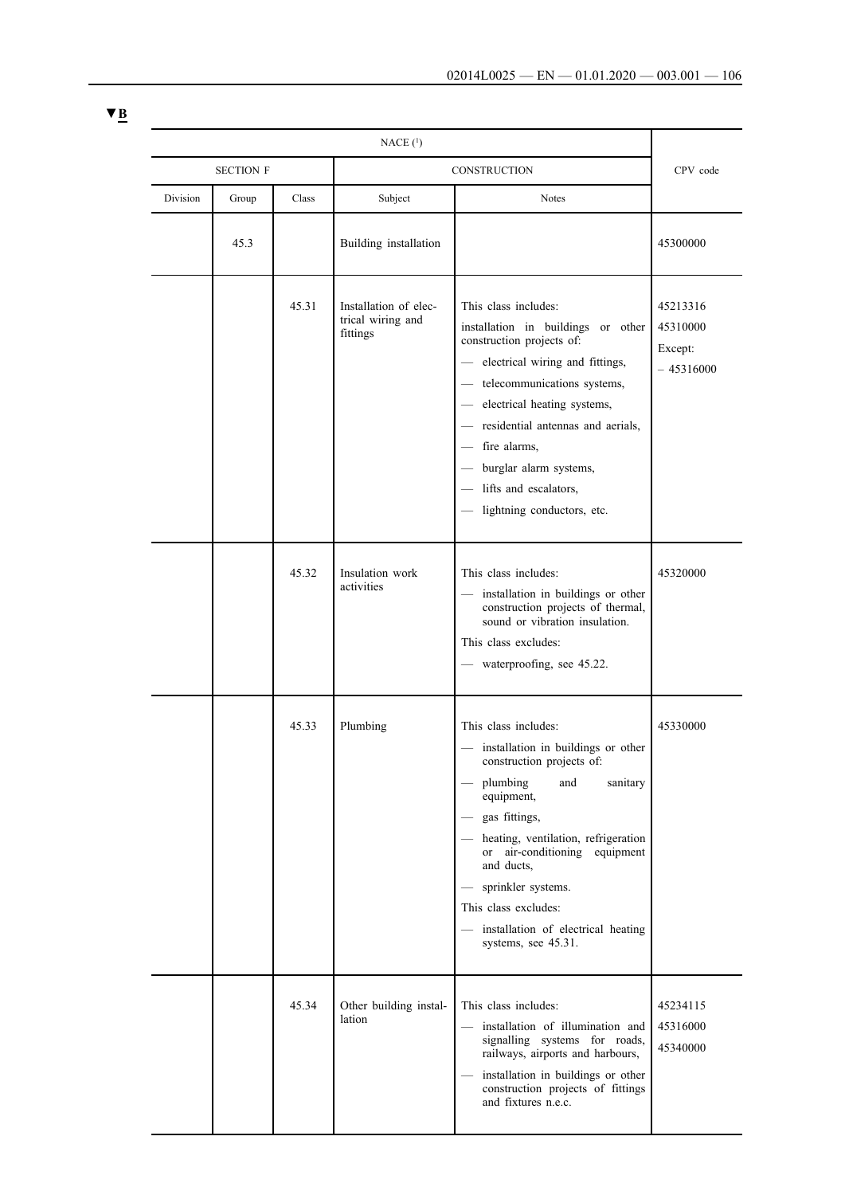▼B

| NACE ([1]) | | | | | CPV code |
|---|---|---|---|---|---|
| SECTION F | | | CONSTRUCTION | | |
| Division | Group | Class | Subject | Notes | |
| | 45.3 | | Building installation | | 45300000 |
| | | 45.31 | Installation of electrical wiring and fittings | This class includes: installation in buildings or other construction projects of: — electrical wiring and fittings, — telecommunications systems, — electrical heating systems, — residential antennas and aerials, — fire alarms, — burglar alarm systems, — lifts and escalators, — lightning conductors, etc. | 45213316 45310000 Except: – 45316000 |
| | | 45.32 | Insulation work activities | This class includes: — installation in buildings or other construction projects of thermal, sound or vibration insulation. This class excludes: — waterproofing, see 45.22. | 45320000 |
| | | 45.33 | Plumbing | This class includes: — installation in buildings or other construction projects of: — plumbing and sanitary equipment, — gas fittings, — heating, ventilation, refrigeration or air-conditioning equipment and ducts, — sprinkler systems. This class excludes: — installation of electrical heating systems, see 45.31. | 45330000 |
| | | 45.34 | Other building installation | This class includes: — installation of illumination and signalling systems for roads, railways, airports and harbours, — installation in buildings or other construction projects of fittings and fixtures n.e.c. | 45234115 45316000 45340000 |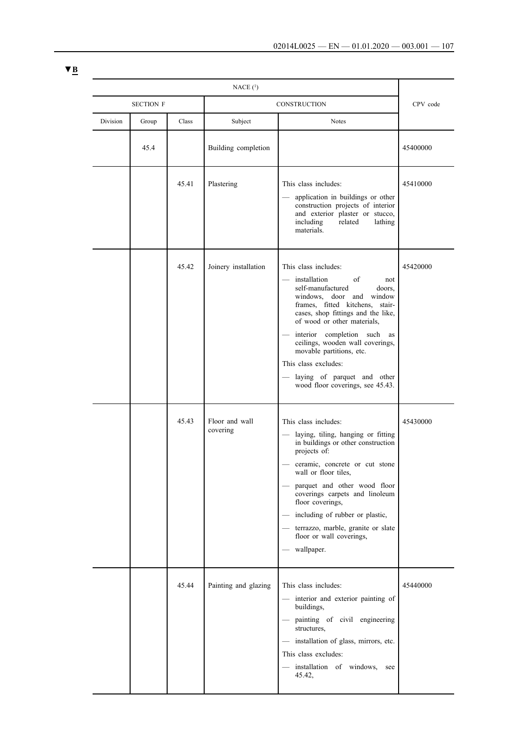▼B

| NACE ([1]) | | | | | CPV code |
|---|---|---|---|---|---|
| SECTION F | | | CONSTRUCTION | | |
| Division | Group | Class | Subject | Notes | |
| | 45.4 | | Building completion | | 45400000 |
| | | 45.41 | Plastering | This class includes:<br>— application in buildings or other construction projects of interior and exterior plaster or stucco, including related lathing materials. | 45410000 |
| | | 45.42 | Joinery installation | This class includes:<br>— installation of not self-manufactured doors, windows, door and window frames, fitted kitchens, staircases, shop fittings and the like, of wood or other materials,<br>— interior completion such as ceilings, wooden wall coverings, movable partitions, etc.<br>This class excludes:<br>— laying of parquet and other wood floor coverings, see 45.43. | 45420000 |
| | | 45.43 | Floor and wall covering | This class includes:<br>— laying, tiling, hanging or fitting in buildings or other construction projects of:<br>— ceramic, concrete or cut stone wall or floor tiles,<br>— parquet and other wood floor coverings carpets and linoleum floor coverings,<br>— including of rubber or plastic,<br>— terrazzo, marble, granite or slate floor or wall coverings,<br>— wallpaper. | 45430000 |
| | | 45.44 | Painting and glazing | This class includes:<br>— interior and exterior painting of buildings,<br>— painting of civil engineering structures,<br>— installation of glass, mirrors, etc.<br>This class excludes:<br>— installation of windows, see 45.42, | 45440000 |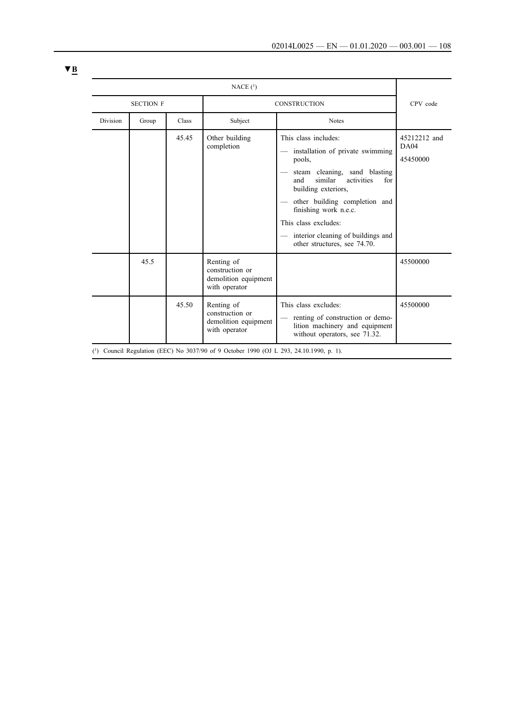▼B

| NACE [1] | | | | | |
|---|---|---|---|---|---|
| SECTION F | | | CONSTRUCTION | | CPV code |
| Division | Group | Class | Subject | Notes | |
| | | 45.45 | Other building completion | This class includes:<br>— installation of private swimming pools,<br>— steam cleaning, sand blasting and similar activities for building exteriors,<br>— other building completion and finishing work n.e.c.<br>This class excludes:<br>— interior cleaning of buildings and other structures, see 74.70. | 45212212 and DA04<br>45450000 |
| | 45.5 | | Renting of construction or demolition equipment with operator | | 45500000 |
| | | 45.50 | Renting of construction or demolition equipment with operator | This class excludes:<br>— renting of construction or demolition machinery and equipment without operators, see 71.32. | 45500000 |

[1] Council Regulation (EEC) No 3037/90 of 9 October 1990 (OJ L 293, 24.10.1990, p. 1).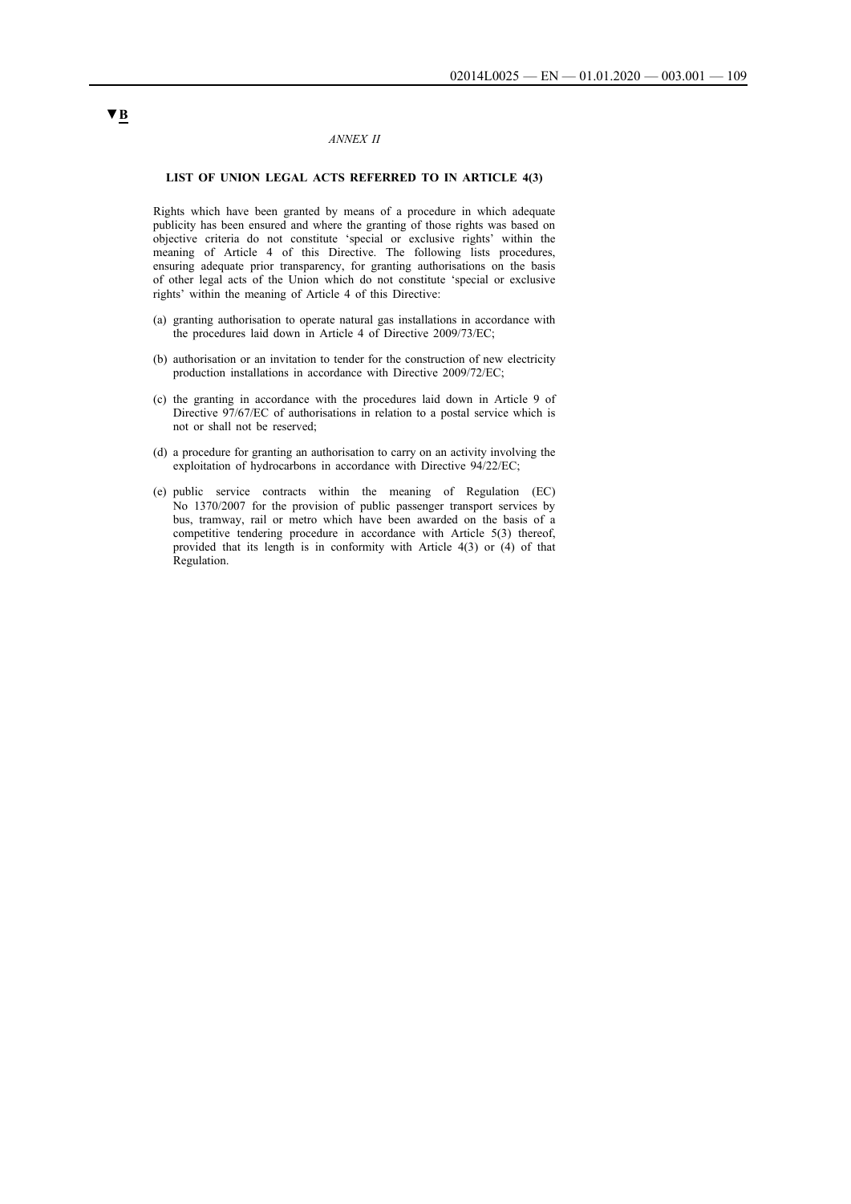▼B

*ANNEX II*

**LIST OF UNION LEGAL ACTS REFERRED TO IN ARTICLE 4(3)**

Rights which have been granted by means of a procedure in which adequate publicity has been ensured and where the granting of those rights was based on objective criteria do not constitute 'special or exclusive rights' within the meaning of Article 4 of this Directive. The following lists procedures, ensuring adequate prior transparency, for granting authorisations on the basis of other legal acts of the Union which do not constitute 'special or exclusive rights' within the meaning of Article 4 of this Directive:

(a) granting authorisation to operate natural gas installations in accordance with the procedures laid down in Article 4 of Directive 2009/73/EC;

(b) authorisation or an invitation to tender for the construction of new electricity production installations in accordance with Directive 2009/72/EC;

(c) the granting in accordance with the procedures laid down in Article 9 of Directive 97/67/EC of authorisations in relation to a postal service which is not or shall not be reserved;

(d) a procedure for granting an authorisation to carry on an activity involving the exploitation of hydrocarbons in accordance with Directive 94/22/EC;

(e) public service contracts within the meaning of Regulation (EC) No 1370/2007 for the provision of public passenger transport services by bus, tramway, rail or metro which have been awarded on the basis of a competitive tendering procedure in accordance with Article 5(3) thereof, provided that its length is in conformity with Article 4(3) or (4) of that Regulation.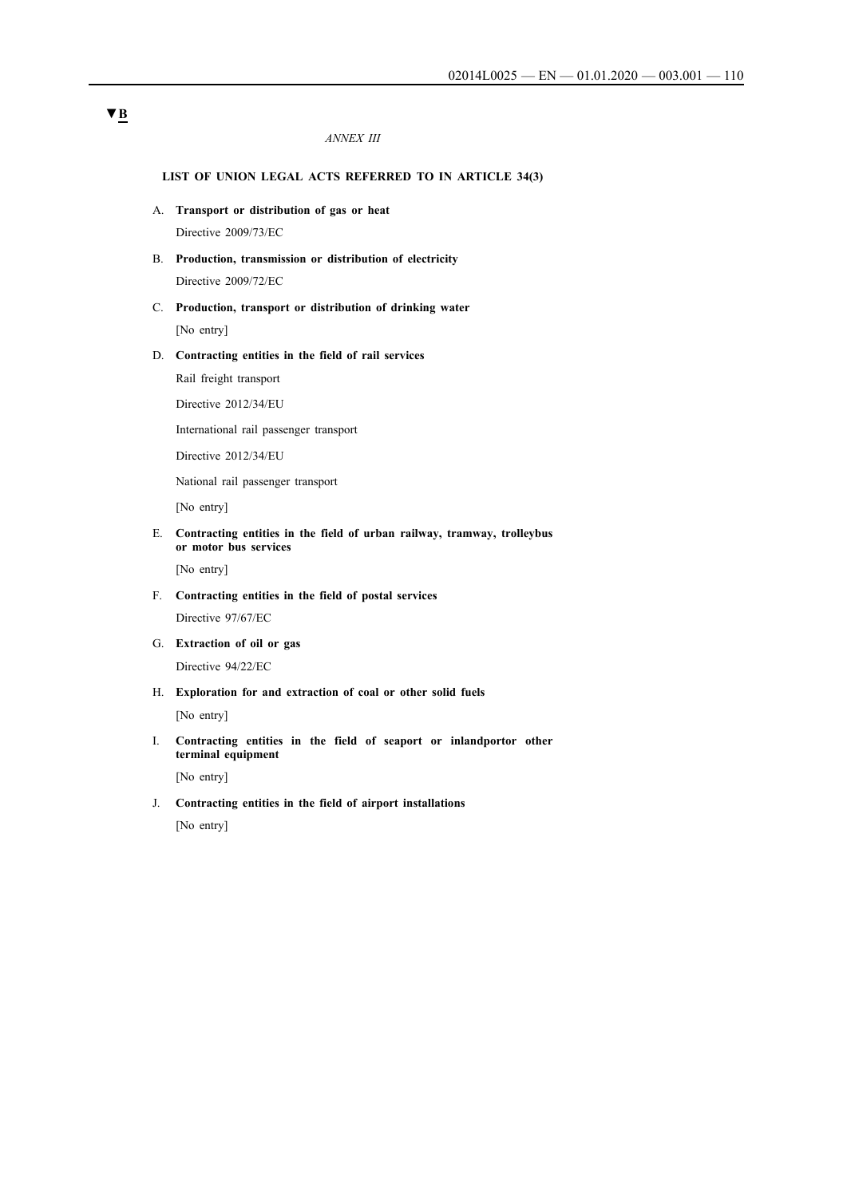▼B

*ANNEX III*

**LIST OF UNION LEGAL ACTS REFERRED TO IN ARTICLE 34(3)**

A. **Transport or distribution of gas or heat**

Directive 2009/73/EC

B. **Production, transmission or distribution of electricity**

Directive 2009/72/EC

C. **Production, transport or distribution of drinking water**

[No entry]

D. **Contracting entities in the field of rail services**

Rail freight transport

Directive 2012/34/EU

International rail passenger transport

Directive 2012/34/EU

National rail passenger transport

[No entry]

E. **Contracting entities in the field of urban railway, tramway, trolleybus or motor bus services**

[No entry]

F. **Contracting entities in the field of postal services**

Directive 97/67/EC

G. **Extraction of oil or gas**

Directive 94/22/EC

H. **Exploration for and extraction of coal or other solid fuels**

[No entry]

I. **Contracting entities in the field of seaport or inlandportor other terminal equipment**

[No entry]

J. **Contracting entities in the field of airport installations**

[No entry]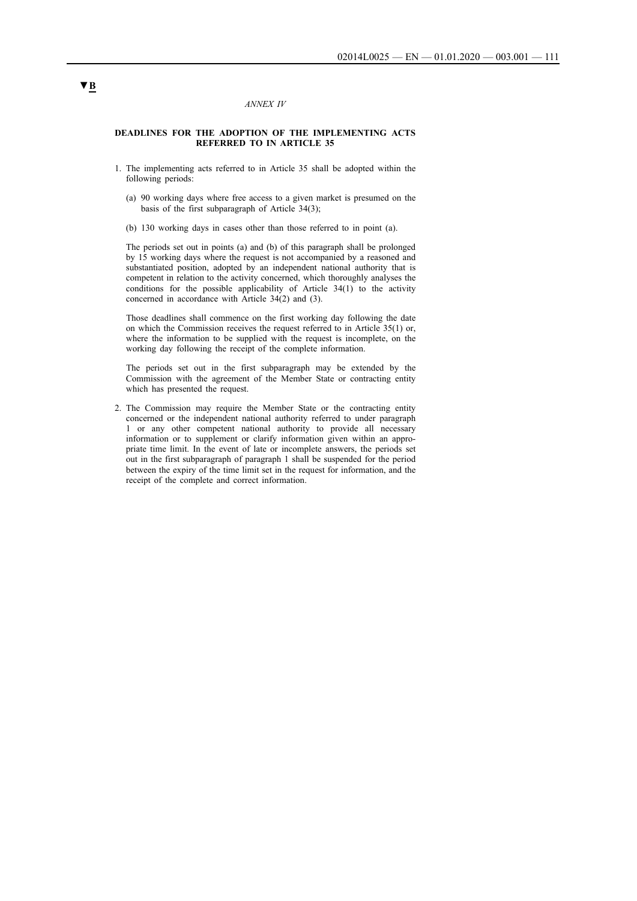▼B

*ANNEX IV*

**DEADLINES FOR THE ADOPTION OF THE IMPLEMENTING ACTS REFERRED TO IN ARTICLE 35**

1. The implementing acts referred to in Article 35 shall be adopted within the following periods:

   (a) 90 working days where free access to a given market is presumed on the basis of the first subparagraph of Article 34(3);

   (b) 130 working days in cases other than those referred to in point (a).

   The periods set out in points (a) and (b) of this paragraph shall be prolonged by 15 working days where the request is not accompanied by a reasoned and substantiated position, adopted by an independent national authority that is competent in relation to the activity concerned, which thoroughly analyses the conditions for the possible applicability of Article 34(1) to the activity concerned in accordance with Article 34(2) and (3).

   Those deadlines shall commence on the first working day following the date on which the Commission receives the request referred to in Article 35(1) or, where the information to be supplied with the request is incomplete, on the working day following the receipt of the complete information.

   The periods set out in the first subparagraph may be extended by the Commission with the agreement of the Member State or contracting entity which has presented the request.

2. The Commission may require the Member State or the contracting entity concerned or the independent national authority referred to under paragraph 1 or any other competent national authority to provide all necessary information or to supplement or clarify information given within an appropriate time limit. In the event of late or incomplete answers, the periods set out in the first subparagraph of paragraph 1 shall be suspended for the period between the expiry of the time limit set in the request for information, and the receipt of the complete and correct information.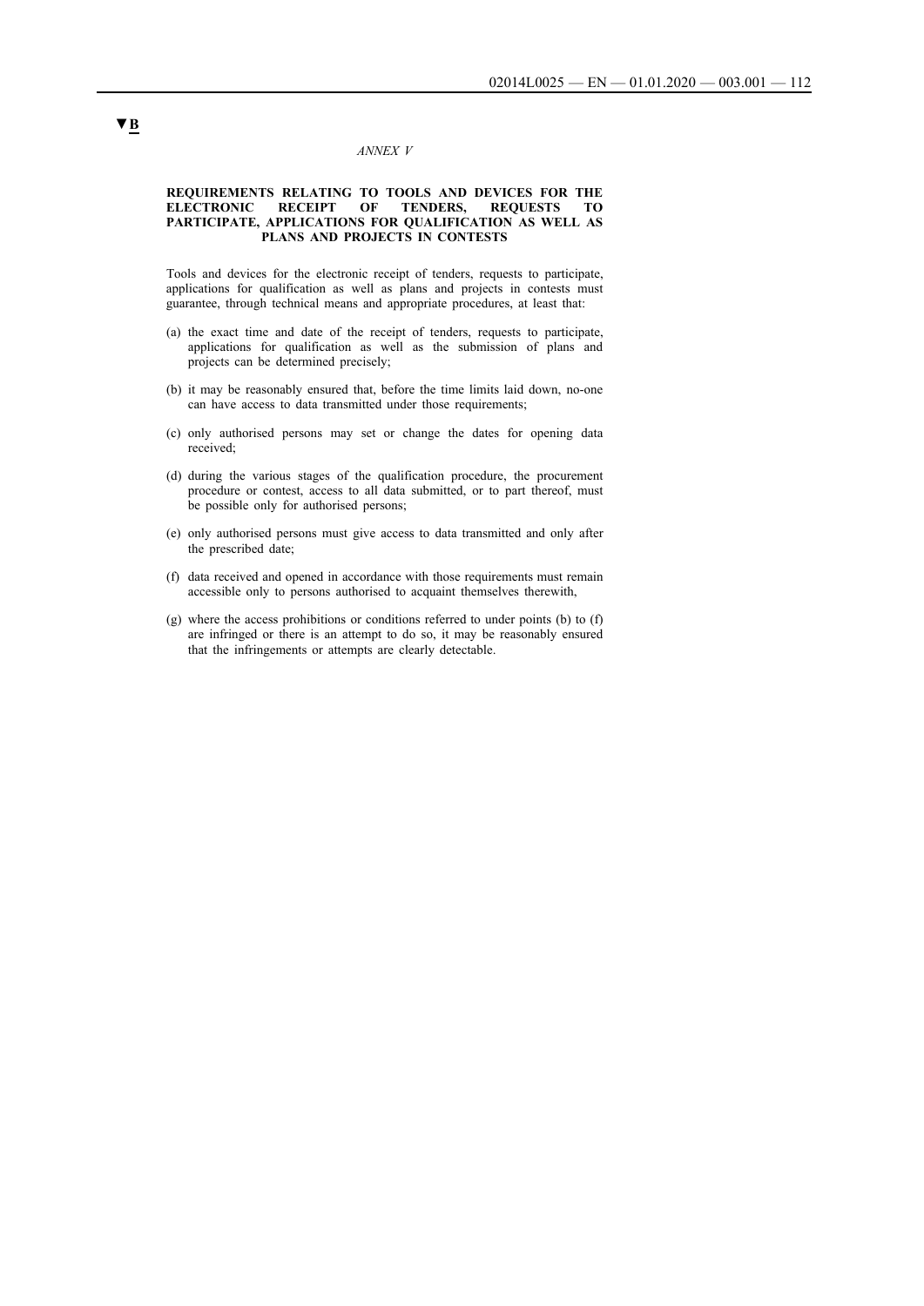▼B

*ANNEX V*

## REQUIREMENTS RELATING TO TOOLS AND DEVICES FOR THE ELECTRONIC RECEIPT OF TENDERS, REQUESTS TO PARTICIPATE, APPLICATIONS FOR QUALIFICATION AS WELL AS PLANS AND PROJECTS IN CONTESTS

Tools and devices for the electronic receipt of tenders, requests to participate, applications for qualification as well as plans and projects in contests must guarantee, through technical means and appropriate procedures, at least that:

(a) the exact time and date of the receipt of tenders, requests to participate, applications for qualification as well as the submission of plans and projects can be determined precisely;

(b) it may be reasonably ensured that, before the time limits laid down, no-one can have access to data transmitted under those requirements;

(c) only authorised persons may set or change the dates for opening data received;

(d) during the various stages of the qualification procedure, the procurement procedure or contest, access to all data submitted, or to part thereof, must be possible only for authorised persons;

(e) only authorised persons must give access to data transmitted and only after the prescribed date;

(f) data received and opened in accordance with those requirements must remain accessible only to persons authorised to acquaint themselves therewith,

(g) where the access prohibitions or conditions referred to under points (b) to (f) are infringed or there is an attempt to do so, it may be reasonably ensured that the infringements or attempts are clearly detectable.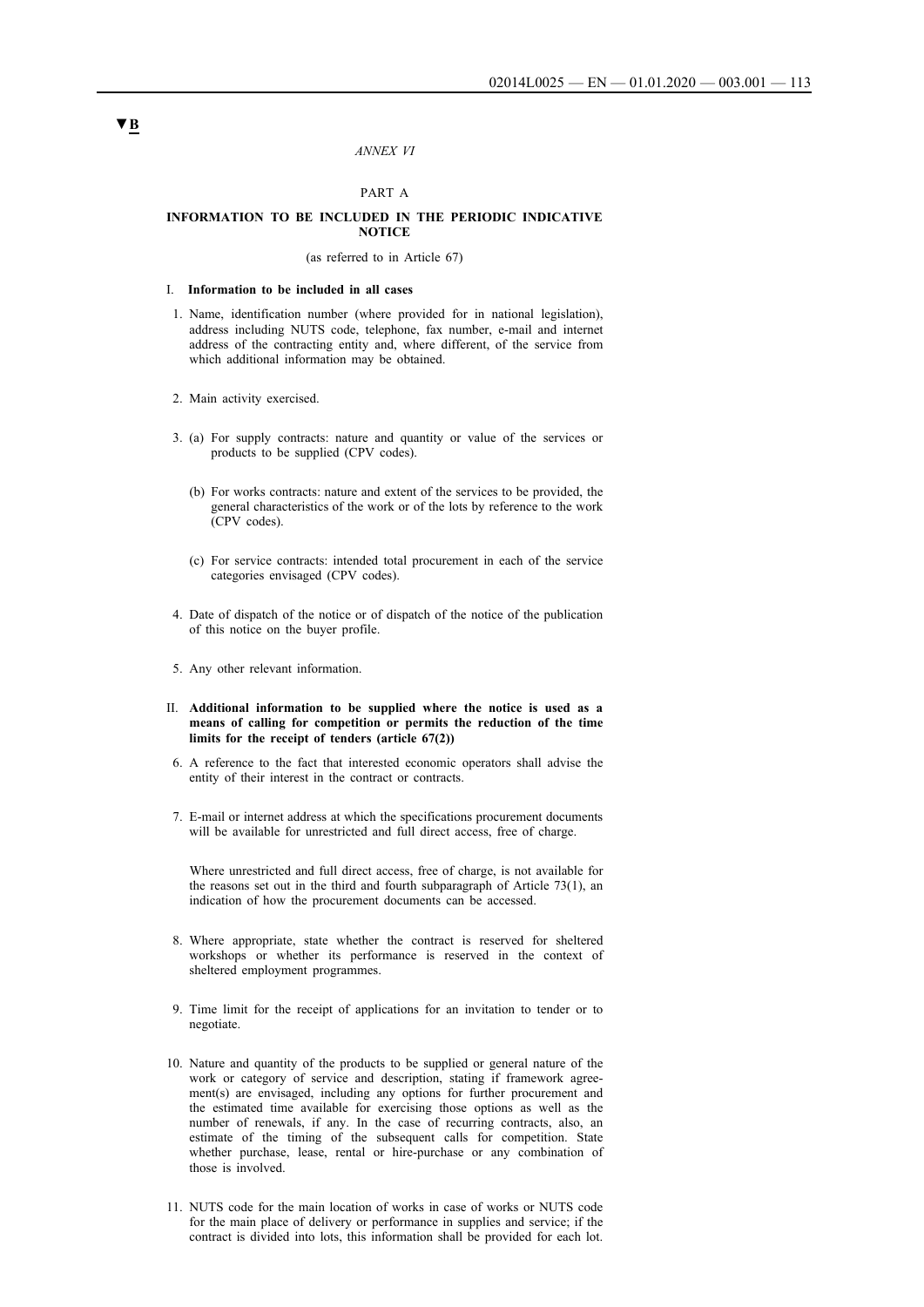▼B

*ANNEX VI*

PART A

**INFORMATION TO BE INCLUDED IN THE PERIODIC INDICATIVE NOTICE**

(as referred to in Article 67)

I. **Information to be included in all cases**

1. Name, identification number (where provided for in national legislation), address including NUTS code, telephone, fax number, e-mail and internet address of the contracting entity and, where different, of the service from which additional information may be obtained.

2. Main activity exercised.

3. (a) For supply contracts: nature and quantity or value of the services or products to be supplied (CPV codes).

   (b) For works contracts: nature and extent of the services to be provided, the general characteristics of the work or of the lots by reference to the work (CPV codes).

   (c) For service contracts: intended total procurement in each of the service categories envisaged (CPV codes).

4. Date of dispatch of the notice or of dispatch of the notice of the publication of this notice on the buyer profile.

5. Any other relevant information.

II. **Additional information to be supplied where the notice is used as a means of calling for competition or permits the reduction of the time limits for the receipt of tenders (article 67(2))**

6. A reference to the fact that interested economic operators shall advise the entity of their interest in the contract or contracts.

7. E-mail or internet address at which the specifications procurement documents will be available for unrestricted and full direct access, free of charge.

   Where unrestricted and full direct access, free of charge, is not available for the reasons set out in the third and fourth subparagraph of Article 73(1), an indication of how the procurement documents can be accessed.

8. Where appropriate, state whether the contract is reserved for sheltered workshops or whether its performance is reserved in the context of sheltered employment programmes.

9. Time limit for the receipt of applications for an invitation to tender or to negotiate.

10. Nature and quantity of the products to be supplied or general nature of the work or category of service and description, stating if framework agreement(s) are envisaged, including any options for further procurement and the estimated time available for exercising those options as well as the number of renewals, if any. In the case of recurring contracts, also, an estimate of the timing of the subsequent calls for competition. State whether purchase, lease, rental or hire-purchase or any combination of those is involved.

11. NUTS code for the main location of works in case of works or NUTS code for the main place of delivery or performance in supplies and service; if the contract is divided into lots, this information shall be provided for each lot.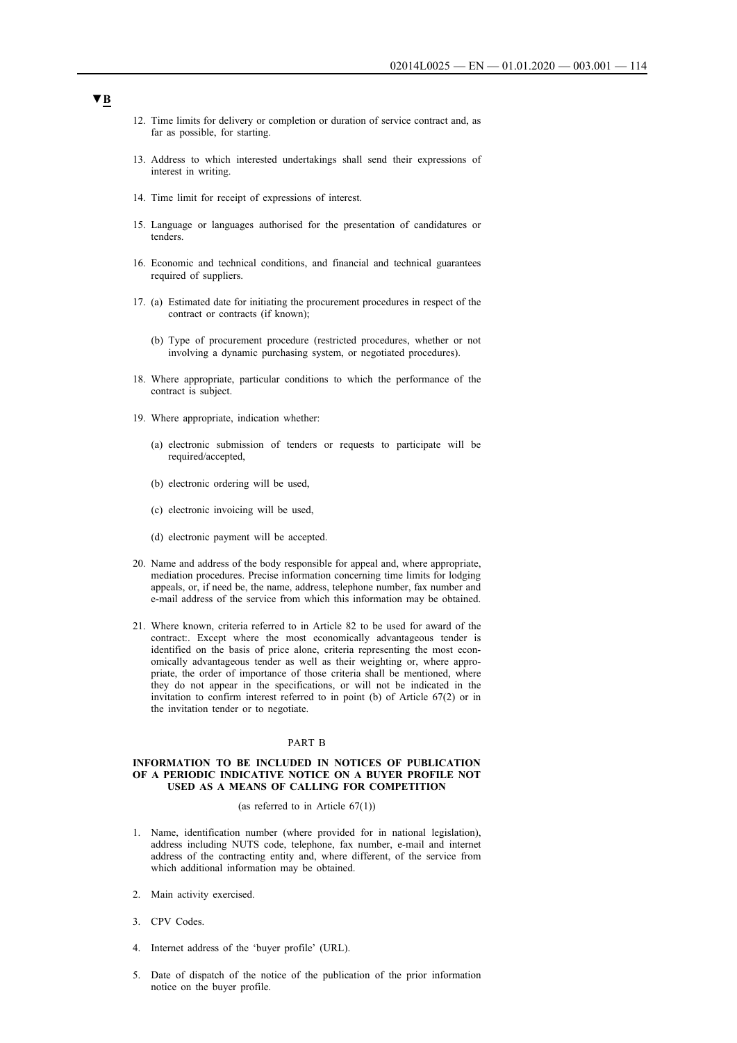▼B

12. Time limits for delivery or completion or duration of service contract and, as far as possible, for starting.

13. Address to which interested undertakings shall send their expressions of interest in writing.

14. Time limit for receipt of expressions of interest.

15. Language or languages authorised for the presentation of candidatures or tenders.

16. Economic and technical conditions, and financial and technical guarantees required of suppliers.

17. (a) Estimated date for initiating the procurement procedures in respect of the contract or contracts (if known);

    (b) Type of procurement procedure (restricted procedures, whether or not involving a dynamic purchasing system, or negotiated procedures).

18. Where appropriate, particular conditions to which the performance of the contract is subject.

19. Where appropriate, indication whether:

    (a) electronic submission of tenders or requests to participate will be required/accepted,

    (b) electronic ordering will be used,

    (c) electronic invoicing will be used,

    (d) electronic payment will be accepted.

20. Name and address of the body responsible for appeal and, where appropriate, mediation procedures. Precise information concerning time limits for lodging appeals, or, if need be, the name, address, telephone number, fax number and e-mail address of the service from which this information may be obtained.

21. Where known, criteria referred to in Article 82 to be used for award of the contract:. Except where the most economically advantageous tender is identified on the basis of price alone, criteria representing the most economically advantageous tender as well as their weighting or, where appropriate, the order of importance of those criteria shall be mentioned, where they do not appear in the specifications, or will not be indicated in the invitation to confirm interest referred to in point (b) of Article 67(2) or in the invitation tender or to negotiate.

PART B

**INFORMATION TO BE INCLUDED IN NOTICES OF PUBLICATION OF A PERIODIC INDICATIVE NOTICE ON A BUYER PROFILE NOT USED AS A MEANS OF CALLING FOR COMPETITION**

(as referred to in Article 67(1))

1. Name, identification number (where provided for in national legislation), address including NUTS code, telephone, fax number, e-mail and internet address of the contracting entity and, where different, of the service from which additional information may be obtained.

2. Main activity exercised.

3. CPV Codes.

4. Internet address of the 'buyer profile' (URL).

5. Date of dispatch of the notice of the publication of the prior information notice on the buyer profile.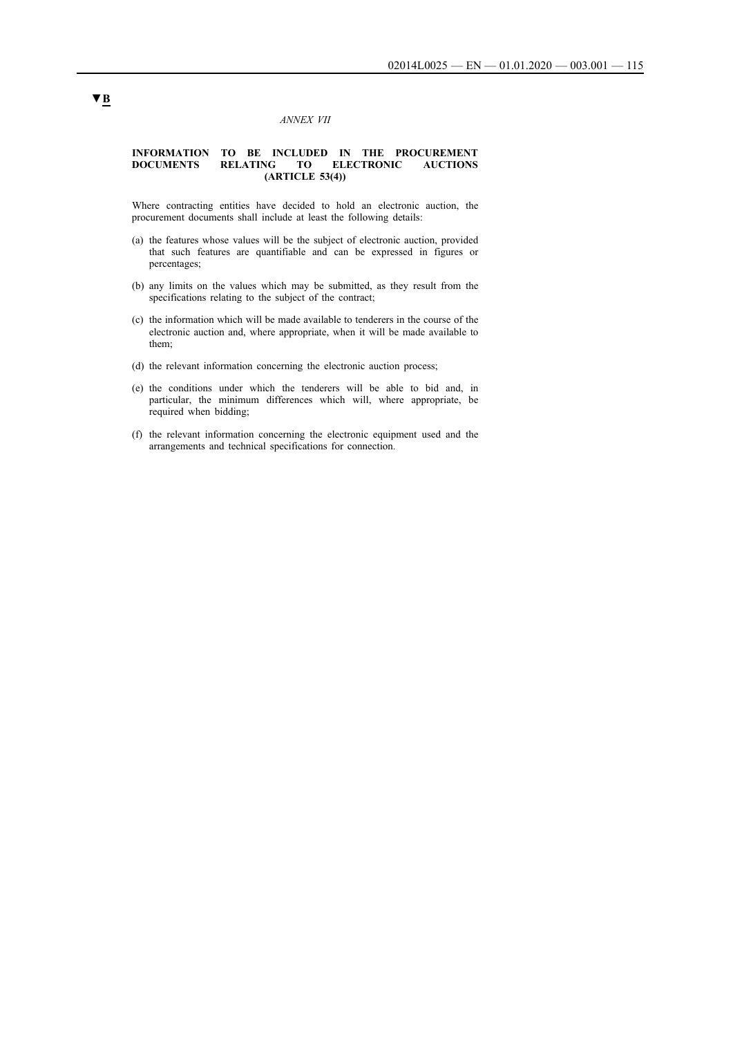▼B

*ANNEX VII*

**INFORMATION TO BE INCLUDED IN THE PROCUREMENT DOCUMENTS RELATING TO ELECTRONIC AUCTIONS (ARTICLE 53(4))**

Where contracting entities have decided to hold an electronic auction, the procurement documents shall include at least the following details:

(a) the features whose values will be the subject of electronic auction, provided that such features are quantifiable and can be expressed in figures or percentages;

(b) any limits on the values which may be submitted, as they result from the specifications relating to the subject of the contract;

(c) the information which will be made available to tenderers in the course of the electronic auction and, where appropriate, when it will be made available to them;

(d) the relevant information concerning the electronic auction process;

(e) the conditions under which the tenderers will be able to bid and, in particular, the minimum differences which will, where appropriate, be required when bidding;

(f) the relevant information concerning the electronic equipment used and the arrangements and technical specifications for connection.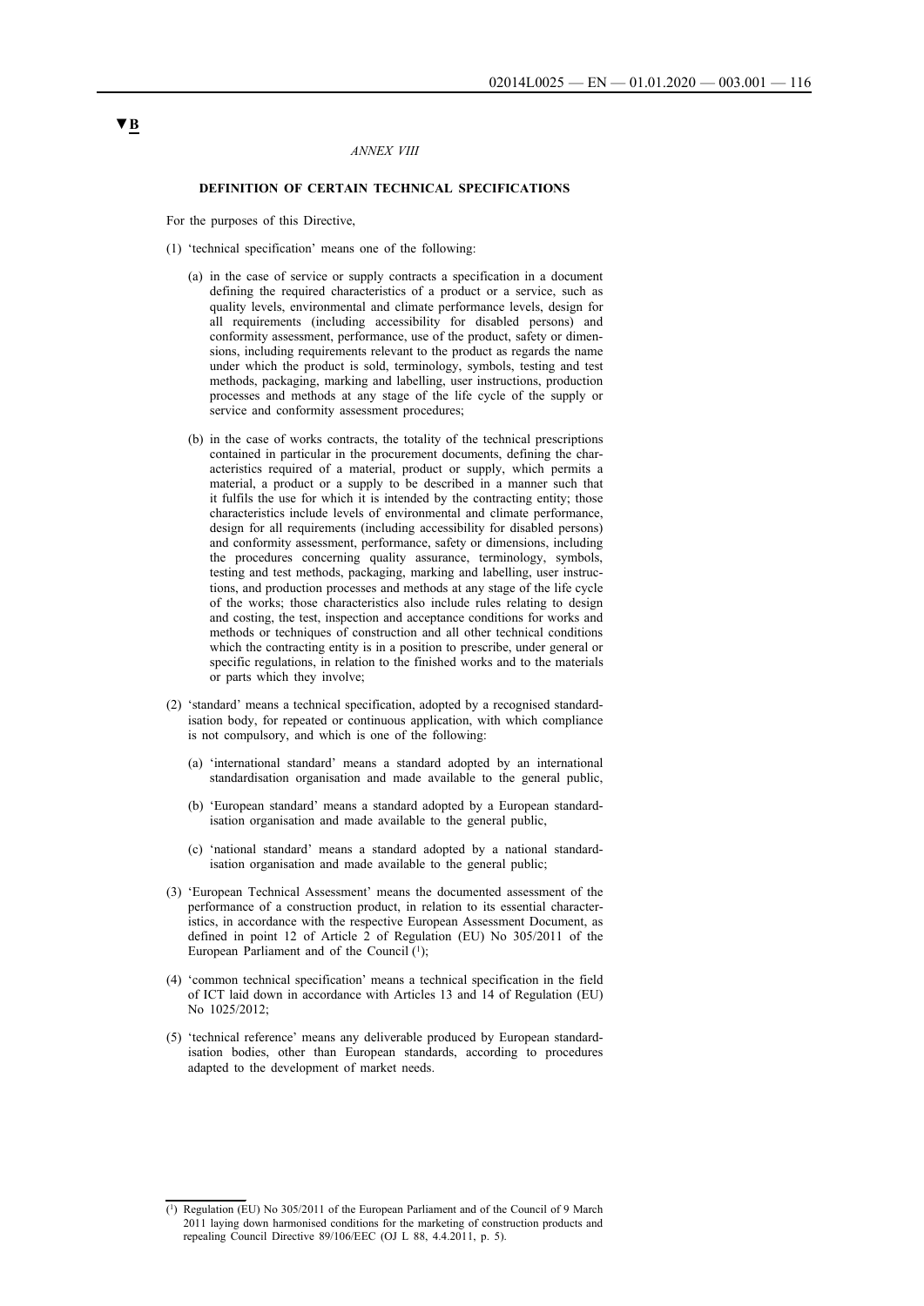▼B

*ANNEX VIII*

**DEFINITION OF CERTAIN TECHNICAL SPECIFICATIONS**

For the purposes of this Directive,

(1) 'technical specification' means one of the following:

(a) in the case of service or supply contracts a specification in a document defining the required characteristics of a product or a service, such as quality levels, environmental and climate performance levels, design for all requirements (including accessibility for disabled persons) and conformity assessment, performance, use of the product, safety or dimensions, including requirements relevant to the product as regards the name under which the product is sold, terminology, symbols, testing and test methods, packaging, marking and labelling, user instructions, production processes and methods at any stage of the life cycle of the supply or service and conformity assessment procedures;

(b) in the case of works contracts, the totality of the technical prescriptions contained in particular in the procurement documents, defining the characteristics required of a material, product or supply, which permits a material, a product or a supply to be described in a manner such that it fulfils the use for which it is intended by the contracting entity; those characteristics include levels of environmental and climate performance, design for all requirements (including accessibility for disabled persons) and conformity assessment, performance, safety or dimensions, including the procedures concerning quality assurance, terminology, symbols, testing and test methods, packaging, marking and labelling, user instructions, and production processes and methods at any stage of the life cycle of the works; those characteristics also include rules relating to design and costing, the test, inspection and acceptance conditions for works and methods or techniques of construction and all other technical conditions which the contracting entity is in a position to prescribe, under general or specific regulations, in relation to the finished works and to the materials or parts which they involve;

(2) 'standard' means a technical specification, adopted by a recognised standardisation body, for repeated or continuous application, with which compliance is not compulsory, and which is one of the following:

(a) 'international standard' means a standard adopted by an international standardisation organisation and made available to the general public,

(b) 'European standard' means a standard adopted by a European standardisation organisation and made available to the general public,

(c) 'national standard' means a standard adopted by a national standardisation organisation and made available to the general public;

(3) 'European Technical Assessment' means the documented assessment of the performance of a construction product, in relation to its essential characteristics, in accordance with the respective European Assessment Document, as defined in point 12 of Article 2 of Regulation (EU) No 305/2011 of the European Parliament and of the Council [1];

(4) 'common technical specification' means a technical specification in the field of ICT laid down in accordance with Articles 13 and 14 of Regulation (EU) No 1025/2012;

(5) 'technical reference' means any deliverable produced by European standardisation bodies, other than European standards, according to procedures adapted to the development of market needs.

---

[1] Regulation (EU) No 305/2011 of the European Parliament and of the Council of 9 March 2011 laying down harmonised conditions for the marketing of construction products and repealing Council Directive 89/106/EEC (OJ L 88, 4.4.2011, p. 5).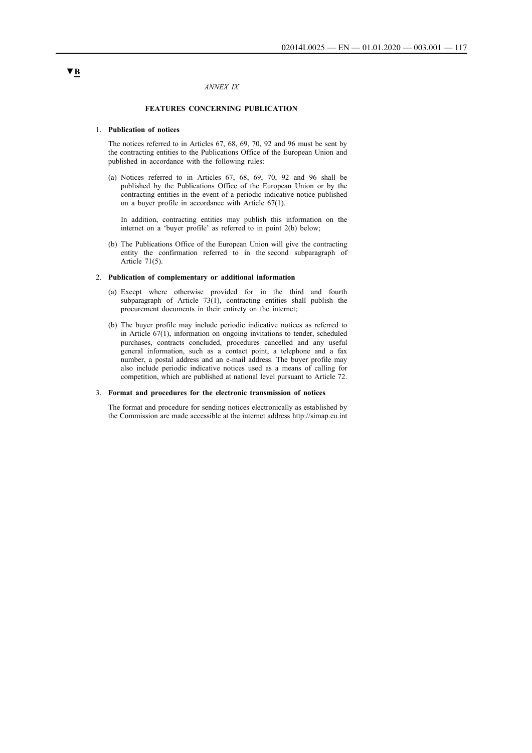▼B

*ANNEX IX*

## FEATURES CONCERNING PUBLICATION

1. **Publication of notices**

   The notices referred to in Articles 67, 68, 69, 70, 92 and 96 must be sent by the contracting entities to the Publications Office of the European Union and published in accordance with the following rules:

   (a) Notices referred to in Articles 67, 68, 69, 70, 92 and 96 shall be published by the Publications Office of the European Union or by the contracting entities in the event of a periodic indicative notice published on a buyer profile in accordance with Article 67(1).

   In addition, contracting entities may publish this information on the internet on a 'buyer profile' as referred to in point 2(b) below;

   (b) The Publications Office of the European Union will give the contracting entity the confirmation referred to in the second subparagraph of Article 71(5).

2. **Publication of complementary or additional information**

   (a) Except where otherwise provided for in the third and fourth subparagraph of Article 73(1), contracting entities shall publish the procurement documents in their entirety on the internet;

   (b) The buyer profile may include periodic indicative notices as referred to in Article 67(1), information on ongoing invitations to tender, scheduled purchases, contracts concluded, procedures cancelled and any useful general information, such as a contact point, a telephone and a fax number, a postal address and an e-mail address. The buyer profile may also include periodic indicative notices used as a means of calling for competition, which are published at national level pursuant to Article 72.

3. **Format and procedures for the electronic transmission of notices**

   The format and procedure for sending notices electronically as established by the Commission are made accessible at the internet address http://simap.eu.int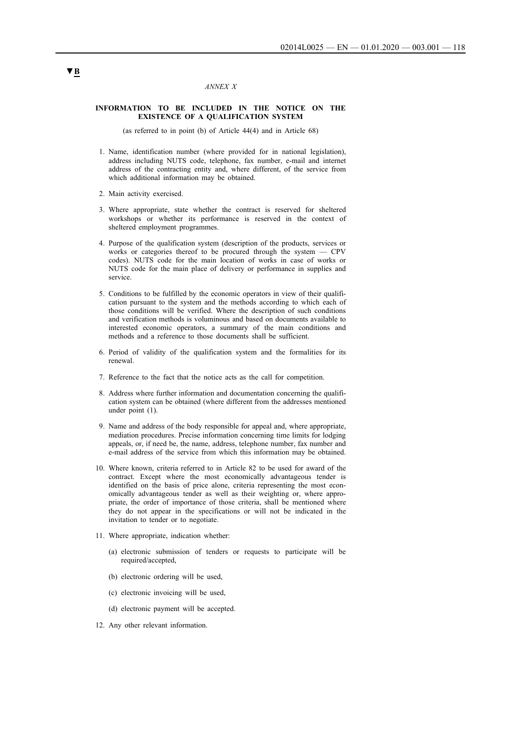▼B

*ANNEX X*

**INFORMATION TO BE INCLUDED IN THE NOTICE ON THE EXISTENCE OF A QUALIFICATION SYSTEM**

(as referred to in point (b) of Article 44(4) and in Article 68)

1. Name, identification number (where provided for in national legislation), address including NUTS code, telephone, fax number, e-mail and internet address of the contracting entity and, where different, of the service from which additional information may be obtained.

2. Main activity exercised.

3. Where appropriate, state whether the contract is reserved for sheltered workshops or whether its performance is reserved in the context of sheltered employment programmes.

4. Purpose of the qualification system (description of the products, services or works or categories thereof to be procured through the system — CPV codes). NUTS code for the main location of works in case of works or NUTS code for the main place of delivery or performance in supplies and service.

5. Conditions to be fulfilled by the economic operators in view of their qualification pursuant to the system and the methods according to which each of those conditions will be verified. Where the description of such conditions and verification methods is voluminous and based on documents available to interested economic operators, a summary of the main conditions and methods and a reference to those documents shall be sufficient.

6. Period of validity of the qualification system and the formalities for its renewal.

7. Reference to the fact that the notice acts as the call for competition.

8. Address where further information and documentation concerning the qualification system can be obtained (where different from the addresses mentioned under point (1).

9. Name and address of the body responsible for appeal and, where appropriate, mediation procedures. Precise information concerning time limits for lodging appeals, or, if need be, the name, address, telephone number, fax number and e-mail address of the service from which this information may be obtained.

10. Where known, criteria referred to in Article 82 to be used for award of the contract. Except where the most economically advantageous tender is identified on the basis of price alone, criteria representing the most economically advantageous tender as well as their weighting or, where appropriate, the order of importance of those criteria, shall be mentioned where they do not appear in the specifications or will not be indicated in the invitation to tender or to negotiate.

11. Where appropriate, indication whether:

    (a) electronic submission of tenders or requests to participate will be required/accepted,

    (b) electronic ordering will be used,

    (c) electronic invoicing will be used,

    (d) electronic payment will be accepted.

12. Any other relevant information.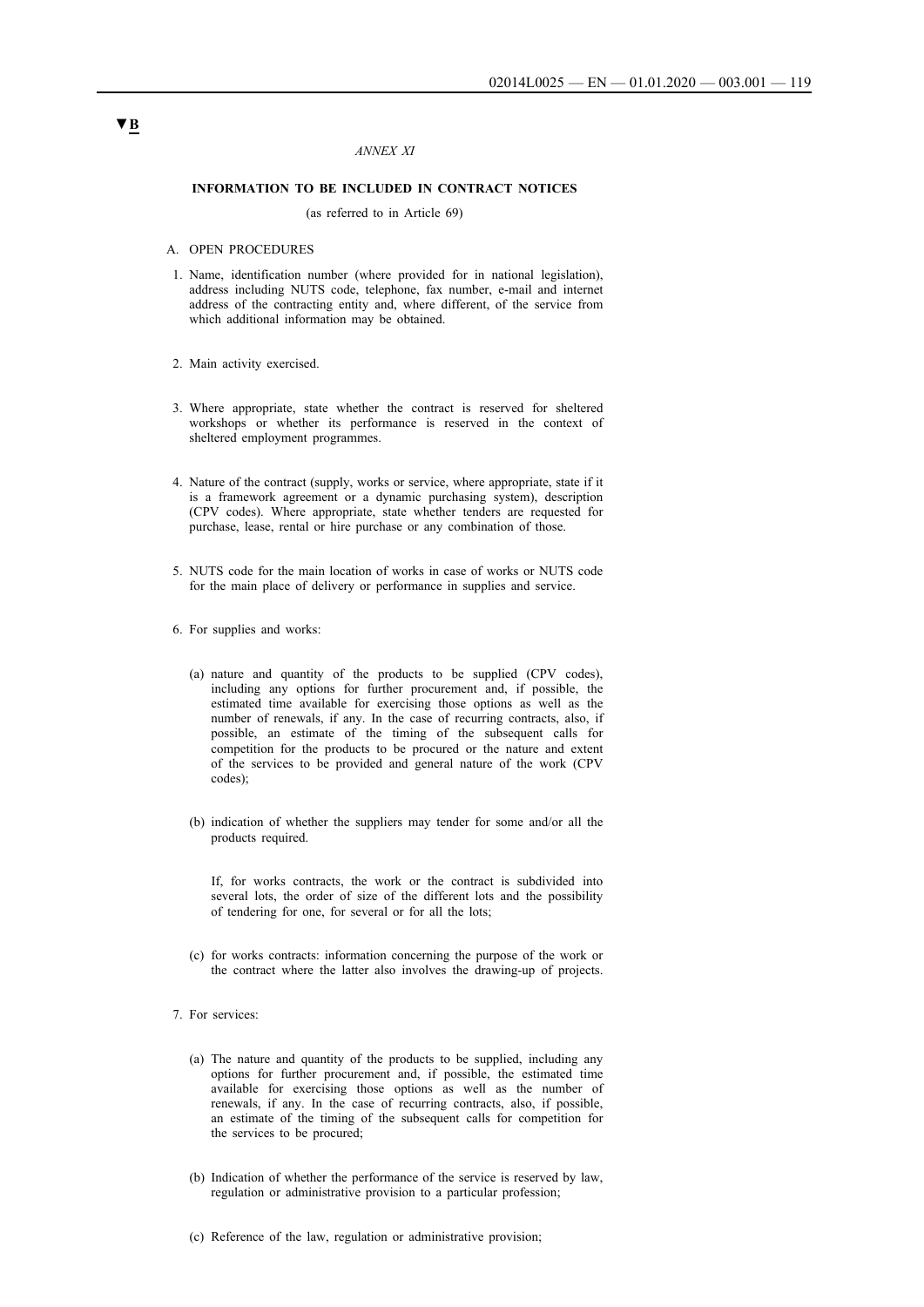▼B

*ANNEX XI*

**INFORMATION TO BE INCLUDED IN CONTRACT NOTICES**

(as referred to in Article 69)

A. OPEN PROCEDURES

1. Name, identification number (where provided for in national legislation), address including NUTS code, telephone, fax number, e-mail and internet address of the contracting entity and, where different, of the service from which additional information may be obtained.

2. Main activity exercised.

3. Where appropriate, state whether the contract is reserved for sheltered workshops or whether its performance is reserved in the context of sheltered employment programmes.

4. Nature of the contract (supply, works or service, where appropriate, state if it is a framework agreement or a dynamic purchasing system), description (CPV codes). Where appropriate, state whether tenders are requested for purchase, lease, rental or hire purchase or any combination of those.

5. NUTS code for the main location of works in case of works or NUTS code for the main place of delivery or performance in supplies and service.

6. For supplies and works:

   (a) nature and quantity of the products to be supplied (CPV codes), including any options for further procurement and, if possible, the estimated time available for exercising those options as well as the number of renewals, if any. In the case of recurring contracts, also, if possible, an estimate of the timing of the subsequent calls for competition for the products to be procured or the nature and extent of the services to be provided and general nature of the work (CPV codes);

   (b) indication of whether the suppliers may tender for some and/or all the products required.

   If, for works contracts, the work or the contract is subdivided into several lots, the order of size of the different lots and the possibility of tendering for one, for several or for all the lots;

   (c) for works contracts: information concerning the purpose of the work or the contract where the latter also involves the drawing-up of projects.

7. For services:

   (a) The nature and quantity of the products to be supplied, including any options for further procurement and, if possible, the estimated time available for exercising those options as well as the number of renewals, if any. In the case of recurring contracts, also, if possible, an estimate of the timing of the subsequent calls for competition for the services to be procured;

   (b) Indication of whether the performance of the service is reserved by law, regulation or administrative provision to a particular profession;

   (c) Reference of the law, regulation or administrative provision;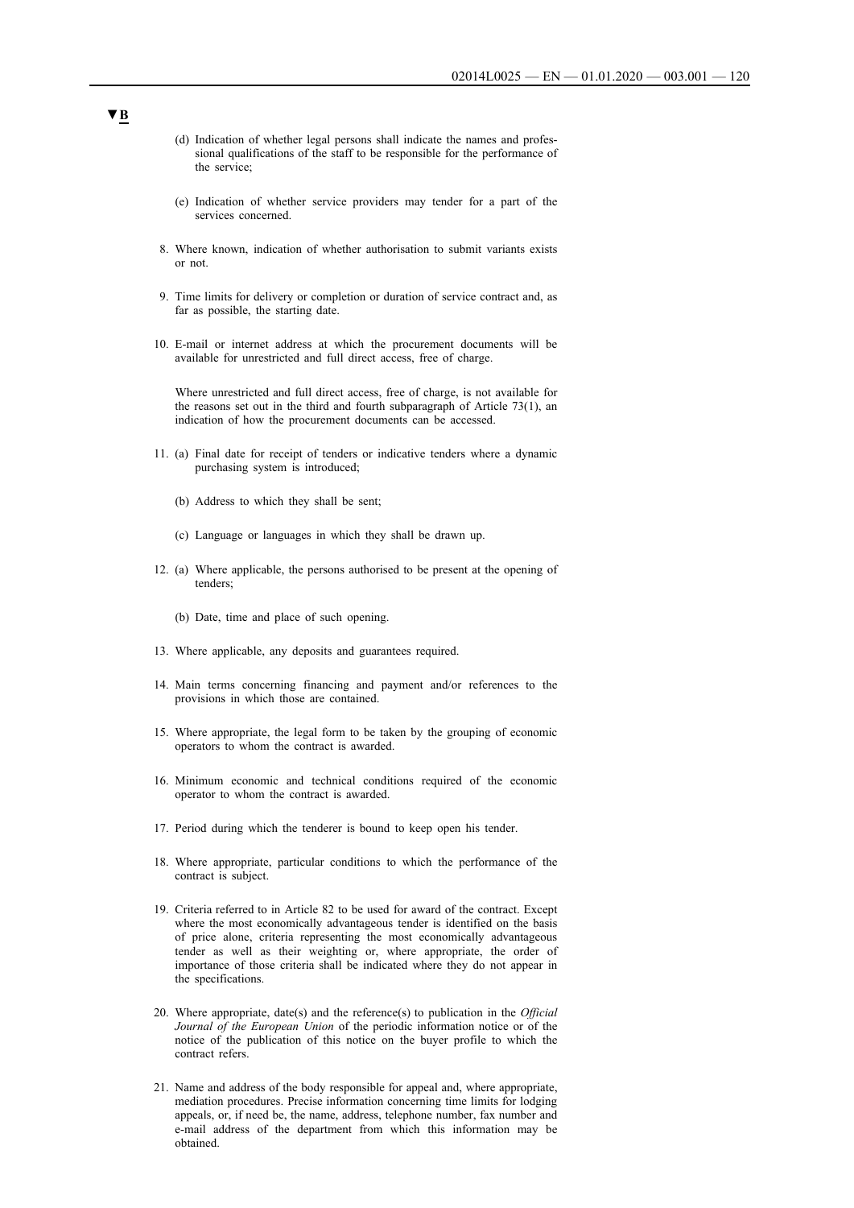▼B

(d) Indication of whether legal persons shall indicate the names and professional qualifications of the staff to be responsible for the performance of the service;

(e) Indication of whether service providers may tender for a part of the services concerned.

8. Where known, indication of whether authorisation to submit variants exists or not.

9. Time limits for delivery or completion or duration of service contract and, as far as possible, the starting date.

10. E-mail or internet address at which the procurement documents will be available for unrestricted and full direct access, free of charge.

    Where unrestricted and full direct access, free of charge, is not available for the reasons set out in the third and fourth subparagraph of Article 73(1), an indication of how the procurement documents can be accessed.

11. (a) Final date for receipt of tenders or indicative tenders where a dynamic purchasing system is introduced;

    (b) Address to which they shall be sent;

    (c) Language or languages in which they shall be drawn up.

12. (a) Where applicable, the persons authorised to be present at the opening of tenders;

    (b) Date, time and place of such opening.

13. Where applicable, any deposits and guarantees required.

14. Main terms concerning financing and payment and/or references to the provisions in which those are contained.

15. Where appropriate, the legal form to be taken by the grouping of economic operators to whom the contract is awarded.

16. Minimum economic and technical conditions required of the economic operator to whom the contract is awarded.

17. Period during which the tenderer is bound to keep open his tender.

18. Where appropriate, particular conditions to which the performance of the contract is subject.

19. Criteria referred to in Article 82 to be used for award of the contract. Except where the most economically advantageous tender is identified on the basis of price alone, criteria representing the most economically advantageous tender as well as their weighting or, where appropriate, the order of importance of those criteria shall be indicated where they do not appear in the specifications.

20. Where appropriate, date(s) and the reference(s) to publication in the *Official Journal of the European Union* of the periodic information notice or of the notice of the publication of this notice on the buyer profile to which the contract refers.

21. Name and address of the body responsible for appeal and, where appropriate, mediation procedures. Precise information concerning time limits for lodging appeals, or, if need be, the name, address, telephone number, fax number and e-mail address of the department from which this information may be obtained.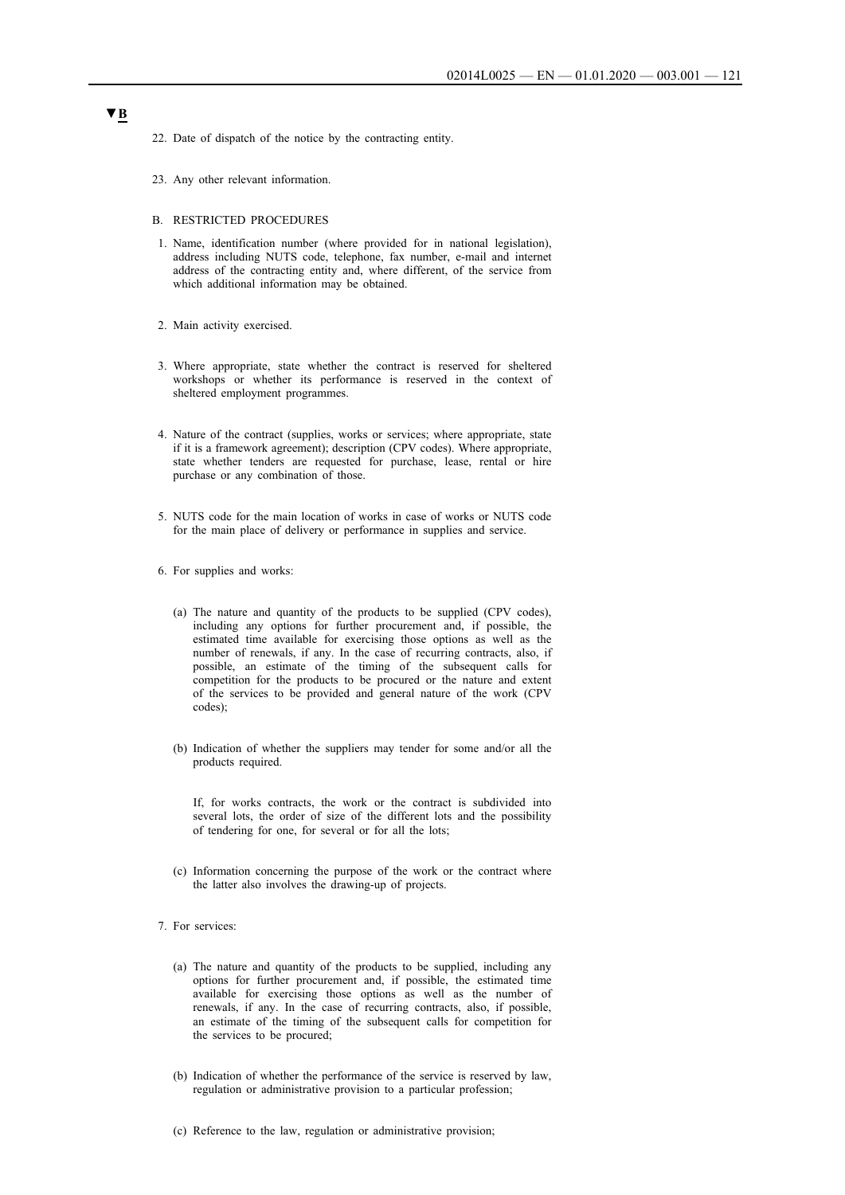▼B

22. Date of dispatch of the notice by the contracting entity.

23. Any other relevant information.

B. RESTRICTED PROCEDURES

1. Name, identification number (where provided for in national legislation), address including NUTS code, telephone, fax number, e-mail and internet address of the contracting entity and, where different, of the service from which additional information may be obtained.

2. Main activity exercised.

3. Where appropriate, state whether the contract is reserved for sheltered workshops or whether its performance is reserved in the context of sheltered employment programmes.

4. Nature of the contract (supplies, works or services; where appropriate, state if it is a framework agreement); description (CPV codes). Where appropriate, state whether tenders are requested for purchase, lease, rental or hire purchase or any combination of those.

5. NUTS code for the main location of works in case of works or NUTS code for the main place of delivery or performance in supplies and service.

6. For supplies and works:

   (a) The nature and quantity of the products to be supplied (CPV codes), including any options for further procurement and, if possible, the estimated time available for exercising those options as well as the number of renewals, if any. In the case of recurring contracts, also, if possible, an estimate of the timing of the subsequent calls for competition for the products to be procured or the nature and extent of the services to be provided and general nature of the work (CPV codes);

   (b) Indication of whether the suppliers may tender for some and/or all the products required.

   If, for works contracts, the work or the contract is subdivided into several lots, the order of size of the different lots and the possibility of tendering for one, for several or for all the lots;

   (c) Information concerning the purpose of the work or the contract where the latter also involves the drawing-up of projects.

7. For services:

   (a) The nature and quantity of the products to be supplied, including any options for further procurement and, if possible, the estimated time available for exercising those options as well as the number of renewals, if any. In the case of recurring contracts, also, if possible, an estimate of the timing of the subsequent calls for competition for the services to be procured;

   (b) Indication of whether the performance of the service is reserved by law, regulation or administrative provision to a particular profession;

   (c) Reference to the law, regulation or administrative provision;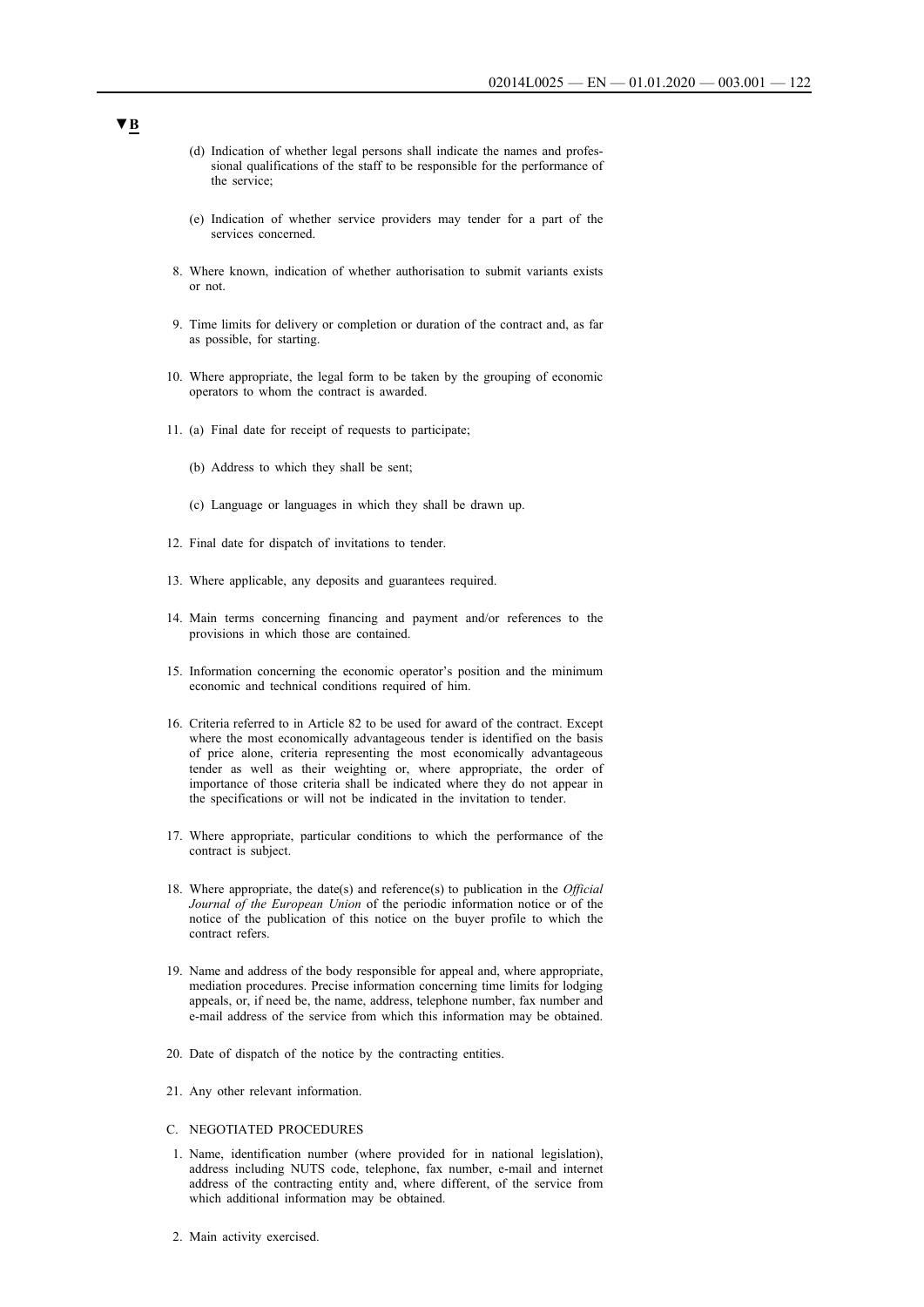▼B

(d) Indication of whether legal persons shall indicate the names and professional qualifications of the staff to be responsible for the performance of the service;

(e) Indication of whether service providers may tender for a part of the services concerned.

8. Where known, indication of whether authorisation to submit variants exists or not.

9. Time limits for delivery or completion or duration of the contract and, as far as possible, for starting.

10. Where appropriate, the legal form to be taken by the grouping of economic operators to whom the contract is awarded.

11. (a) Final date for receipt of requests to participate;

    (b) Address to which they shall be sent;

    (c) Language or languages in which they shall be drawn up.

12. Final date for dispatch of invitations to tender.

13. Where applicable, any deposits and guarantees required.

14. Main terms concerning financing and payment and/or references to the provisions in which those are contained.

15. Information concerning the economic operator's position and the minimum economic and technical conditions required of him.

16. Criteria referred to in Article 82 to be used for award of the contract. Except where the most economically advantageous tender is identified on the basis of price alone, criteria representing the most economically advantageous tender as well as their weighting or, where appropriate, the order of importance of those criteria shall be indicated where they do not appear in the specifications or will not be indicated in the invitation to tender.

17. Where appropriate, particular conditions to which the performance of the contract is subject.

18. Where appropriate, the date(s) and reference(s) to publication in the *Official Journal of the European Union* of the periodic information notice or of the notice of the publication of this notice on the buyer profile to which the contract refers.

19. Name and address of the body responsible for appeal and, where appropriate, mediation procedures. Precise information concerning time limits for lodging appeals, or, if need be, the name, address, telephone number, fax number and e-mail address of the service from which this information may be obtained.

20. Date of dispatch of the notice by the contracting entities.

21. Any other relevant information.

C. NEGOTIATED PROCEDURES

1. Name, identification number (where provided for in national legislation), address including NUTS code, telephone, fax number, e-mail and internet address of the contracting entity and, where different, of the service from which additional information may be obtained.

2. Main activity exercised.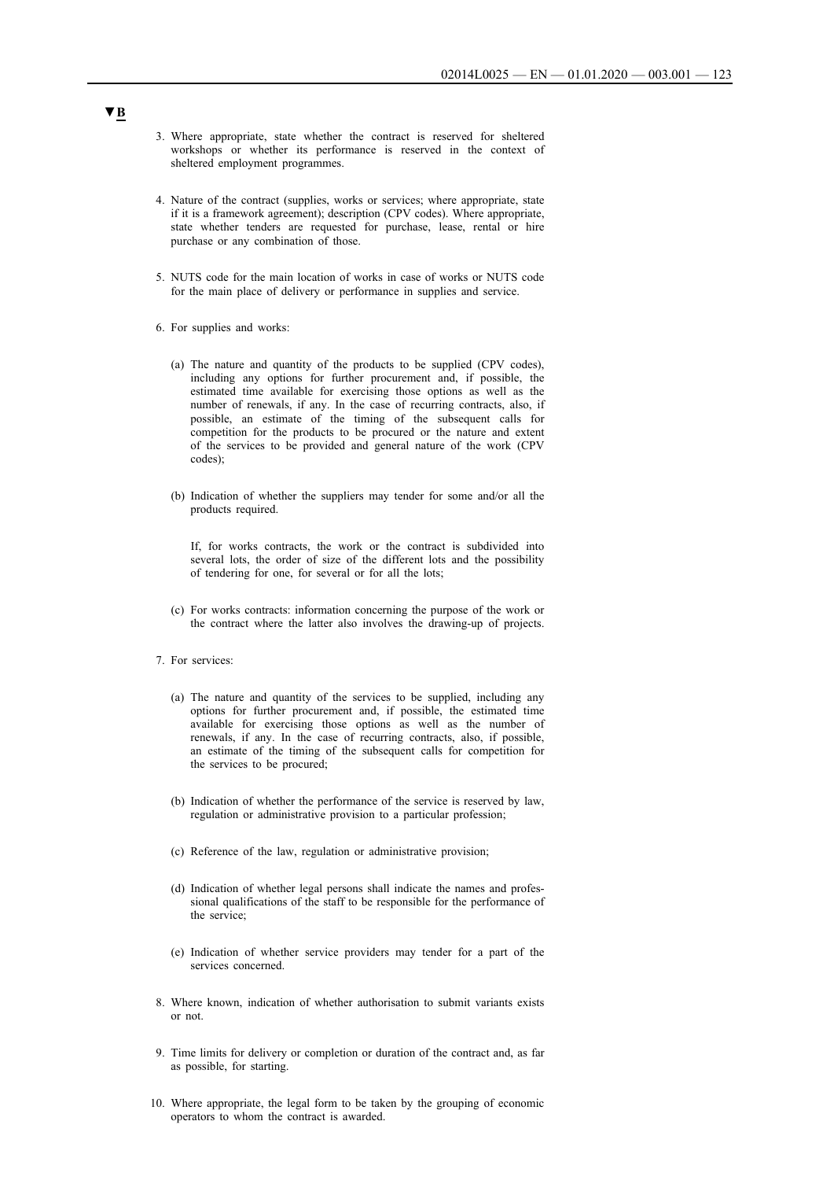▼B

3. Where appropriate, state whether the contract is reserved for sheltered workshops or whether its performance is reserved in the context of sheltered employment programmes.

4. Nature of the contract (supplies, works or services; where appropriate, state if it is a framework agreement); description (CPV codes). Where appropriate, state whether tenders are requested for purchase, lease, rental or hire purchase or any combination of those.

5. NUTS code for the main location of works in case of works or NUTS code for the main place of delivery or performance in supplies and service.

6. For supplies and works:

   (a) The nature and quantity of the products to be supplied (CPV codes), including any options for further procurement and, if possible, the estimated time available for exercising those options as well as the number of renewals, if any. In the case of recurring contracts, also, if possible, an estimate of the timing of the subsequent calls for competition for the products to be procured or the nature and extent of the services to be provided and general nature of the work (CPV codes);

   (b) Indication of whether the suppliers may tender for some and/or all the products required.

   If, for works contracts, the work or the contract is subdivided into several lots, the order of size of the different lots and the possibility of tendering for one, for several or for all the lots;

   (c) For works contracts: information concerning the purpose of the work or the contract where the latter also involves the drawing-up of projects.

7. For services:

   (a) The nature and quantity of the services to be supplied, including any options for further procurement and, if possible, the estimated time available for exercising those options as well as the number of renewals, if any. In the case of recurring contracts, also, if possible, an estimate of the timing of the subsequent calls for competition for the services to be procured;

   (b) Indication of whether the performance of the service is reserved by law, regulation or administrative provision to a particular profession;

   (c) Reference of the law, regulation or administrative provision;

   (d) Indication of whether legal persons shall indicate the names and professional qualifications of the staff to be responsible for the performance of the service;

   (e) Indication of whether service providers may tender for a part of the services concerned.

8. Where known, indication of whether authorisation to submit variants exists or not.

9. Time limits for delivery or completion or duration of the contract and, as far as possible, for starting.

10. Where appropriate, the legal form to be taken by the grouping of economic operators to whom the contract is awarded.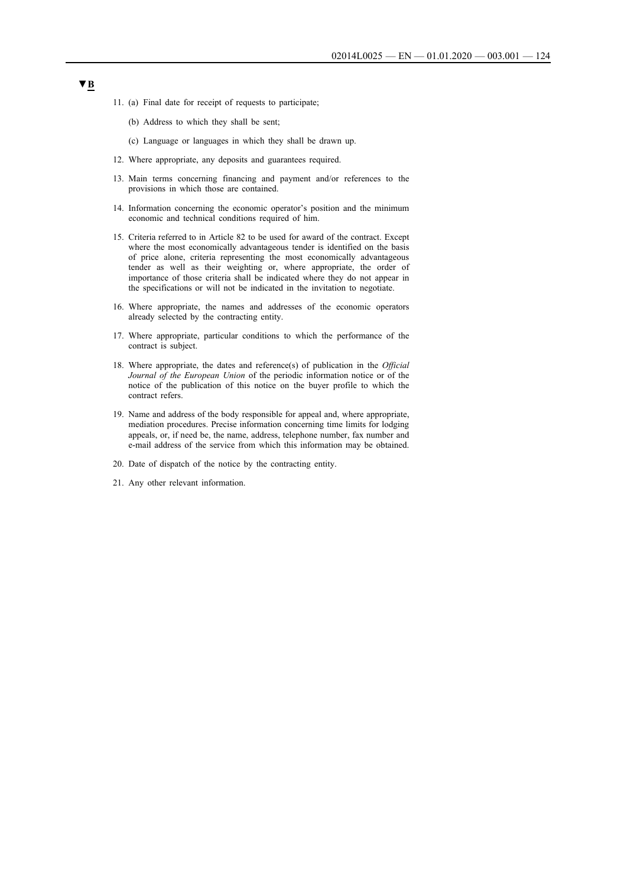▼B

11. (a) Final date for receipt of requests to participate;

    (b) Address to which they shall be sent;

    (c) Language or languages in which they shall be drawn up.

12. Where appropriate, any deposits and guarantees required.

13. Main terms concerning financing and payment and/or references to the provisions in which those are contained.

14. Information concerning the economic operator's position and the minimum economic and technical conditions required of him.

15. Criteria referred to in Article 82 to be used for award of the contract. Except where the most economically advantageous tender is identified on the basis of price alone, criteria representing the most economically advantageous tender as well as their weighting or, where appropriate, the order of importance of those criteria shall be indicated where they do not appear in the specifications or will not be indicated in the invitation to negotiate.

16. Where appropriate, the names and addresses of the economic operators already selected by the contracting entity.

17. Where appropriate, particular conditions to which the performance of the contract is subject.

18. Where appropriate, the dates and reference(s) of publication in the *Official Journal of the European Union* of the periodic information notice or of the notice of the publication of this notice on the buyer profile to which the contract refers.

19. Name and address of the body responsible for appeal and, where appropriate, mediation procedures. Precise information concerning time limits for lodging appeals, or, if need be, the name, address, telephone number, fax number and e-mail address of the service from which this information may be obtained.

20. Date of dispatch of the notice by the contracting entity.

21. Any other relevant information.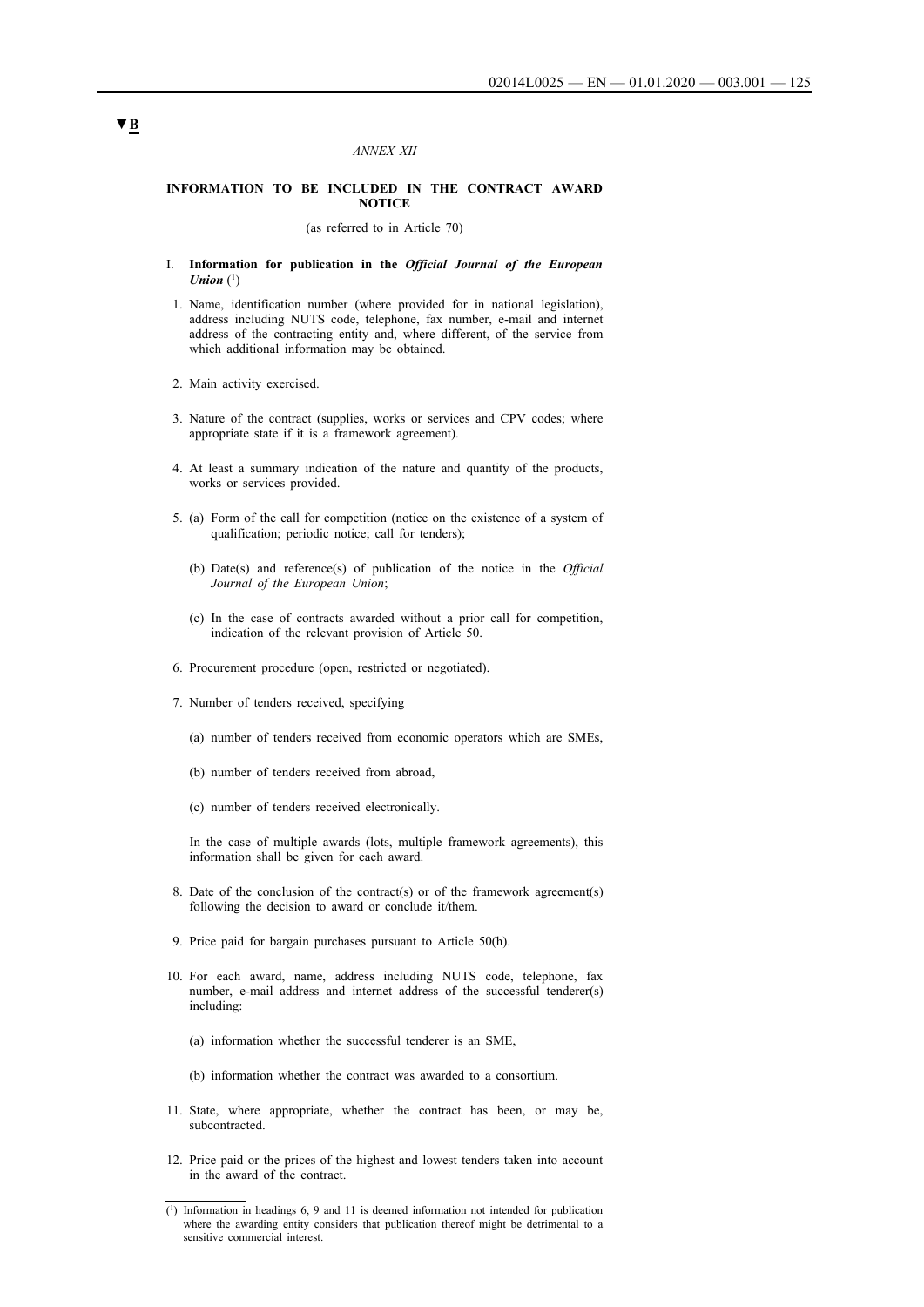▼B

*ANNEX XII*

## INFORMATION TO BE INCLUDED IN THE CONTRACT AWARD NOTICE

(as referred to in Article 70)

I. **Information for publication in the *Official Journal of the European Union*** [1]

1. Name, identification number (where provided for in national legislation), address including NUTS code, telephone, fax number, e-mail and internet address of the contracting entity and, where different, of the service from which additional information may be obtained.

2. Main activity exercised.

3. Nature of the contract (supplies, works or services and CPV codes; where appropriate state if it is a framework agreement).

4. At least a summary indication of the nature and quantity of the products, works or services provided.

5. (a) Form of the call for competition (notice on the existence of a system of qualification; periodic notice; call for tenders);

   (b) Date(s) and reference(s) of publication of the notice in the *Official Journal of the European Union*;

   (c) In the case of contracts awarded without a prior call for competition, indication of the relevant provision of Article 50.

6. Procurement procedure (open, restricted or negotiated).

7. Number of tenders received, specifying

   (a) number of tenders received from economic operators which are SMEs,

   (b) number of tenders received from abroad,

   (c) number of tenders received electronically.

   In the case of multiple awards (lots, multiple framework agreements), this information shall be given for each award.

8. Date of the conclusion of the contract(s) or of the framework agreement(s) following the decision to award or conclude it/them.

9. Price paid for bargain purchases pursuant to Article 50(h).

10. For each award, name, address including NUTS code, telephone, fax number, e-mail address and internet address of the successful tenderer(s) including:

    (a) information whether the successful tenderer is an SME,

    (b) information whether the contract was awarded to a consortium.

11. State, where appropriate, whether the contract has been, or may be, subcontracted.

12. Price paid or the prices of the highest and lowest tenders taken into account in the award of the contract.

---

[1] Information in headings 6, 9 and 11 is deemed information not intended for publication where the awarding entity considers that publication thereof might be detrimental to a sensitive commercial interest.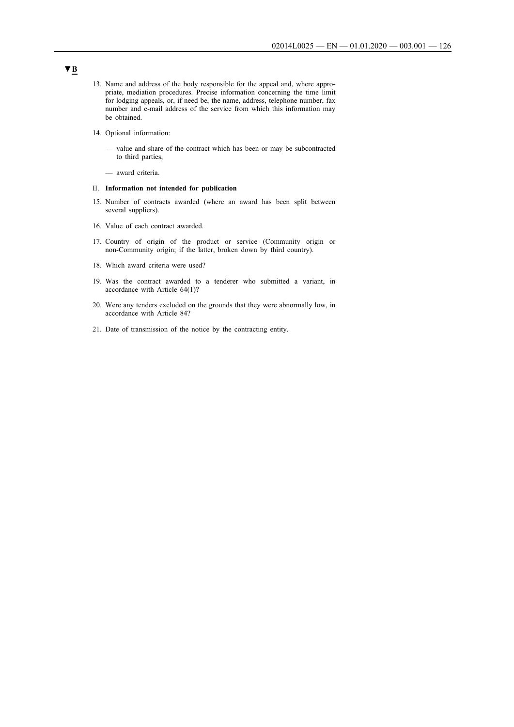▼B

13. Name and address of the body responsible for the appeal and, where appropriate, mediation procedures. Precise information concerning the time limit for lodging appeals, or, if need be, the name, address, telephone number, fax number and e-mail address of the service from which this information may be obtained.

14. Optional information:

    — value and share of the contract which has been or may be subcontracted to third parties,

    — award criteria.

II. **Information not intended for publication**

15. Number of contracts awarded (where an award has been split between several suppliers).

16. Value of each contract awarded.

17. Country of origin of the product or service (Community origin or non-Community origin; if the latter, broken down by third country).

18. Which award criteria were used?

19. Was the contract awarded to a tenderer who submitted a variant, in accordance with Article 64(1)?

20. Were any tenders excluded on the grounds that they were abnormally low, in accordance with Article 84?

21. Date of transmission of the notice by the contracting entity.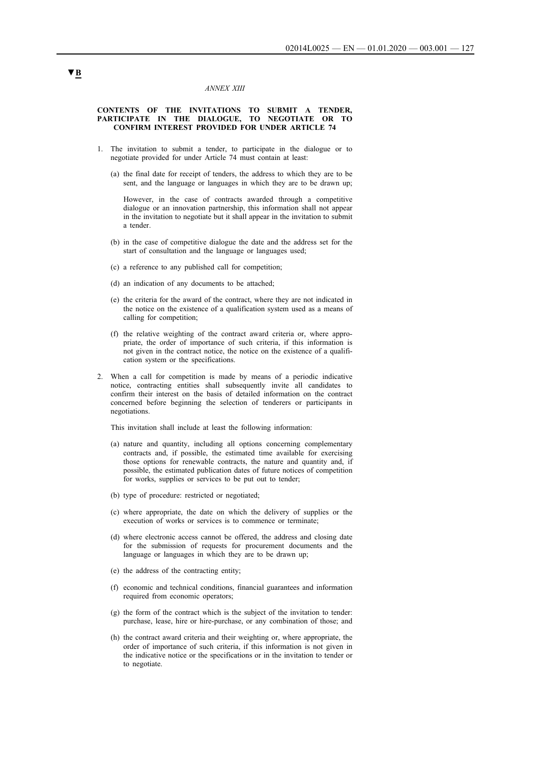▼B

*ANNEX XIII*

**CONTENTS OF THE INVITATIONS TO SUBMIT A TENDER, PARTICIPATE IN THE DIALOGUE, TO NEGOTIATE OR TO CONFIRM INTEREST PROVIDED FOR UNDER ARTICLE 74**

1. The invitation to submit a tender, to participate in the dialogue or to negotiate provided for under Article 74 must contain at least:

   (a) the final date for receipt of tenders, the address to which they are to be sent, and the language or languages in which they are to be drawn up;

   However, in the case of contracts awarded through a competitive dialogue or an innovation partnership, this information shall not appear in the invitation to negotiate but it shall appear in the invitation to submit a tender.

   (b) in the case of competitive dialogue the date and the address set for the start of consultation and the language or languages used;

   (c) a reference to any published call for competition;

   (d) an indication of any documents to be attached;

   (e) the criteria for the award of the contract, where they are not indicated in the notice on the existence of a qualification system used as a means of calling for competition;

   (f) the relative weighting of the contract award criteria or, where appropriate, the order of importance of such criteria, if this information is not given in the contract notice, the notice on the existence of a qualification system or the specifications.

2. When a call for competition is made by means of a periodic indicative notice, contracting entities shall subsequently invite all candidates to confirm their interest on the basis of detailed information on the contract concerned before beginning the selection of tenderers or participants in negotiations.

   This invitation shall include at least the following information:

   (a) nature and quantity, including all options concerning complementary contracts and, if possible, the estimated time available for exercising those options for renewable contracts, the nature and quantity and, if possible, the estimated publication dates of future notices of competition for works, supplies or services to be put out to tender;

   (b) type of procedure: restricted or negotiated;

   (c) where appropriate, the date on which the delivery of supplies or the execution of works or services is to commence or terminate;

   (d) where electronic access cannot be offered, the address and closing date for the submission of requests for procurement documents and the language or languages in which they are to be drawn up;

   (e) the address of the contracting entity;

   (f) economic and technical conditions, financial guarantees and information required from economic operators;

   (g) the form of the contract which is the subject of the invitation to tender: purchase, lease, hire or hire-purchase, or any combination of those; and

   (h) the contract award criteria and their weighting or, where appropriate, the order of importance of such criteria, if this information is not given in the indicative notice or the specifications or in the invitation to tender or to negotiate.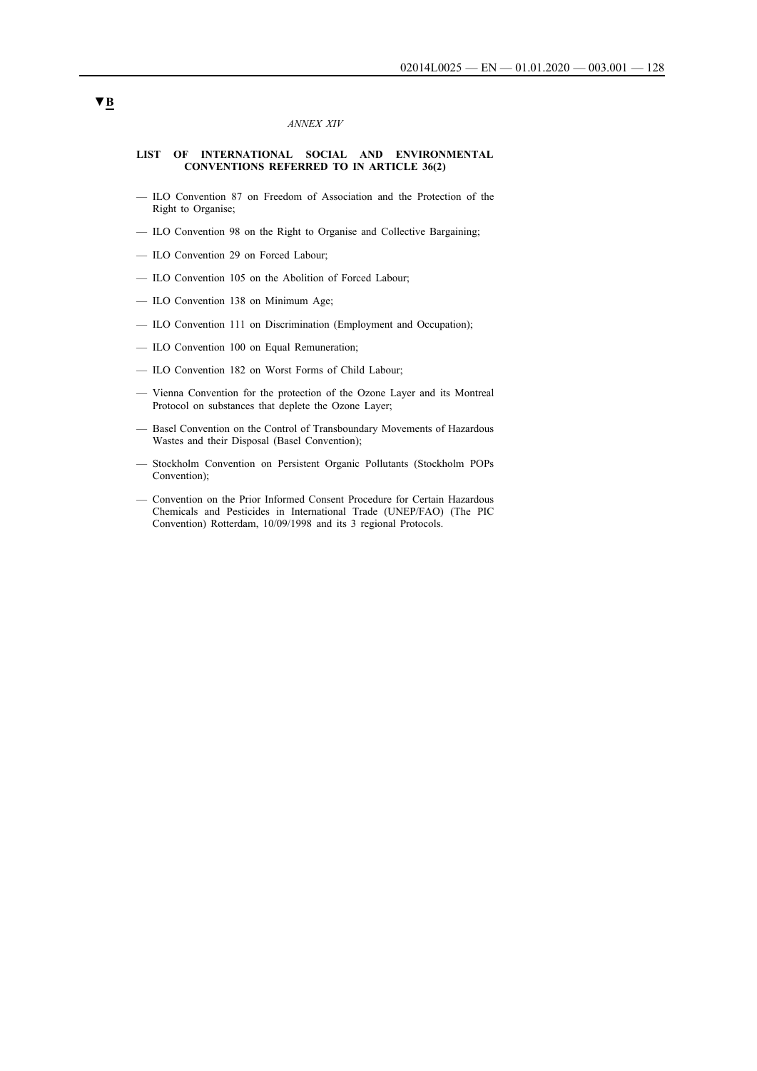▼B

*ANNEX XIV*

**LIST OF INTERNATIONAL SOCIAL AND ENVIRONMENTAL CONVENTIONS REFERRED TO IN ARTICLE 36(2)**

— ILO Convention 87 on Freedom of Association and the Protection of the Right to Organise;

— ILO Convention 98 on the Right to Organise and Collective Bargaining;

— ILO Convention 29 on Forced Labour;

— ILO Convention 105 on the Abolition of Forced Labour;

— ILO Convention 138 on Minimum Age;

— ILO Convention 111 on Discrimination (Employment and Occupation);

— ILO Convention 100 on Equal Remuneration;

— ILO Convention 182 on Worst Forms of Child Labour;

— Vienna Convention for the protection of the Ozone Layer and its Montreal Protocol on substances that deplete the Ozone Layer;

— Basel Convention on the Control of Transboundary Movements of Hazardous Wastes and their Disposal (Basel Convention);

— Stockholm Convention on Persistent Organic Pollutants (Stockholm POPs Convention);

— Convention on the Prior Informed Consent Procedure for Certain Hazardous Chemicals and Pesticides in International Trade (UNEP/FAO) (The PIC Convention) Rotterdam, 10/09/1998 and its 3 regional Protocols.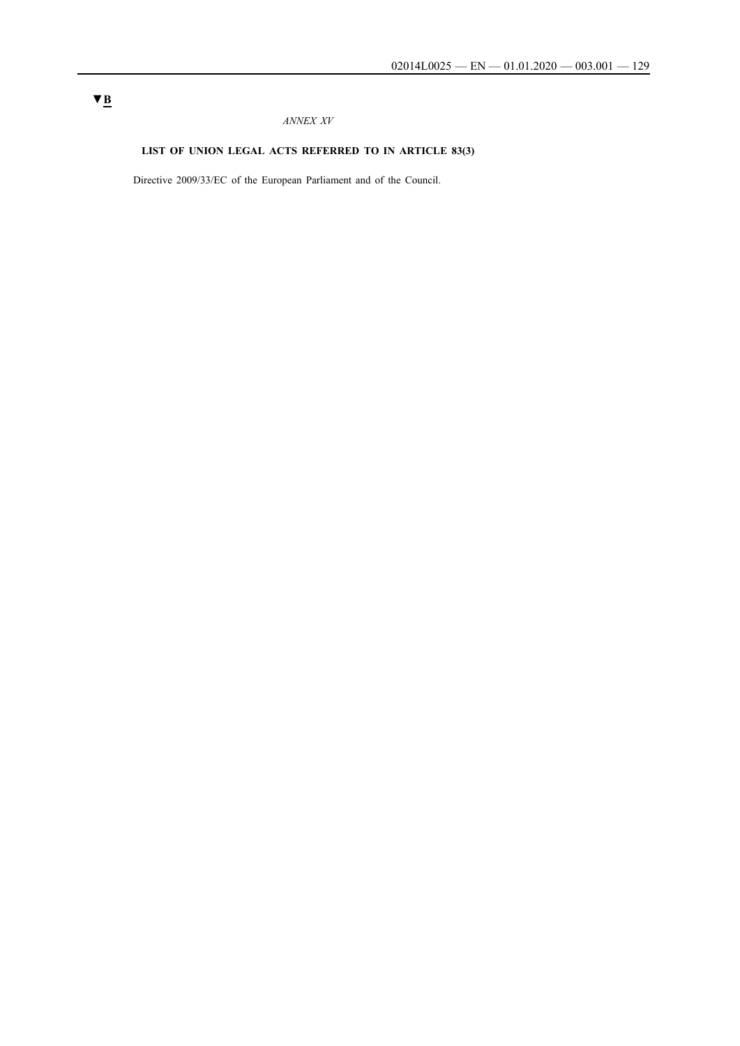▼B

*ANNEX XV*

**LIST OF UNION LEGAL ACTS REFERRED TO IN ARTICLE 83(3)**

Directive 2009/33/EC of the European Parliament and of the Council.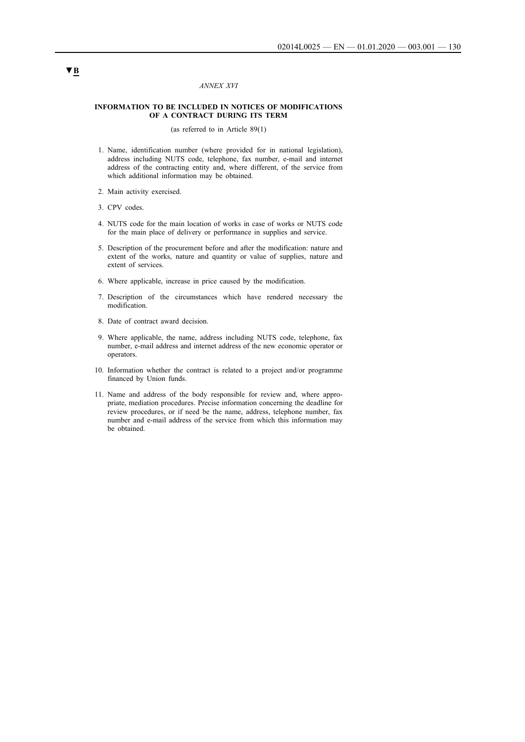▼B

*ANNEX XVI*

**INFORMATION TO BE INCLUDED IN NOTICES OF MODIFICATIONS OF A CONTRACT DURING ITS TERM**

(as referred to in Article 89(1)

1. Name, identification number (where provided for in national legislation), address including NUTS code, telephone, fax number, e-mail and internet address of the contracting entity and, where different, of the service from which additional information may be obtained.
2. Main activity exercised.
3. CPV codes.
4. NUTS code for the main location of works in case of works or NUTS code for the main place of delivery or performance in supplies and service.
5. Description of the procurement before and after the modification: nature and extent of the works, nature and quantity or value of supplies, nature and extent of services.
6. Where applicable, increase in price caused by the modification.
7. Description of the circumstances which have rendered necessary the modification.
8. Date of contract award decision.
9. Where applicable, the name, address including NUTS code, telephone, fax number, e-mail address and internet address of the new economic operator or operators.
10. Information whether the contract is related to a project and/or programme financed by Union funds.
11. Name and address of the body responsible for review and, where appropriate, mediation procedures. Precise information concerning the deadline for review procedures, or if need be the name, address, telephone number, fax number and e-mail address of the service from which this information may be obtained.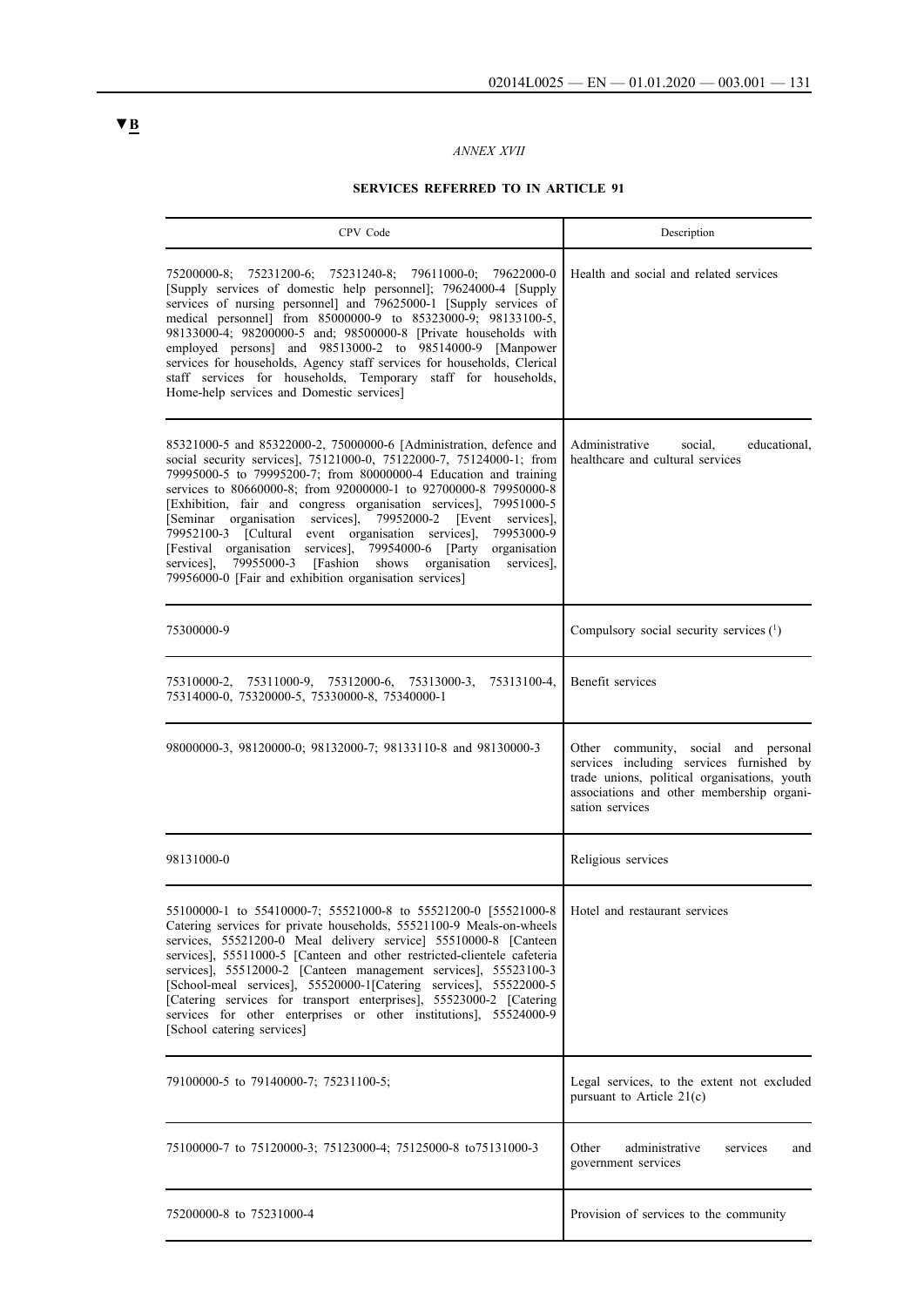▼B

*ANNEX XVII*

**SERVICES REFERRED TO IN ARTICLE 91**

| CPV Code | Description |
|---|---|
| 75200000-8; 75231200-6; 75231240-8; 79611000-0; 79622000-0 [Supply services of domestic help personnel]; 79624000-4 [Supply services of nursing personnel] and 79625000-1 [Supply services of medical personnel] from 85000000-9 to 85323000-9; 98133100-5, 98133000-4; 98200000-5 and; 98500000-8 [Private households with employed persons] and 98513000-2 to 98514000-9 [Manpower services for households, Agency staff services for households, Clerical staff services for households, Temporary staff for households, Home-help services and Domestic services] | Health and social and related services |
| 85321000-5 and 85322000-2, 75000000-6 [Administration, defence and social security services], 75121000-0, 75122000-7, 75124000-1; from 79995000-5 to 79995200-7; from 80000000-4 Education and training services to 80660000-8; from 92000000-1 to 92700000-8 79950000-8 [Exhibition, fair and congress organisation services], 79951000-5 [Seminar organisation services], 79952000-2 [Event services], 79952100-3 [Cultural event organisation services], 79953000-9 [Festival organisation services], 79954000-6 [Party organisation services], 79955000-3 [Fashion shows organisation services], 79956000-0 [Fair and exhibition organisation services] | Administrative social, educational, healthcare and cultural services |
| 75300000-9 | Compulsory social security services (1) |
| 75310000-2, 75311000-9, 75312000-6, 75313000-3, 75313100-4, 75314000-0, 75320000-5, 75330000-8, 75340000-1 | Benefit services |
| 98000000-3, 98120000-0; 98132000-7; 98133110-8 and 98130000-3 | Other community, social and personal services including services furnished by trade unions, political organisations, youth associations and other membership organisation services |
| 98131000-0 | Religious services |
| 55100000-1 to 55410000-7; 55521000-8 to 55521200-0 [55521000-8 Catering services for private households, 55521100-9 Meals-on-wheels services, 55521200-0 Meal delivery service] 55510000-8 [Canteen services], 55511000-5 [Canteen and other restricted-clientele cafeteria services], 55512000-2 [Canteen management services], 55523100-3 [School-meal services], 55520000-1[Catering services], 55522000-5 [Catering services for transport enterprises], 55523000-2 [Catering services for other enterprises or other institutions], 55524000-9 [School catering services] | Hotel and restaurant services |
| 79100000-5 to 79140000-7; 75231100-5; | Legal services, to the extent not excluded pursuant to Article 21(c) |
| 75100000-7 to 75120000-3; 75123000-4; 75125000-8 to75131000-3 | Other administrative services and government services |
| 75200000-8 to 75231000-4 | Provision of services to the community |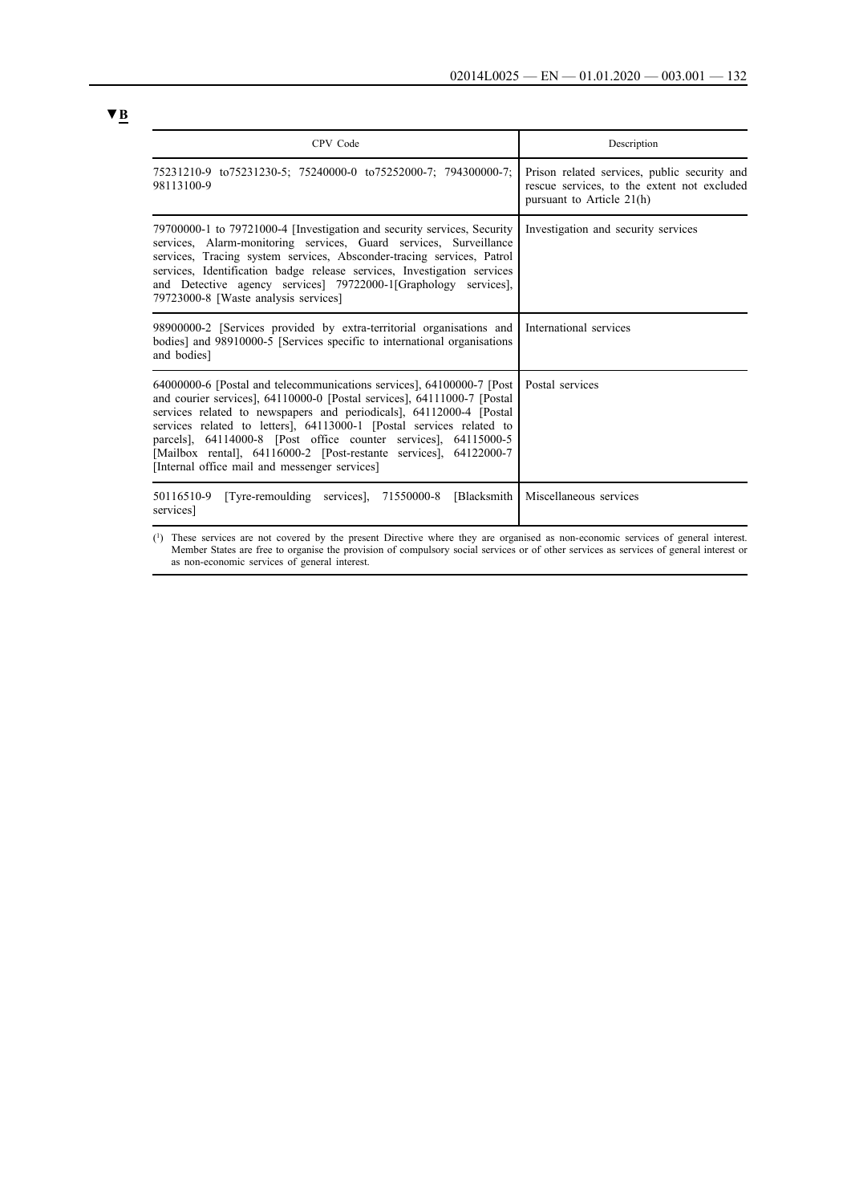▼B

| CPV Code | Description |
| --- | --- |
| 75231210-9 to75231230-5; 75240000-0 to75252000-7; 794300000-7; 98113100-9 | Prison related services, public security and rescue services, to the extent not excluded pursuant to Article 21(h) |
| 79700000-1 to 79721000-4 [Investigation and security services, Security services, Alarm-monitoring services, Guard services, Surveillance services, Tracing system services, Absconder-tracing services, Patrol services, Identification badge release services, Investigation services and Detective agency services] 79722000-1[Graphology services], 79723000-8 [Waste analysis services] | Investigation and security services |
| 98900000-2 [Services provided by extra-territorial organisations and bodies] and 98910000-5 [Services specific to international organisations and bodies] | International services |
| 64000000-6 [Postal and telecommunications services], 64100000-7 [Post and courier services], 64110000-0 [Postal services], 64111000-7 [Postal services related to newspapers and periodicals], 64112000-4 [Postal services related to letters], 64113000-1 [Postal services related to parcels], 64114000-8 [Post office counter services], 64115000-5 [Mailbox rental], 64116000-2 [Post-restante services], 64122000-7 [Internal office mail and messenger services] | Postal services |
| 50116510-9 [Tyre-remoulding services], 71550000-8 [Blacksmith services] | Miscellaneous services |

(1) These services are not covered by the present Directive where they are organised as non-economic services of general interest. Member States are free to organise the provision of compulsory social services or of other services as services of general interest or as non-economic services of general interest.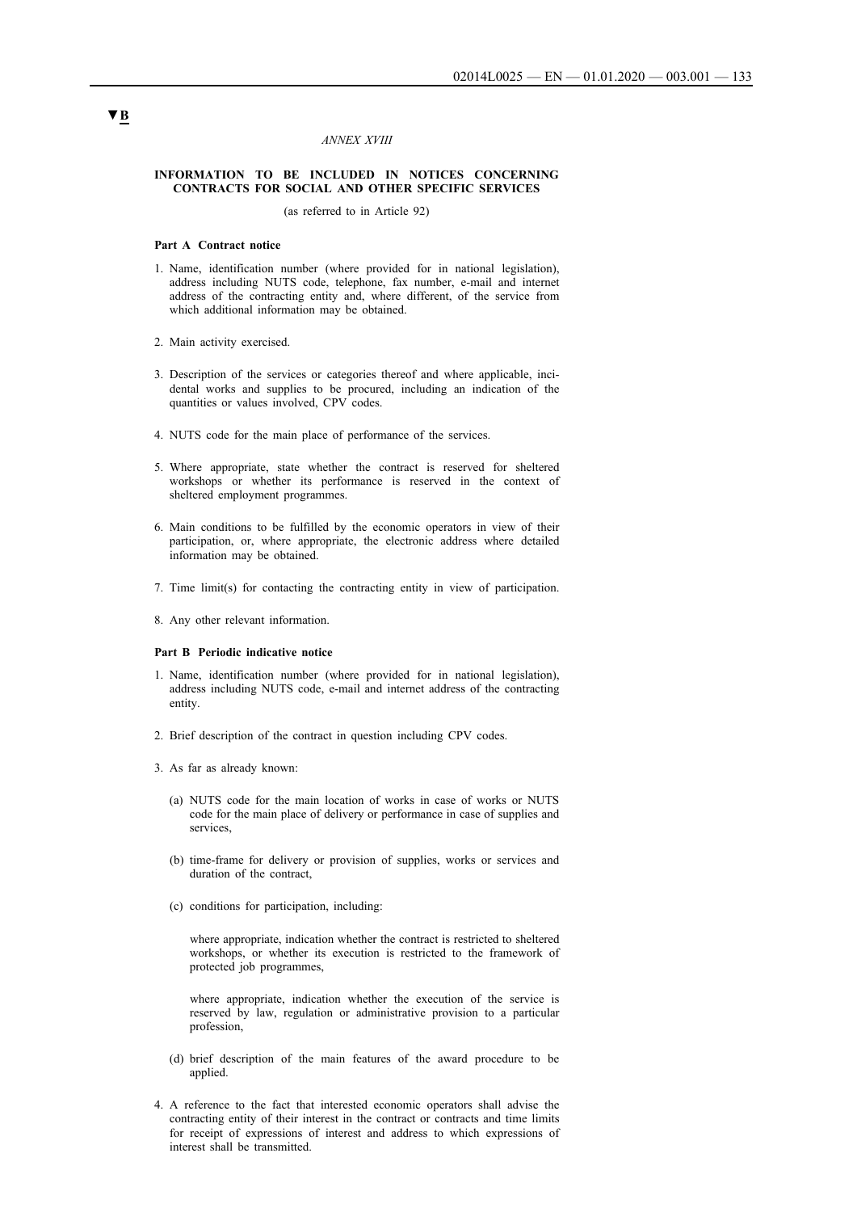▼B

*ANNEX XVIII*

**INFORMATION TO BE INCLUDED IN NOTICES CONCERNING CONTRACTS FOR SOCIAL AND OTHER SPECIFIC SERVICES**

(as referred to in Article 92)

**Part A Contract notice**

1. Name, identification number (where provided for in national legislation), address including NUTS code, telephone, fax number, e-mail and internet address of the contracting entity and, where different, of the service from which additional information may be obtained.

2. Main activity exercised.

3. Description of the services or categories thereof and where applicable, incidental works and supplies to be procured, including an indication of the quantities or values involved, CPV codes.

4. NUTS code for the main place of performance of the services.

5. Where appropriate, state whether the contract is reserved for sheltered workshops or whether its performance is reserved in the context of sheltered employment programmes.

6. Main conditions to be fulfilled by the economic operators in view of their participation, or, where appropriate, the electronic address where detailed information may be obtained.

7. Time limit(s) for contacting the contracting entity in view of participation.

8. Any other relevant information.

**Part B Periodic indicative notice**

1. Name, identification number (where provided for in national legislation), address including NUTS code, e-mail and internet address of the contracting entity.

2. Brief description of the contract in question including CPV codes.

3. As far as already known:

   (a) NUTS code for the main location of works in case of works or NUTS code for the main place of delivery or performance in case of supplies and services,

   (b) time-frame for delivery or provision of supplies, works or services and duration of the contract,

   (c) conditions for participation, including:

   where appropriate, indication whether the contract is restricted to sheltered workshops, or whether its execution is restricted to the framework of protected job programmes,

   where appropriate, indication whether the execution of the service is reserved by law, regulation or administrative provision to a particular profession,

   (d) brief description of the main features of the award procedure to be applied.

4. A reference to the fact that interested economic operators shall advise the contracting entity of their interest in the contract or contracts and time limits for receipt of expressions of interest and address to which expressions of interest shall be transmitted.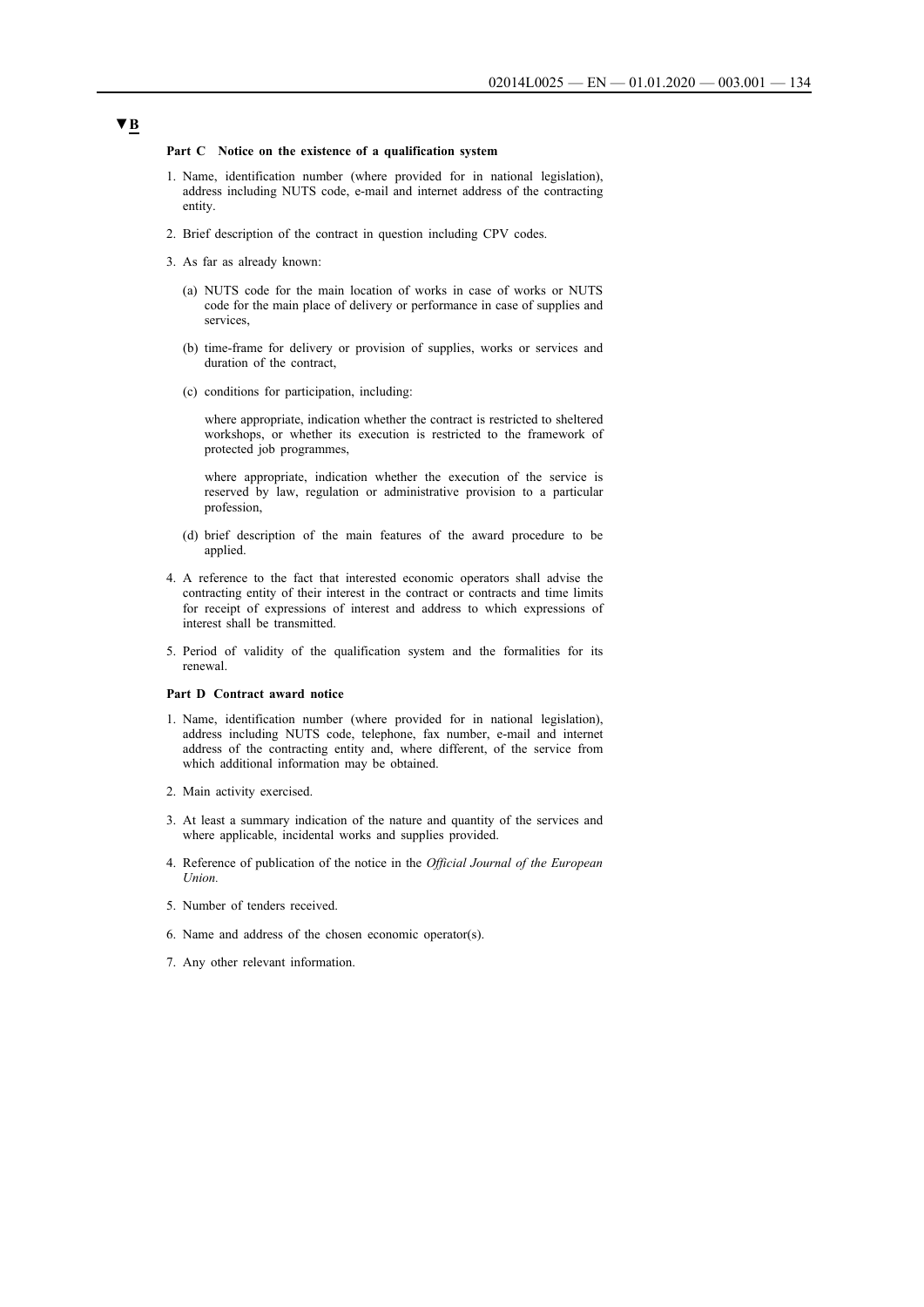▼B

**Part C Notice on the existence of a qualification system**

1. Name, identification number (where provided for in national legislation), address including NUTS code, e-mail and internet address of the contracting entity.

2. Brief description of the contract in question including CPV codes.

3. As far as already known:

   (a) NUTS code for the main location of works in case of works or NUTS code for the main place of delivery or performance in case of supplies and services,

   (b) time-frame for delivery or provision of supplies, works or services and duration of the contract,

   (c) conditions for participation, including:

   where appropriate, indication whether the contract is restricted to sheltered workshops, or whether its execution is restricted to the framework of protected job programmes,

   where appropriate, indication whether the execution of the service is reserved by law, regulation or administrative provision to a particular profession,

   (d) brief description of the main features of the award procedure to be applied.

4. A reference to the fact that interested economic operators shall advise the contracting entity of their interest in the contract or contracts and time limits for receipt of expressions of interest and address to which expressions of interest shall be transmitted.

5. Period of validity of the qualification system and the formalities for its renewal.

**Part D Contract award notice**

1. Name, identification number (where provided for in national legislation), address including NUTS code, telephone, fax number, e-mail and internet address of the contracting entity and, where different, of the service from which additional information may be obtained.

2. Main activity exercised.

3. At least a summary indication of the nature and quantity of the services and where applicable, incidental works and supplies provided.

4. Reference of publication of the notice in the *Official Journal of the European Union.*

5. Number of tenders received.

6. Name and address of the chosen economic operator(s).

7. Any other relevant information.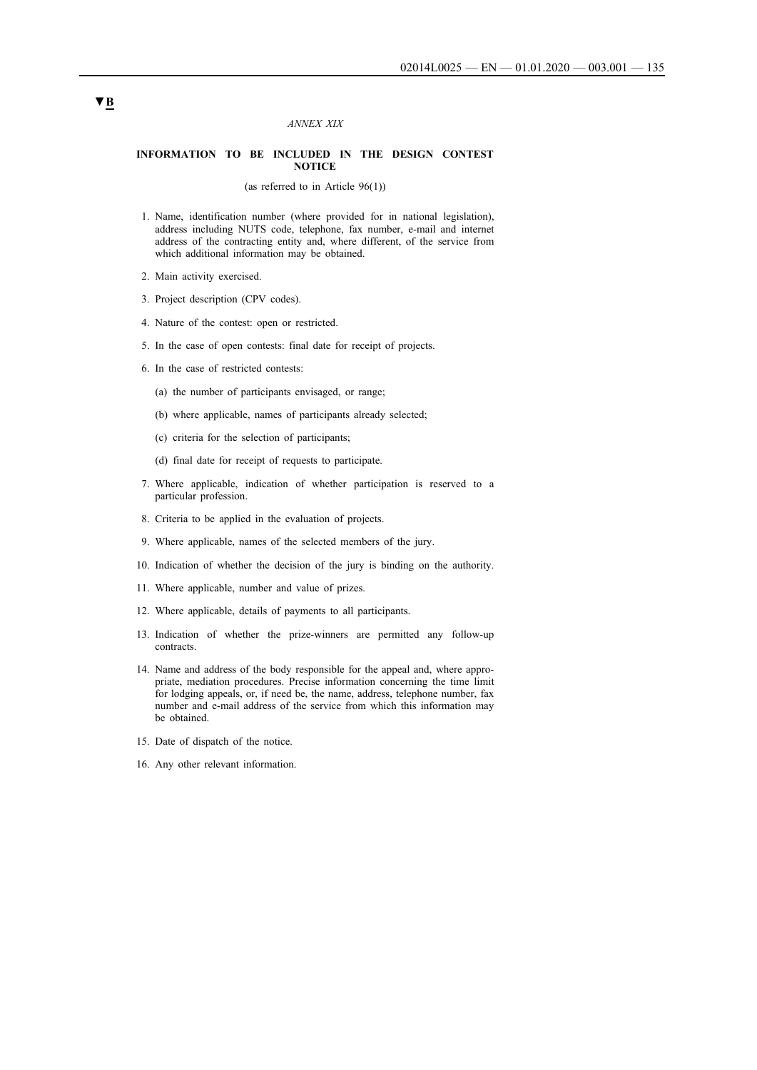▼B

*ANNEX XIX*

**INFORMATION TO BE INCLUDED IN THE DESIGN CONTEST NOTICE**

(as referred to in Article 96(1))

1. Name, identification number (where provided for in national legislation), address including NUTS code, telephone, fax number, e-mail and internet address of the contracting entity and, where different, of the service from which additional information may be obtained.

2. Main activity exercised.

3. Project description (CPV codes).

4. Nature of the contest: open or restricted.

5. In the case of open contests: final date for receipt of projects.

6. In the case of restricted contests:

   (a) the number of participants envisaged, or range;

   (b) where applicable, names of participants already selected;

   (c) criteria for the selection of participants;

   (d) final date for receipt of requests to participate.

7. Where applicable, indication of whether participation is reserved to a particular profession.

8. Criteria to be applied in the evaluation of projects.

9. Where applicable, names of the selected members of the jury.

10. Indication of whether the decision of the jury is binding on the authority.

11. Where applicable, number and value of prizes.

12. Where applicable, details of payments to all participants.

13. Indication of whether the prize-winners are permitted any follow-up contracts.

14. Name and address of the body responsible for the appeal and, where appropriate, mediation procedures. Precise information concerning the time limit for lodging appeals, or, if need be, the name, address, telephone number, fax number and e-mail address of the service from which this information may be obtained.

15. Date of dispatch of the notice.

16. Any other relevant information.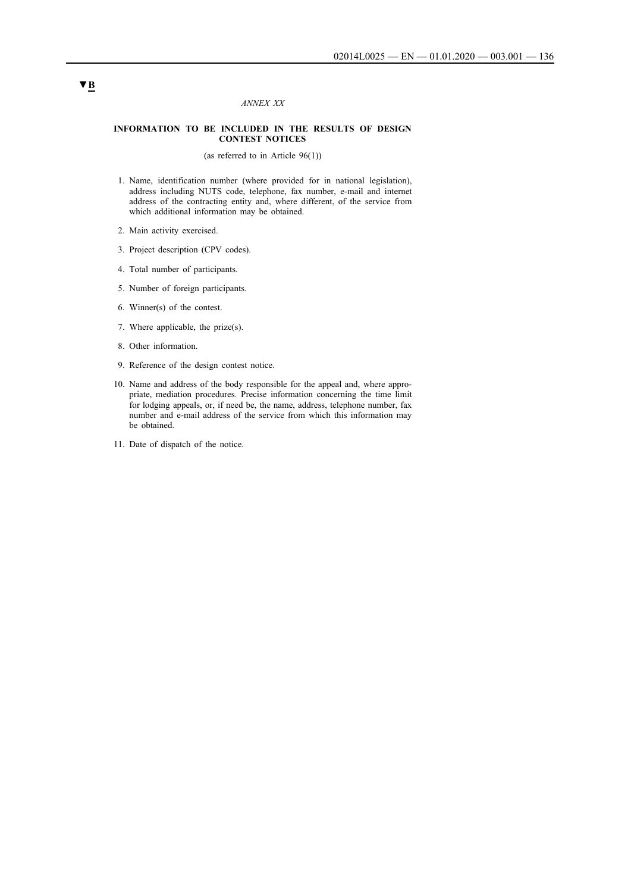▼B

*ANNEX XX*

**INFORMATION TO BE INCLUDED IN THE RESULTS OF DESIGN CONTEST NOTICES**

(as referred to in Article 96(1))

1. Name, identification number (where provided for in national legislation), address including NUTS code, telephone, fax number, e-mail and internet address of the contracting entity and, where different, of the service from which additional information may be obtained.

2. Main activity exercised.

3. Project description (CPV codes).

4. Total number of participants.

5. Number of foreign participants.

6. Winner(s) of the contest.

7. Where applicable, the prize(s).

8. Other information.

9. Reference of the design contest notice.

10. Name and address of the body responsible for the appeal and, where appropriate, mediation procedures. Precise information concerning the time limit for lodging appeals, or, if need be, the name, address, telephone number, fax number and e-mail address of the service from which this information may be obtained.

11. Date of dispatch of the notice.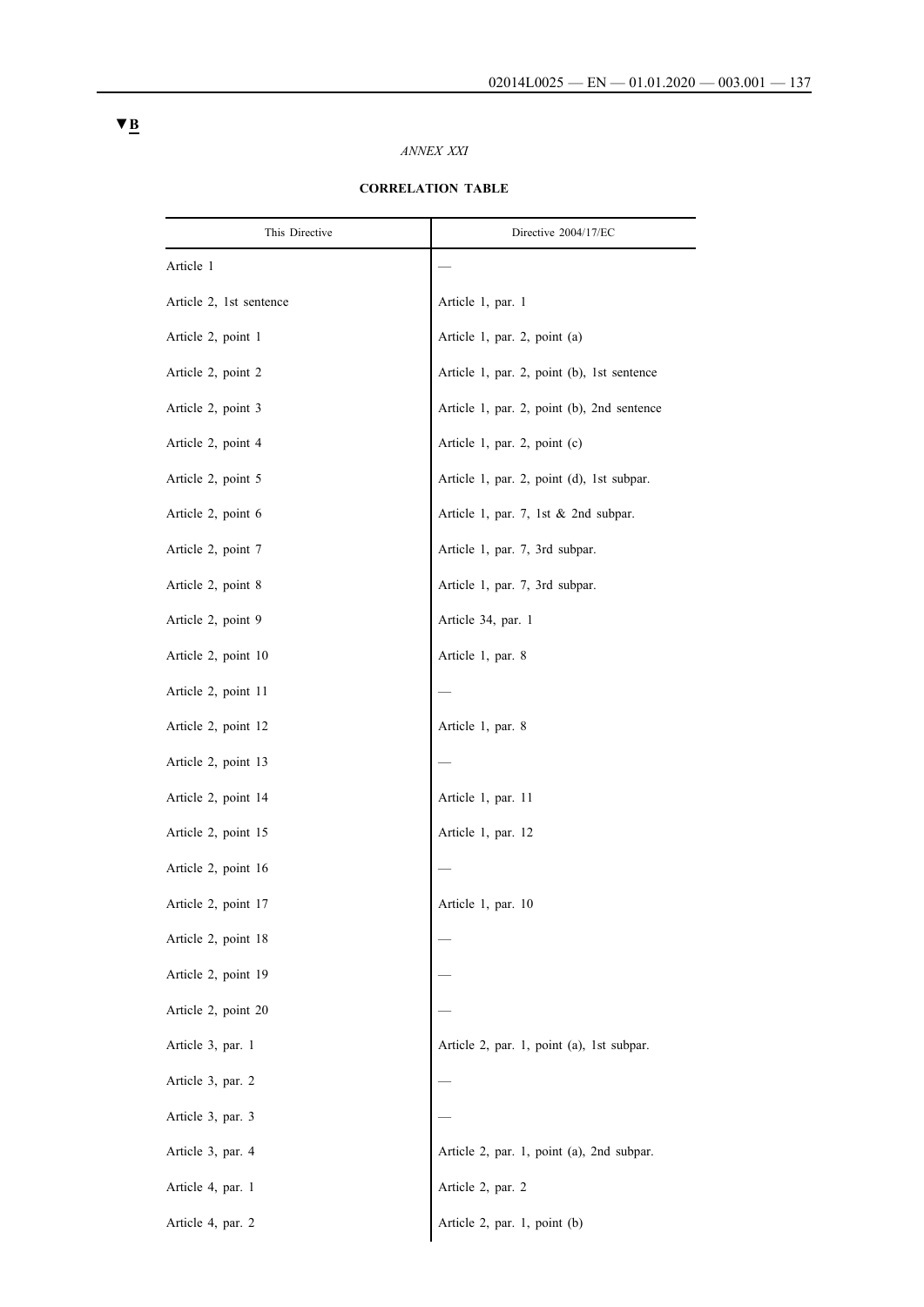▼B

*ANNEX XXI*

**CORRELATION TABLE**

| This Directive | Directive 2004/17/EC |
|---|---|
| Article 1 | — |
| Article 2, 1st sentence | Article 1, par. 1 |
| Article 2, point 1 | Article 1, par. 2, point (a) |
| Article 2, point 2 | Article 1, par. 2, point (b), 1st sentence |
| Article 2, point 3 | Article 1, par. 2, point (b), 2nd sentence |
| Article 2, point 4 | Article 1, par. 2, point (c) |
| Article 2, point 5 | Article 1, par. 2, point (d), 1st subpar. |
| Article 2, point 6 | Article 1, par. 7, 1st & 2nd subpar. |
| Article 2, point 7 | Article 1, par. 7, 3rd subpar. |
| Article 2, point 8 | Article 1, par. 7, 3rd subpar. |
| Article 2, point 9 | Article 34, par. 1 |
| Article 2, point 10 | Article 1, par. 8 |
| Article 2, point 11 | — |
| Article 2, point 12 | Article 1, par. 8 |
| Article 2, point 13 | — |
| Article 2, point 14 | Article 1, par. 11 |
| Article 2, point 15 | Article 1, par. 12 |
| Article 2, point 16 | — |
| Article 2, point 17 | Article 1, par. 10 |
| Article 2, point 18 | — |
| Article 2, point 19 | — |
| Article 2, point 20 | — |
| Article 3, par. 1 | Article 2, par. 1, point (a), 1st subpar. |
| Article 3, par. 2 | — |
| Article 3, par. 3 | — |
| Article 3, par. 4 | Article 2, par. 1, point (a), 2nd subpar. |
| Article 4, par. 1 | Article 2, par. 2 |
| Article 4, par. 2 | Article 2, par. 1, point (b) |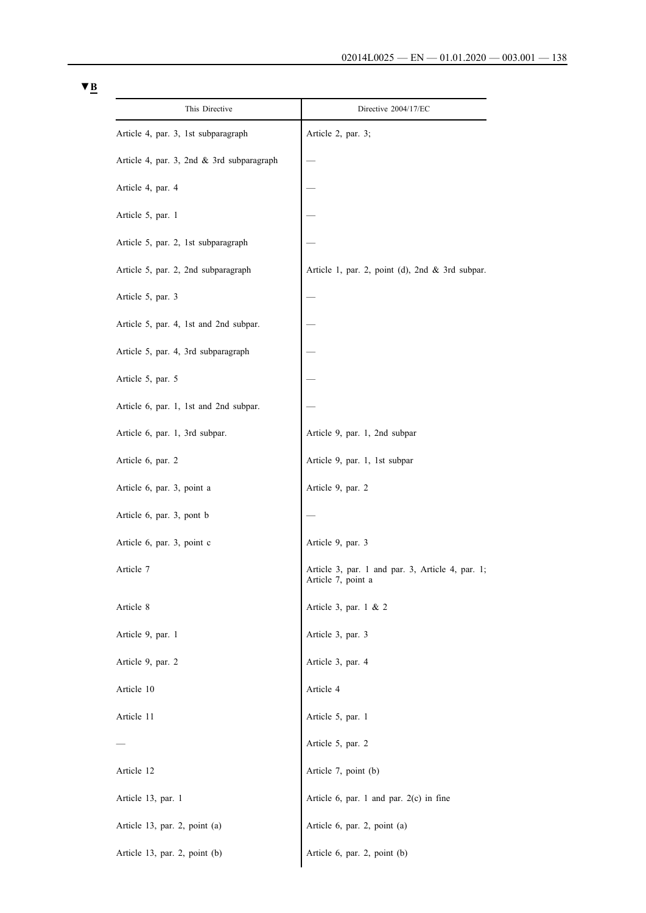▼B

| This Directive | Directive 2004/17/EC |
|---|---|
| Article 4, par. 3, 1st subparagraph | Article 2, par. 3; |
| Article 4, par. 3, 2nd & 3rd subparagraph | — |
| Article 4, par. 4 | — |
| Article 5, par. 1 | — |
| Article 5, par. 2, 1st subparagraph | — |
| Article 5, par. 2, 2nd subparagraph | Article 1, par. 2, point (d), 2nd & 3rd subpar. |
| Article 5, par. 3 | — |
| Article 5, par. 4, 1st and 2nd subpar. | — |
| Article 5, par. 4, 3rd subparagraph | — |
| Article 5, par. 5 | — |
| Article 6, par. 1, 1st and 2nd subpar. | — |
| Article 6, par. 1, 3rd subpar. | Article 9, par. 1, 2nd subpar |
| Article 6, par. 2 | Article 9, par. 1, 1st subpar |
| Article 6, par. 3, point a | Article 9, par. 2 |
| Article 6, par. 3, pont b | — |
| Article 6, par. 3, point c | Article 9, par. 3 |
| Article 7 | Article 3, par. 1 and par. 3, Article 4, par. 1; Article 7, point a |
| Article 8 | Article 3, par. 1 & 2 |
| Article 9, par. 1 | Article 3, par. 3 |
| Article 9, par. 2 | Article 3, par. 4 |
| Article 10 | Article 4 |
| Article 11 | Article 5, par. 1 |
| — | Article 5, par. 2 |
| Article 12 | Article 7, point (b) |
| Article 13, par. 1 | Article 6, par. 1 and par. 2(c) in fine |
| Article 13, par. 2, point (a) | Article 6, par. 2, point (a) |
| Article 13, par. 2, point (b) | Article 6, par. 2, point (b) |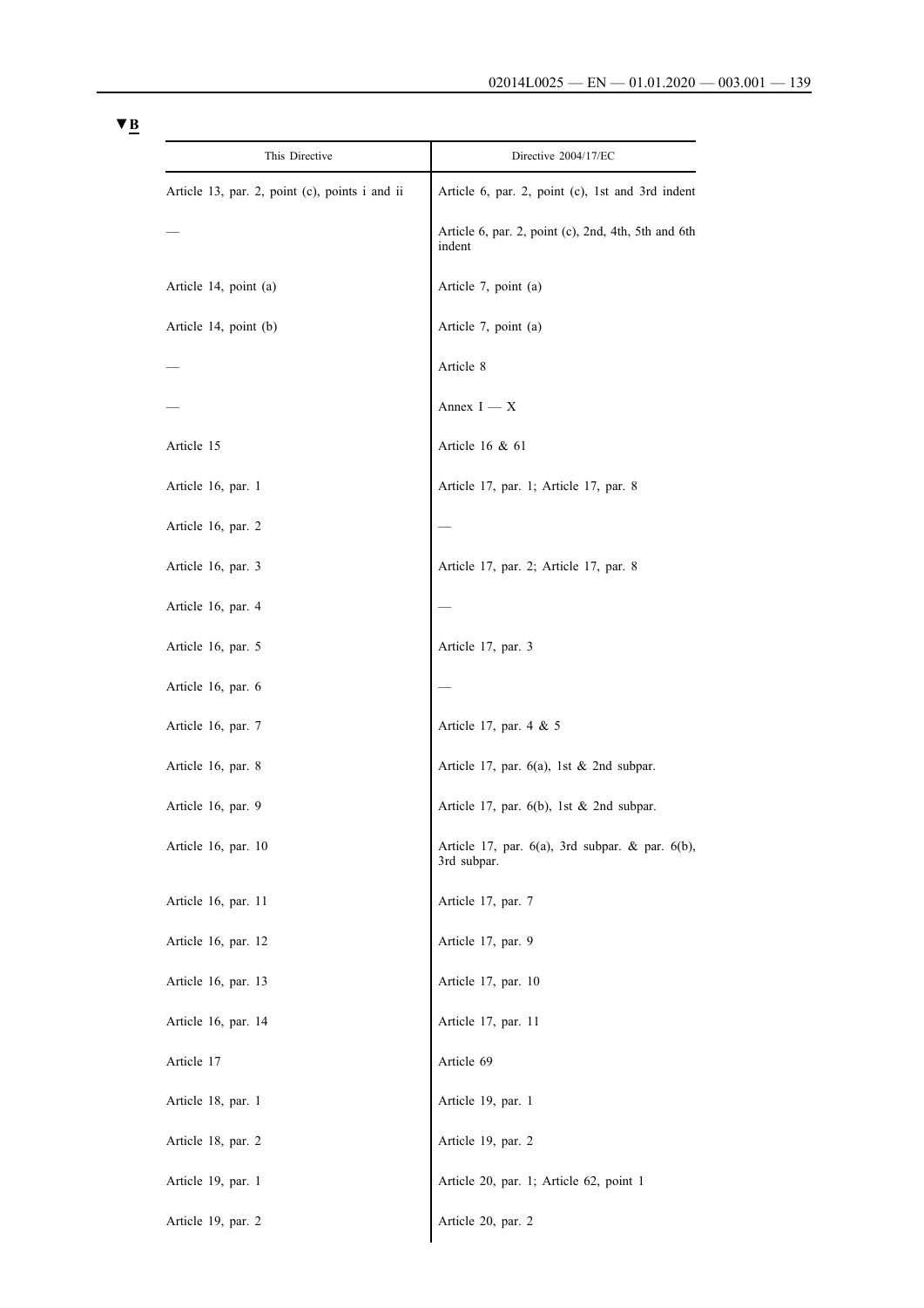▼B

| This Directive | Directive 2004/17/EC |
| --- | --- |
| Article 13, par. 2, point (c), points i and ii | Article 6, par. 2, point (c), 1st and 3rd indent |
| — | Article 6, par. 2, point (c), 2nd, 4th, 5th and 6th indent |
| Article 14, point (a) | Article 7, point (a) |
| Article 14, point (b) | Article 7, point (a) |
| — | Article 8 |
| — | Annex I — X |
| Article 15 | Article 16 & 61 |
| Article 16, par. 1 | Article 17, par. 1; Article 17, par. 8 |
| Article 16, par. 2 | — |
| Article 16, par. 3 | Article 17, par. 2; Article 17, par. 8 |
| Article 16, par. 4 | — |
| Article 16, par. 5 | Article 17, par. 3 |
| Article 16, par. 6 | — |
| Article 16, par. 7 | Article 17, par. 4 & 5 |
| Article 16, par. 8 | Article 17, par. 6(a), 1st & 2nd subpar. |
| Article 16, par. 9 | Article 17, par. 6(b), 1st & 2nd subpar. |
| Article 16, par. 10 | Article 17, par. 6(a), 3rd subpar. & par. 6(b), 3rd subpar. |
| Article 16, par. 11 | Article 17, par. 7 |
| Article 16, par. 12 | Article 17, par. 9 |
| Article 16, par. 13 | Article 17, par. 10 |
| Article 16, par. 14 | Article 17, par. 11 |
| Article 17 | Article 69 |
| Article 18, par. 1 | Article 19, par. 1 |
| Article 18, par. 2 | Article 19, par. 2 |
| Article 19, par. 1 | Article 20, par. 1; Article 62, point 1 |
| Article 19, par. 2 | Article 20, par. 2 |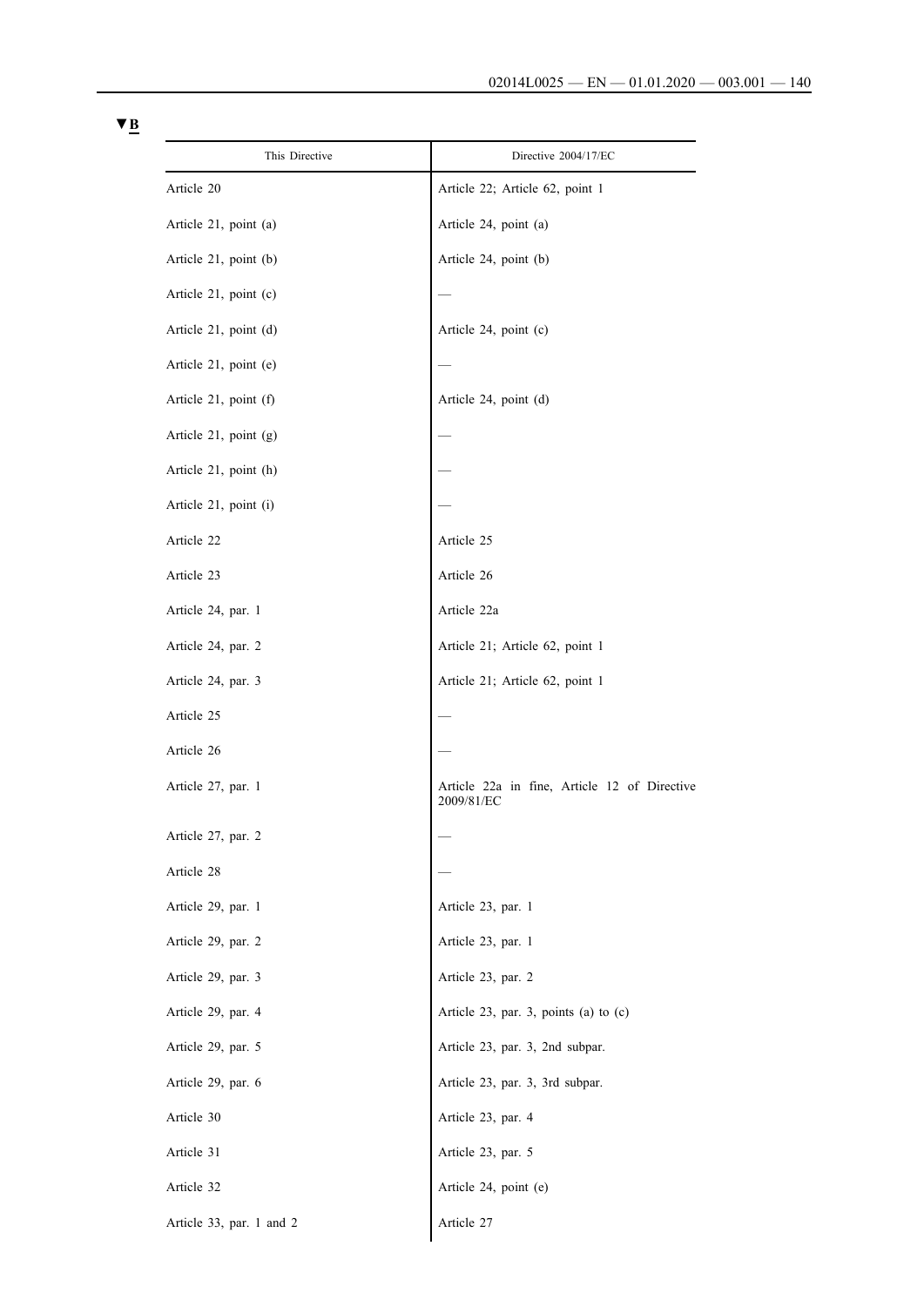▼B

| This Directive | Directive 2004/17/EC |
|---|---|
| Article 20 | Article 22; Article 62, point 1 |
| Article 21, point (a) | Article 24, point (a) |
| Article 21, point (b) | Article 24, point (b) |
| Article 21, point (c) | — |
| Article 21, point (d) | Article 24, point (c) |
| Article 21, point (e) | — |
| Article 21, point (f) | Article 24, point (d) |
| Article 21, point (g) | — |
| Article 21, point (h) | — |
| Article 21, point (i) | — |
| Article 22 | Article 25 |
| Article 23 | Article 26 |
| Article 24, par. 1 | Article 22a |
| Article 24, par. 2 | Article 21; Article 62, point 1 |
| Article 24, par. 3 | Article 21; Article 62, point 1 |
| Article 25 | — |
| Article 26 | — |
| Article 27, par. 1 | Article 22a in fine, Article 12 of Directive 2009/81/EC |
| Article 27, par. 2 | — |
| Article 28 | — |
| Article 29, par. 1 | Article 23, par. 1 |
| Article 29, par. 2 | Article 23, par. 1 |
| Article 29, par. 3 | Article 23, par. 2 |
| Article 29, par. 4 | Article 23, par. 3, points (a) to (c) |
| Article 29, par. 5 | Article 23, par. 3, 2nd subpar. |
| Article 29, par. 6 | Article 23, par. 3, 3rd subpar. |
| Article 30 | Article 23, par. 4 |
| Article 31 | Article 23, par. 5 |
| Article 32 | Article 24, point (e) |
| Article 33, par. 1 and 2 | Article 27 |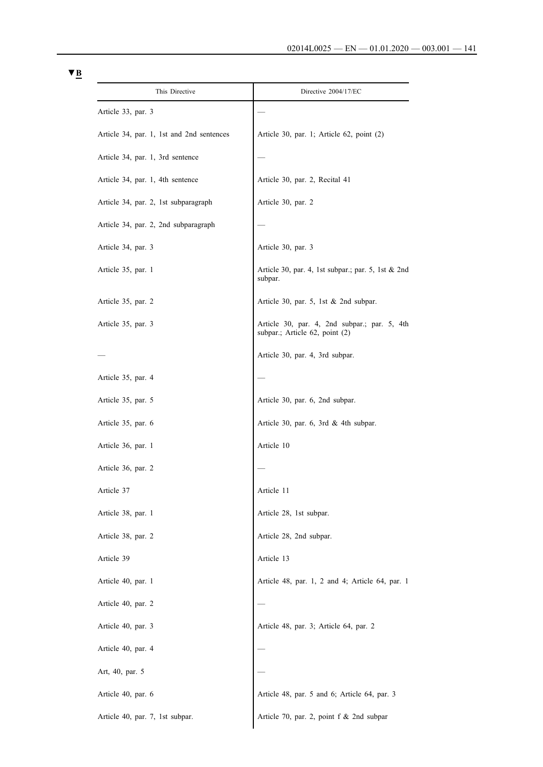▼B

| This Directive | Directive 2004/17/EC |
|---|---|
| Article 33, par. 3 | — |
| Article 34, par. 1, 1st and 2nd sentences | Article 30, par. 1; Article 62, point (2) |
| Article 34, par. 1, 3rd sentence | — |
| Article 34, par. 1, 4th sentence | Article 30, par. 2, Recital 41 |
| Article 34, par. 2, 1st subparagraph | Article 30, par. 2 |
| Article 34, par. 2, 2nd subparagraph | — |
| Article 34, par. 3 | Article 30, par. 3 |
| Article 35, par. 1 | Article 30, par. 4, 1st subpar.; par. 5, 1st & 2nd subpar. |
| Article 35, par. 2 | Article 30, par. 5, 1st & 2nd subpar. |
| Article 35, par. 3 | Article 30, par. 4, 2nd subpar.; par. 5, 4th subpar.; Article 62, point (2) |
| — | Article 30, par. 4, 3rd subpar. |
| Article 35, par. 4 | — |
| Article 35, par. 5 | Article 30, par. 6, 2nd subpar. |
| Article 35, par. 6 | Article 30, par. 6, 3rd & 4th subpar. |
| Article 36, par. 1 | Article 10 |
| Article 36, par. 2 | — |
| Article 37 | Article 11 |
| Article 38, par. 1 | Article 28, 1st subpar. |
| Article 38, par. 2 | Article 28, 2nd subpar. |
| Article 39 | Article 13 |
| Article 40, par. 1 | Article 48, par. 1, 2 and 4; Article 64, par. 1 |
| Article 40, par. 2 | — |
| Article 40, par. 3 | Article 48, par. 3; Article 64, par. 2 |
| Article 40, par. 4 | — |
| Art, 40, par. 5 | — |
| Article 40, par. 6 | Article 48, par. 5 and 6; Article 64, par. 3 |
| Article 40, par. 7, 1st subpar. | Article 70, par. 2, point f & 2nd subpar |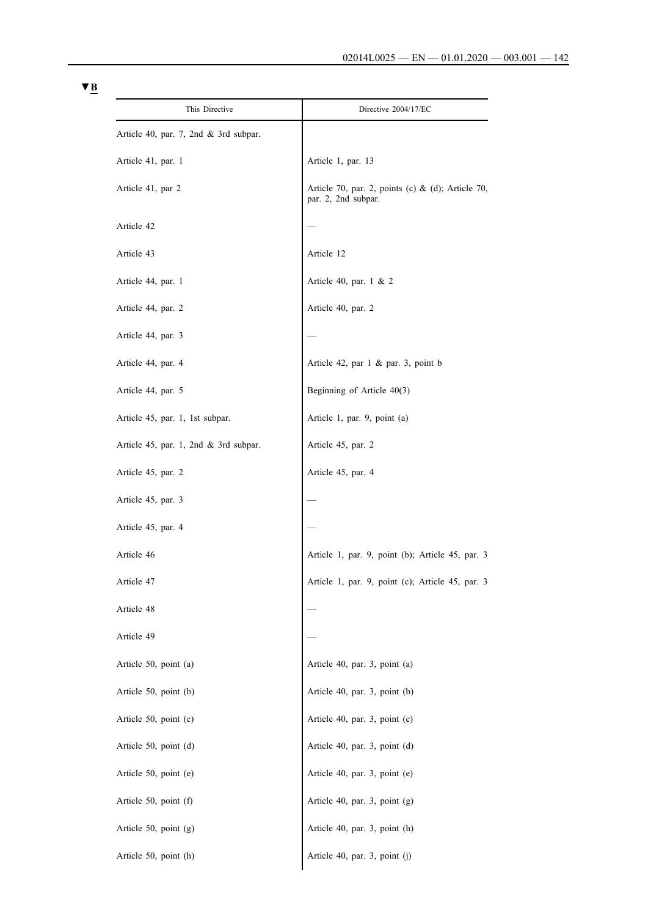▼B

| This Directive | Directive 2004/17/EC |
|---|---|
| Article 40, par. 7, 2nd & 3rd subpar. | |
| Article 41, par. 1 | Article 1, par. 13 |
| Article 41, par 2 | Article 70, par. 2, points (c) & (d); Article 70, par. 2, 2nd subpar. |
| Article 42 | — |
| Article 43 | Article 12 |
| Article 44, par. 1 | Article 40, par. 1 & 2 |
| Article 44, par. 2 | Article 40, par. 2 |
| Article 44, par. 3 | — |
| Article 44, par. 4 | Article 42, par 1 & par. 3, point b |
| Article 44, par. 5 | Beginning of Article 40(3) |
| Article 45, par. 1, 1st subpar. | Article 1, par. 9, point (a) |
| Article 45, par. 1, 2nd & 3rd subpar. | Article 45, par. 2 |
| Article 45, par. 2 | Article 45, par. 4 |
| Article 45, par. 3 | — |
| Article 45, par. 4 | — |
| Article 46 | Article 1, par. 9, point (b); Article 45, par. 3 |
| Article 47 | Article 1, par. 9, point (c); Article 45, par. 3 |
| Article 48 | — |
| Article 49 | — |
| Article 50, point (a) | Article 40, par. 3, point (a) |
| Article 50, point (b) | Article 40, par. 3, point (b) |
| Article 50, point (c) | Article 40, par. 3, point (c) |
| Article 50, point (d) | Article 40, par. 3, point (d) |
| Article 50, point (e) | Article 40, par. 3, point (e) |
| Article 50, point (f) | Article 40, par. 3, point (g) |
| Article 50, point (g) | Article 40, par. 3, point (h) |
| Article 50, point (h) | Article 40, par. 3, point (j) |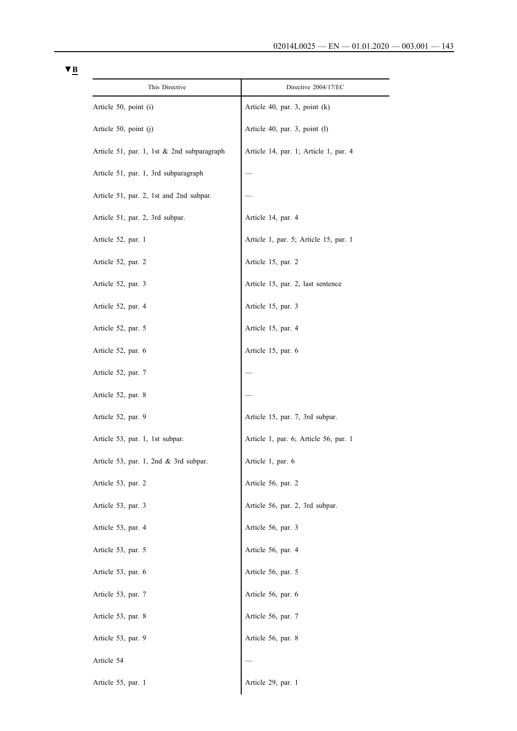▼B

| This Directive | Directive 2004/17/EC |
|---|---|
| Article 50, point (i) | Article 40, par. 3, point (k) |
| Article 50, point (j) | Article 40, par. 3, point (l) |
| Article 51, par. 1, 1st & 2nd subparagraph | Article 14, par. 1; Article 1, par. 4 |
| Article 51, par. 1, 3rd subparagraph | — |
| Article 51, par. 2, 1st and 2nd subpar. | — |
| Article 51, par. 2, 3rd subpar. | Article 14, par. 4 |
| Article 52, par. 1 | Article 1, par. 5; Article 15, par. 1 |
| Article 52, par. 2 | Article 15, par. 2 |
| Article 52, par. 3 | Article 15, par. 2, last sentence |
| Article 52, par. 4 | Article 15, par. 3 |
| Article 52, par. 5 | Article 15, par. 4 |
| Article 52, par. 6 | Article 15, par. 6 |
| Article 52, par. 7 | — |
| Article 52, par. 8 | — |
| Article 52, par. 9 | Article 15, par. 7, 3rd subpar. |
| Article 53, par. 1, 1st subpar. | Article 1, par. 6; Article 56, par. 1 |
| Article 53, par. 1, 2nd & 3rd subpar. | Article 1, par. 6 |
| Article 53, par. 2 | Article 56, par. 2 |
| Article 53, par. 3 | Article 56, par. 2, 3rd subpar. |
| Article 53, par. 4 | Article 56, par. 3 |
| Article 53, par. 5 | Article 56, par. 4 |
| Article 53, par. 6 | Article 56, par. 5 |
| Article 53, par. 7 | Article 56, par. 6 |
| Article 53, par. 8 | Article 56, par. 7 |
| Article 53, par. 9 | Article 56, par. 8 |
| Article 54 | — |
| Article 55, par. 1 | Article 29, par. 1 |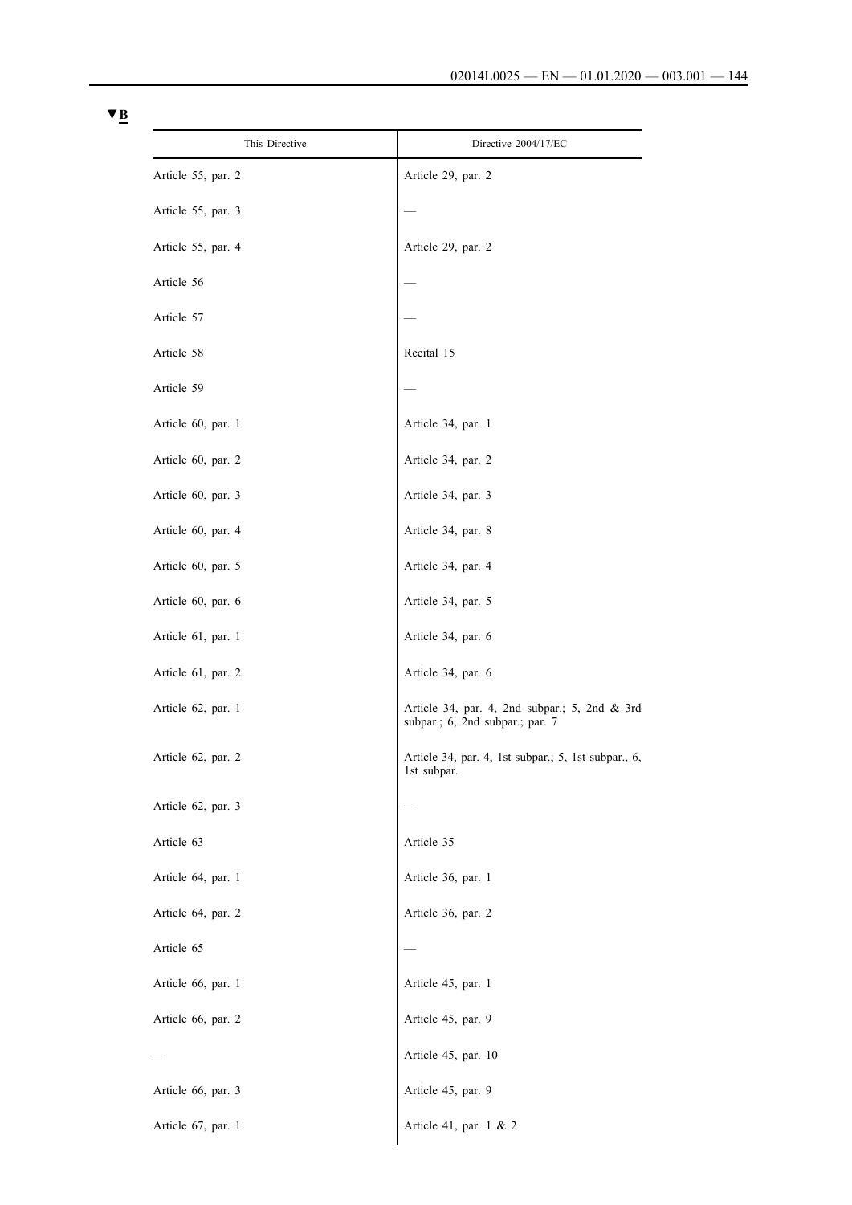▼B

| This Directive | Directive 2004/17/EC |
|---|---|
| Article 55, par. 2 | Article 29, par. 2 |
| Article 55, par. 3 | — |
| Article 55, par. 4 | Article 29, par. 2 |
| Article 56 | — |
| Article 57 | — |
| Article 58 | Recital 15 |
| Article 59 | — |
| Article 60, par. 1 | Article 34, par. 1 |
| Article 60, par. 2 | Article 34, par. 2 |
| Article 60, par. 3 | Article 34, par. 3 |
| Article 60, par. 4 | Article 34, par. 8 |
| Article 60, par. 5 | Article 34, par. 4 |
| Article 60, par. 6 | Article 34, par. 5 |
| Article 61, par. 1 | Article 34, par. 6 |
| Article 61, par. 2 | Article 34, par. 6 |
| Article 62, par. 1 | Article 34, par. 4, 2nd subpar.; 5, 2nd & 3rd subpar.; 6, 2nd subpar.; par. 7 |
| Article 62, par. 2 | Article 34, par. 4, 1st subpar.; 5, 1st subpar., 6, 1st subpar. |
| Article 62, par. 3 | — |
| Article 63 | Article 35 |
| Article 64, par. 1 | Article 36, par. 1 |
| Article 64, par. 2 | Article 36, par. 2 |
| Article 65 | — |
| Article 66, par. 1 | Article 45, par. 1 |
| Article 66, par. 2 | Article 45, par. 9 |
| — | Article 45, par. 10 |
| Article 66, par. 3 | Article 45, par. 9 |
| Article 67, par. 1 | Article 41, par. 1 & 2 |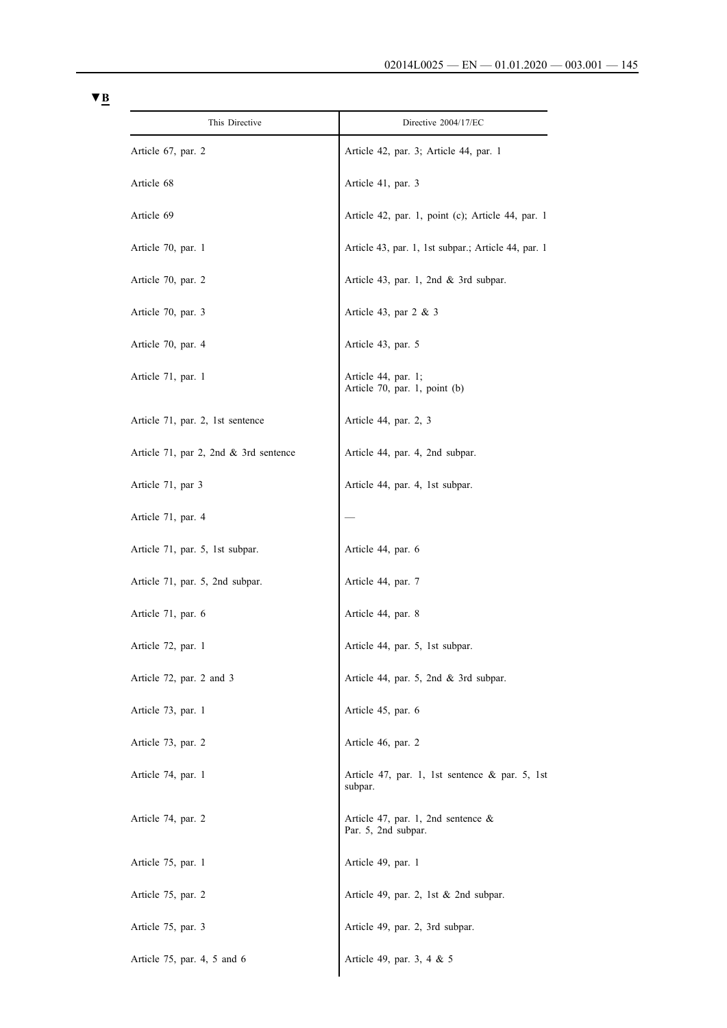▼B

| This Directive | Directive 2004/17/EC |
|---|---|
| Article 67, par. 2 | Article 42, par. 3; Article 44, par. 1 |
| Article 68 | Article 41, par. 3 |
| Article 69 | Article 42, par. 1, point (c); Article 44, par. 1 |
| Article 70, par. 1 | Article 43, par. 1, 1st subpar.; Article 44, par. 1 |
| Article 70, par. 2 | Article 43, par. 1, 2nd & 3rd subpar. |
| Article 70, par. 3 | Article 43, par 2 & 3 |
| Article 70, par. 4 | Article 43, par. 5 |
| Article 71, par. 1 | Article 44, par. 1; Article 70, par. 1, point (b) |
| Article 71, par. 2, 1st sentence | Article 44, par. 2, 3 |
| Article 71, par 2, 2nd & 3rd sentence | Article 44, par. 4, 2nd subpar. |
| Article 71, par 3 | Article 44, par. 4, 1st subpar. |
| Article 71, par. 4 | — |
| Article 71, par. 5, 1st subpar. | Article 44, par. 6 |
| Article 71, par. 5, 2nd subpar. | Article 44, par. 7 |
| Article 71, par. 6 | Article 44, par. 8 |
| Article 72, par. 1 | Article 44, par. 5, 1st subpar. |
| Article 72, par. 2 and 3 | Article 44, par. 5, 2nd & 3rd subpar. |
| Article 73, par. 1 | Article 45, par. 6 |
| Article 73, par. 2 | Article 46, par. 2 |
| Article 74, par. 1 | Article 47, par. 1, 1st sentence & par. 5, 1st subpar. |
| Article 74, par. 2 | Article 47, par. 1, 2nd sentence & Par. 5, 2nd subpar. |
| Article 75, par. 1 | Article 49, par. 1 |
| Article 75, par. 2 | Article 49, par. 2, 1st & 2nd subpar. |
| Article 75, par. 3 | Article 49, par. 2, 3rd subpar. |
| Article 75, par. 4, 5 and 6 | Article 49, par. 3, 4 & 5 |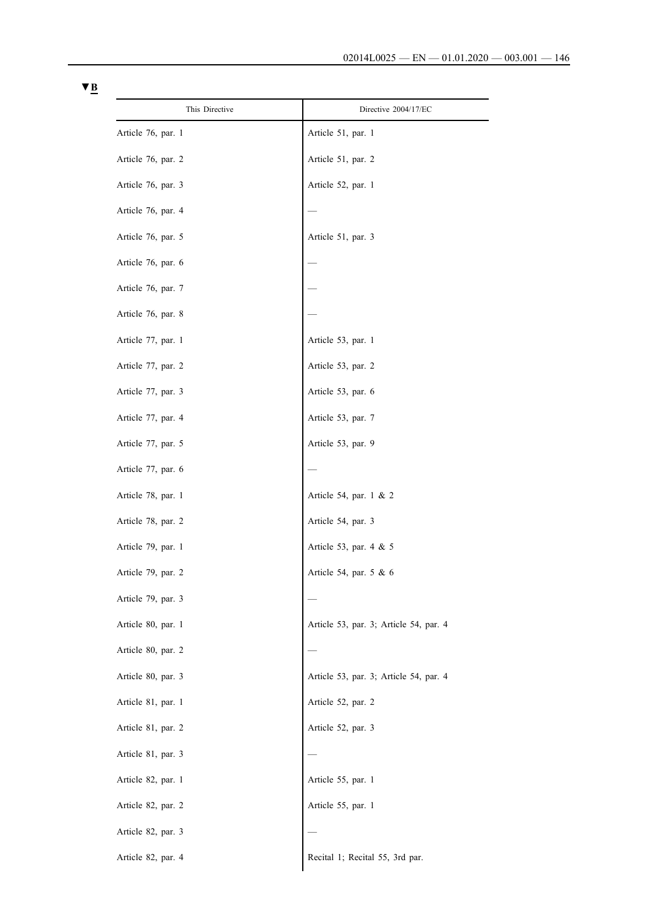▼B

| This Directive | Directive 2004/17/EC |
|---|---|
| Article 76, par. 1 | Article 51, par. 1 |
| Article 76, par. 2 | Article 51, par. 2 |
| Article 76, par. 3 | Article 52, par. 1 |
| Article 76, par. 4 | — |
| Article 76, par. 5 | Article 51, par. 3 |
| Article 76, par. 6 | — |
| Article 76, par. 7 | — |
| Article 76, par. 8 | — |
| Article 77, par. 1 | Article 53, par. 1 |
| Article 77, par. 2 | Article 53, par. 2 |
| Article 77, par. 3 | Article 53, par. 6 |
| Article 77, par. 4 | Article 53, par. 7 |
| Article 77, par. 5 | Article 53, par. 9 |
| Article 77, par. 6 | — |
| Article 78, par. 1 | Article 54, par. 1 & 2 |
| Article 78, par. 2 | Article 54, par. 3 |
| Article 79, par. 1 | Article 53, par. 4 & 5 |
| Article 79, par. 2 | Article 54, par. 5 & 6 |
| Article 79, par. 3 | — |
| Article 80, par. 1 | Article 53, par. 3; Article 54, par. 4 |
| Article 80, par. 2 | — |
| Article 80, par. 3 | Article 53, par. 3; Article 54, par. 4 |
| Article 81, par. 1 | Article 52, par. 2 |
| Article 81, par. 2 | Article 52, par. 3 |
| Article 81, par. 3 | — |
| Article 82, par. 1 | Article 55, par. 1 |
| Article 82, par. 2 | Article 55, par. 1 |
| Article 82, par. 3 | — |
| Article 82, par. 4 | Recital 1; Recital 55, 3rd par. |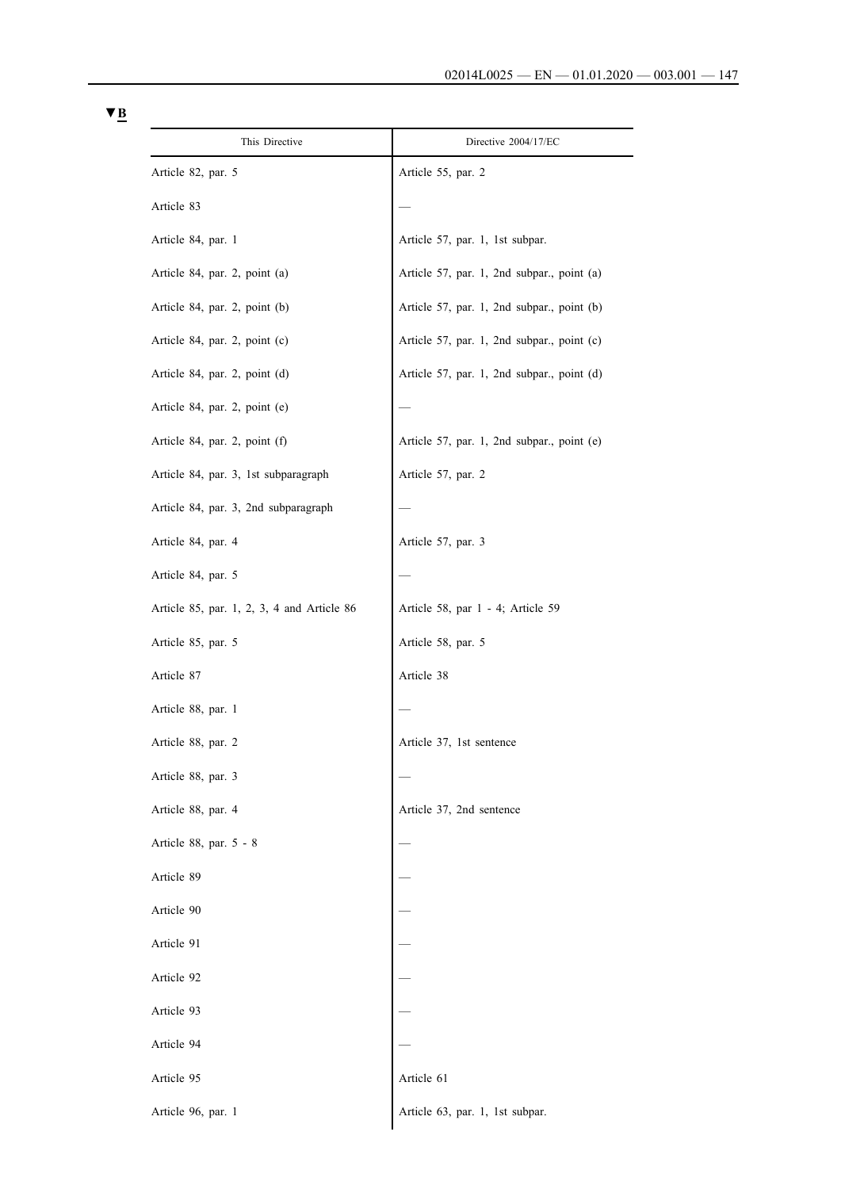▼B

| This Directive | Directive 2004/17/EC |
|---|---|
| Article 82, par. 5 | Article 55, par. 2 |
| Article 83 | — |
| Article 84, par. 1 | Article 57, par. 1, 1st subpar. |
| Article 84, par. 2, point (a) | Article 57, par. 1, 2nd subpar., point (a) |
| Article 84, par. 2, point (b) | Article 57, par. 1, 2nd subpar., point (b) |
| Article 84, par. 2, point (c) | Article 57, par. 1, 2nd subpar., point (c) |
| Article 84, par. 2, point (d) | Article 57, par. 1, 2nd subpar., point (d) |
| Article 84, par. 2, point (e) | — |
| Article 84, par. 2, point (f) | Article 57, par. 1, 2nd subpar., point (e) |
| Article 84, par. 3, 1st subparagraph | Article 57, par. 2 |
| Article 84, par. 3, 2nd subparagraph | — |
| Article 84, par. 4 | Article 57, par. 3 |
| Article 84, par. 5 | — |
| Article 85, par. 1, 2, 3, 4 and Article 86 | Article 58, par 1 - 4; Article 59 |
| Article 85, par. 5 | Article 58, par. 5 |
| Article 87 | Article 38 |
| Article 88, par. 1 | — |
| Article 88, par. 2 | Article 37, 1st sentence |
| Article 88, par. 3 | — |
| Article 88, par. 4 | Article 37, 2nd sentence |
| Article 88, par. 5 - 8 | — |
| Article 89 | — |
| Article 90 | — |
| Article 91 | — |
| Article 92 | — |
| Article 93 | — |
| Article 94 | — |
| Article 95 | Article 61 |
| Article 96, par. 1 | Article 63, par. 1, 1st subpar. |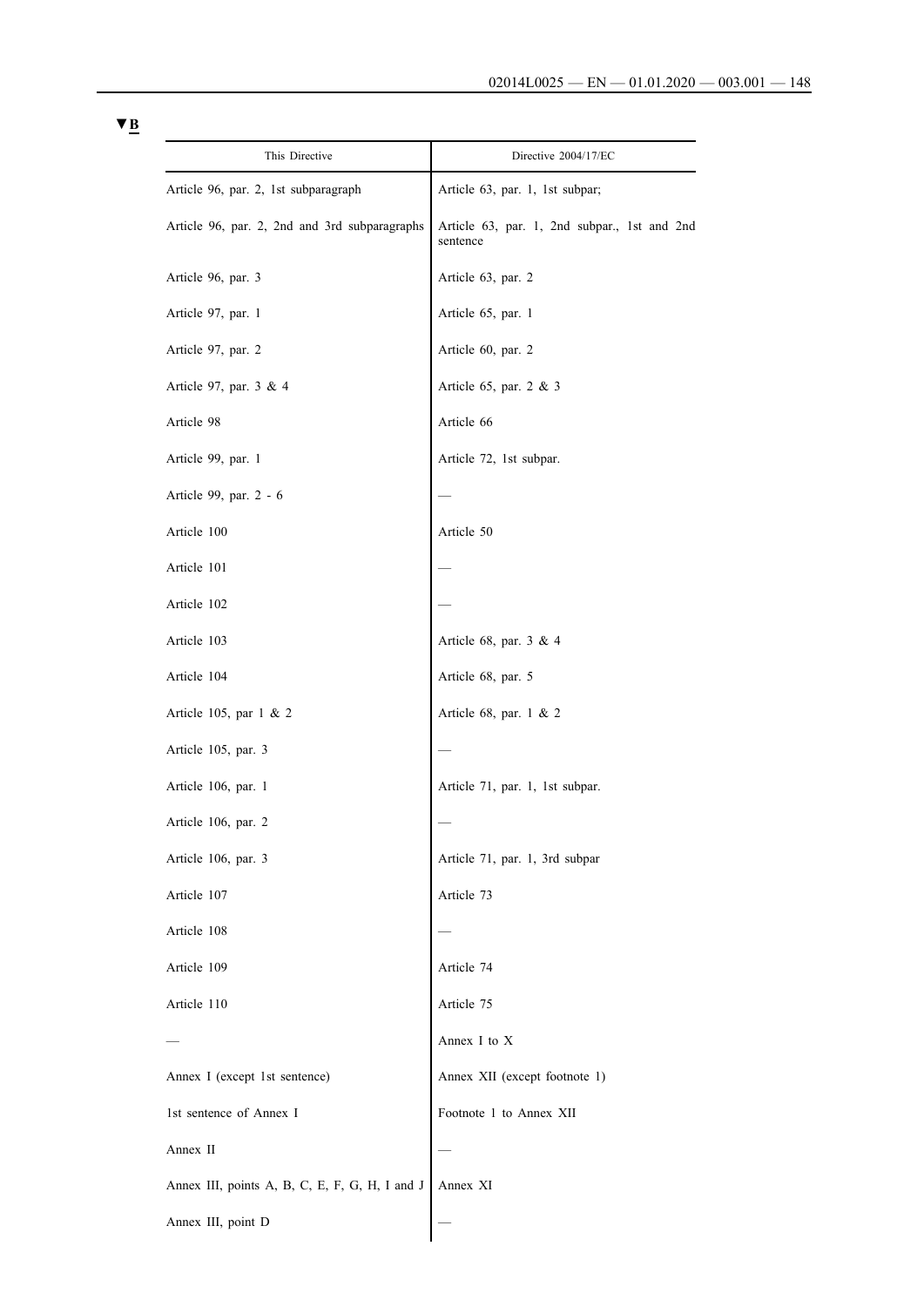▼B

| This Directive | Directive 2004/17/EC |
| --- | --- |
| Article 96, par. 2, 1st subparagraph | Article 63, par. 1, 1st subpar; |
| Article 96, par. 2, 2nd and 3rd subparagraphs | Article 63, par. 1, 2nd subpar., 1st and 2nd sentence |
| Article 96, par. 3 | Article 63, par. 2 |
| Article 97, par. 1 | Article 65, par. 1 |
| Article 97, par. 2 | Article 60, par. 2 |
| Article 97, par. 3 & 4 | Article 65, par. 2 & 3 |
| Article 98 | Article 66 |
| Article 99, par. 1 | Article 72, 1st subpar. |
| Article 99, par. 2 - 6 | — |
| Article 100 | Article 50 |
| Article 101 | — |
| Article 102 | — |
| Article 103 | Article 68, par. 3 & 4 |
| Article 104 | Article 68, par. 5 |
| Article 105, par 1 & 2 | Article 68, par. 1 & 2 |
| Article 105, par. 3 | — |
| Article 106, par. 1 | Article 71, par. 1, 1st subpar. |
| Article 106, par. 2 | — |
| Article 106, par. 3 | Article 71, par. 1, 3rd subpar |
| Article 107 | Article 73 |
| Article 108 | — |
| Article 109 | Article 74 |
| Article 110 | Article 75 |
| — | Annex I to X |
| Annex I (except 1st sentence) | Annex XII (except footnote 1) |
| 1st sentence of Annex I | Footnote 1 to Annex XII |
| Annex II | — |
| Annex III, points A, B, C, E, F, G, H, I and J | Annex XI |
| Annex III, point D | — |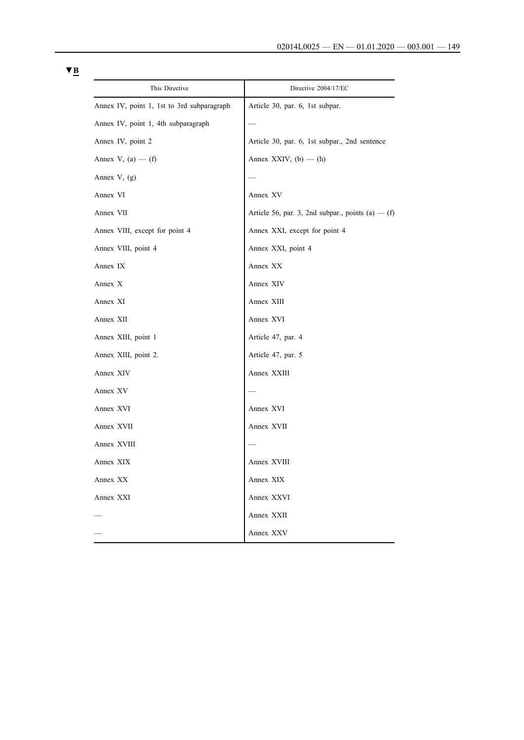▼B

| This Directive | Directive 2004/17/EC |
|---|---|
| Annex IV, point 1, 1st to 3rd subparagraph | Article 30, par. 6, 1st subpar. |
| Annex IV, point 1, 4th subparagraph | — |
| Annex IV, point 2 | Article 30, par. 6, 1st subpar., 2nd sentence |
| Annex V, (a) — (f) | Annex XXIV, (b) — (h) |
| Annex V, (g) | — |
| Annex VI | Annex XV |
| Annex VII | Article 56, par. 3, 2nd subpar., points (a) — (f) |
| Annex VIII, except for point 4 | Annex XXI, except for point 4 |
| Annex VIII, point 4 | Annex XXI, point 4 |
| Annex IX | Annex XX |
| Annex X | Annex XIV |
| Annex XI | Annex XIII |
| Annex XII | Annex XVI |
| Annex XIII, point 1 | Article 47, par. 4 |
| Annex XIII, point 2. | Article 47, par. 5 |
| Annex XIV | Annex XXIII |
| Annex XV | — |
| Annex XVI | Annex XVI |
| Annex XVII | Annex XVII |
| Annex XVIII | — |
| Annex XIX | Annex XVIII |
| Annex XX | Annex XIX |
| Annex XXI | Annex XXVI |
| — | Annex XXII |
| — | Annex XXV |